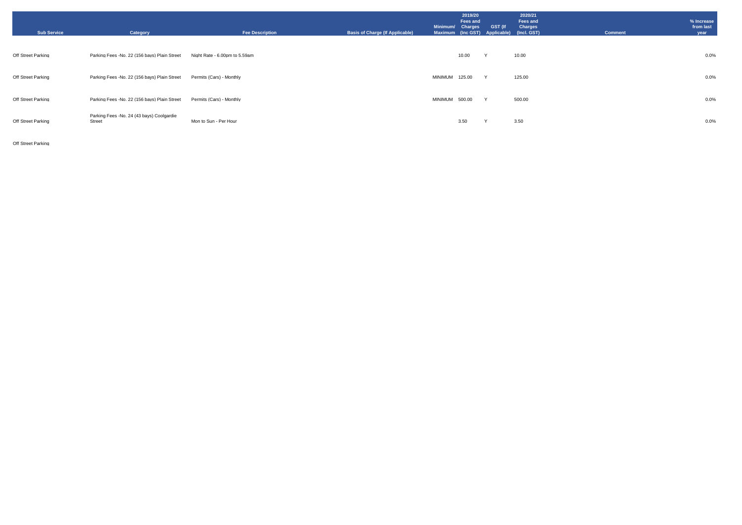| Sub Service | Category | Fee Description | Basis of Charge (If Applicable) | Minimum/ Maximum | 2019/20 Fees and Charges (Inc GST) | GST (If Applicable) | 2020/21 Fees and Charges (Incl. GST) | Comment | % Increase from last year |
|---|---|---|---|---|---|---|---|---|---|
| Off Street Parking | Parking Fees -No. 22 (156 bays) Plain Street | Night Rate - 6.00pm to 5.59am | | | 10.00 | Y | 10.00 | | 0.0% |
| Off Street Parking | Parking Fees -No. 22 (156 bays) Plain Street | Permits (Cars) - Monthly | | MINIMUM | 125.00 | Y | 125.00 | | 0.0% |
| Off Street Parking | Parking Fees -No. 22 (156 bays) Plain Street | Permits (Cars) - Monthly | | MINIMUM | 500.00 | Y | 500.00 | | 0.0% |
| Off Street Parking | Parking Fees -No. 24 (43 bays) Coolgardie Street | Mon to Sun - Per Hour | | | 3.50 | Y | 3.50 | | 0.0% |
| Off Street Parking | | | | | | | | | |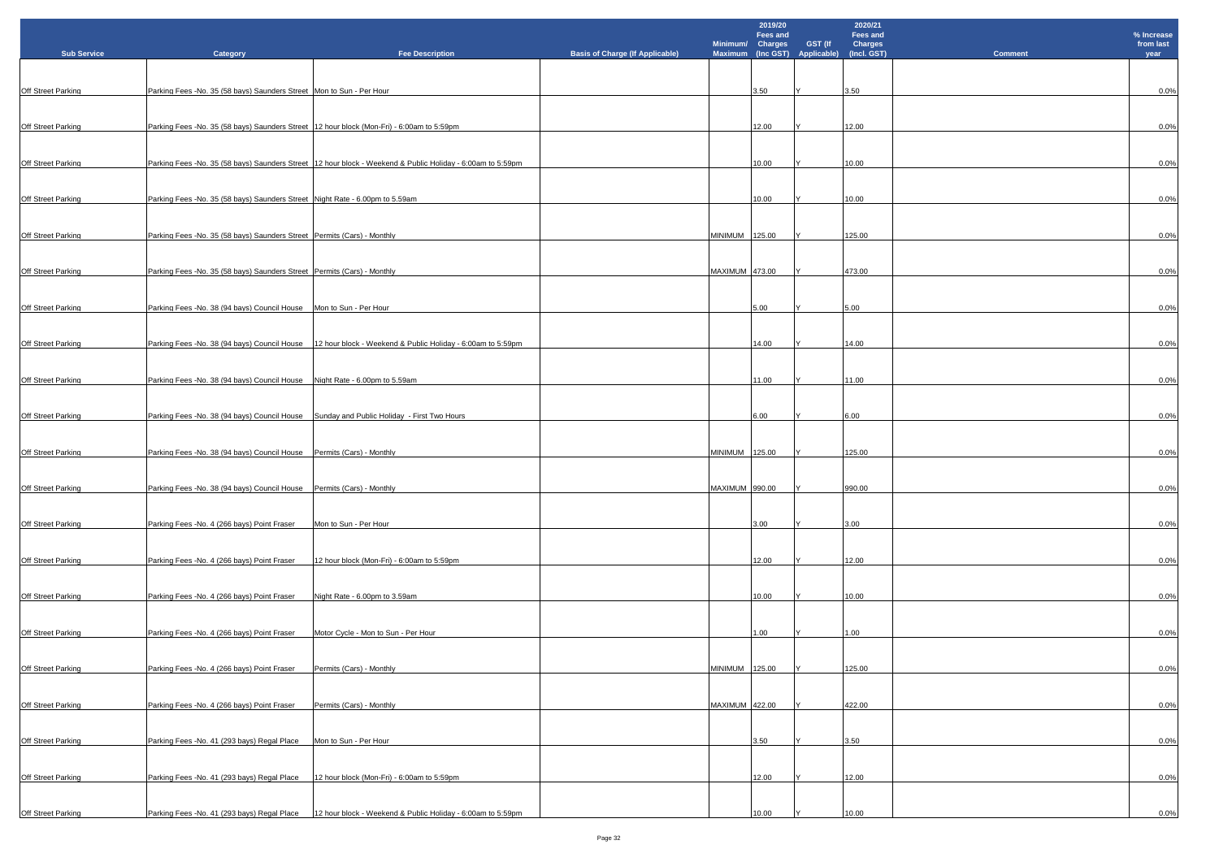| Sub Service | Category | Fee Description | Basis of Charge (If Applicable) | Minimum/ Maximum | 2019/20 Fees and Charges (Inc GST) | GST (If Applicable) | 2020/21 Fees and Charges (Incl. GST) | Comment | % Increase from last year |
|---|---|---|---|---|---|---|---|---|---|
| Off Street Parking | Parking Fees -No. 35 (58 bays) Saunders Street | Mon to Sun - Per Hour | | | 3.50 | Y | 3.50 | | 0.0% |
| Off Street Parking | Parking Fees -No. 35 (58 bays) Saunders Street | 12 hour block (Mon-Fri) - 6:00am to 5:59pm | | | 12.00 | Y | 12.00 | | 0.0% |
| Off Street Parking | Parking Fees -No. 35 (58 bays) Saunders Street | 12 hour block - Weekend & Public Holiday - 6:00am to 5:59pm | | | 10.00 | Y | 10.00 | | 0.0% |
| Off Street Parking | Parking Fees -No. 35 (58 bays) Saunders Street | Night Rate - 6.00pm to 5.59am | | | 10.00 | Y | 10.00 | | 0.0% |
| Off Street Parking | Parking Fees -No. 35 (58 bays) Saunders Street | Permits (Cars) - Monthly | | MINIMUM | 125.00 | Y | 125.00 | | 0.0% |
| Off Street Parking | Parking Fees -No. 35 (58 bays) Saunders Street | Permits (Cars) - Monthly | | MAXIMUM | 473.00 | Y | 473.00 | | 0.0% |
| Off Street Parking | Parking Fees -No. 38 (94 bays) Council House | Mon to Sun - Per Hour | | | 5.00 | Y | 5.00 | | 0.0% |
| Off Street Parking | Parking Fees -No. 38 (94 bays) Council House | 12 hour block - Weekend & Public Holiday - 6:00am to 5:59pm | | | 14.00 | Y | 14.00 | | 0.0% |
| Off Street Parking | Parking Fees -No. 38 (94 bays) Council House | Night Rate - 6.00pm to 5.59am | | | 11.00 | Y | 11.00 | | 0.0% |
| Off Street Parking | Parking Fees -No. 38 (94 bays) Council House | Sunday and Public Holiday - First Two Hours | | | 6.00 | Y | 6.00 | | 0.0% |
| Off Street Parking | Parking Fees -No. 38 (94 bays) Council House | Permits (Cars) - Monthly | | MINIMUM | 125.00 | Y | 125.00 | | 0.0% |
| Off Street Parking | Parking Fees -No. 38 (94 bays) Council House | Permits (Cars) - Monthly | | MAXIMUM | 990.00 | Y | 990.00 | | 0.0% |
| Off Street Parking | Parking Fees -No. 4 (266 bays) Point Fraser | Mon to Sun - Per Hour | | | 3.00 | Y | 3.00 | | 0.0% |
| Off Street Parking | Parking Fees -No. 4 (266 bays) Point Fraser | 12 hour block (Mon-Fri) - 6:00am to 5:59pm | | | 12.00 | Y | 12.00 | | 0.0% |
| Off Street Parking | Parking Fees -No. 4 (266 bays) Point Fraser | Night Rate - 6.00pm to 3.59am | | | 10.00 | Y | 10.00 | | 0.0% |
| Off Street Parking | Parking Fees -No. 4 (266 bays) Point Fraser | Motor Cycle - Mon to Sun - Per Hour | | | 1.00 | Y | 1.00 | | 0.0% |
| Off Street Parking | Parking Fees -No. 4 (266 bays) Point Fraser | Permits (Cars) - Monthly | | MINIMUM | 125.00 | Y | 125.00 | | 0.0% |
| Off Street Parking | Parking Fees -No. 4 (266 bays) Point Fraser | Permits (Cars) - Monthly | | MAXIMUM | 422.00 | Y | 422.00 | | 0.0% |
| Off Street Parking | Parking Fees -No. 41 (293 bays) Regal Place | Mon to Sun - Per Hour | | | 3.50 | Y | 3.50 | | 0.0% |
| Off Street Parking | Parking Fees -No. 41 (293 bays) Regal Place | 12 hour block (Mon-Fri) - 6:00am to 5:59pm | | | 12.00 | Y | 12.00 | | 0.0% |
| Off Street Parking | Parking Fees -No. 41 (293 bays) Regal Place | 12 hour block - Weekend & Public Holiday - 6:00am to 5:59pm | | | 10.00 | Y | 10.00 | | 0.0% |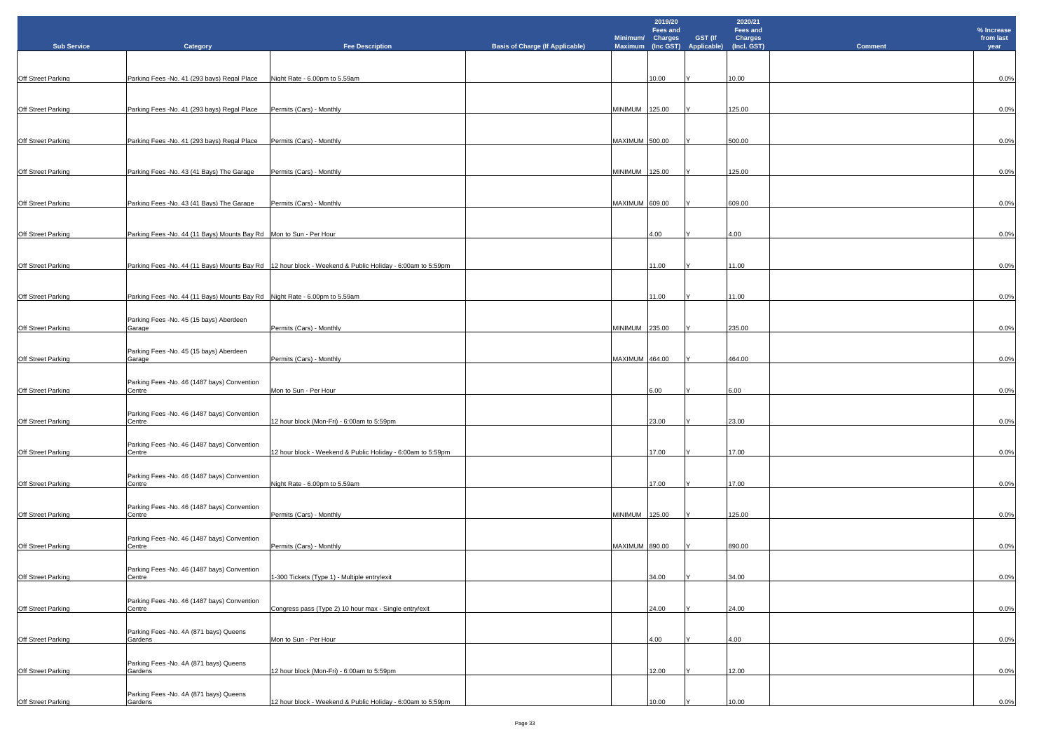| Sub Service | Category | Fee Description | Basis of Charge (If Applicable) | Minimum/ Maximum | 2019/20 Fees and Charges (Inc GST) | GST (If Applicable) | 2020/21 Fees and Charges (Incl. GST) | Comment | % Increase from last year |
|---|---|---|---|---|---|---|---|---|---|
| Off Street Parking | Parking Fees -No. 41 (293 bays) Regal Place | Night Rate - 6.00pm to 5.59am | | | 10.00 | Y | 10.00 | | 0.0% |
| Off Street Parking | Parking Fees -No. 41 (293 bays) Regal Place | Permits (Cars) - Monthly | | MINIMUM | 125.00 | Y | 125.00 | | 0.0% |
| Off Street Parking | Parking Fees -No. 41 (293 bays) Regal Place | Permits (Cars) - Monthly | | MAXIMUM | 500.00 | Y | 500.00 | | 0.0% |
| Off Street Parking | Parking Fees -No. 43 (41 Bays) The Garage | Permits (Cars) - Monthly | | MINIMUM | 125.00 | Y | 125.00 | | 0.0% |
| Off Street Parking | Parking Fees -No. 43 (41 Bays) The Garage | Permits (Cars) - Monthly | | MAXIMUM | 609.00 | Y | 609.00 | | 0.0% |
| Off Street Parking | Parking Fees -No. 44 (11 Bays) Mounts Bay Rd | Mon to Sun - Per Hour | | | 4.00 | Y | 4.00 | | 0.0% |
| Off Street Parking | Parking Fees -No. 44 (11 Bays) Mounts Bay Rd | 12 hour block - Weekend & Public Holiday - 6:00am to 5:59pm | | | 11.00 | Y | 11.00 | | 0.0% |
| Off Street Parking | Parking Fees -No. 44 (11 Bays) Mounts Bay Rd | Night Rate - 6.00pm to 5.59am | | | 11.00 | Y | 11.00 | | 0.0% |
| Off Street Parking | Parking Fees -No. 45 (15 bays) Aberdeen Garage | Permits (Cars) - Monthly | | MINIMUM | 235.00 | Y | 235.00 | | 0.0% |
| Off Street Parking | Parking Fees -No. 45 (15 bays) Aberdeen Garage | Permits (Cars) - Monthly | | MAXIMUM | 464.00 | Y | 464.00 | | 0.0% |
| Off Street Parking | Parking Fees -No. 46 (1487 bays) Convention Centre | Mon to Sun - Per Hour | | | 6.00 | Y | 6.00 | | 0.0% |
| Off Street Parking | Parking Fees -No. 46 (1487 bays) Convention Centre | 12 hour block (Mon-Fri) - 6:00am to 5:59pm | | | 23.00 | Y | 23.00 | | 0.0% |
| Off Street Parking | Parking Fees -No. 46 (1487 bays) Convention Centre | 12 hour block - Weekend & Public Holiday - 6:00am to 5:59pm | | | 17.00 | Y | 17.00 | | 0.0% |
| Off Street Parking | Parking Fees -No. 46 (1487 bays) Convention Centre | Night Rate - 6.00pm to 5.59am | | | 17.00 | Y | 17.00 | | 0.0% |
| Off Street Parking | Parking Fees -No. 46 (1487 bays) Convention Centre | Permits (Cars) - Monthly | | MINIMUM | 125.00 | Y | 125.00 | | 0.0% |
| Off Street Parking | Parking Fees -No. 46 (1487 bays) Convention Centre | Permits (Cars) - Monthly | | MAXIMUM | 890.00 | Y | 890.00 | | 0.0% |
| Off Street Parking | Parking Fees -No. 46 (1487 bays) Convention Centre | 1-300 Tickets (Type 1) - Multiple entry/exit | | | 34.00 | Y | 34.00 | | 0.0% |
| Off Street Parking | Parking Fees -No. 46 (1487 bays) Convention Centre | Congress pass (Type 2) 10 hour max - Single entry/exit | | | 24.00 | Y | 24.00 | | 0.0% |
| Off Street Parking | Parking Fees -No. 4A (871 bays) Queens Gardens | Mon to Sun - Per Hour | | | 4.00 | Y | 4.00 | | 0.0% |
| Off Street Parking | Parking Fees -No. 4A (871 bays) Queens Gardens | 12 hour block (Mon-Fri) - 6:00am to 5:59pm | | | 12.00 | Y | 12.00 | | 0.0% |
| Off Street Parking | Parking Fees -No. 4A (871 bays) Queens Gardens | 12 hour block - Weekend & Public Holiday - 6:00am to 5:59pm | | | 10.00 | Y | 10.00 | | 0.0% |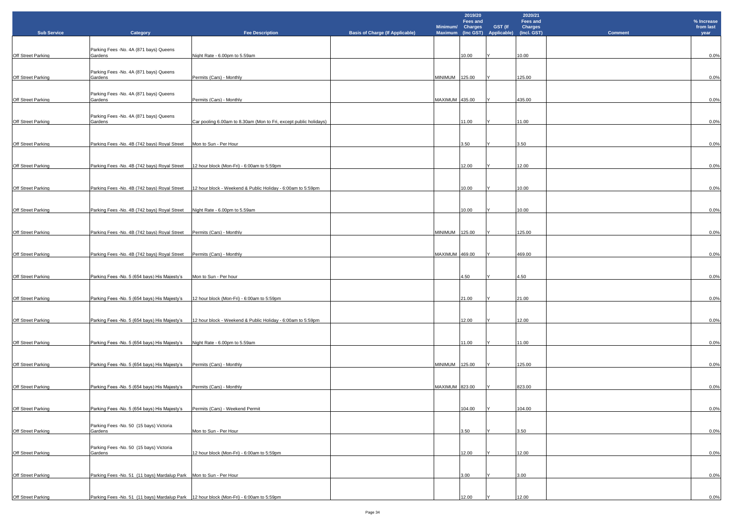| Sub Service | Category | Fee Description | Basis of Charge (If Applicable) | Minimum/ Maximum | 2019/20 Fees and Charges (Inc GST) | GST (If Applicable) | 2020/21 Fees and Charges (Incl. GST) | Comment | % Increase from last year |
|---|---|---|---|---|---|---|---|---|---|
| Off Street Parking | Parking Fees -No. 4A (871 bays) Queens Gardens | Night Rate - 6.00pm to 5.59am | | | 10.00 | Y | 10.00 | | 0.0% |
| Off Street Parking | Parking Fees -No. 4A (871 bays) Queens Gardens | Permits (Cars) - Monthly | | MINIMUM | 125.00 | Y | 125.00 | | 0.0% |
| Off Street Parking | Parking Fees -No. 4A (871 bays) Queens Gardens | Permits (Cars) - Monthly | | MAXIMUM | 435.00 | Y | 435.00 | | 0.0% |
| Off Street Parking | Parking Fees -No. 4A (871 bays) Queens Gardens | Car pooling 6.00am to 8.30am (Mon to Fri, except public holidays) | | | 11.00 | Y | 11.00 | | 0.0% |
| Off Street Parking | Parking Fees -No. 4B (742 bays) Royal Street | Mon to Sun - Per Hour | | | 3.50 | Y | 3.50 | | 0.0% |
| Off Street Parking | Parking Fees -No. 4B (742 bays) Royal Street | 12 hour block (Mon-Fri) - 6:00am to 5:59pm | | | 12.00 | Y | 12.00 | | 0.0% |
| Off Street Parking | Parking Fees -No. 4B (742 bays) Royal Street | 12 hour block - Weekend & Public Holiday - 6:00am to 5:59pm | | | 10.00 | Y | 10.00 | | 0.0% |
| Off Street Parking | Parking Fees -No. 4B (742 bays) Royal Street | Night Rate - 6.00pm to 5.59am | | | 10.00 | Y | 10.00 | | 0.0% |
| Off Street Parking | Parking Fees -No. 4B (742 bays) Royal Street | Permits (Cars) - Monthly | | MINIMUM | 125.00 | Y | 125.00 | | 0.0% |
| Off Street Parking | Parking Fees -No. 4B (742 bays) Royal Street | Permits (Cars) - Monthly | | MAXIMUM | 469.00 | Y | 469.00 | | 0.0% |
| Off Street Parking | Parking Fees -No. 5 (654 bays) His Majesty's | Mon to Sun - Per hour | | | 4.50 | Y | 4.50 | | 0.0% |
| Off Street Parking | Parking Fees -No. 5 (654 bays) His Majesty's | 12 hour block (Mon-Fri) - 6:00am to 5:59pm | | | 21.00 | Y | 21.00 | | 0.0% |
| Off Street Parking | Parking Fees -No. 5 (654 bays) His Majesty's | 12 hour block - Weekend & Public Holiday - 6:00am to 5:59pm | | | 12.00 | Y | 12.00 | | 0.0% |
| Off Street Parking | Parking Fees -No. 5 (654 bays) His Majesty's | Night Rate - 6.00pm to 5.59am | | | 11.00 | Y | 11.00 | | 0.0% |
| Off Street Parking | Parking Fees -No. 5 (654 bays) His Majesty's | Permits (Cars) - Monthly | | MINIMUM | 125.00 | Y | 125.00 | | 0.0% |
| Off Street Parking | Parking Fees -No. 5 (654 bays) His Majesty's | Permits (Cars) - Monthly | | MAXIMUM | 823.00 | Y | 823.00 | | 0.0% |
| Off Street Parking | Parking Fees -No. 5 (654 bays) His Majesty's | Permits (Cars) - Weekend Permit | | | 104.00 | Y | 104.00 | | 0.0% |
| Off Street Parking | Parking Fees -No. 50 (15 bays) Victoria Gardens | Mon to Sun - Per Hour | | | 3.50 | Y | 3.50 | | 0.0% |
| Off Street Parking | Parking Fees -No. 50 (15 bays) Victoria Gardens | 12 hour block (Mon-Fri) - 6:00am to 5:59pm | | | 12.00 | Y | 12.00 | | 0.0% |
| Off Street Parking | Parking Fees -No. 51 (11 bays) Mardalup Park | Mon to Sun - Per Hour | | | 3.00 | Y | 3.00 | | 0.0% |
| Off Street Parking | Parking Fees -No. 51 (11 bays) Mardalup Park | 12 hour block (Mon-Fri) - 6:00am to 5:59pm | | | 12.00 | Y | 12.00 | | 0.0% |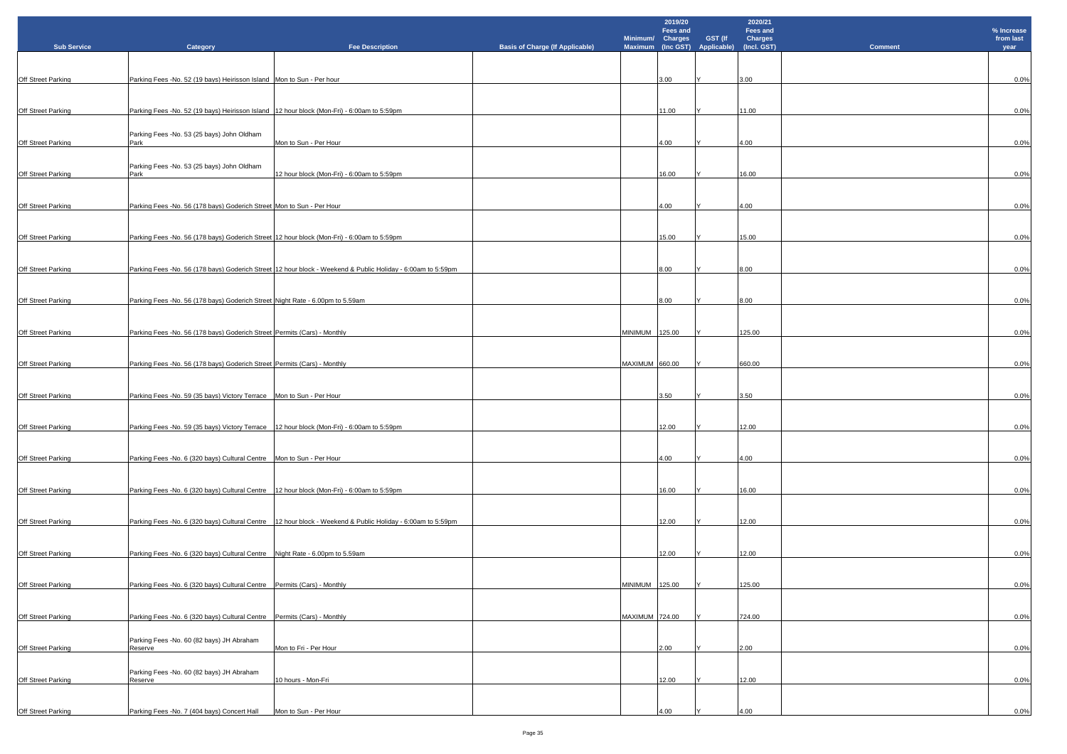| Sub Service | Category | Fee Description | Basis of Charge (If Applicable) | Minimum/ Maximum | 2019/20 Fees and Charges (Inc GST) | GST (If Applicable) | 2020/21 Fees and Charges (Incl. GST) | Comment | % Increase from last year |
|---|---|---|---|---|---|---|---|---|---|
| Off Street Parking | Parking Fees -No. 52 (19 bays) Heirisson Island | Mon to Sun - Per hour | | | 3.00 | Y | 3.00 | | 0.0% |
| Off Street Parking | Parking Fees -No. 52 (19 bays) Heirisson Island | 12 hour block (Mon-Fri) - 6:00am to 5:59pm | | | 11.00 | Y | 11.00 | | 0.0% |
| Off Street Parking | Parking Fees -No. 53 (25 bays) John Oldham Park | Mon to Sun - Per Hour | | | 4.00 | Y | 4.00 | | 0.0% |
| Off Street Parking | Parking Fees -No. 53 (25 bays) John Oldham Park | 12 hour block (Mon-Fri) - 6:00am to 5:59pm | | | 16.00 | Y | 16.00 | | 0.0% |
| Off Street Parking | Parking Fees -No. 56 (178 bays) Goderich Street | Mon to Sun - Per Hour | | | 4.00 | Y | 4.00 | | 0.0% |
| Off Street Parking | Parking Fees -No. 56 (178 bays) Goderich Street | 12 hour block (Mon-Fri) - 6:00am to 5:59pm | | | 15.00 | Y | 15.00 | | 0.0% |
| Off Street Parking | Parking Fees -No. 56 (178 bays) Goderich Street | 12 hour block - Weekend & Public Holiday - 6:00am to 5:59pm | | | 8.00 | Y | 8.00 | | 0.0% |
| Off Street Parking | Parking Fees -No. 56 (178 bays) Goderich Street | Night Rate - 6.00pm to 5.59am | | | 8.00 | Y | 8.00 | | 0.0% |
| Off Street Parking | Parking Fees -No. 56 (178 bays) Goderich Street | Permits (Cars) - Monthly | | MINIMUM | 125.00 | Y | 125.00 | | 0.0% |
| Off Street Parking | Parking Fees -No. 56 (178 bays) Goderich Street | Permits (Cars) - Monthly | | MAXIMUM | 660.00 | Y | 660.00 | | 0.0% |
| Off Street Parking | Parking Fees -No. 59 (35 bays) Victory Terrace | Mon to Sun - Per Hour | | | 3.50 | Y | 3.50 | | 0.0% |
| Off Street Parking | Parking Fees -No. 59 (35 bays) Victory Terrace | 12 hour block (Mon-Fri) - 6:00am to 5:59pm | | | 12.00 | Y | 12.00 | | 0.0% |
| Off Street Parking | Parking Fees -No. 6 (320 bays) Cultural Centre | Mon to Sun - Per Hour | | | 4.00 | Y | 4.00 | | 0.0% |
| Off Street Parking | Parking Fees -No. 6 (320 bays) Cultural Centre | 12 hour block (Mon-Fri) - 6:00am to 5:59pm | | | 16.00 | Y | 16.00 | | 0.0% |
| Off Street Parking | Parking Fees -No. 6 (320 bays) Cultural Centre | 12 hour block - Weekend & Public Holiday - 6:00am to 5:59pm | | | 12.00 | Y | 12.00 | | 0.0% |
| Off Street Parking | Parking Fees -No. 6 (320 bays) Cultural Centre | Night Rate - 6.00pm to 5.59am | | | 12.00 | Y | 12.00 | | 0.0% |
| Off Street Parking | Parking Fees -No. 6 (320 bays) Cultural Centre | Permits (Cars) - Monthly | | MINIMUM | 125.00 | Y | 125.00 | | 0.0% |
| Off Street Parking | Parking Fees -No. 6 (320 bays) Cultural Centre | Permits (Cars) - Monthly | | MAXIMUM | 724.00 | Y | 724.00 | | 0.0% |
| Off Street Parking | Parking Fees -No. 60 (82 bays) JH Abraham Reserve | Mon to Fri - Per Hour | | | 2.00 | Y | 2.00 | | 0.0% |
| Off Street Parking | Parking Fees -No. 60 (82 bays) JH Abraham Reserve | 10 hours - Mon-Fri | | | 12.00 | Y | 12.00 | | 0.0% |
| Off Street Parking | Parking Fees -No. 7 (404 bays) Concert Hall | Mon to Sun - Per Hour | | | 4.00 | Y | 4.00 | | 0.0% |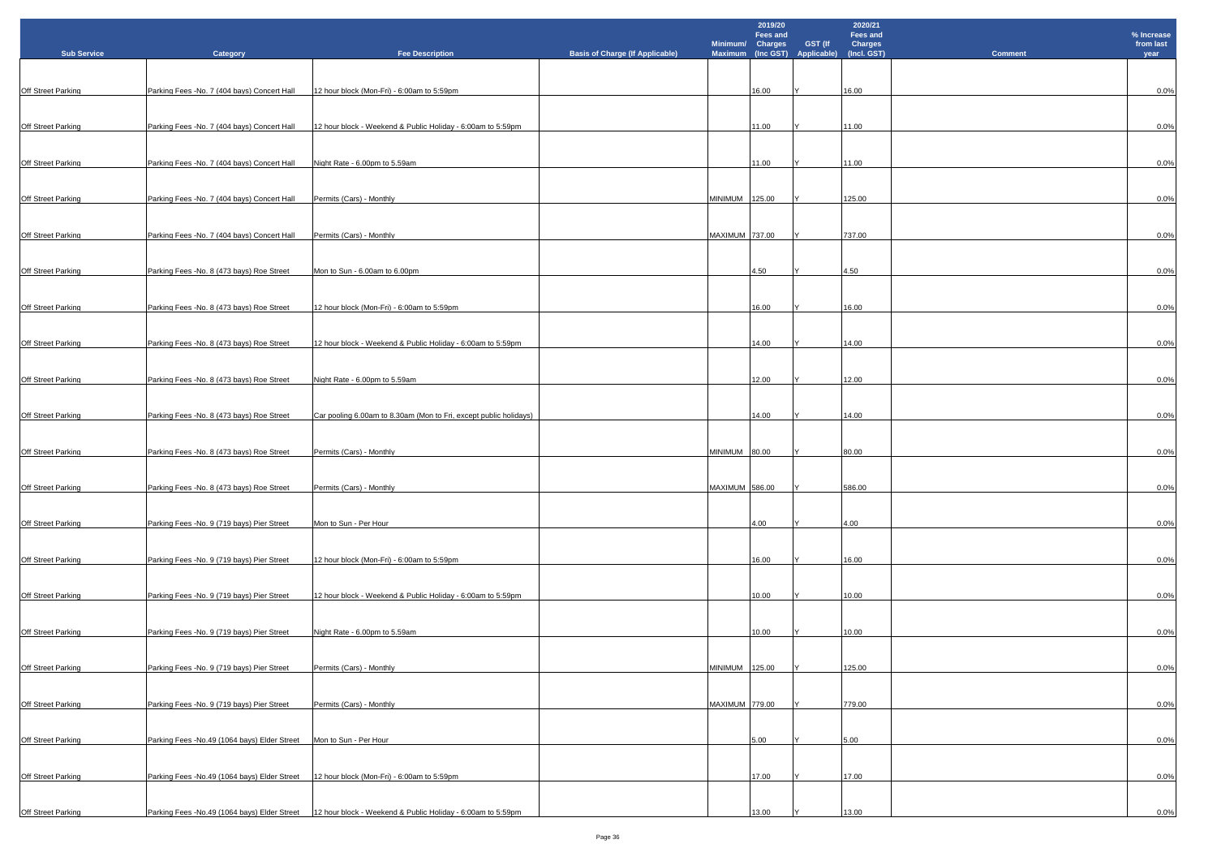| Sub Service | Category | Fee Description | Basis of Charge (If Applicable) | Minimum/ Maximum | 2019/20 Fees and Charges (Inc GST) | GST (If Applicable) | 2020/21 Fees and Charges (Incl. GST) | Comment | % Increase from last year |
|---|---|---|---|---|---|---|---|---|---|
| Off Street Parking | Parking Fees -No. 7 (404 bays) Concert Hall | 12 hour block (Mon-Fri) - 6:00am to 5:59pm | | | 16.00 | Y | 16.00 | | 0.0% |
| Off Street Parking | Parking Fees -No. 7 (404 bays) Concert Hall | 12 hour block - Weekend & Public Holiday - 6:00am to 5:59pm | | | 11.00 | Y | 11.00 | | 0.0% |
| Off Street Parking | Parking Fees -No. 7 (404 bays) Concert Hall | Night Rate - 6.00pm to 5.59am | | | 11.00 | Y | 11.00 | | 0.0% |
| Off Street Parking | Parking Fees -No. 7 (404 bays) Concert Hall | Permits (Cars) - Monthly | | MINIMUM | 125.00 | Y | 125.00 | | 0.0% |
| Off Street Parking | Parking Fees -No. 7 (404 bays) Concert Hall | Permits (Cars) - Monthly | | MAXIMUM | 737.00 | Y | 737.00 | | 0.0% |
| Off Street Parking | Parking Fees -No. 8 (473 bays) Roe Street | Mon to Sun - 6.00am to 6.00pm | | | 4.50 | Y | 4.50 | | 0.0% |
| Off Street Parking | Parking Fees -No. 8 (473 bays) Roe Street | 12 hour block (Mon-Fri) - 6:00am to 5:59pm | | | 16.00 | Y | 16.00 | | 0.0% |
| Off Street Parking | Parking Fees -No. 8 (473 bays) Roe Street | 12 hour block - Weekend & Public Holiday - 6:00am to 5:59pm | | | 14.00 | Y | 14.00 | | 0.0% |
| Off Street Parking | Parking Fees -No. 8 (473 bays) Roe Street | Night Rate - 6.00pm to 5.59am | | | 12.00 | Y | 12.00 | | 0.0% |
| Off Street Parking | Parking Fees -No. 8 (473 bays) Roe Street | Car pooling 6.00am to 8.30am (Mon to Fri, except public holidays) | | | 14.00 | Y | 14.00 | | 0.0% |
| Off Street Parking | Parking Fees -No. 8 (473 bays) Roe Street | Permits (Cars) - Monthly | | MINIMUM | 80.00 | Y | 80.00 | | 0.0% |
| Off Street Parking | Parking Fees -No. 8 (473 bays) Roe Street | Permits (Cars) - Monthly | | MAXIMUM | 586.00 | Y | 586.00 | | 0.0% |
| Off Street Parking | Parking Fees -No. 9 (719 bays) Pier Street | Mon to Sun - Per Hour | | | 4.00 | Y | 4.00 | | 0.0% |
| Off Street Parking | Parking Fees -No. 9 (719 bays) Pier Street | 12 hour block (Mon-Fri) - 6:00am to 5:59pm | | | 16.00 | Y | 16.00 | | 0.0% |
| Off Street Parking | Parking Fees -No. 9 (719 bays) Pier Street | 12 hour block - Weekend & Public Holiday - 6:00am to 5:59pm | | | 10.00 | Y | 10.00 | | 0.0% |
| Off Street Parking | Parking Fees -No. 9 (719 bays) Pier Street | Night Rate - 6.00pm to 5.59am | | | 10.00 | Y | 10.00 | | 0.0% |
| Off Street Parking | Parking Fees -No. 9 (719 bays) Pier Street | Permits (Cars) - Monthly | | MINIMUM | 125.00 | Y | 125.00 | | 0.0% |
| Off Street Parking | Parking Fees -No. 9 (719 bays) Pier Street | Permits (Cars) - Monthly | | MAXIMUM | 779.00 | Y | 779.00 | | 0.0% |
| Off Street Parking | Parking Fees -No.49 (1064 bays) Elder Street | Mon to Sun - Per Hour | | | 5.00 | Y | 5.00 | | 0.0% |
| Off Street Parking | Parking Fees -No.49 (1064 bays) Elder Street | 12 hour block (Mon-Fri) - 6:00am to 5:59pm | | | 17.00 | Y | 17.00 | | 0.0% |
| Off Street Parking | Parking Fees -No.49 (1064 bays) Elder Street | 12 hour block - Weekend & Public Holiday - 6:00am to 5:59pm | | | 13.00 | Y | 13.00 | | 0.0% |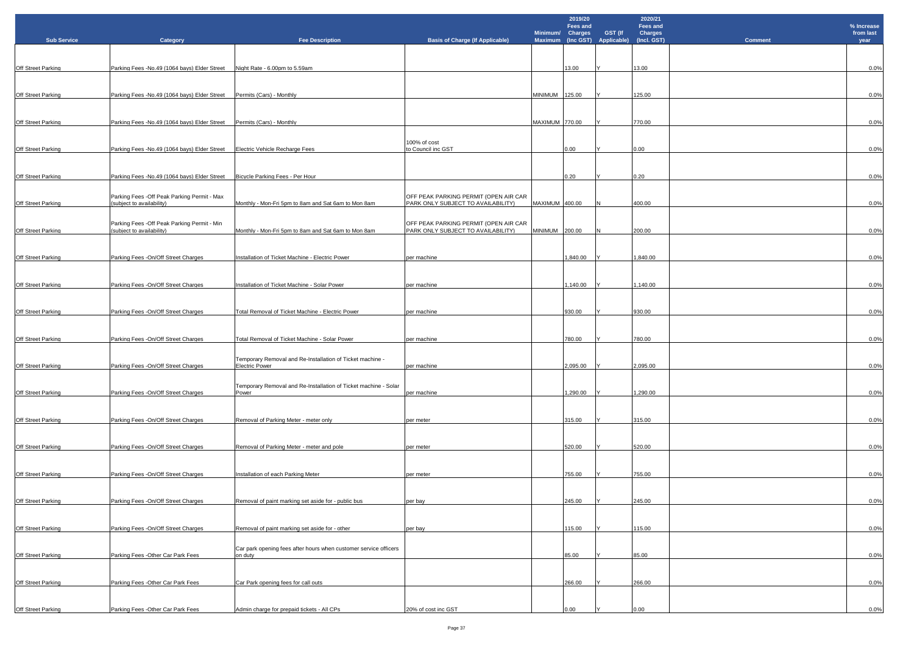| Sub Service | Category | Fee Description | Basis of Charge (If Applicable) | Minimum/ Maximum | 2019/20 Fees and Charges (Inc GST) | GST (If Applicable) | 2020/21 Fees and Charges (Incl. GST) | Comment | % Increase from last year |
|---|---|---|---|---|---|---|---|---|---|
| Off Street Parking | Parking Fees -No.49 (1064 bays) Elder Street | Night Rate - 6.00pm to 5.59am | | | 13.00 | Y | 13.00 | | 0.0% |
| Off Street Parking | Parking Fees -No.49 (1064 bays) Elder Street | Permits (Cars) - Monthly | | MINIMUM | 125.00 | Y | 125.00 | | 0.0% |
| Off Street Parking | Parking Fees -No.49 (1064 bays) Elder Street | Permits (Cars) - Monthly | | MAXIMUM | 770.00 | Y | 770.00 | | 0.0% |
| Off Street Parking | Parking Fees -No.49 (1064 bays) Elder Street | Electric Vehicle Recharge Fees | 100% of cost to Council inc GST | | 0.00 | Y | 0.00 | | 0.0% |
| Off Street Parking | Parking Fees -No.49 (1064 bays) Elder Street | Bicycle Parking Fees - Per Hour | | | 0.20 | Y | 0.20 | | 0.0% |
| Off Street Parking | Parking Fees -Off Peak Parking Permit - Max (subject to availability) | Monthly - Mon-Fri 5pm to 8am and Sat 6am to Mon 8am | OFF PEAK PARKING PERMIT (OPEN AIR CAR PARK ONLY SUBJECT TO AVAILABILITY) | MAXIMUM | 400.00 | N | 400.00 | | 0.0% |
| Off Street Parking | Parking Fees -Off Peak Parking Permit - Min (subject to availability) | Monthly - Mon-Fri 5pm to 8am and Sat 6am to Mon 8am | OFF PEAK PARKING PERMIT (OPEN AIR CAR PARK ONLY SUBJECT TO AVAILABILITY) | MINIMUM | 200.00 | N | 200.00 | | 0.0% |
| Off Street Parking | Parking Fees -On/Off Street Charges | Installation of Ticket Machine - Electric Power | per machine | | 1,840.00 | Y | 1,840.00 | | 0.0% |
| Off Street Parking | Parking Fees -On/Off Street Charges | Installation of Ticket Machine - Solar Power | per machine | | 1,140.00 | Y | 1,140.00 | | 0.0% |
| Off Street Parking | Parking Fees -On/Off Street Charges | Total Removal of Ticket Machine - Electric Power | per machine | | 930.00 | Y | 930.00 | | 0.0% |
| Off Street Parking | Parking Fees -On/Off Street Charges | Total Removal of Ticket Machine - Solar Power | per machine | | 780.00 | Y | 780.00 | | 0.0% |
| Off Street Parking | Parking Fees -On/Off Street Charges | Temporary Removal and Re-Installation of Ticket machine - Electric Power | per machine | | 2,095.00 | Y | 2,095.00 | | 0.0% |
| Off Street Parking | Parking Fees -On/Off Street Charges | Temporary Removal and Re-Installation of Ticket machine - Solar Power | per machine | | 1,290.00 | Y | 1,290.00 | | 0.0% |
| Off Street Parking | Parking Fees -On/Off Street Charges | Removal of Parking Meter - meter only | per meter | | 315.00 | Y | 315.00 | | 0.0% |
| Off Street Parking | Parking Fees -On/Off Street Charges | Removal of Parking Meter - meter and pole | per meter | | 520.00 | Y | 520.00 | | 0.0% |
| Off Street Parking | Parking Fees -On/Off Street Charges | Installation of each Parking Meter | per meter | | 755.00 | Y | 755.00 | | 0.0% |
| Off Street Parking | Parking Fees -On/Off Street Charges | Removal of paint marking set aside for - public bus | per bay | | 245.00 | Y | 245.00 | | 0.0% |
| Off Street Parking | Parking Fees -On/Off Street Charges | Removal of paint marking set aside for - other | per bay | | 115.00 | Y | 115.00 | | 0.0% |
| Off Street Parking | Parking Fees -Other Car Park Fees | Car park opening fees after hours when customer service officers on duty | | | 85.00 | Y | 85.00 | | 0.0% |
| Off Street Parking | Parking Fees -Other Car Park Fees | Car Park opening fees for call outs | | | 266.00 | Y | 266.00 | | 0.0% |
| Off Street Parking | Parking Fees -Other Car Park Fees | Admin charge for prepaid tickets - All CPs | 20% of cost inc GST | | 0.00 | Y | 0.00 | | 0.0% |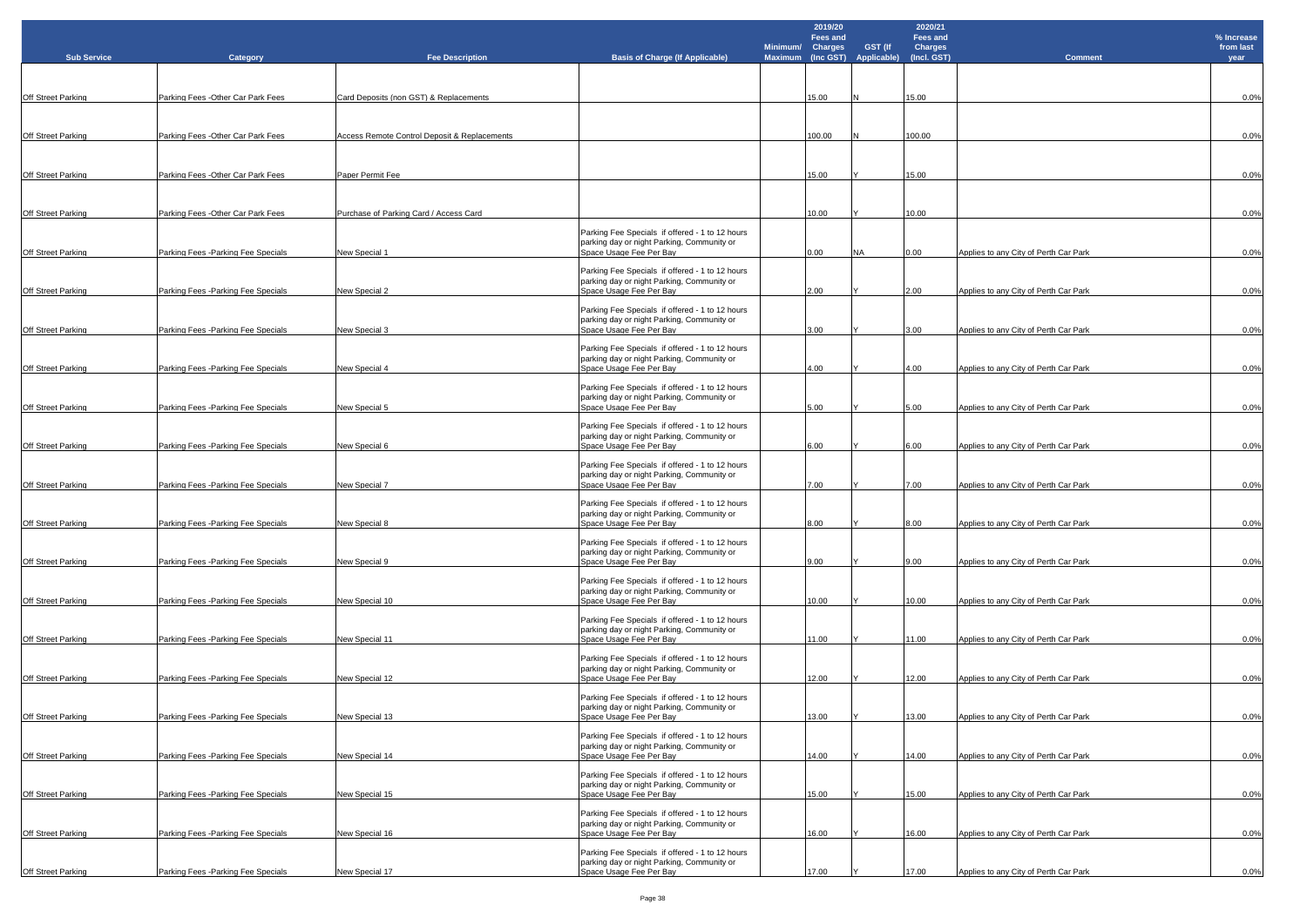| Sub Service | Category | Fee Description | Basis of Charge (If Applicable) | Minimum/ Maximum | 2019/20 Fees and Charges (Inc GST) | GST (If Applicable) | 2020/21 Fees and Charges (Incl. GST) | Comment | % Increase from last year |
|---|---|---|---|---|---|---|---|---|---|
| Off Street Parking | Parking Fees -Other Car Park Fees | Card Deposits (non GST) & Replacements | | | 15.00 | N | 15.00 | | 0.0% |
| Off Street Parking | Parking Fees -Other Car Park Fees | Access Remote Control Deposit & Replacements | | | 100.00 | N | 100.00 | | 0.0% |
| Off Street Parking | Parking Fees -Other Car Park Fees | Paper Permit Fee | | | 15.00 | Y | 15.00 | | 0.0% |
| Off Street Parking | Parking Fees -Other Car Park Fees | Purchase of Parking Card / Access Card | | | 10.00 | Y | 10.00 | | 0.0% |
| Off Street Parking | Parking Fees -Parking Fee Specials | New Special 1 | Parking Fee Specials if offered - 1 to 12 hours parking day or night Parking, Community or Space Usage Fee Per Bay | | 0.00 | NA | 0.00 | Applies to any City of Perth Car Park | 0.0% |
| Off Street Parking | Parking Fees -Parking Fee Specials | New Special 2 | Parking Fee Specials if offered - 1 to 12 hours parking day or night Parking, Community or Space Usage Fee Per Bay | | 2.00 | Y | 2.00 | Applies to any City of Perth Car Park | 0.0% |
| Off Street Parking | Parking Fees -Parking Fee Specials | New Special 3 | Parking Fee Specials if offered - 1 to 12 hours parking day or night Parking, Community or Space Usage Fee Per Bay | | 3.00 | Y | 3.00 | Applies to any City of Perth Car Park | 0.0% |
| Off Street Parking | Parking Fees -Parking Fee Specials | New Special 4 | Parking Fee Specials if offered - 1 to 12 hours parking day or night Parking, Community or Space Usage Fee Per Bay | | 4.00 | Y | 4.00 | Applies to any City of Perth Car Park | 0.0% |
| Off Street Parking | Parking Fees -Parking Fee Specials | New Special 5 | Parking Fee Specials if offered - 1 to 12 hours parking day or night Parking, Community or Space Usage Fee Per Bay | | 5.00 | Y | 5.00 | Applies to any City of Perth Car Park | 0.0% |
| Off Street Parking | Parking Fees -Parking Fee Specials | New Special 6 | Parking Fee Specials if offered - 1 to 12 hours parking day or night Parking, Community or Space Usage Fee Per Bay | | 6.00 | Y | 6.00 | Applies to any City of Perth Car Park | 0.0% |
| Off Street Parking | Parking Fees -Parking Fee Specials | New Special 7 | Parking Fee Specials if offered - 1 to 12 hours parking day or night Parking, Community or Space Usage Fee Per Bay | | 7.00 | Y | 7.00 | Applies to any City of Perth Car Park | 0.0% |
| Off Street Parking | Parking Fees -Parking Fee Specials | New Special 8 | Parking Fee Specials if offered - 1 to 12 hours parking day or night Parking, Community or Space Usage Fee Per Bay | | 8.00 | Y | 8.00 | Applies to any City of Perth Car Park | 0.0% |
| Off Street Parking | Parking Fees -Parking Fee Specials | New Special 9 | Parking Fee Specials if offered - 1 to 12 hours parking day or night Parking, Community or Space Usage Fee Per Bay | | 9.00 | Y | 9.00 | Applies to any City of Perth Car Park | 0.0% |
| Off Street Parking | Parking Fees -Parking Fee Specials | New Special 10 | Parking Fee Specials if offered - 1 to 12 hours parking day or night Parking, Community or Space Usage Fee Per Bay | | 10.00 | Y | 10.00 | Applies to any City of Perth Car Park | 0.0% |
| Off Street Parking | Parking Fees -Parking Fee Specials | New Special 11 | Parking Fee Specials if offered - 1 to 12 hours parking day or night Parking, Community or Space Usage Fee Per Bay | | 11.00 | Y | 11.00 | Applies to any City of Perth Car Park | 0.0% |
| Off Street Parking | Parking Fees -Parking Fee Specials | New Special 12 | Parking Fee Specials if offered - 1 to 12 hours parking day or night Parking, Community or Space Usage Fee Per Bay | | 12.00 | Y | 12.00 | Applies to any City of Perth Car Park | 0.0% |
| Off Street Parking | Parking Fees -Parking Fee Specials | New Special 13 | Parking Fee Specials if offered - 1 to 12 hours parking day or night Parking, Community or Space Usage Fee Per Bay | | 13.00 | Y | 13.00 | Applies to any City of Perth Car Park | 0.0% |
| Off Street Parking | Parking Fees -Parking Fee Specials | New Special 14 | Parking Fee Specials if offered - 1 to 12 hours parking day or night Parking, Community or Space Usage Fee Per Bay | | 14.00 | Y | 14.00 | Applies to any City of Perth Car Park | 0.0% |
| Off Street Parking | Parking Fees -Parking Fee Specials | New Special 15 | Parking Fee Specials if offered - 1 to 12 hours parking day or night Parking, Community or Space Usage Fee Per Bay | | 15.00 | Y | 15.00 | Applies to any City of Perth Car Park | 0.0% |
| Off Street Parking | Parking Fees -Parking Fee Specials | New Special 16 | Parking Fee Specials if offered - 1 to 12 hours parking day or night Parking, Community or Space Usage Fee Per Bay | | 16.00 | Y | 16.00 | Applies to any City of Perth Car Park | 0.0% |
| Off Street Parking | Parking Fees -Parking Fee Specials | New Special 17 | Parking Fee Specials if offered - 1 to 12 hours parking day or night Parking, Community or Space Usage Fee Per Bay | | 17.00 | Y | 17.00 | Applies to any City of Perth Car Park | 0.0% |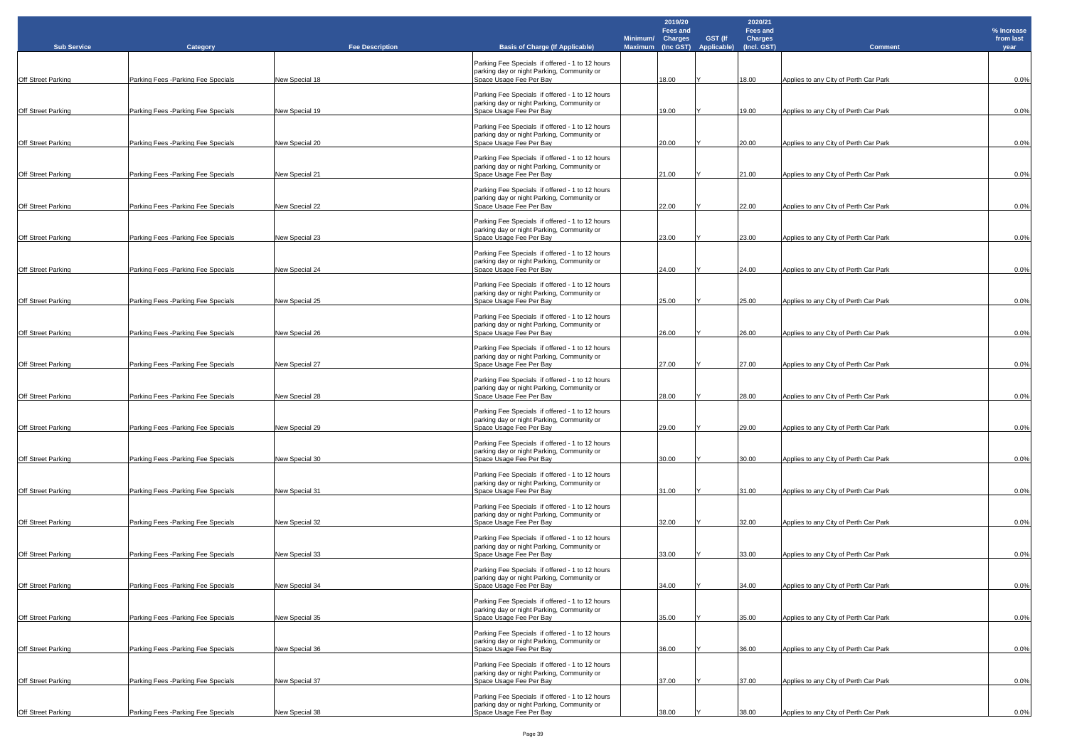| Sub Service | Category | Fee Description | Basis of Charge (If Applicable) | Minimum/ Maximum | 2019/20 Fees and Charges (Inc GST) | GST (If Applicable) | 2020/21 Fees and Charges (Incl. GST) | Comment | % Increase from last year |
|---|---|---|---|---|---|---|---|---|---|
| Off Street Parking | Parking Fees -Parking Fee Specials | New Special 18 | Parking Fee Specials if offered - 1 to 12 hours parking day or night Parking, Community or Space Usage Fee Per Bay | | 18.00 | Y | 18.00 | Applies to any City of Perth Car Park | 0.0% |
| Off Street Parking | Parking Fees -Parking Fee Specials | New Special 19 | Parking Fee Specials if offered - 1 to 12 hours parking day or night Parking, Community or Space Usage Fee Per Bay | | 19.00 | Y | 19.00 | Applies to any City of Perth Car Park | 0.0% |
| Off Street Parking | Parking Fees -Parking Fee Specials | New Special 20 | Parking Fee Specials if offered - 1 to 12 hours parking day or night Parking, Community or Space Usage Fee Per Bay | | 20.00 | Y | 20.00 | Applies to any City of Perth Car Park | 0.0% |
| Off Street Parking | Parking Fees -Parking Fee Specials | New Special 21 | Parking Fee Specials if offered - 1 to 12 hours parking day or night Parking, Community or Space Usage Fee Per Bay | | 21.00 | Y | 21.00 | Applies to any City of Perth Car Park | 0.0% |
| Off Street Parking | Parking Fees -Parking Fee Specials | New Special 22 | Parking Fee Specials if offered - 1 to 12 hours parking day or night Parking, Community or Space Usage Fee Per Bay | | 22.00 | Y | 22.00 | Applies to any City of Perth Car Park | 0.0% |
| Off Street Parking | Parking Fees -Parking Fee Specials | New Special 23 | Parking Fee Specials if offered - 1 to 12 hours parking day or night Parking, Community or Space Usage Fee Per Bay | | 23.00 | Y | 23.00 | Applies to any City of Perth Car Park | 0.0% |
| Off Street Parking | Parking Fees -Parking Fee Specials | New Special 24 | Parking Fee Specials if offered - 1 to 12 hours parking day or night Parking, Community or Space Usage Fee Per Bay | | 24.00 | Y | 24.00 | Applies to any City of Perth Car Park | 0.0% |
| Off Street Parking | Parking Fees -Parking Fee Specials | New Special 25 | Parking Fee Specials if offered - 1 to 12 hours parking day or night Parking, Community or Space Usage Fee Per Bay | | 25.00 | Y | 25.00 | Applies to any City of Perth Car Park | 0.0% |
| Off Street Parking | Parking Fees -Parking Fee Specials | New Special 26 | Parking Fee Specials if offered - 1 to 12 hours parking day or night Parking, Community or Space Usage Fee Per Bay | | 26.00 | Y | 26.00 | Applies to any City of Perth Car Park | 0.0% |
| Off Street Parking | Parking Fees -Parking Fee Specials | New Special 27 | Parking Fee Specials if offered - 1 to 12 hours parking day or night Parking, Community or Space Usage Fee Per Bay | | 27.00 | Y | 27.00 | Applies to any City of Perth Car Park | 0.0% |
| Off Street Parking | Parking Fees -Parking Fee Specials | New Special 28 | Parking Fee Specials if offered - 1 to 12 hours parking day or night Parking, Community or Space Usage Fee Per Bay | | 28.00 | Y | 28.00 | Applies to any City of Perth Car Park | 0.0% |
| Off Street Parking | Parking Fees -Parking Fee Specials | New Special 29 | Parking Fee Specials if offered - 1 to 12 hours parking day or night Parking, Community or Space Usage Fee Per Bay | | 29.00 | Y | 29.00 | Applies to any City of Perth Car Park | 0.0% |
| Off Street Parking | Parking Fees -Parking Fee Specials | New Special 30 | Parking Fee Specials if offered - 1 to 12 hours parking day or night Parking, Community or Space Usage Fee Per Bay | | 30.00 | Y | 30.00 | Applies to any City of Perth Car Park | 0.0% |
| Off Street Parking | Parking Fees -Parking Fee Specials | New Special 31 | Parking Fee Specials if offered - 1 to 12 hours parking day or night Parking, Community or Space Usage Fee Per Bay | | 31.00 | Y | 31.00 | Applies to any City of Perth Car Park | 0.0% |
| Off Street Parking | Parking Fees -Parking Fee Specials | New Special 32 | Parking Fee Specials if offered - 1 to 12 hours parking day or night Parking, Community or Space Usage Fee Per Bay | | 32.00 | Y | 32.00 | Applies to any City of Perth Car Park | 0.0% |
| Off Street Parking | Parking Fees -Parking Fee Specials | New Special 33 | Parking Fee Specials if offered - 1 to 12 hours parking day or night Parking, Community or Space Usage Fee Per Bay | | 33.00 | Y | 33.00 | Applies to any City of Perth Car Park | 0.0% |
| Off Street Parking | Parking Fees -Parking Fee Specials | New Special 34 | Parking Fee Specials if offered - 1 to 12 hours parking day or night Parking, Community or Space Usage Fee Per Bay | | 34.00 | Y | 34.00 | Applies to any City of Perth Car Park | 0.0% |
| Off Street Parking | Parking Fees -Parking Fee Specials | New Special 35 | Parking Fee Specials if offered - 1 to 12 hours parking day or night Parking, Community or Space Usage Fee Per Bay | | 35.00 | Y | 35.00 | Applies to any City of Perth Car Park | 0.0% |
| Off Street Parking | Parking Fees -Parking Fee Specials | New Special 36 | Parking Fee Specials if offered - 1 to 12 hours parking day or night Parking, Community or Space Usage Fee Per Bay | | 36.00 | Y | 36.00 | Applies to any City of Perth Car Park | 0.0% |
| Off Street Parking | Parking Fees -Parking Fee Specials | New Special 37 | Parking Fee Specials if offered - 1 to 12 hours parking day or night Parking, Community or Space Usage Fee Per Bay | | 37.00 | Y | 37.00 | Applies to any City of Perth Car Park | 0.0% |
| Off Street Parking | Parking Fees -Parking Fee Specials | New Special 38 | Parking Fee Specials if offered - 1 to 12 hours parking day or night Parking, Community or Space Usage Fee Per Bay | | 38.00 | Y | 38.00 | Applies to any City of Perth Car Park | 0.0% |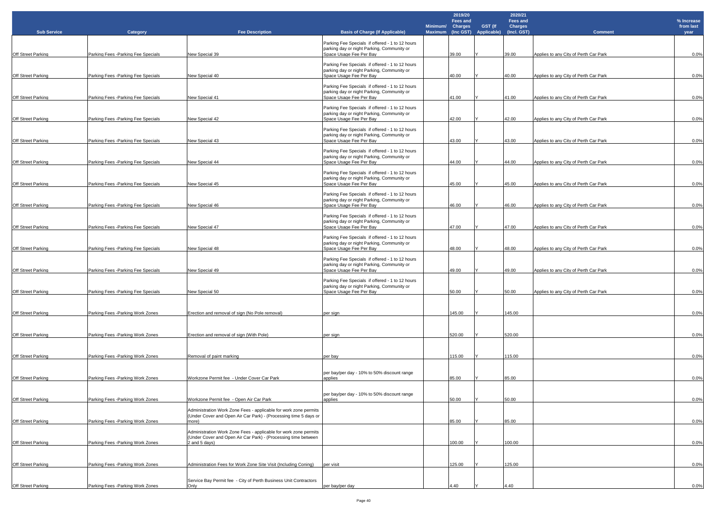| Sub Service | Category | Fee Description | Basis of Charge (If Applicable) | Minimum/ Maximum | 2019/20 Fees and Charges (Inc GST) | GST (If Applicable) | 2020/21 Fees and Charges (Incl. GST) | Comment | % Increase from last year |
|---|---|---|---|---|---|---|---|---|---|
| Off Street Parking | Parking Fees -Parking Fee Specials | New Special 39 | Parking Fee Specials if offered - 1 to 12 hours parking day or night Parking, Community or Space Usage Fee Per Bay | | 39.00 | Y | 39.00 | Applies to any City of Perth Car Park | 0.0% |
| Off Street Parking | Parking Fees -Parking Fee Specials | New Special 40 | Parking Fee Specials if offered - 1 to 12 hours parking day or night Parking, Community or Space Usage Fee Per Bay | | 40.00 | Y | 40.00 | Applies to any City of Perth Car Park | 0.0% |
| Off Street Parking | Parking Fees -Parking Fee Specials | New Special 41 | Parking Fee Specials if offered - 1 to 12 hours parking day or night Parking, Community or Space Usage Fee Per Bay | | 41.00 | Y | 41.00 | Applies to any City of Perth Car Park | 0.0% |
| Off Street Parking | Parking Fees -Parking Fee Specials | New Special 42 | Parking Fee Specials if offered - 1 to 12 hours parking day or night Parking, Community or Space Usage Fee Per Bay | | 42.00 | Y | 42.00 | Applies to any City of Perth Car Park | 0.0% |
| Off Street Parking | Parking Fees -Parking Fee Specials | New Special 43 | Parking Fee Specials if offered - 1 to 12 hours parking day or night Parking, Community or Space Usage Fee Per Bay | | 43.00 | Y | 43.00 | Applies to any City of Perth Car Park | 0.0% |
| Off Street Parking | Parking Fees -Parking Fee Specials | New Special 44 | Parking Fee Specials if offered - 1 to 12 hours parking day or night Parking, Community or Space Usage Fee Per Bay | | 44.00 | Y | 44.00 | Applies to any City of Perth Car Park | 0.0% |
| Off Street Parking | Parking Fees -Parking Fee Specials | New Special 45 | Parking Fee Specials if offered - 1 to 12 hours parking day or night Parking, Community or Space Usage Fee Per Bay | | 45.00 | Y | 45.00 | Applies to any City of Perth Car Park | 0.0% |
| Off Street Parking | Parking Fees -Parking Fee Specials | New Special 46 | Parking Fee Specials if offered - 1 to 12 hours parking day or night Parking, Community or Space Usage Fee Per Bay | | 46.00 | Y | 46.00 | Applies to any City of Perth Car Park | 0.0% |
| Off Street Parking | Parking Fees -Parking Fee Specials | New Special 47 | Parking Fee Specials if offered - 1 to 12 hours parking day or night Parking, Community or Space Usage Fee Per Bay | | 47.00 | Y | 47.00 | Applies to any City of Perth Car Park | 0.0% |
| Off Street Parking | Parking Fees -Parking Fee Specials | New Special 48 | Parking Fee Specials if offered - 1 to 12 hours parking day or night Parking, Community or Space Usage Fee Per Bay | | 48.00 | Y | 48.00 | Applies to any City of Perth Car Park | 0.0% |
| Off Street Parking | Parking Fees -Parking Fee Specials | New Special 49 | Parking Fee Specials if offered - 1 to 12 hours parking day or night Parking, Community or Space Usage Fee Per Bay | | 49.00 | Y | 49.00 | Applies to any City of Perth Car Park | 0.0% |
| Off Street Parking | Parking Fees -Parking Fee Specials | New Special 50 | Parking Fee Specials if offered - 1 to 12 hours parking day or night Parking, Community or Space Usage Fee Per Bay | | 50.00 | Y | 50.00 | Applies to any City of Perth Car Park | 0.0% |
| Off Street Parking | Parking Fees -Parking Work Zones | Erection and removal of sign (No Pole removal) | per sign | | 145.00 | Y | 145.00 | | 0.0% |
| Off Street Parking | Parking Fees -Parking Work Zones | Erection and removal of sign (With Pole) | per sign | | 520.00 | Y | 520.00 | | 0.0% |
| Off Street Parking | Parking Fees -Parking Work Zones | Removal of paint marking | per bay | | 115.00 | Y | 115.00 | | 0.0% |
| Off Street Parking | Parking Fees -Parking Work Zones | Workzone Permit fee - Under Cover Car Park | per bay/per day - 10% to 50% discount range applies | | 85.00 | Y | 85.00 | | 0.0% |
| Off Street Parking | Parking Fees -Parking Work Zones | Workzone Permit fee - Open Air Car Park | per bay/per day - 10% to 50% discount range applies | | 50.00 | Y | 50.00 | | 0.0% |
| Off Street Parking | Parking Fees -Parking Work Zones | Administration Work Zone Fees - applicable for work zone permits (Under Cover and Open Air Car Park) - (Processing time 5 days or more) | | | 85.00 | Y | 85.00 | | 0.0% |
| Off Street Parking | Parking Fees -Parking Work Zones | Administration Work Zone Fees - applicable for work zone permits (Under Cover and Open Air Car Park) - (Processing time between 2 and 5 days) | | | 100.00 | Y | 100.00 | | 0.0% |
| Off Street Parking | Parking Fees -Parking Work Zones | Administration Fees for Work Zone Site Visit (Including Coning) | per visit | | 125.00 | Y | 125.00 | | 0.0% |
| Off Street Parking | Parking Fees -Parking Work Zones | Service Bay Permit fee - City of Perth Business Unit Contractors Only | per bay/per day | | 4.40 | Y | 4.40 | | 0.0% |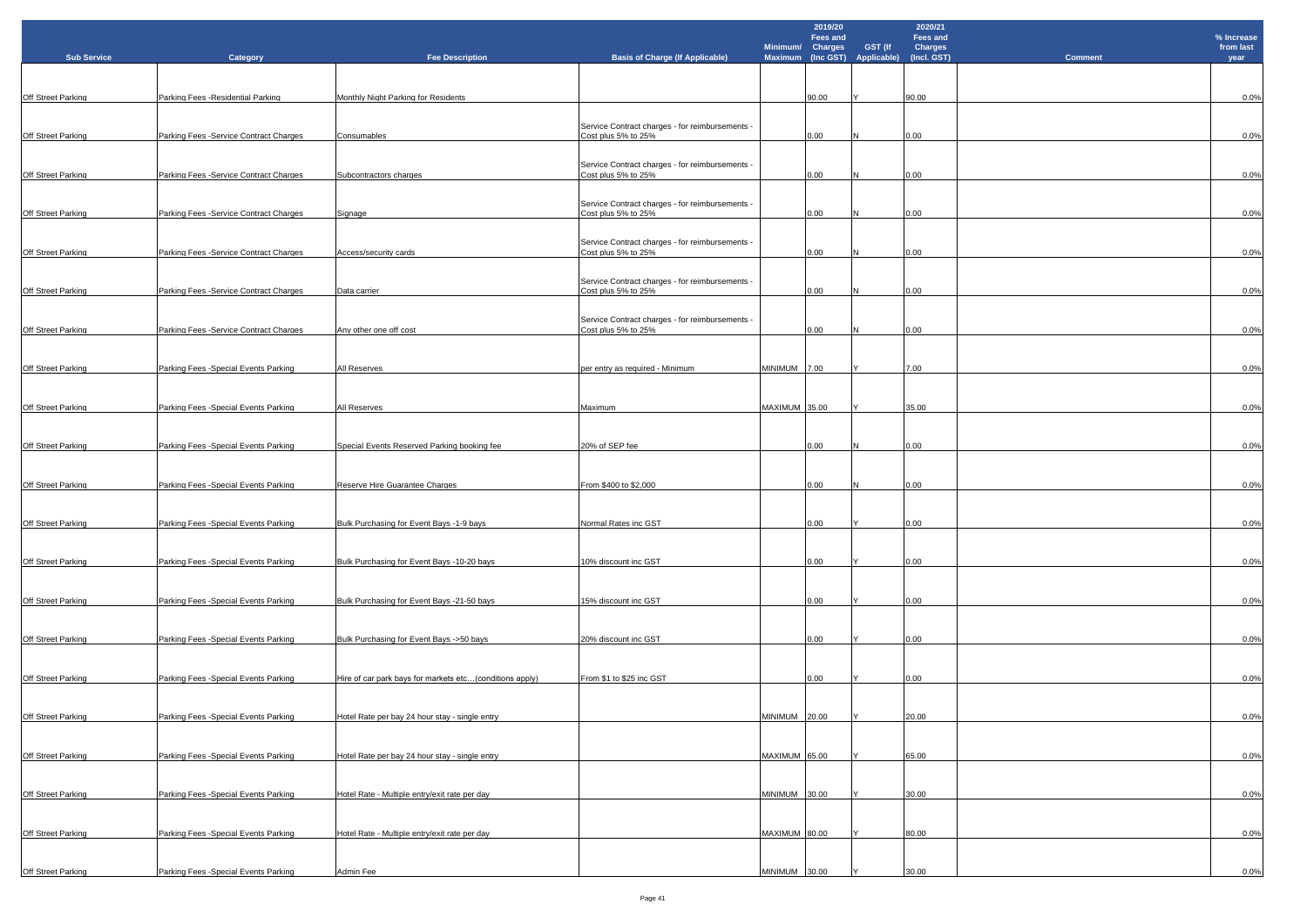| Sub Service | Category | Fee Description | Basis of Charge (If Applicable) | Minimum/ Maximum | 2019/20 Fees and Charges (Inc GST) | GST (If Applicable) | 2020/21 Fees and Charges (Incl. GST) | Comment | % Increase from last year |
|---|---|---|---|---|---|---|---|---|---|
| Off Street Parking | Parking Fees -Residential Parking | Monthly Night Parking for Residents | | | 90.00 | Y | 90.00 | | 0.0% |
| Off Street Parking | Parking Fees -Service Contract Charges | Consumables | Service Contract charges - for reimbursements - Cost plus 5% to 25% | | 0.00 | N | 0.00 | | 0.0% |
| Off Street Parking | Parking Fees -Service Contract Charges | Subcontractors charges | Service Contract charges - for reimbursements - Cost plus 5% to 25% | | 0.00 | N | 0.00 | | 0.0% |
| Off Street Parking | Parking Fees -Service Contract Charges | Signage | Service Contract charges - for reimbursements - Cost plus 5% to 25% | | 0.00 | N | 0.00 | | 0.0% |
| Off Street Parking | Parking Fees -Service Contract Charges | Access/security cards | Service Contract charges - for reimbursements - Cost plus 5% to 25% | | 0.00 | N | 0.00 | | 0.0% |
| Off Street Parking | Parking Fees -Service Contract Charges | Data carrier | Service Contract charges - for reimbursements - Cost plus 5% to 25% | | 0.00 | N | 0.00 | | 0.0% |
| Off Street Parking | Parking Fees -Service Contract Charges | Any other one off cost | Service Contract charges - for reimbursements - Cost plus 5% to 25% | | 0.00 | N | 0.00 | | 0.0% |
| Off Street Parking | Parking Fees -Special Events Parking | All Reserves | per entry as required - Minimum | MINIMUM | 7.00 | Y | 7.00 | | 0.0% |
| Off Street Parking | Parking Fees -Special Events Parking | All Reserves | Maximum | MAXIMUM | 35.00 | Y | 35.00 | | 0.0% |
| Off Street Parking | Parking Fees -Special Events Parking | Special Events Reserved Parking booking fee | 20% of SEP fee | | 0.00 | N | 0.00 | | 0.0% |
| Off Street Parking | Parking Fees -Special Events Parking | Reserve Hire Guarantee Charges | From $400 to $2,000 | | 0.00 | N | 0.00 | | 0.0% |
| Off Street Parking | Parking Fees -Special Events Parking | Bulk Purchasing for Event Bays -1-9 bays | Normal Rates inc GST | | 0.00 | Y | 0.00 | | 0.0% |
| Off Street Parking | Parking Fees -Special Events Parking | Bulk Purchasing for Event Bays -10-20 bays | 10% discount inc GST | | 0.00 | Y | 0.00 | | 0.0% |
| Off Street Parking | Parking Fees -Special Events Parking | Bulk Purchasing for Event Bays -21-50 bays | 15% discount inc GST | | 0.00 | Y | 0.00 | | 0.0% |
| Off Street Parking | Parking Fees -Special Events Parking | Bulk Purchasing for Event Bays ->50 bays | 20% discount inc GST | | 0.00 | Y | 0.00 | | 0.0% |
| Off Street Parking | Parking Fees -Special Events Parking | Hire of car park bays for markets etc…(conditions apply) | From $1 to $25 inc GST | | 0.00 | Y | 0.00 | | 0.0% |
| Off Street Parking | Parking Fees -Special Events Parking | Hotel Rate per bay 24 hour stay - single entry | | MINIMUM | 20.00 | Y | 20.00 | | 0.0% |
| Off Street Parking | Parking Fees -Special Events Parking | Hotel Rate per bay 24 hour stay - single entry | | MAXIMUM | 65.00 | Y | 65.00 | | 0.0% |
| Off Street Parking | Parking Fees -Special Events Parking | Hotel Rate - Multiple entry/exit rate per day | | MINIMUM | 30.00 | Y | 30.00 | | 0.0% |
| Off Street Parking | Parking Fees -Special Events Parking | Hotel Rate - Multiple entry/exit rate per day | | MAXIMUM | 80.00 | Y | 80.00 | | 0.0% |
| Off Street Parking | Parking Fees -Special Events Parking | Admin Fee | | MINIMUM | 30.00 | Y | 30.00 | | 0.0% |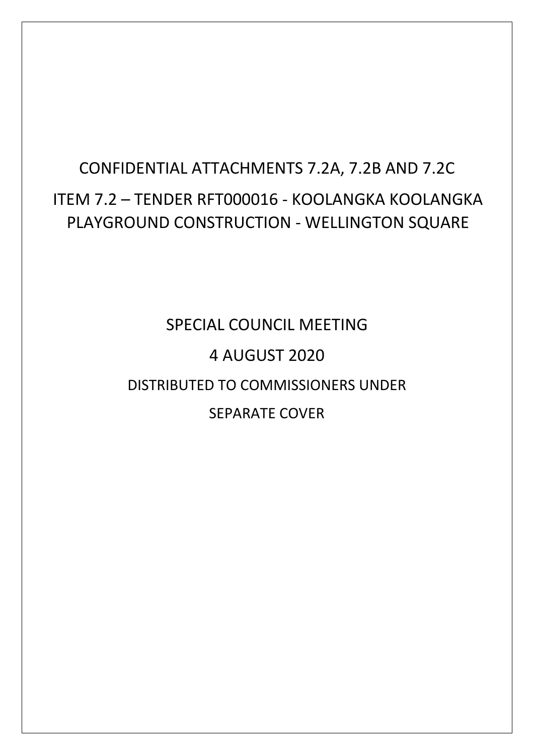# CONFIDENTIAL ATTACHMENTS 7.2A, 7.2B AND 7.2C

# ITEM 7.2 – TENDER RFT000016 - KOOLANGKA KOOLANGKA PLAYGROUND CONSTRUCTION - WELLINGTON SQUARE

SPECIAL COUNCIL MEETING

4 AUGUST 2020

DISTRIBUTED TO COMMISSIONERS UNDER

SEPARATE COVER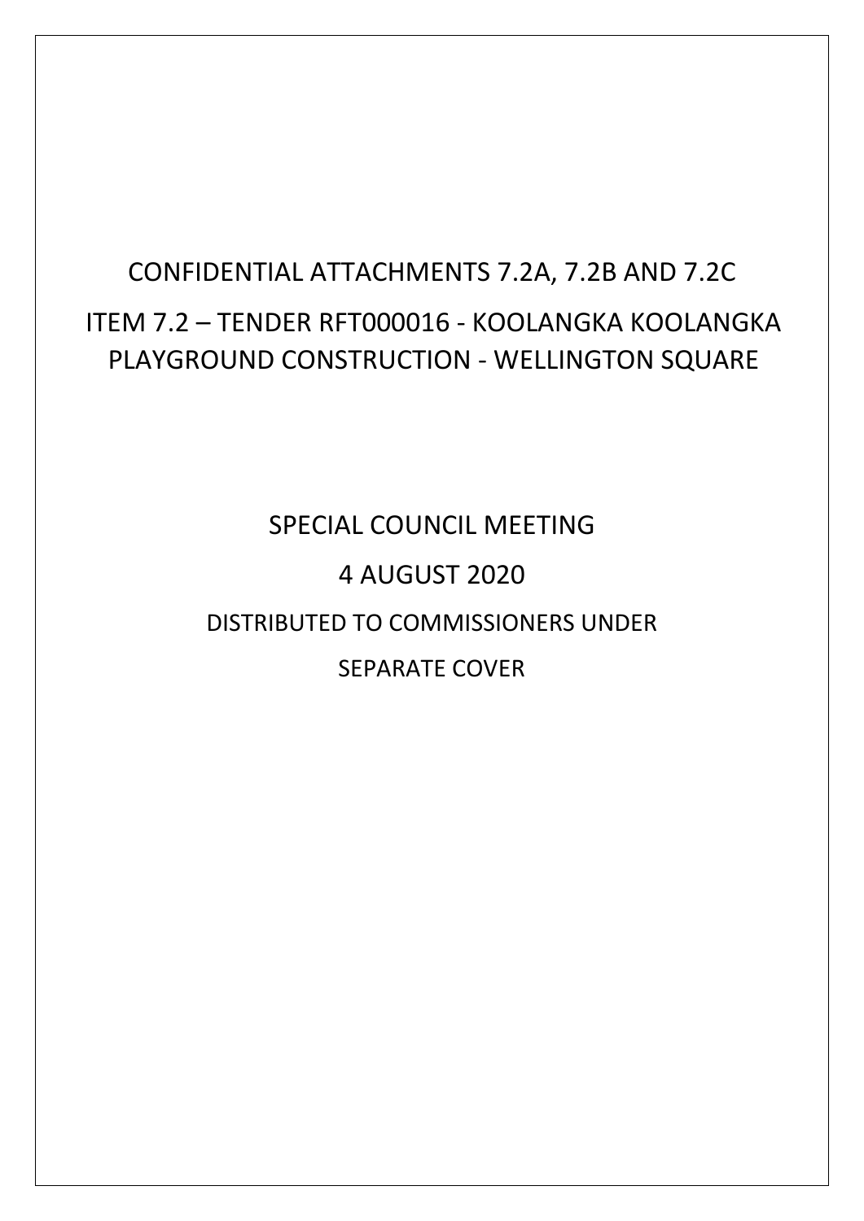# CONFIDENTIAL ATTACHMENTS 7.2A, 7.2B AND 7.2C

# ITEM 7.2 – TENDER RFT000016 - KOOLANGKA KOOLANGKA PLAYGROUND CONSTRUCTION - WELLINGTON SQUARE

SPECIAL COUNCIL MEETING

4 AUGUST 2020

DISTRIBUTED TO COMMISSIONERS UNDER

SEPARATE COVER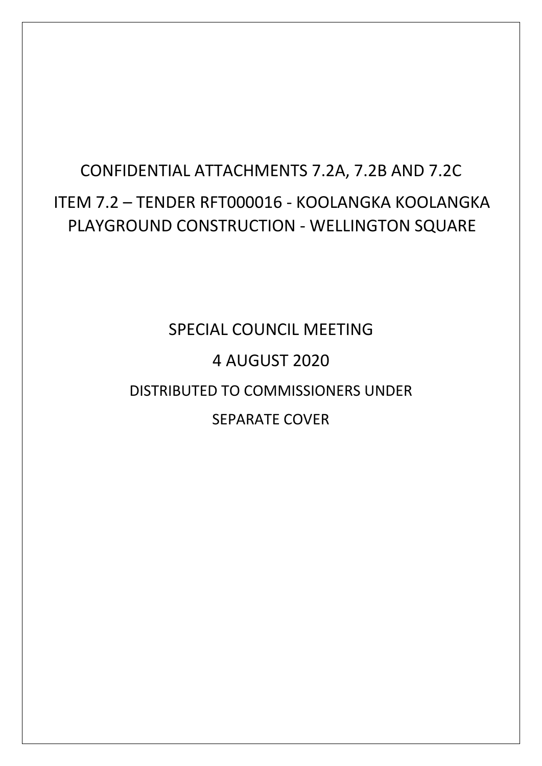CONFIDENTIAL ATTACHMENTS 7.2A, 7.2B AND 7.2C

ITEM 7.2 – TENDER RFT000016 - KOOLANGKA KOOLANGKA PLAYGROUND CONSTRUCTION - WELLINGTON SQUARE

SPECIAL COUNCIL MEETING

4 AUGUST 2020

DISTRIBUTED TO COMMISSIONERS UNDER

SEPARATE COVER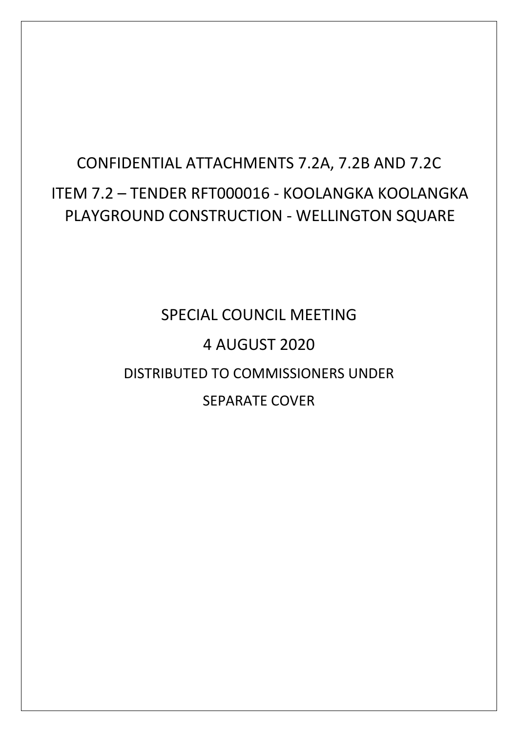CONFIDENTIAL ATTACHMENTS 7.2A, 7.2B AND 7.2C

ITEM 7.2 – TENDER RFT000016 - KOOLANGKA KOOLANGKA PLAYGROUND CONSTRUCTION - WELLINGTON SQUARE

SPECIAL COUNCIL MEETING

4 AUGUST 2020

DISTRIBUTED TO COMMISSIONERS UNDER

SEPARATE COVER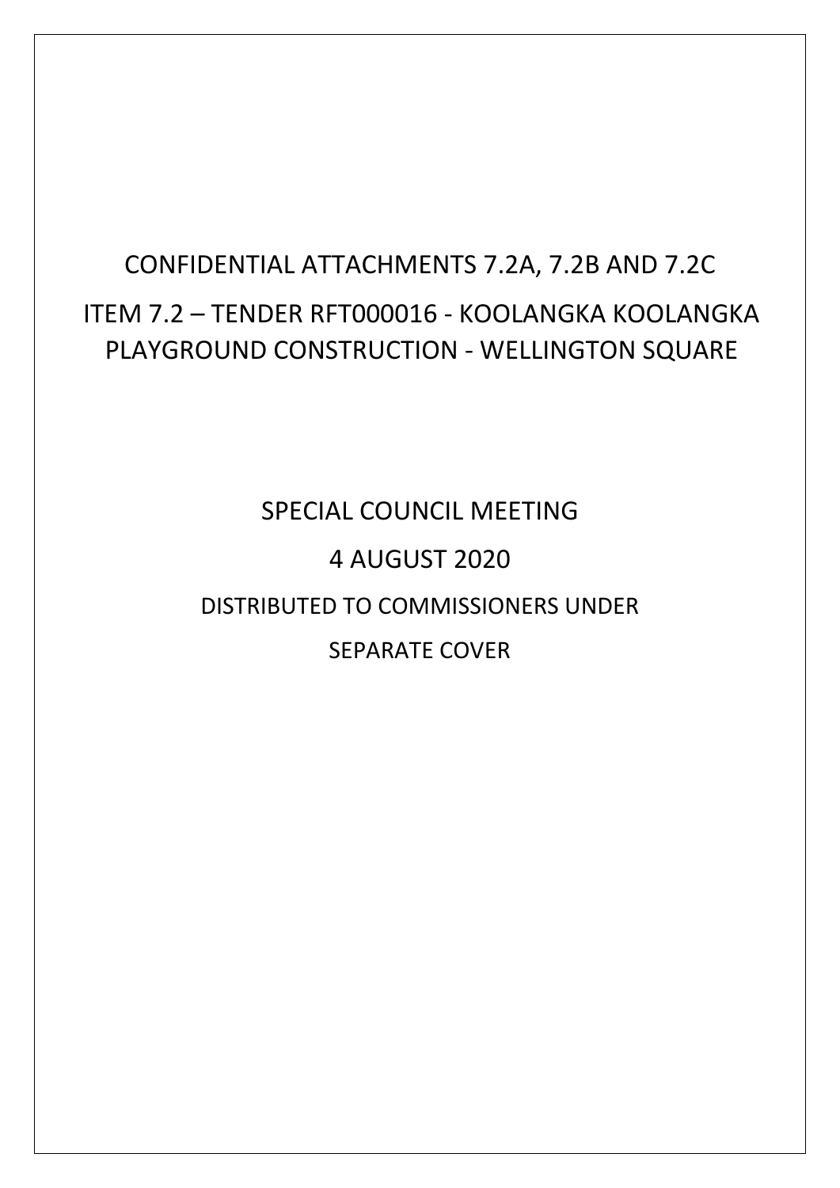# CONFIDENTIAL ATTACHMENTS 7.2A, 7.2B AND 7.2C

# ITEM 7.2 – TENDER RFT000016 - KOOLANGKA KOOLANGKA PLAYGROUND CONSTRUCTION - WELLINGTON SQUARE

SPECIAL COUNCIL MEETING

4 AUGUST 2020

DISTRIBUTED TO COMMISSIONERS UNDER

SEPARATE COVER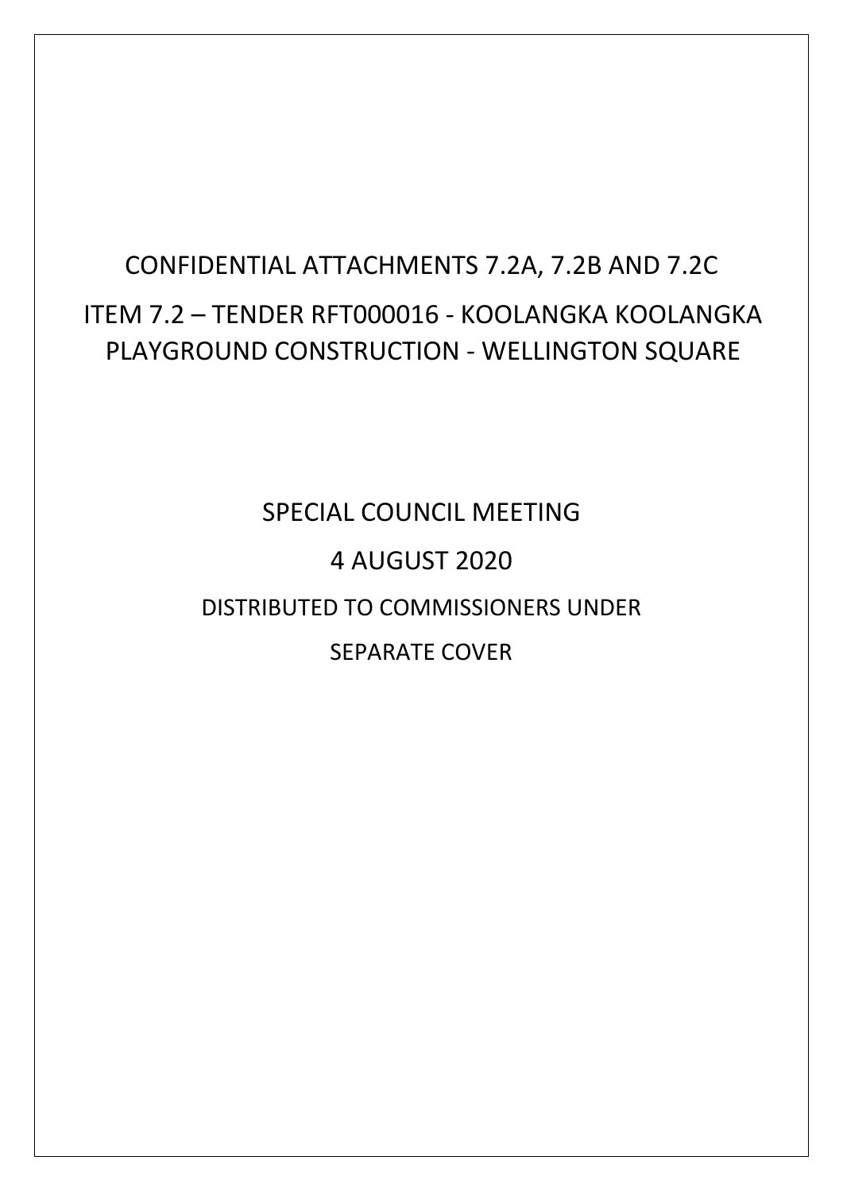CONFIDENTIAL ATTACHMENTS 7.2A, 7.2B AND 7.2C

ITEM 7.2 – TENDER RFT000016 - KOOLANGKA KOOLANGKA PLAYGROUND CONSTRUCTION - WELLINGTON SQUARE

SPECIAL COUNCIL MEETING

4 AUGUST 2020

DISTRIBUTED TO COMMISSIONERS UNDER

SEPARATE COVER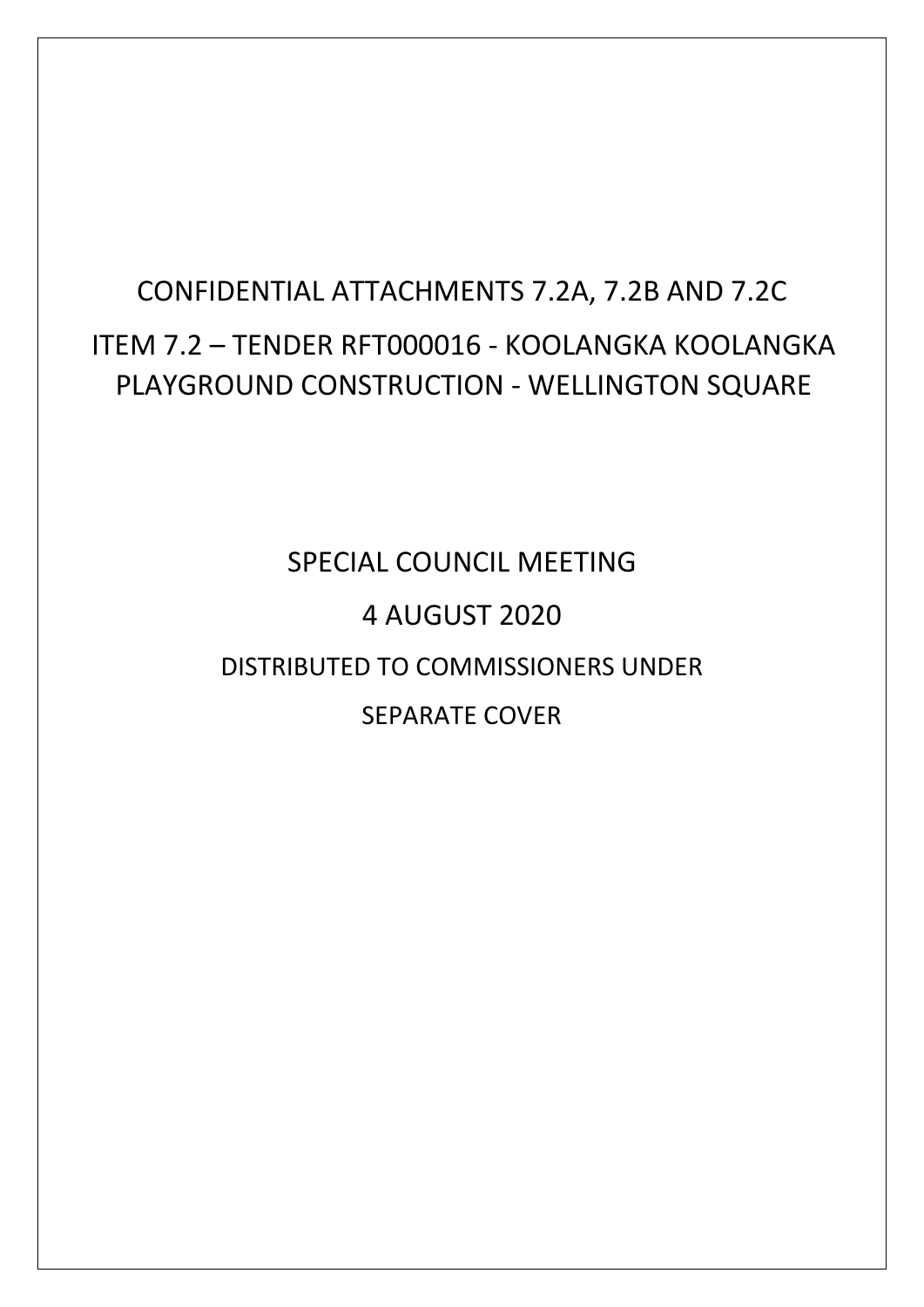CONFIDENTIAL ATTACHMENTS 7.2A, 7.2B AND 7.2C

ITEM 7.2 – TENDER RFT000016 - KOOLANGKA KOOLANGKA PLAYGROUND CONSTRUCTION - WELLINGTON SQUARE

SPECIAL COUNCIL MEETING

4 AUGUST 2020

DISTRIBUTED TO COMMISSIONERS UNDER

SEPARATE COVER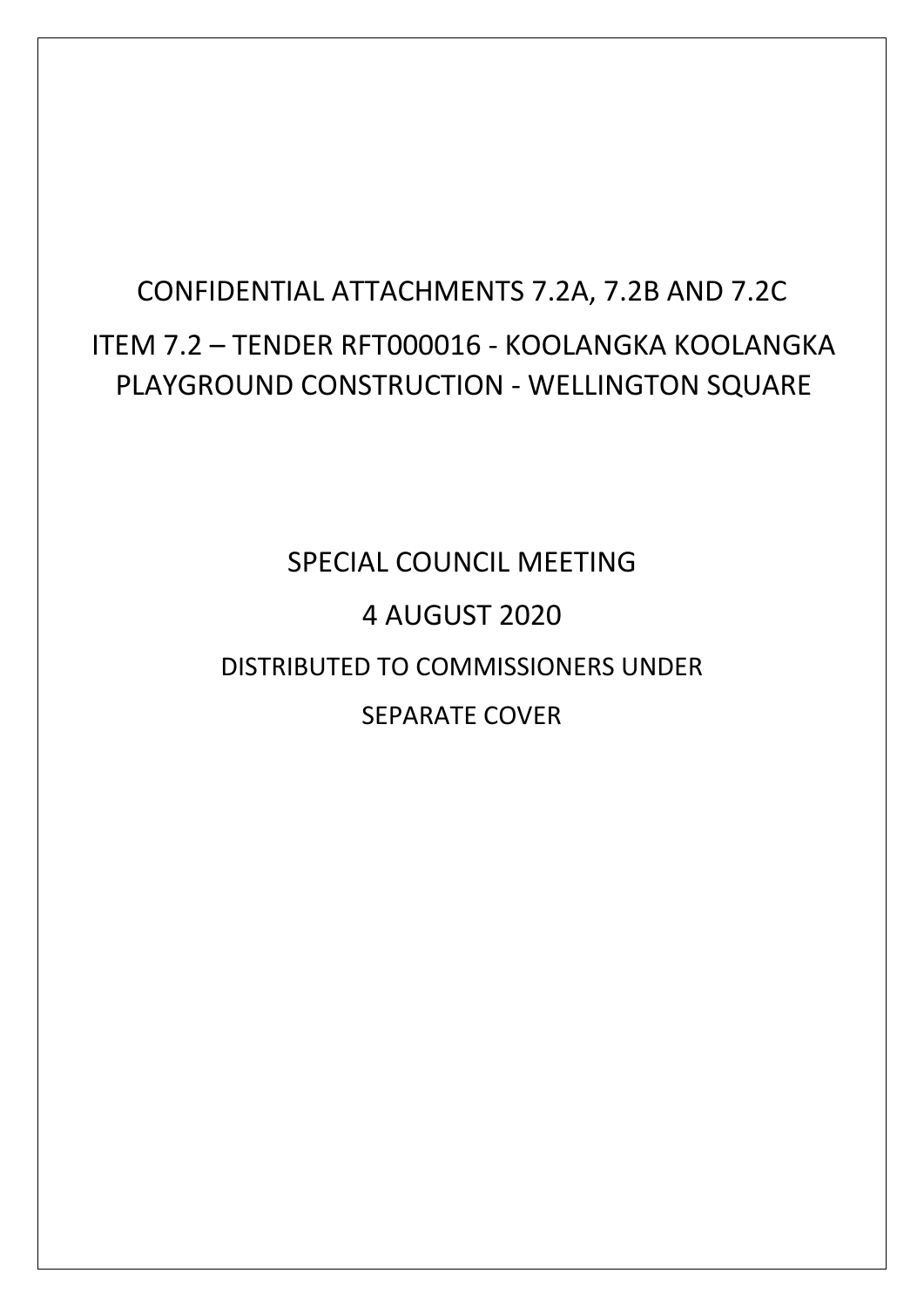# CONFIDENTIAL ATTACHMENTS 7.2A, 7.2B AND 7.2C

# ITEM 7.2 – TENDER RFT000016 - KOOLANGKA KOOLANGKA PLAYGROUND CONSTRUCTION - WELLINGTON SQUARE

SPECIAL COUNCIL MEETING

4 AUGUST 2020

DISTRIBUTED TO COMMISSIONERS UNDER

SEPARATE COVER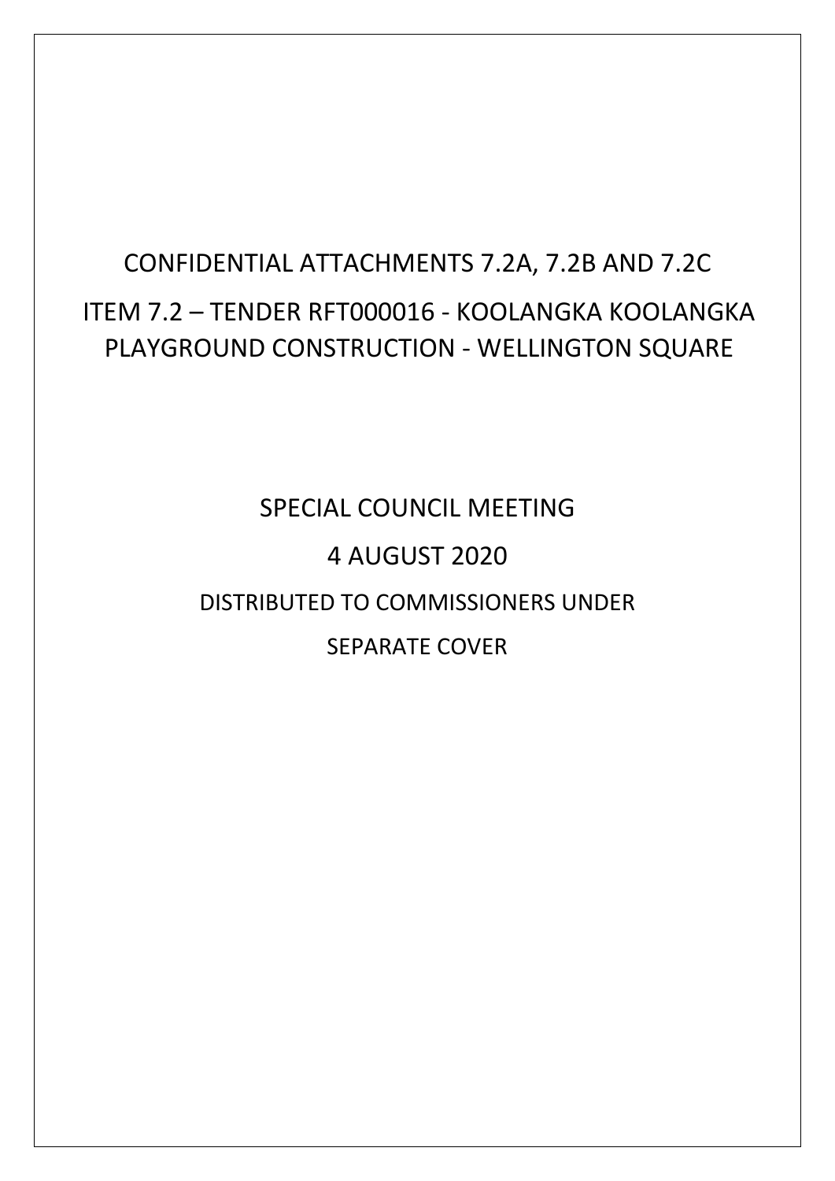CONFIDENTIAL ATTACHMENTS 7.2A, 7.2B AND 7.2C

ITEM 7.2 – TENDER RFT000016 - KOOLANGKA KOOLANGKA PLAYGROUND CONSTRUCTION - WELLINGTON SQUARE

SPECIAL COUNCIL MEETING

4 AUGUST 2020

DISTRIBUTED TO COMMISSIONERS UNDER

SEPARATE COVER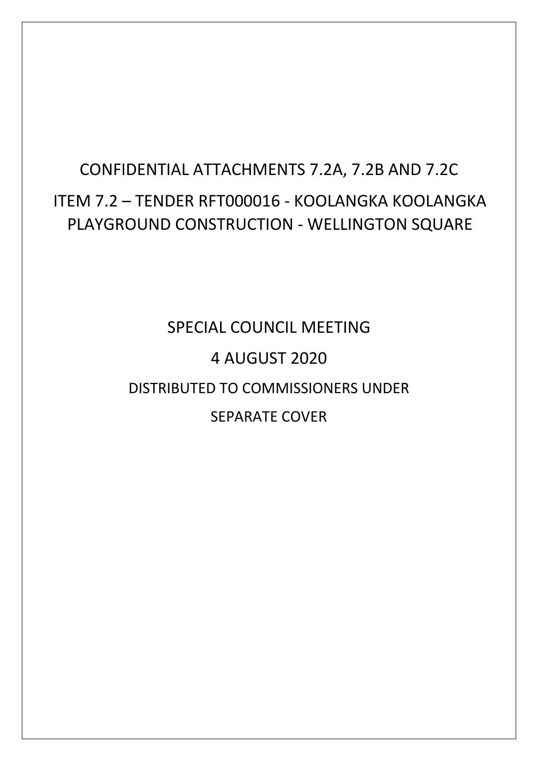# CONFIDENTIAL ATTACHMENTS 7.2A, 7.2B AND 7.2C

# ITEM 7.2 – TENDER RFT000016 - KOOLANGKA KOOLANGKA PLAYGROUND CONSTRUCTION - WELLINGTON SQUARE

SPECIAL COUNCIL MEETING

4 AUGUST 2020

DISTRIBUTED TO COMMISSIONERS UNDER

SEPARATE COVER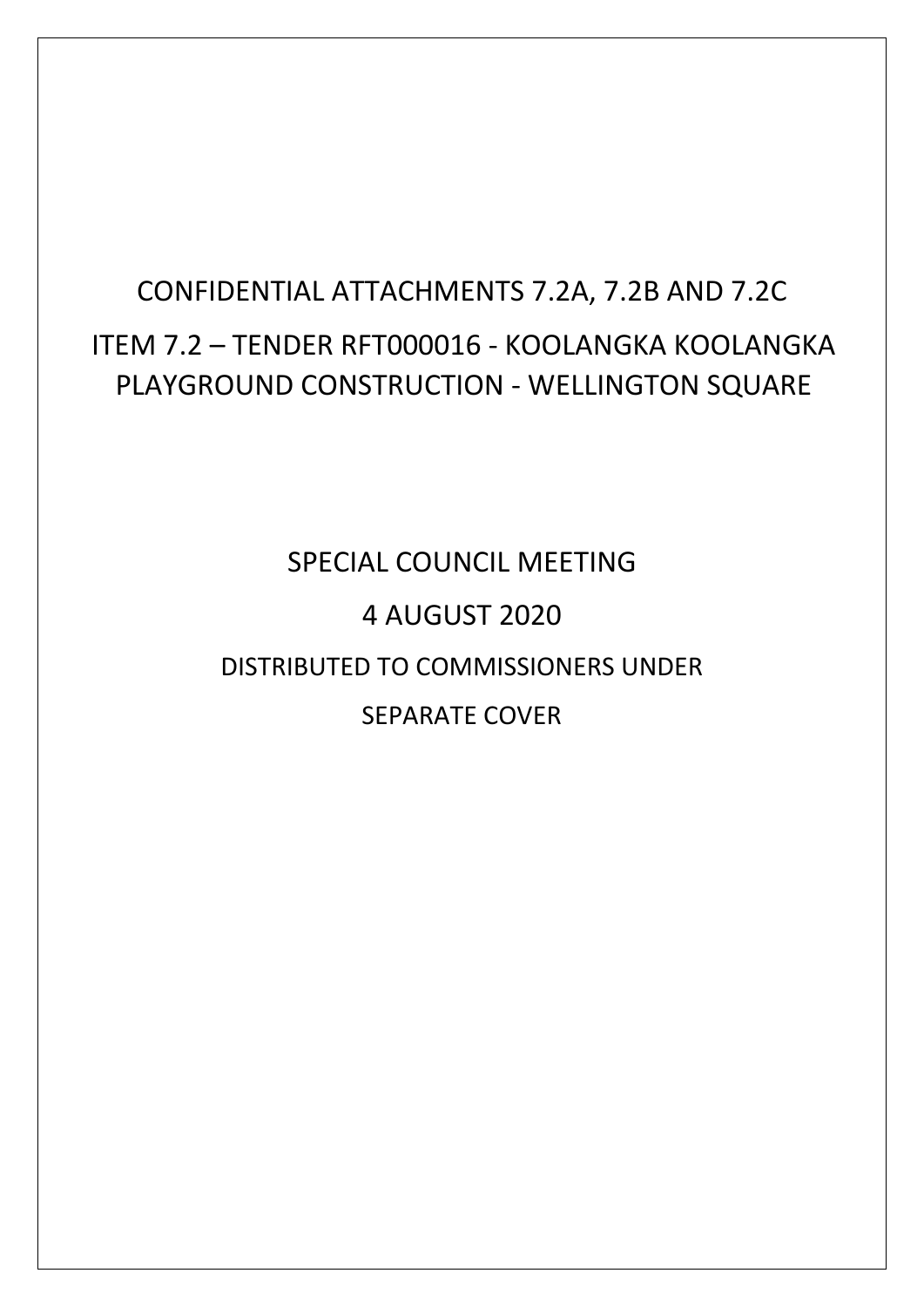CONFIDENTIAL ATTACHMENTS 7.2A, 7.2B AND 7.2C

ITEM 7.2 – TENDER RFT000016 - KOOLANGKA KOOLANGKA PLAYGROUND CONSTRUCTION - WELLINGTON SQUARE

SPECIAL COUNCIL MEETING

4 AUGUST 2020

DISTRIBUTED TO COMMISSIONERS UNDER

SEPARATE COVER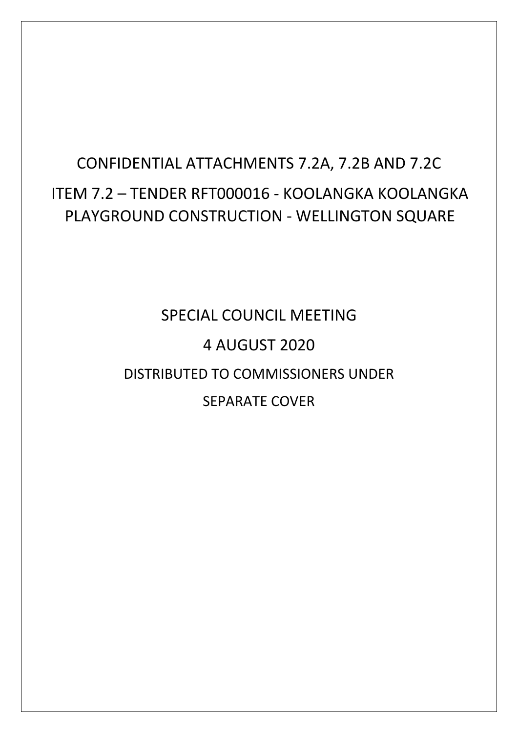# CONFIDENTIAL ATTACHMENTS 7.2A, 7.2B AND 7.2C

# ITEM 7.2 – TENDER RFT000016 - KOOLANGKA KOOLANGKA PLAYGROUND CONSTRUCTION - WELLINGTON SQUARE

SPECIAL COUNCIL MEETING

4 AUGUST 2020

DISTRIBUTED TO COMMISSIONERS UNDER

SEPARATE COVER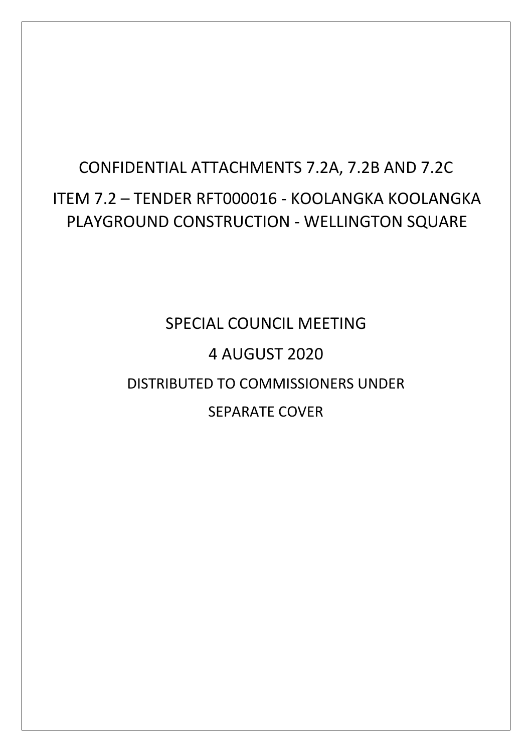CONFIDENTIAL ATTACHMENTS 7.2A, 7.2B AND 7.2C

ITEM 7.2 – TENDER RFT000016 - KOOLANGKA KOOLANGKA PLAYGROUND CONSTRUCTION - WELLINGTON SQUARE

SPECIAL COUNCIL MEETING

4 AUGUST 2020

DISTRIBUTED TO COMMISSIONERS UNDER

SEPARATE COVER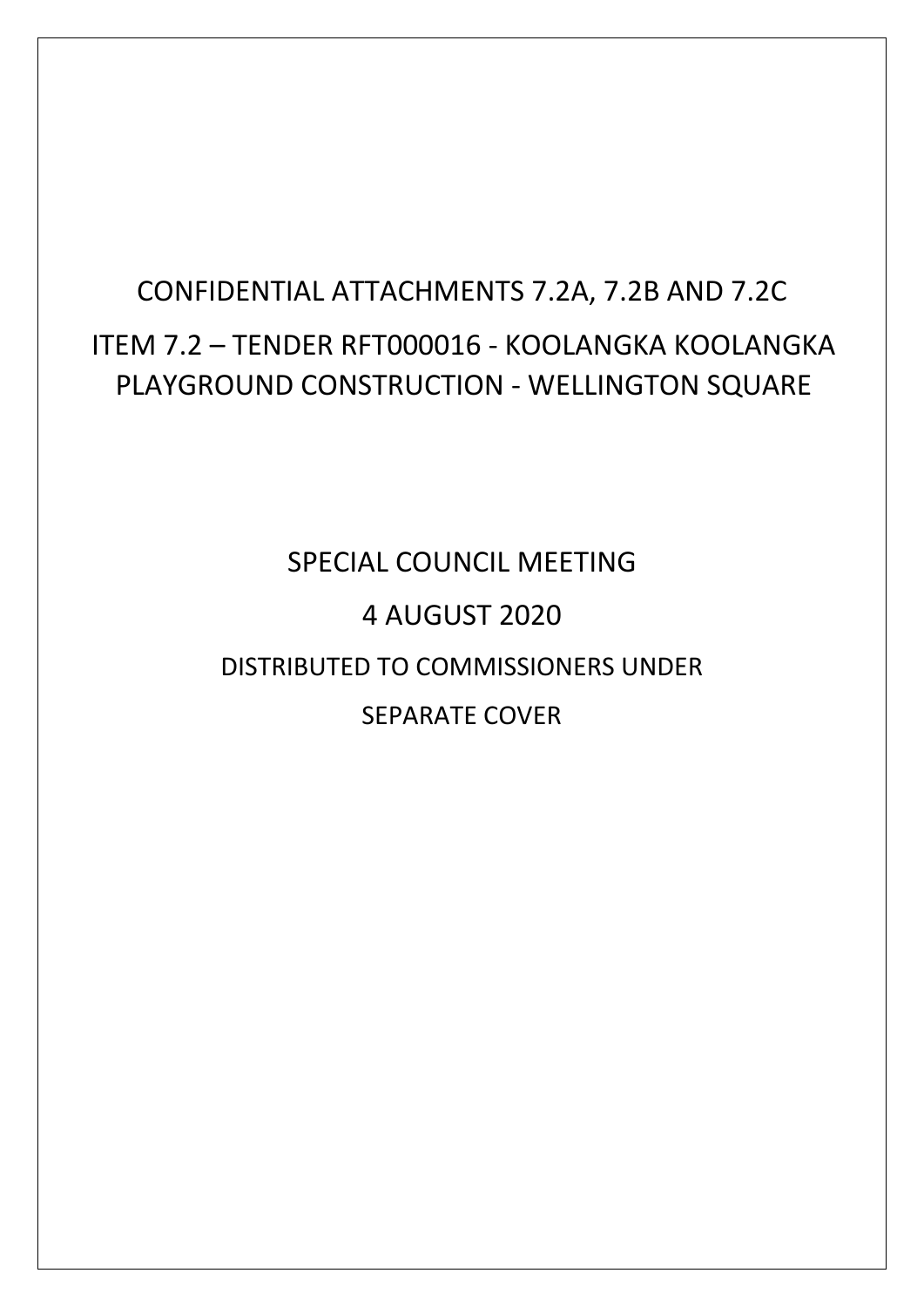CONFIDENTIAL ATTACHMENTS 7.2A, 7.2B AND 7.2C

ITEM 7.2 – TENDER RFT000016 - KOOLANGKA KOOLANGKA PLAYGROUND CONSTRUCTION - WELLINGTON SQUARE

SPECIAL COUNCIL MEETING

4 AUGUST 2020

DISTRIBUTED TO COMMISSIONERS UNDER

SEPARATE COVER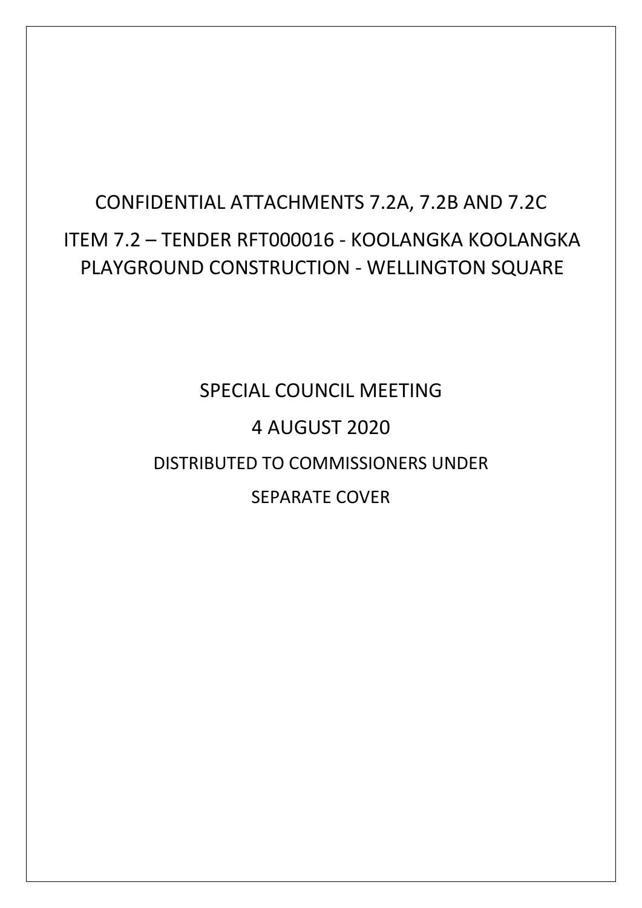# CONFIDENTIAL ATTACHMENTS 7.2A, 7.2B AND 7.2C

# ITEM 7.2 – TENDER RFT000016 - KOOLANGKA KOOLANGKA PLAYGROUND CONSTRUCTION - WELLINGTON SQUARE

SPECIAL COUNCIL MEETING

4 AUGUST 2020

DISTRIBUTED TO COMMISSIONERS UNDER

SEPARATE COVER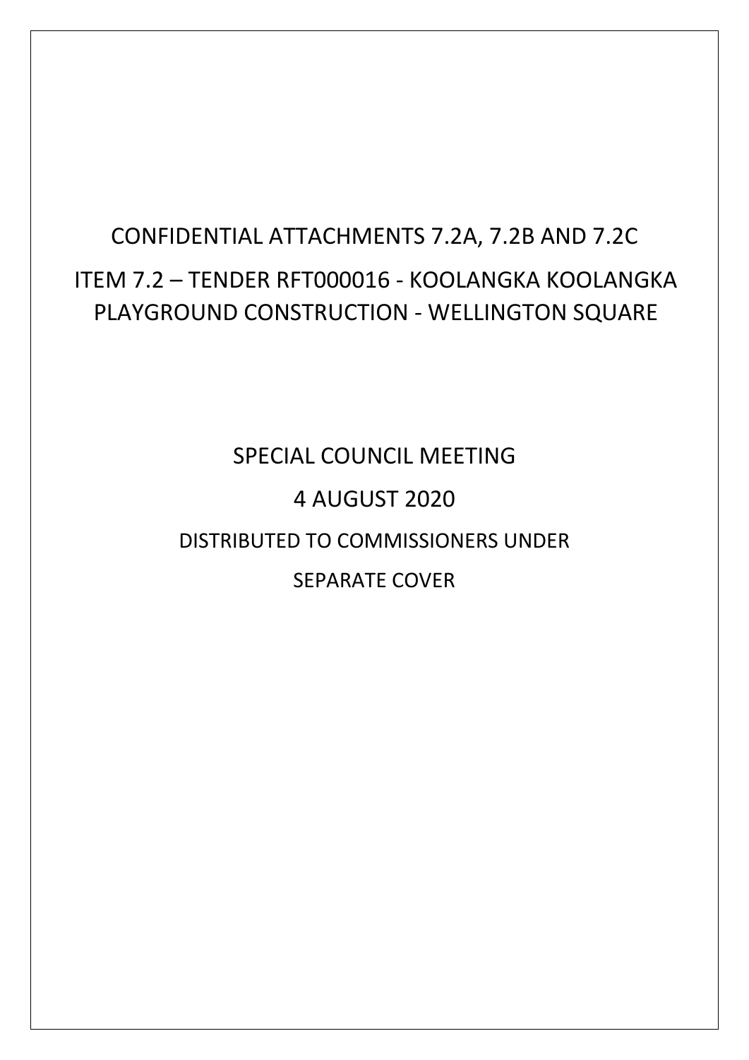# CONFIDENTIAL ATTACHMENTS 7.2A, 7.2B AND 7.2C

# ITEM 7.2 – TENDER RFT000016 - KOOLANGKA KOOLANGKA PLAYGROUND CONSTRUCTION - WELLINGTON SQUARE

SPECIAL COUNCIL MEETING

4 AUGUST 2020

DISTRIBUTED TO COMMISSIONERS UNDER

SEPARATE COVER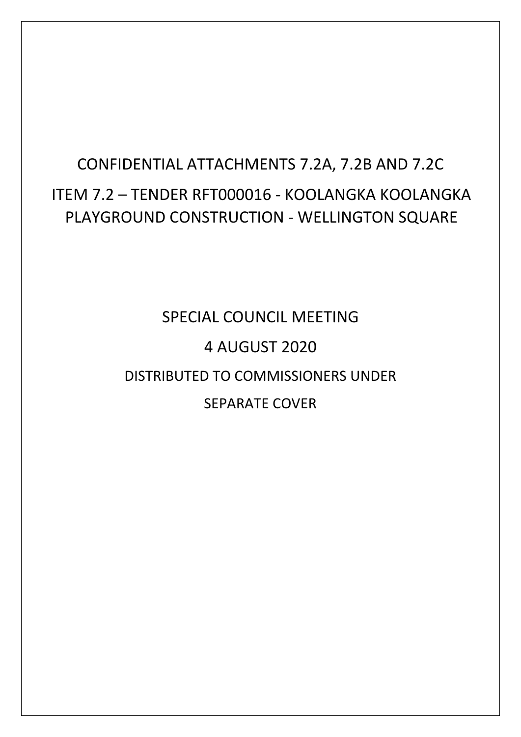# CONFIDENTIAL ATTACHMENTS 7.2A, 7.2B AND 7.2C

# ITEM 7.2 – TENDER RFT000016 - KOOLANGKA KOOLANGKA PLAYGROUND CONSTRUCTION - WELLINGTON SQUARE

SPECIAL COUNCIL MEETING

4 AUGUST 2020

DISTRIBUTED TO COMMISSIONERS UNDER

SEPARATE COVER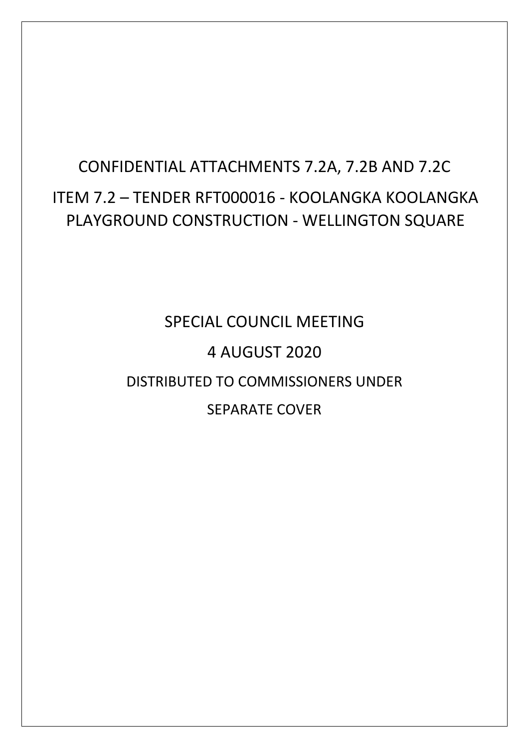CONFIDENTIAL ATTACHMENTS 7.2A, 7.2B AND 7.2C

ITEM 7.2 – TENDER RFT000016 - KOOLANGKA KOOLANGKA PLAYGROUND CONSTRUCTION - WELLINGTON SQUARE

SPECIAL COUNCIL MEETING

4 AUGUST 2020

DISTRIBUTED TO COMMISSIONERS UNDER

SEPARATE COVER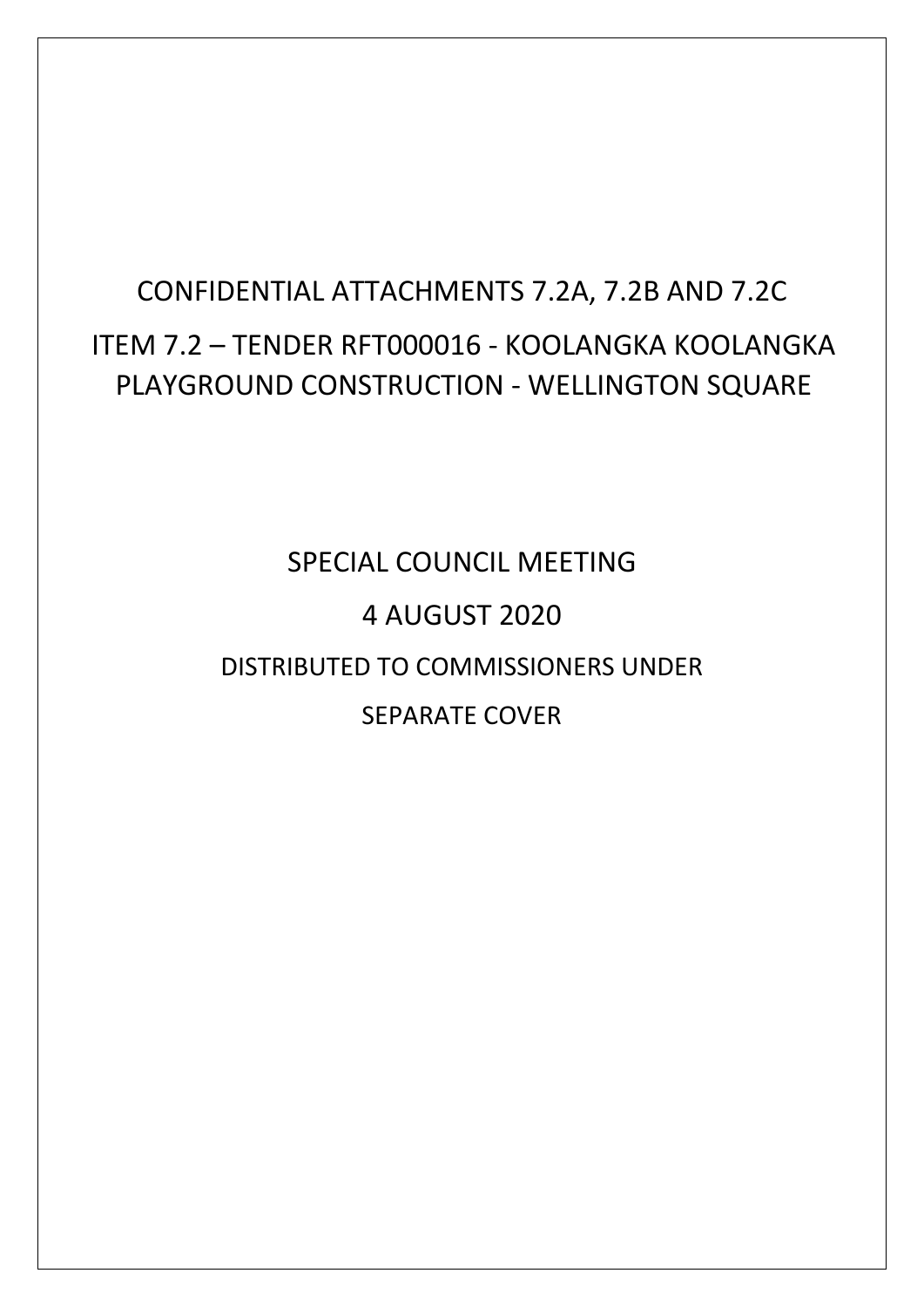# CONFIDENTIAL ATTACHMENTS 7.2A, 7.2B AND 7.2C

# ITEM 7.2 – TENDER RFT000016 - KOOLANGKA KOOLANGKA PLAYGROUND CONSTRUCTION - WELLINGTON SQUARE

SPECIAL COUNCIL MEETING

4 AUGUST 2020

DISTRIBUTED TO COMMISSIONERS UNDER

SEPARATE COVER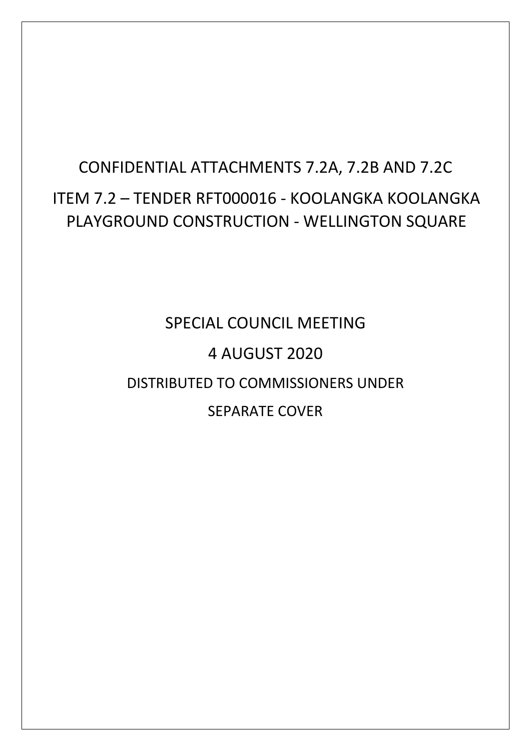CONFIDENTIAL ATTACHMENTS 7.2A, 7.2B AND 7.2C

ITEM 7.2 – TENDER RFT000016 - KOOLANGKA KOOLANGKA PLAYGROUND CONSTRUCTION - WELLINGTON SQUARE

SPECIAL COUNCIL MEETING

4 AUGUST 2020

DISTRIBUTED TO COMMISSIONERS UNDER

SEPARATE COVER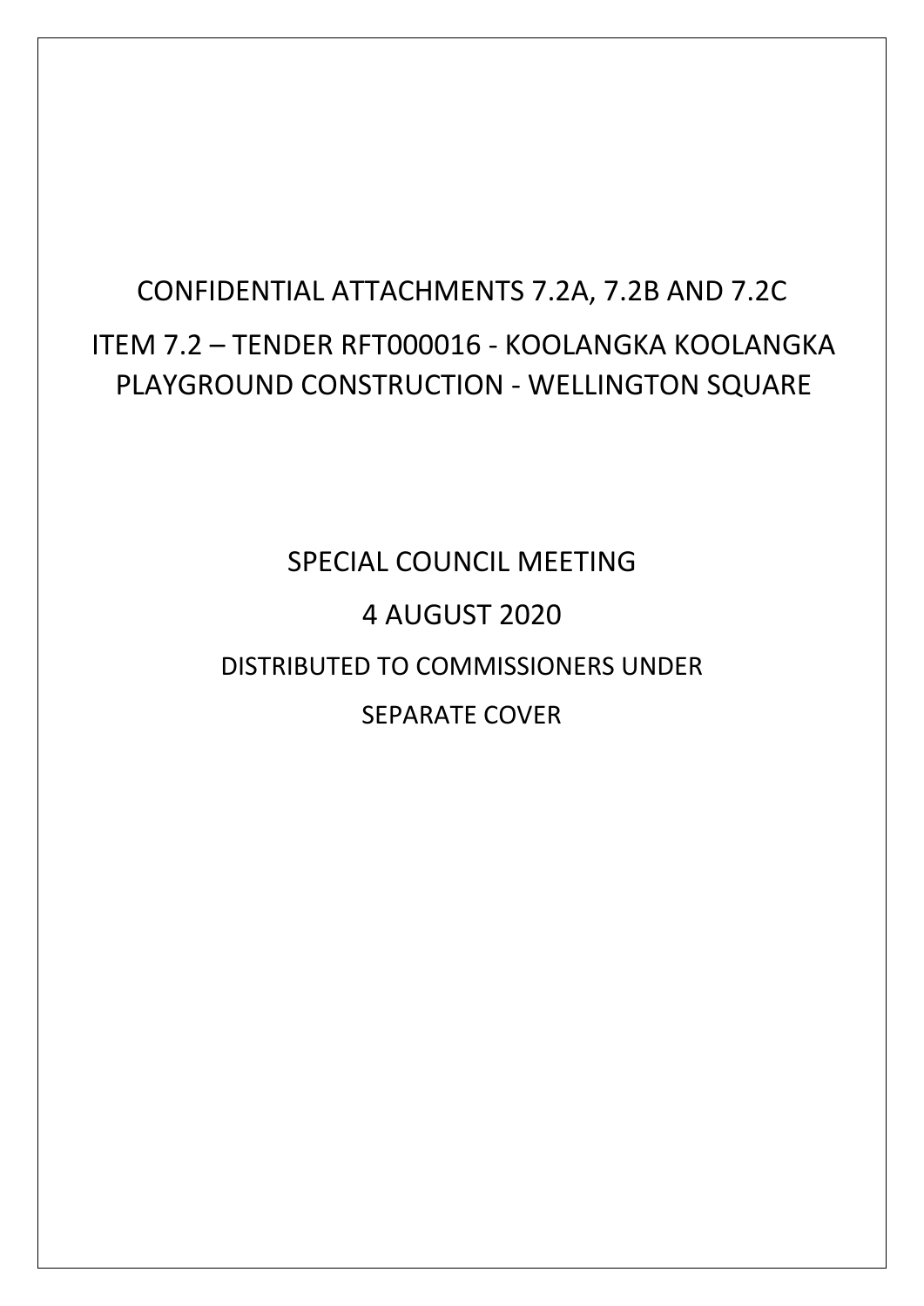# CONFIDENTIAL ATTACHMENTS 7.2A, 7.2B AND 7.2C

# ITEM 7.2 – TENDER RFT000016 - KOOLANGKA KOOLANGKA PLAYGROUND CONSTRUCTION - WELLINGTON SQUARE

SPECIAL COUNCIL MEETING

4 AUGUST 2020

DISTRIBUTED TO COMMISSIONERS UNDER

SEPARATE COVER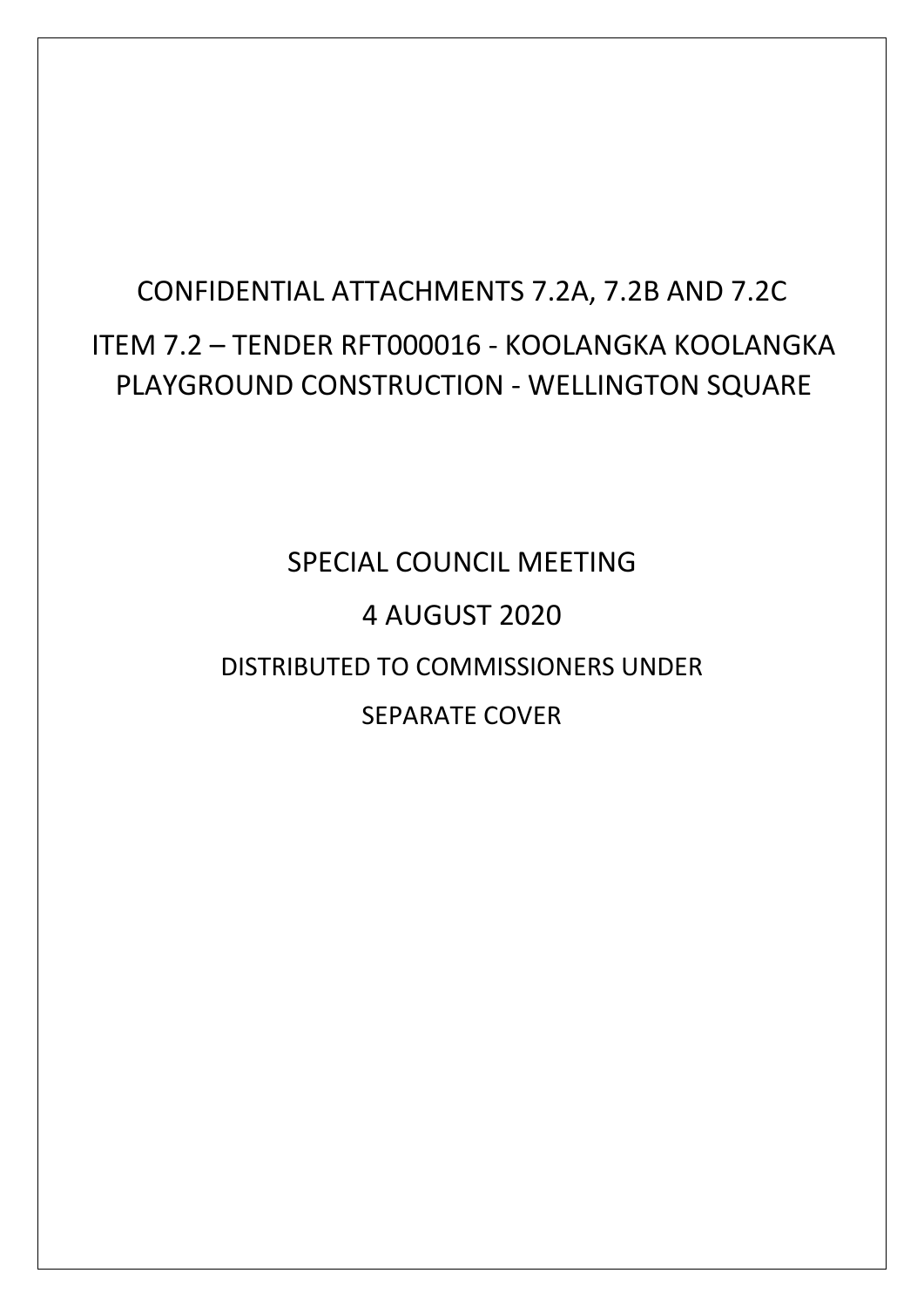# CONFIDENTIAL ATTACHMENTS 7.2A, 7.2B AND 7.2C

# ITEM 7.2 – TENDER RFT000016 - KOOLANGKA KOOLANGKA PLAYGROUND CONSTRUCTION - WELLINGTON SQUARE

SPECIAL COUNCIL MEETING

4 AUGUST 2020

DISTRIBUTED TO COMMISSIONERS UNDER

SEPARATE COVER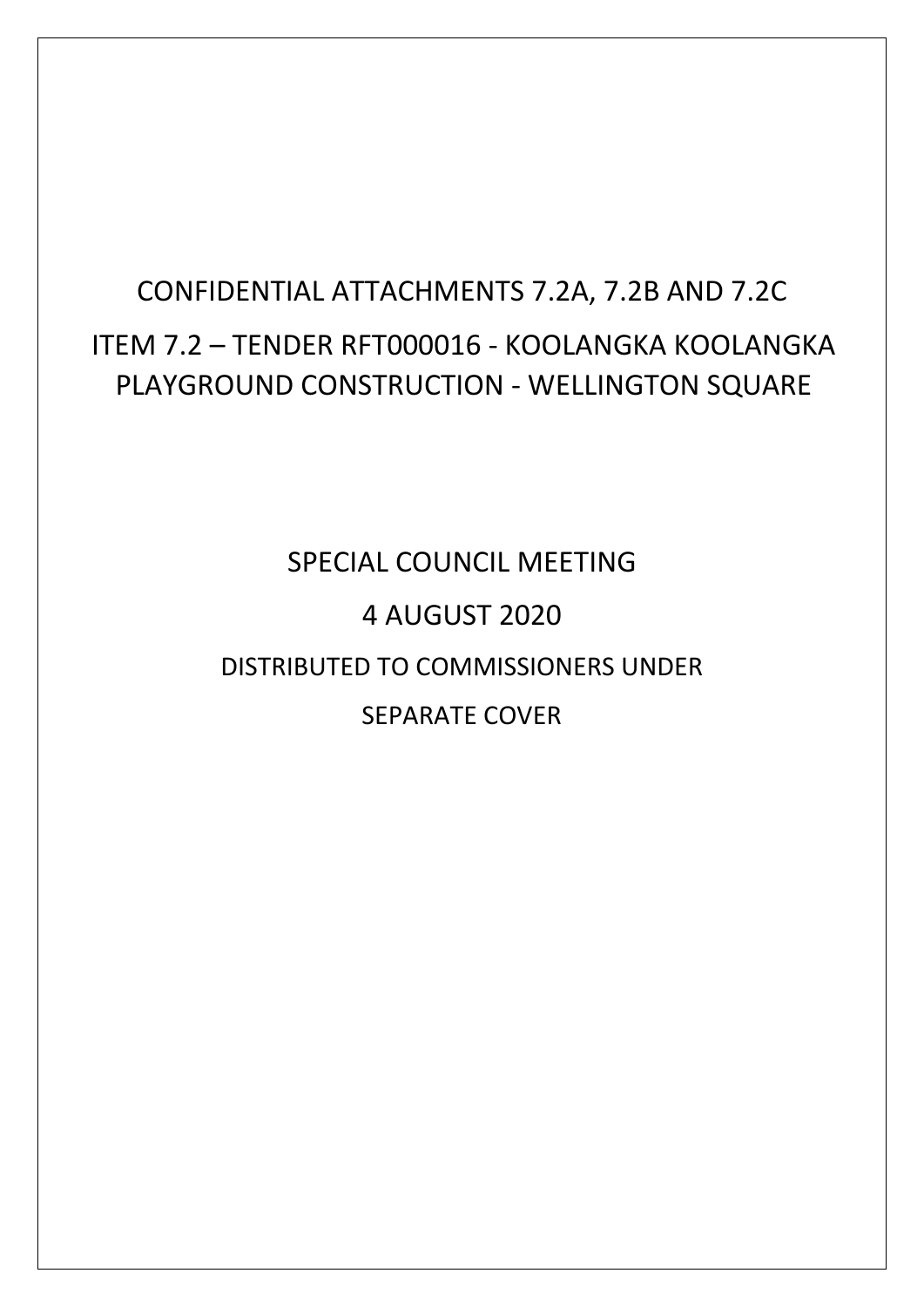CONFIDENTIAL ATTACHMENTS 7.2A, 7.2B AND 7.2C

ITEM 7.2 – TENDER RFT000016 - KOOLANGKA KOOLANGKA PLAYGROUND CONSTRUCTION - WELLINGTON SQUARE

SPECIAL COUNCIL MEETING

4 AUGUST 2020

DISTRIBUTED TO COMMISSIONERS UNDER

SEPARATE COVER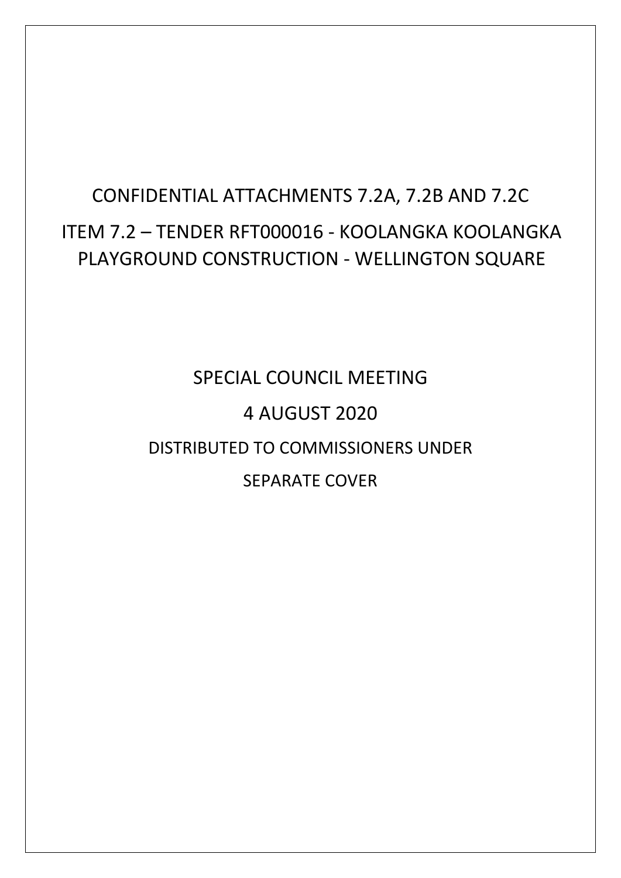CONFIDENTIAL ATTACHMENTS 7.2A, 7.2B AND 7.2C

ITEM 7.2 – TENDER RFT000016 - KOOLANGKA KOOLANGKA PLAYGROUND CONSTRUCTION - WELLINGTON SQUARE

SPECIAL COUNCIL MEETING

4 AUGUST 2020

DISTRIBUTED TO COMMISSIONERS UNDER

SEPARATE COVER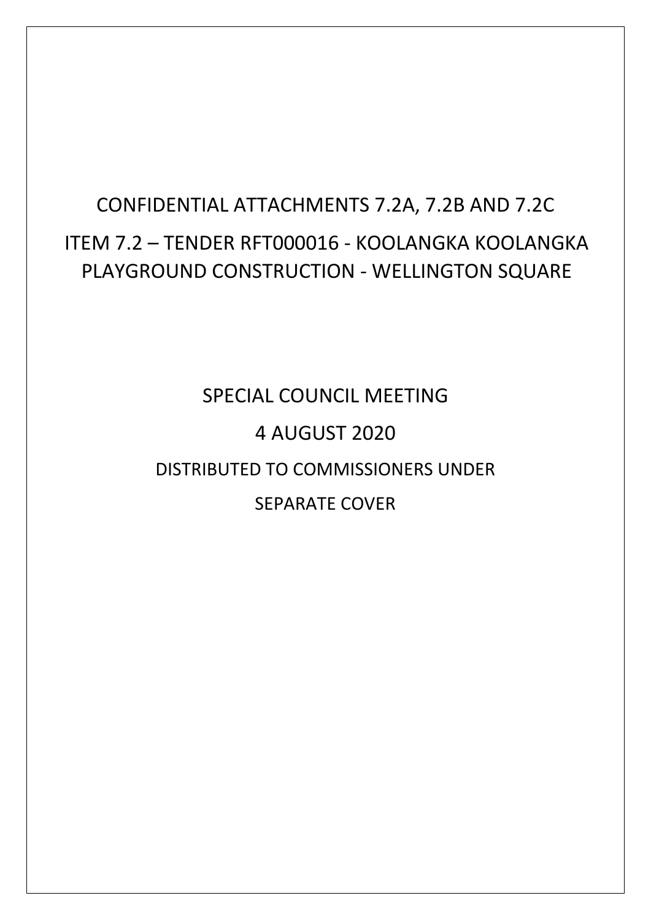CONFIDENTIAL ATTACHMENTS 7.2A, 7.2B AND 7.2C

ITEM 7.2 – TENDER RFT000016 - KOOLANGKA KOOLANGKA PLAYGROUND CONSTRUCTION - WELLINGTON SQUARE

SPECIAL COUNCIL MEETING

4 AUGUST 2020

DISTRIBUTED TO COMMISSIONERS UNDER

SEPARATE COVER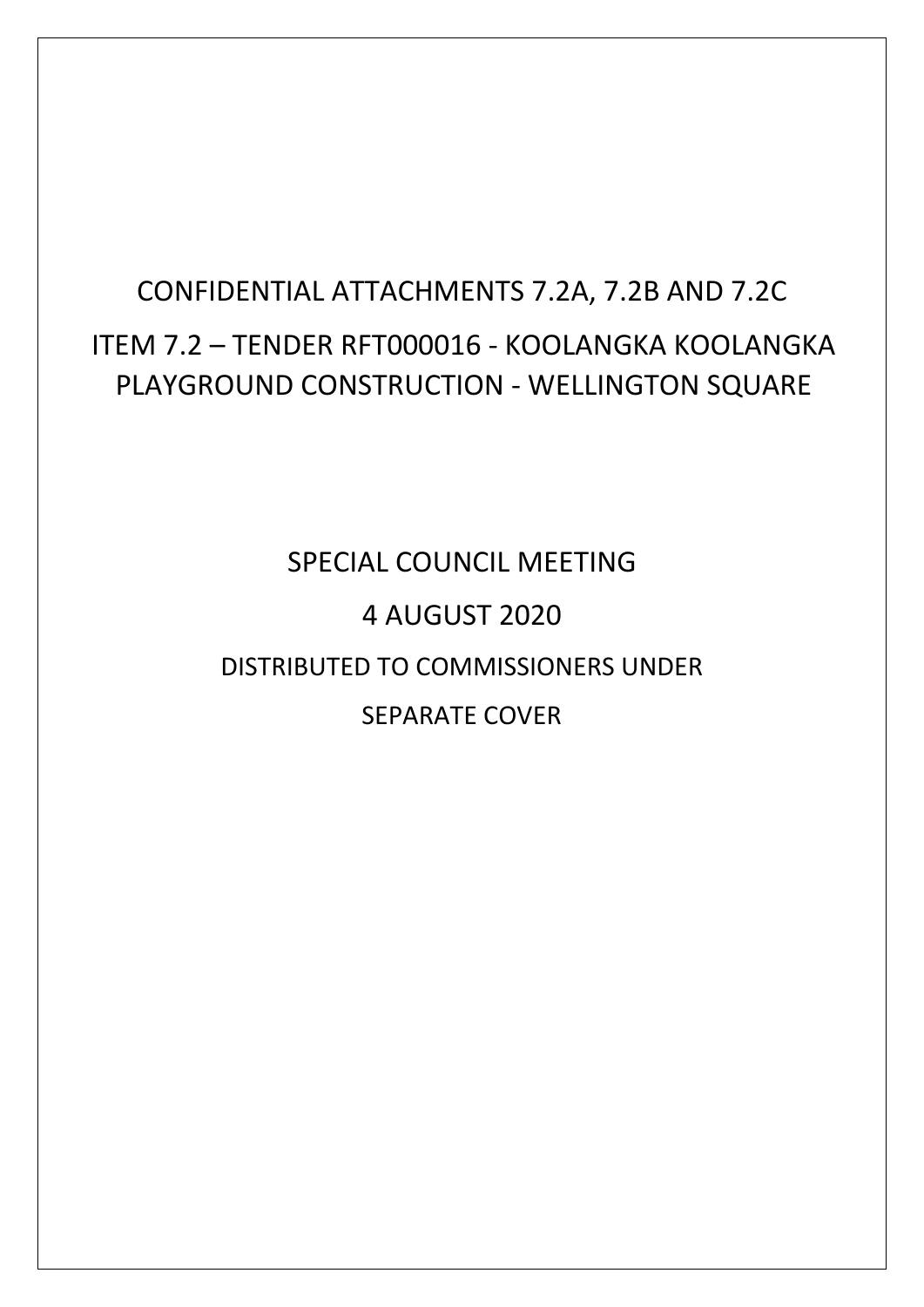CONFIDENTIAL ATTACHMENTS 7.2A, 7.2B AND 7.2C

ITEM 7.2 – TENDER RFT000016 - KOOLANGKA KOOLANGKA PLAYGROUND CONSTRUCTION - WELLINGTON SQUARE

SPECIAL COUNCIL MEETING

4 AUGUST 2020

DISTRIBUTED TO COMMISSIONERS UNDER

SEPARATE COVER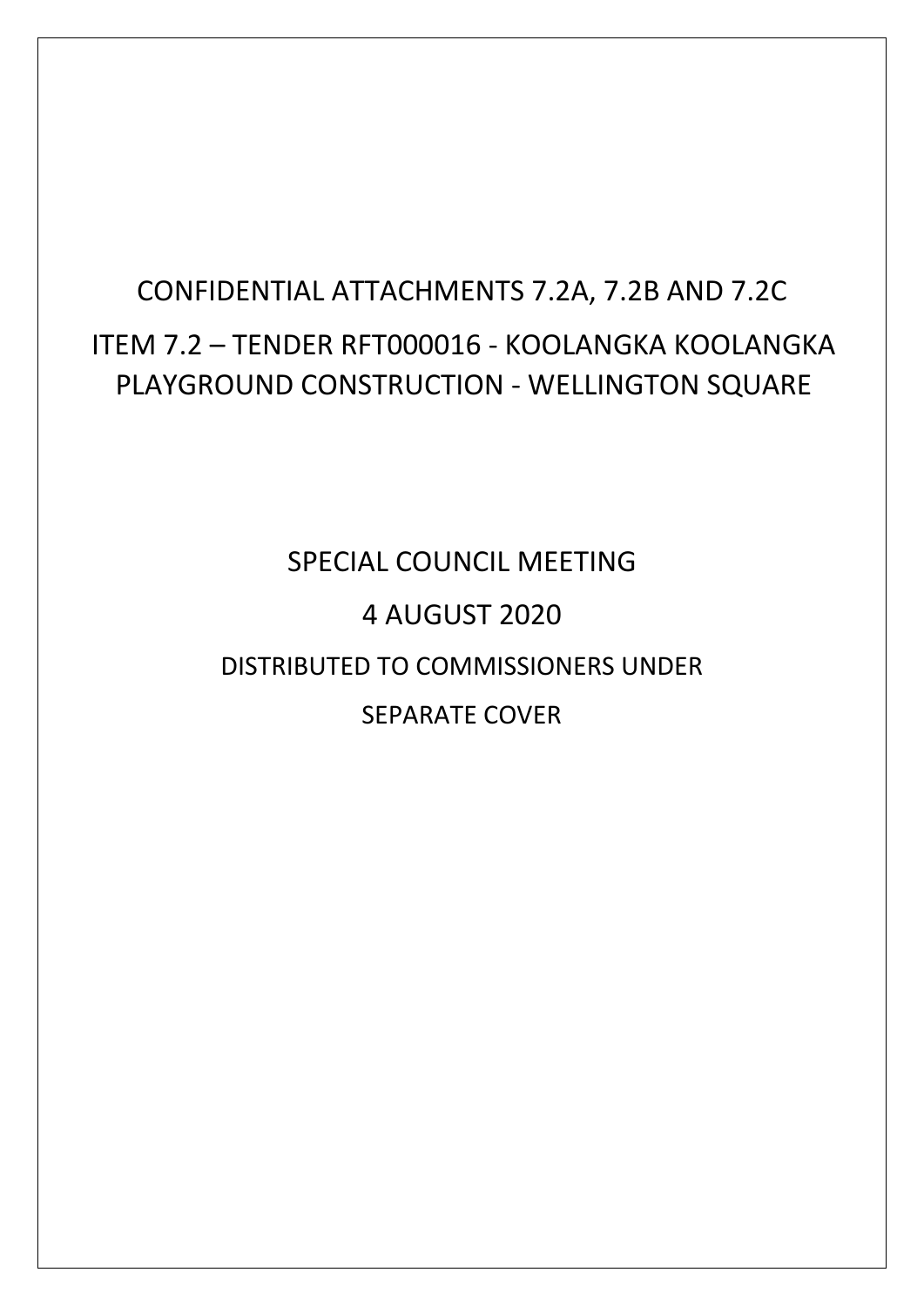# CONFIDENTIAL ATTACHMENTS 7.2A, 7.2B AND 7.2C

# ITEM 7.2 – TENDER RFT000016 - KOOLANGKA KOOLANGKA PLAYGROUND CONSTRUCTION - WELLINGTON SQUARE

SPECIAL COUNCIL MEETING

4 AUGUST 2020

DISTRIBUTED TO COMMISSIONERS UNDER

SEPARATE COVER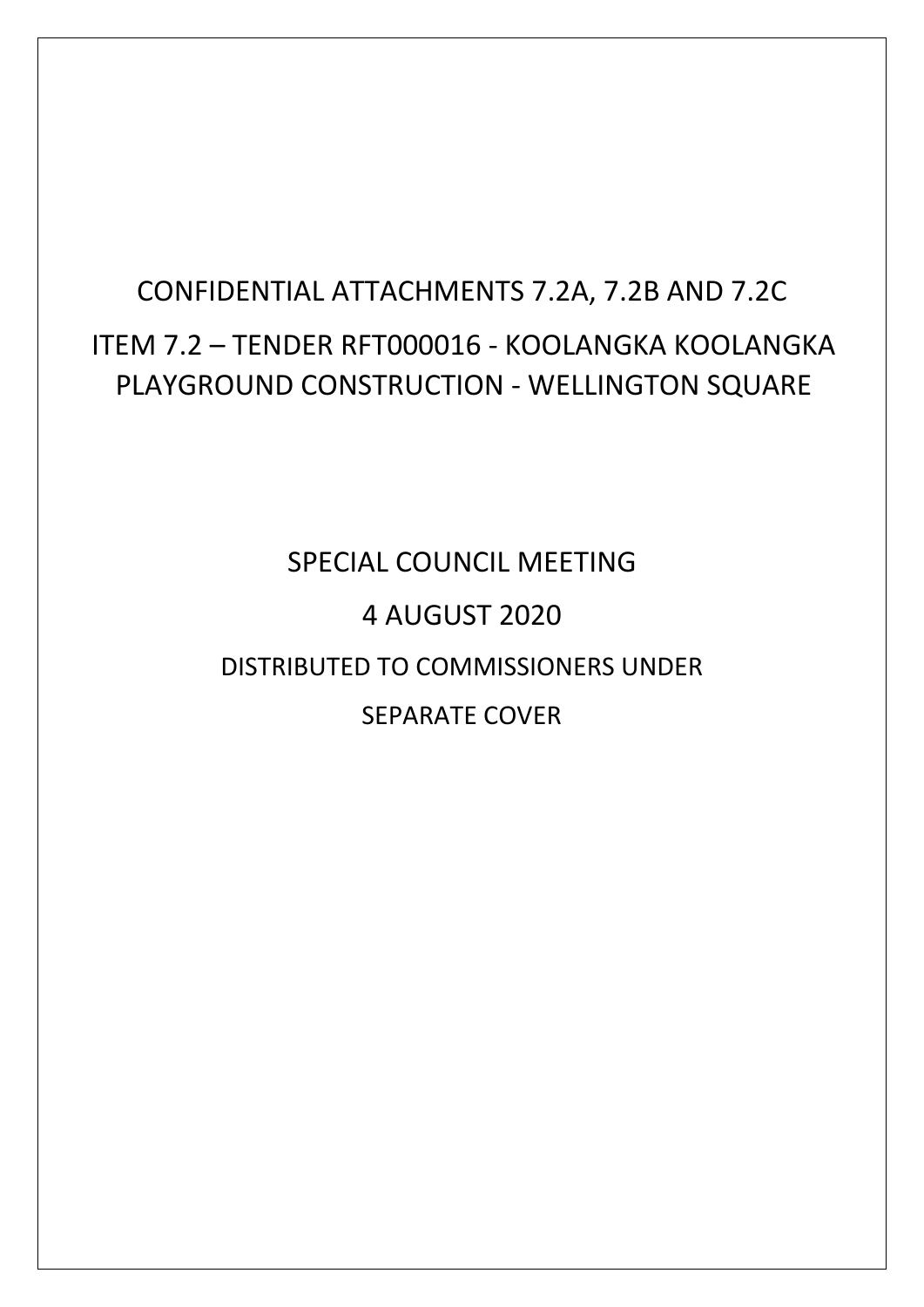# CONFIDENTIAL ATTACHMENTS 7.2A, 7.2B AND 7.2C

# ITEM 7.2 – TENDER RFT000016 - KOOLANGKA KOOLANGKA PLAYGROUND CONSTRUCTION - WELLINGTON SQUARE

SPECIAL COUNCIL MEETING

4 AUGUST 2020

DISTRIBUTED TO COMMISSIONERS UNDER

SEPARATE COVER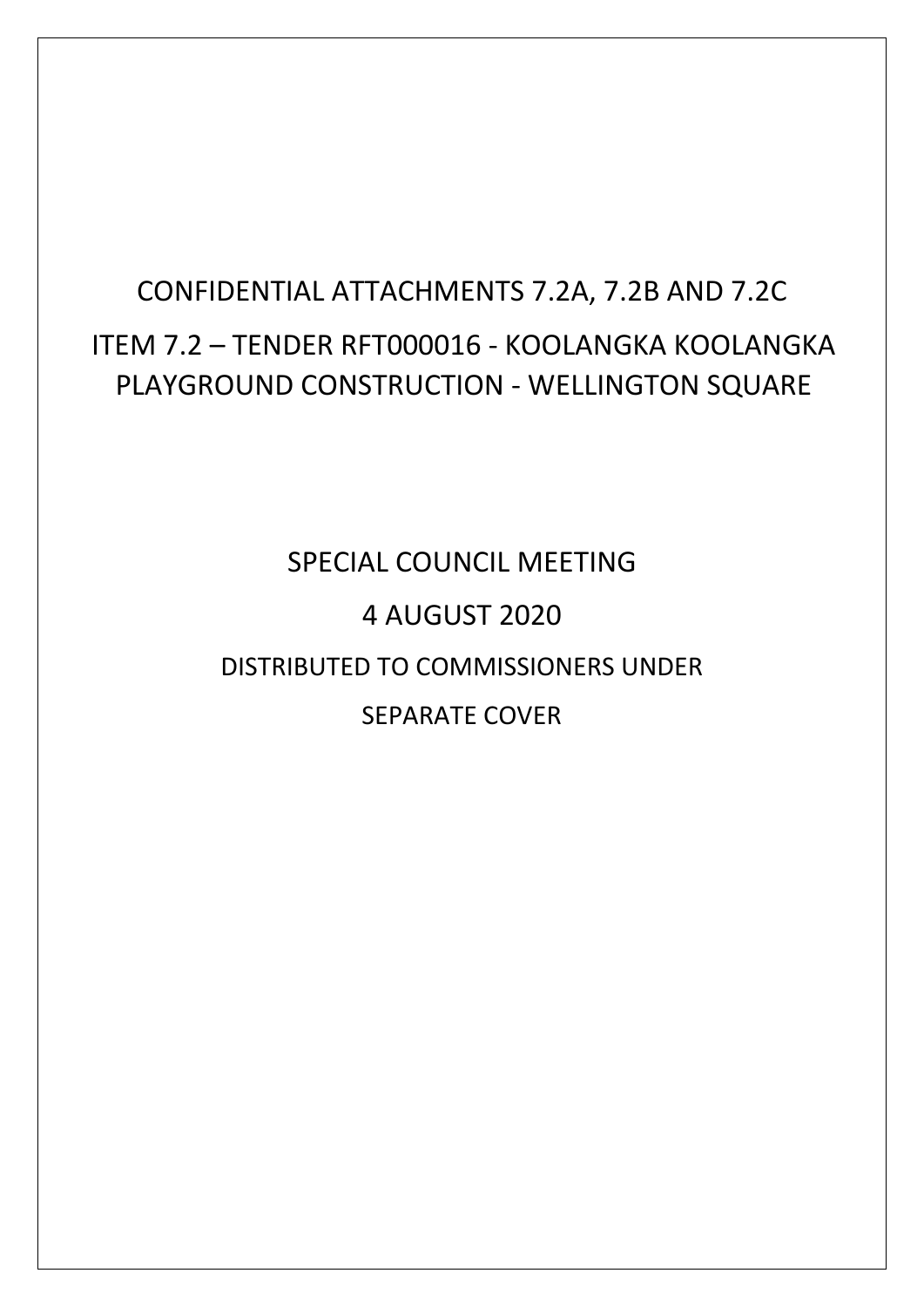CONFIDENTIAL ATTACHMENTS 7.2A, 7.2B AND 7.2C

ITEM 7.2 – TENDER RFT000016 - KOOLANGKA KOOLANGKA PLAYGROUND CONSTRUCTION - WELLINGTON SQUARE

SPECIAL COUNCIL MEETING

4 AUGUST 2020

DISTRIBUTED TO COMMISSIONERS UNDER

SEPARATE COVER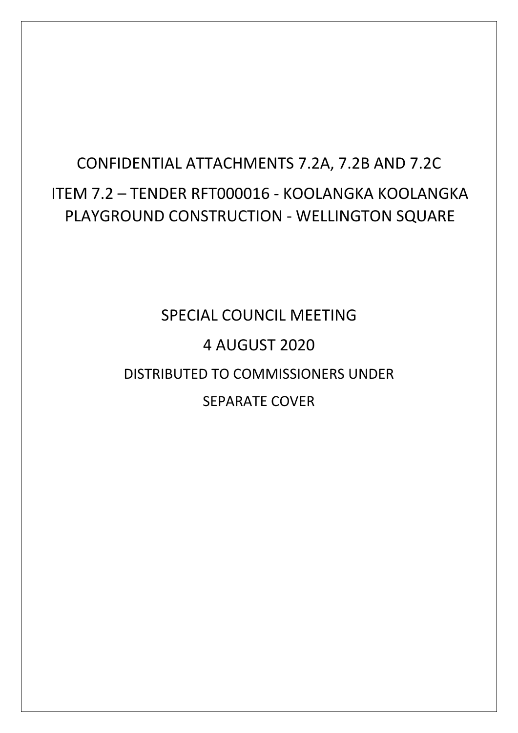CONFIDENTIAL ATTACHMENTS 7.2A, 7.2B AND 7.2C

ITEM 7.2 – TENDER RFT000016 - KOOLANGKA KOOLANGKA PLAYGROUND CONSTRUCTION - WELLINGTON SQUARE

SPECIAL COUNCIL MEETING

4 AUGUST 2020

DISTRIBUTED TO COMMISSIONERS UNDER

SEPARATE COVER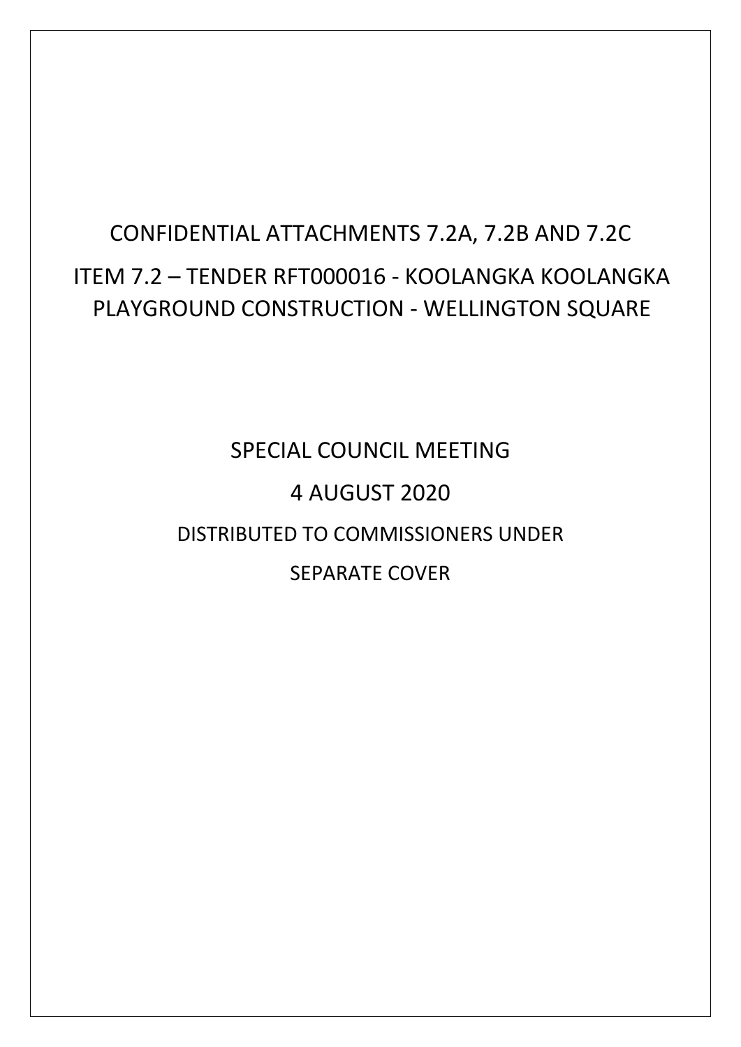# CONFIDENTIAL ATTACHMENTS 7.2A, 7.2B AND 7.2C

# ITEM 7.2 – TENDER RFT000016 - KOOLANGKA KOOLANGKA PLAYGROUND CONSTRUCTION - WELLINGTON SQUARE

SPECIAL COUNCIL MEETING

4 AUGUST 2020

DISTRIBUTED TO COMMISSIONERS UNDER

SEPARATE COVER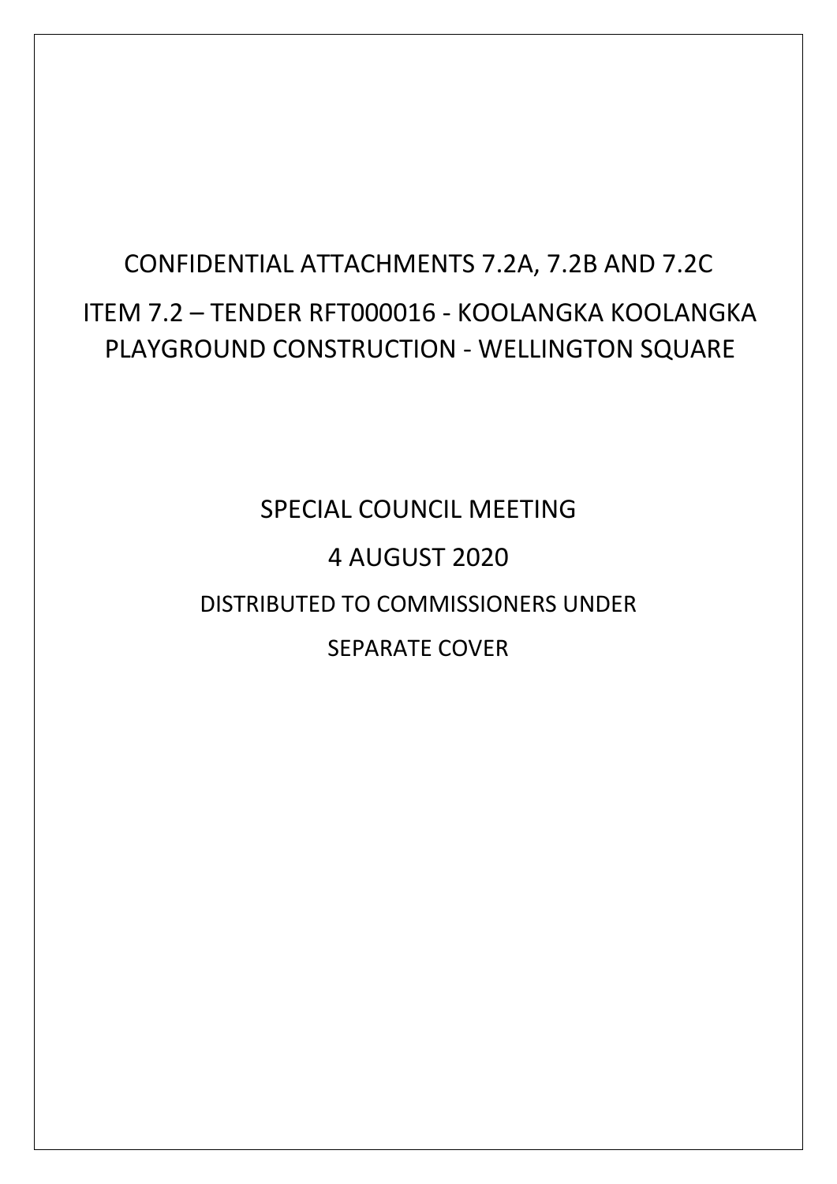CONFIDENTIAL ATTACHMENTS 7.2A, 7.2B AND 7.2C

ITEM 7.2 – TENDER RFT000016 - KOOLANGKA KOOLANGKA PLAYGROUND CONSTRUCTION - WELLINGTON SQUARE

SPECIAL COUNCIL MEETING

4 AUGUST 2020

DISTRIBUTED TO COMMISSIONERS UNDER

SEPARATE COVER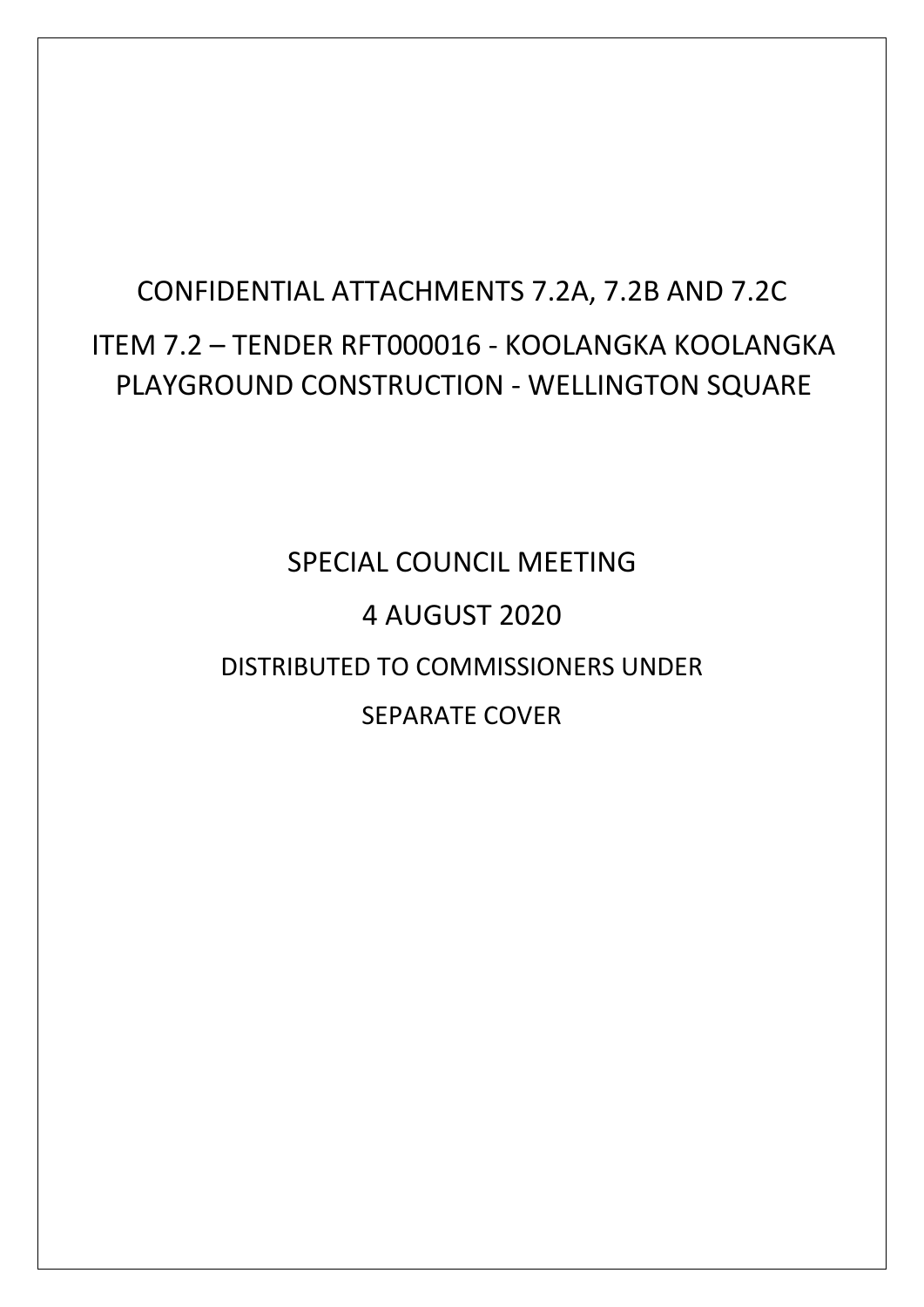CONFIDENTIAL ATTACHMENTS 7.2A, 7.2B AND 7.2C

ITEM 7.2 – TENDER RFT000016 - KOOLANGKA KOOLANGKA PLAYGROUND CONSTRUCTION - WELLINGTON SQUARE

SPECIAL COUNCIL MEETING

4 AUGUST 2020

DISTRIBUTED TO COMMISSIONERS UNDER

SEPARATE COVER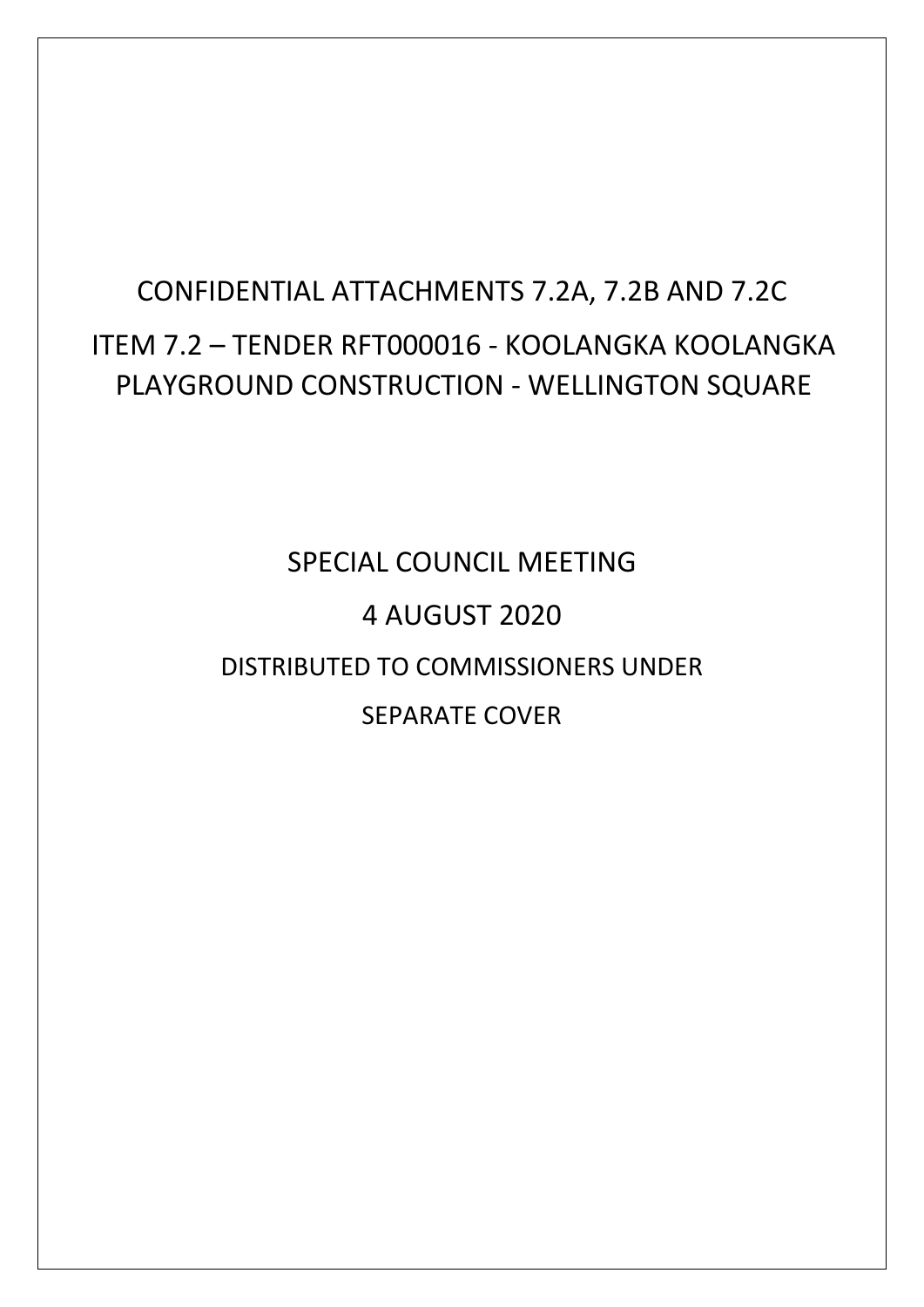CONFIDENTIAL ATTACHMENTS 7.2A, 7.2B AND 7.2C

ITEM 7.2 – TENDER RFT000016 - KOOLANGKA KOOLANGKA PLAYGROUND CONSTRUCTION - WELLINGTON SQUARE

SPECIAL COUNCIL MEETING

4 AUGUST 2020

DISTRIBUTED TO COMMISSIONERS UNDER

SEPARATE COVER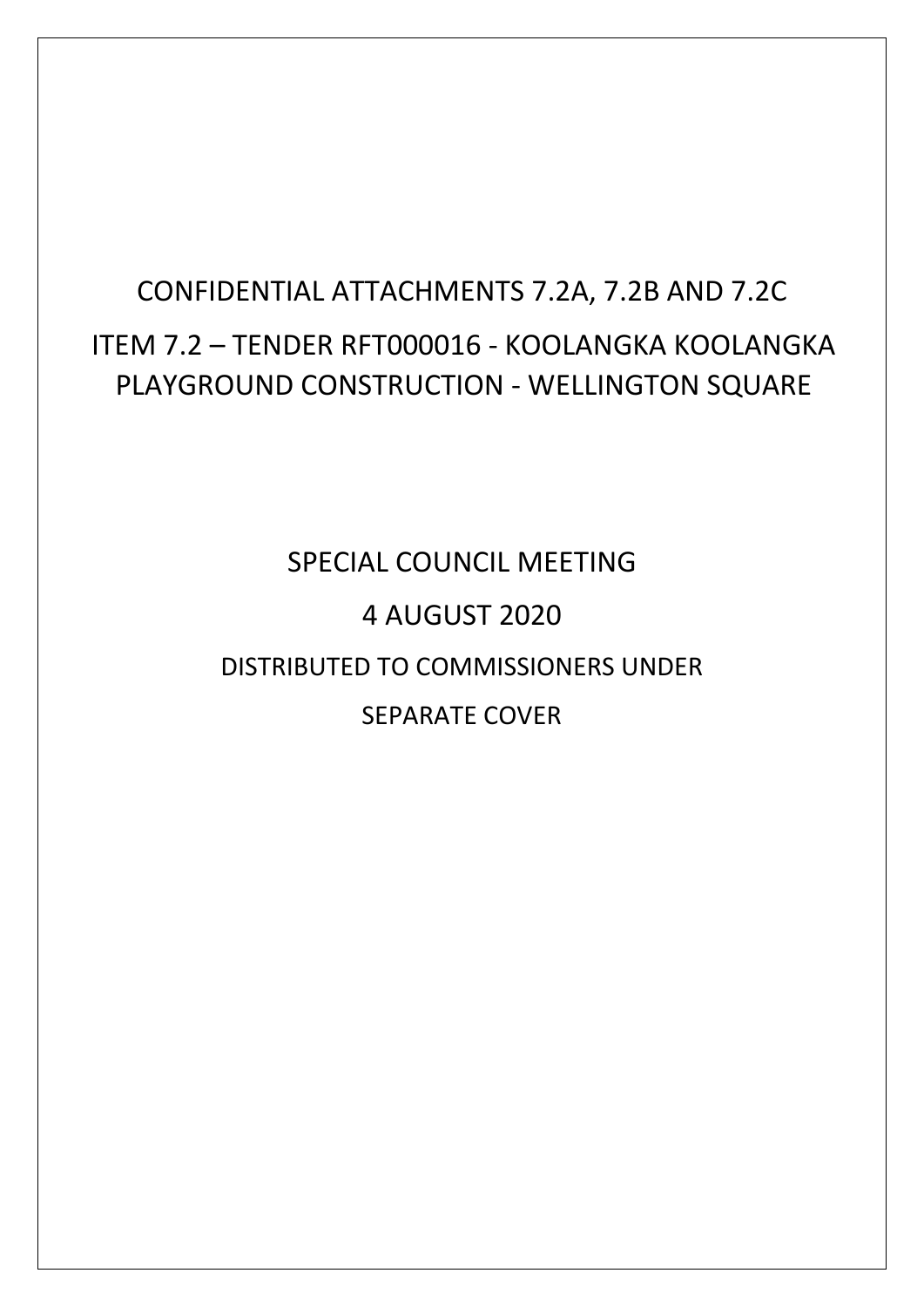CONFIDENTIAL ATTACHMENTS 7.2A, 7.2B AND 7.2C

ITEM 7.2 – TENDER RFT000016 - KOOLANGKA KOOLANGKA PLAYGROUND CONSTRUCTION - WELLINGTON SQUARE

SPECIAL COUNCIL MEETING

4 AUGUST 2020

DISTRIBUTED TO COMMISSIONERS UNDER

SEPARATE COVER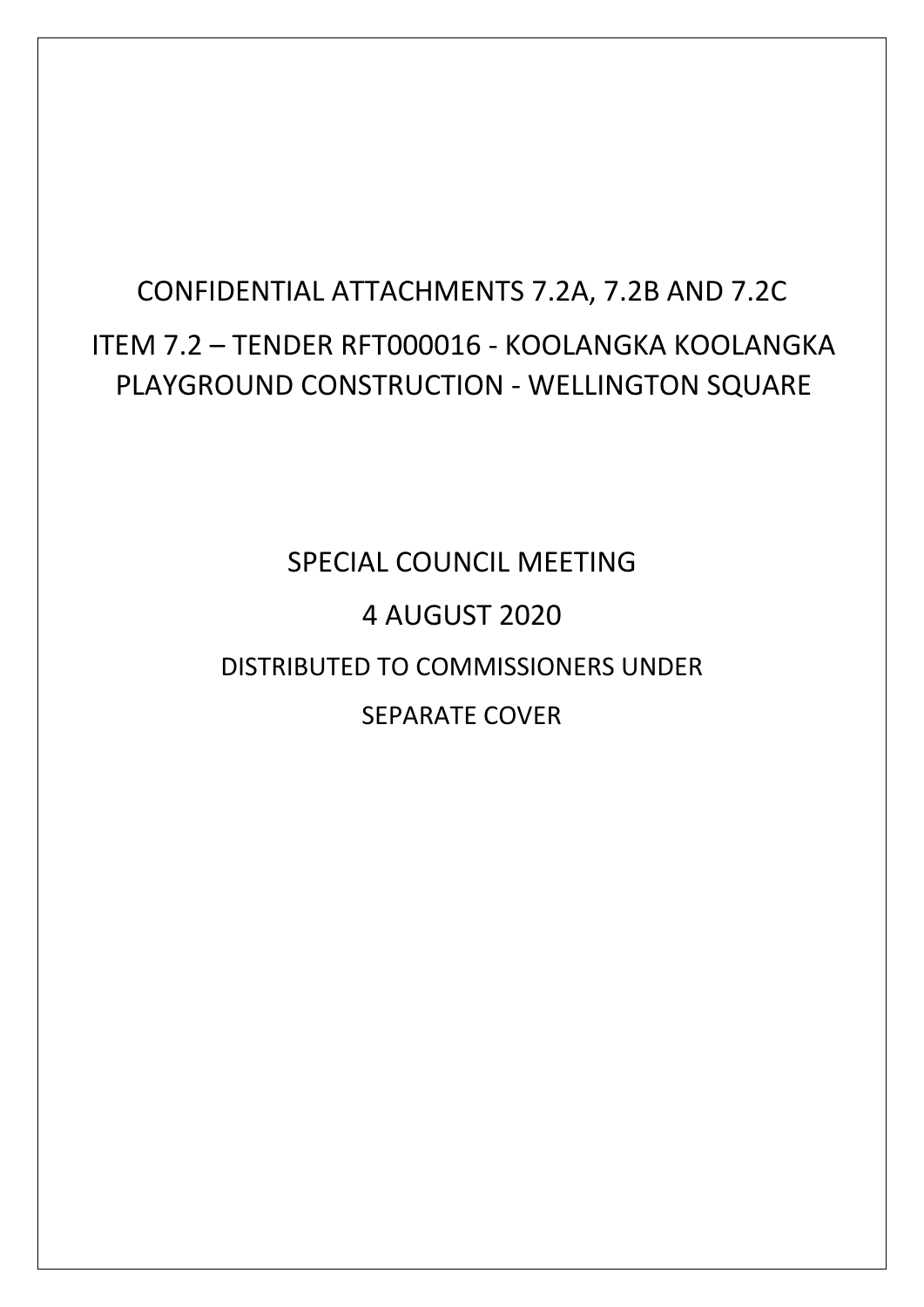CONFIDENTIAL ATTACHMENTS 7.2A, 7.2B AND 7.2C

ITEM 7.2 – TENDER RFT000016 - KOOLANGKA KOOLANGKA PLAYGROUND CONSTRUCTION - WELLINGTON SQUARE

SPECIAL COUNCIL MEETING

4 AUGUST 2020

DISTRIBUTED TO COMMISSIONERS UNDER

SEPARATE COVER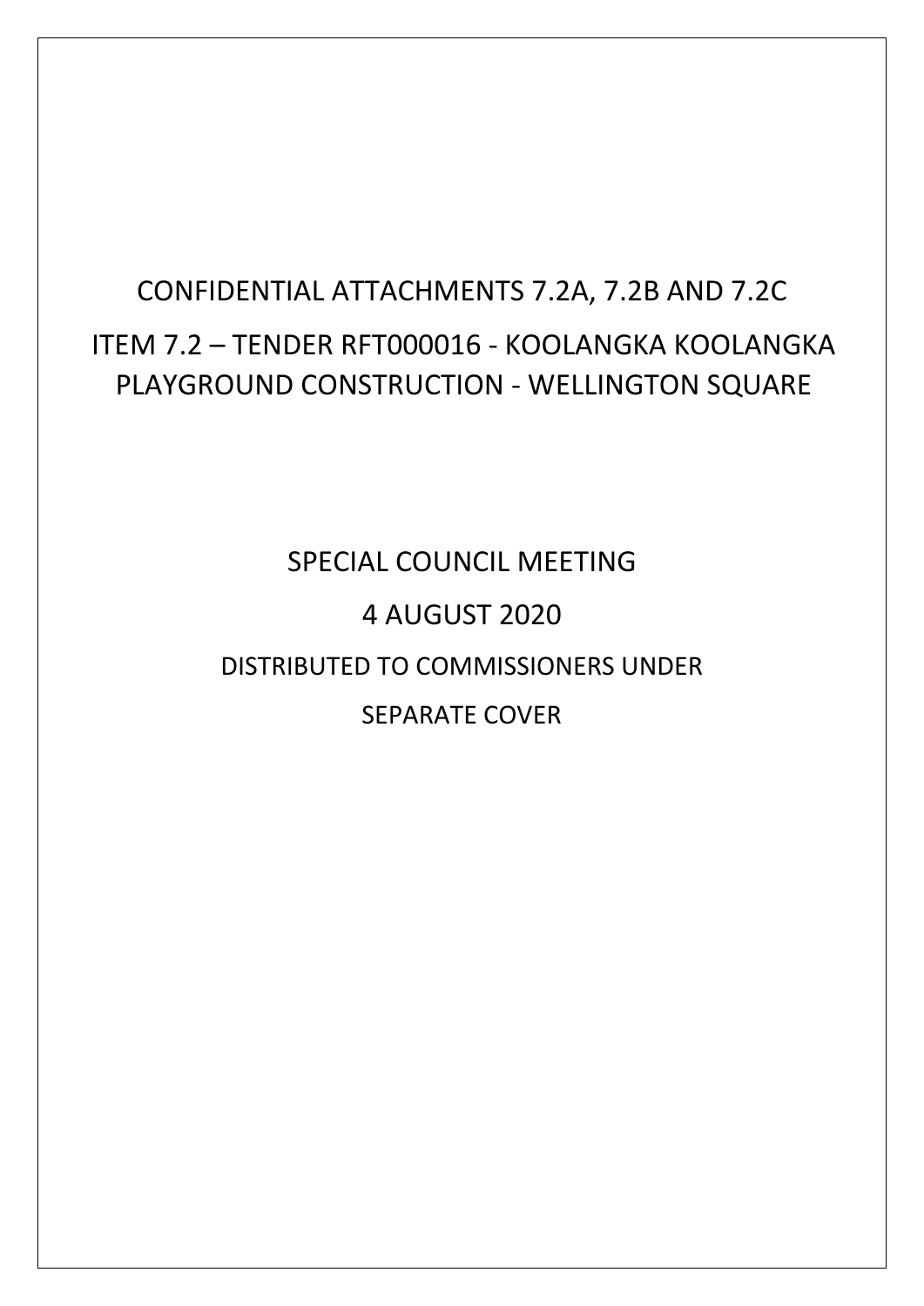CONFIDENTIAL ATTACHMENTS 7.2A, 7.2B AND 7.2C

ITEM 7.2 – TENDER RFT000016 - KOOLANGKA KOOLANGKA PLAYGROUND CONSTRUCTION - WELLINGTON SQUARE

SPECIAL COUNCIL MEETING

4 AUGUST 2020

DISTRIBUTED TO COMMISSIONERS UNDER

SEPARATE COVER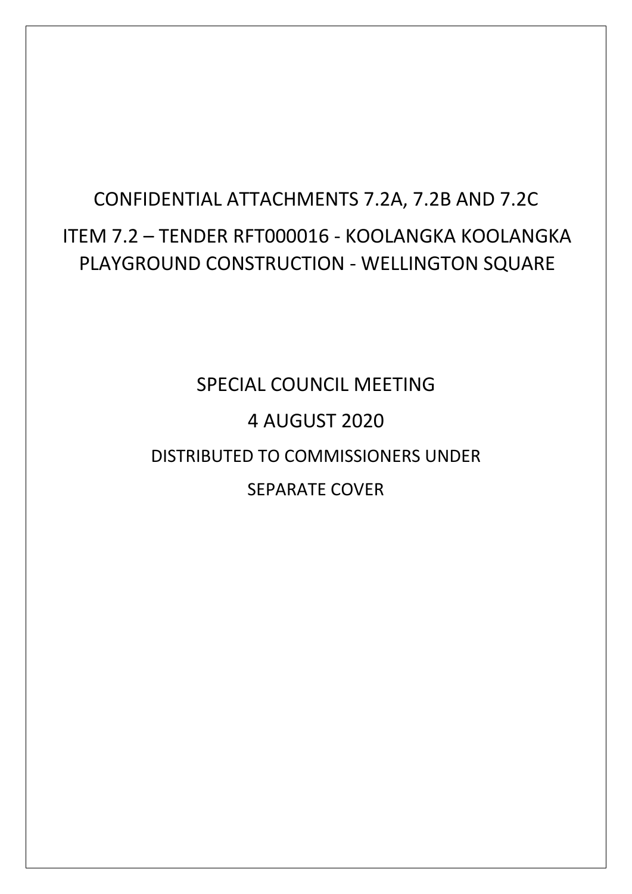# CONFIDENTIAL ATTACHMENTS 7.2A, 7.2B AND 7.2C

# ITEM 7.2 – TENDER RFT000016 - KOOLANGKA KOOLANGKA PLAYGROUND CONSTRUCTION - WELLINGTON SQUARE

SPECIAL COUNCIL MEETING

4 AUGUST 2020

DISTRIBUTED TO COMMISSIONERS UNDER

SEPARATE COVER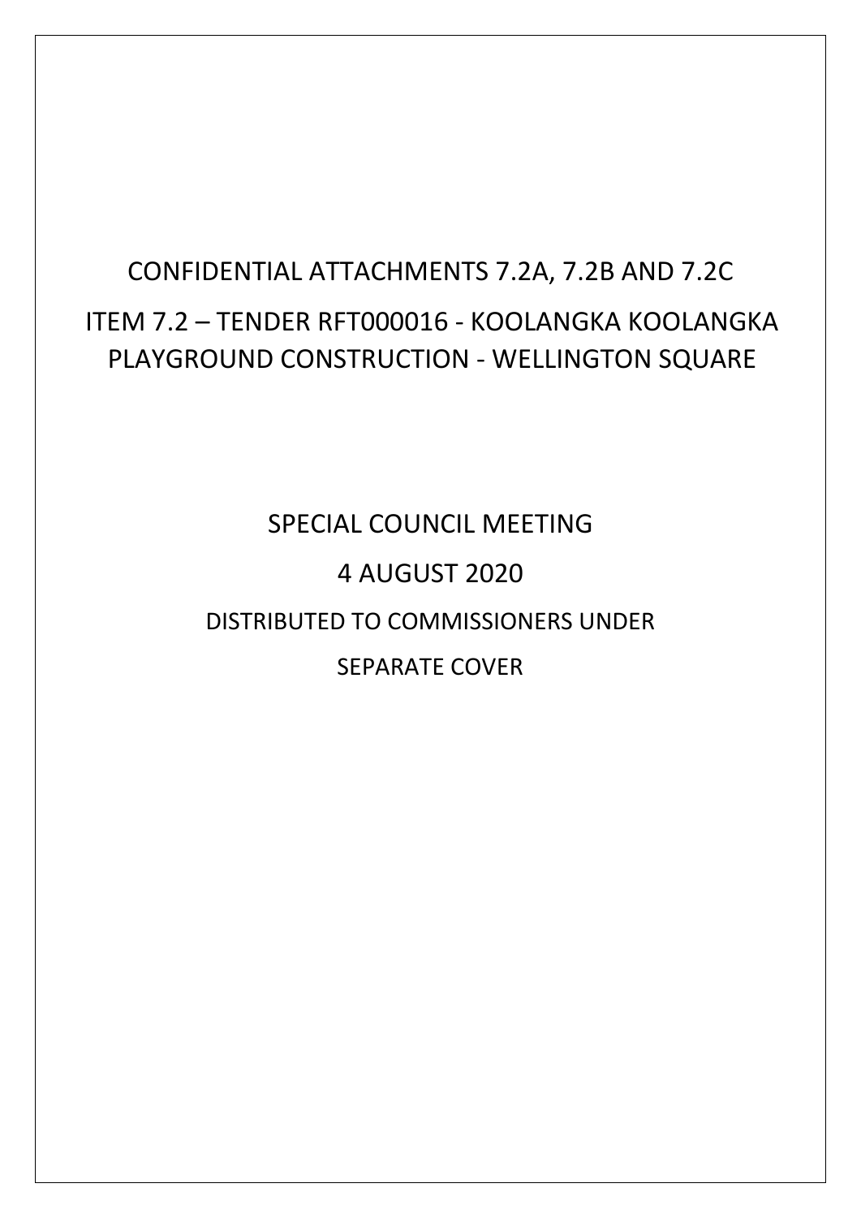CONFIDENTIAL ATTACHMENTS 7.2A, 7.2B AND 7.2C

ITEM 7.2 – TENDER RFT000016 - KOOLANGKA KOOLANGKA PLAYGROUND CONSTRUCTION - WELLINGTON SQUARE

SPECIAL COUNCIL MEETING

4 AUGUST 2020

DISTRIBUTED TO COMMISSIONERS UNDER

SEPARATE COVER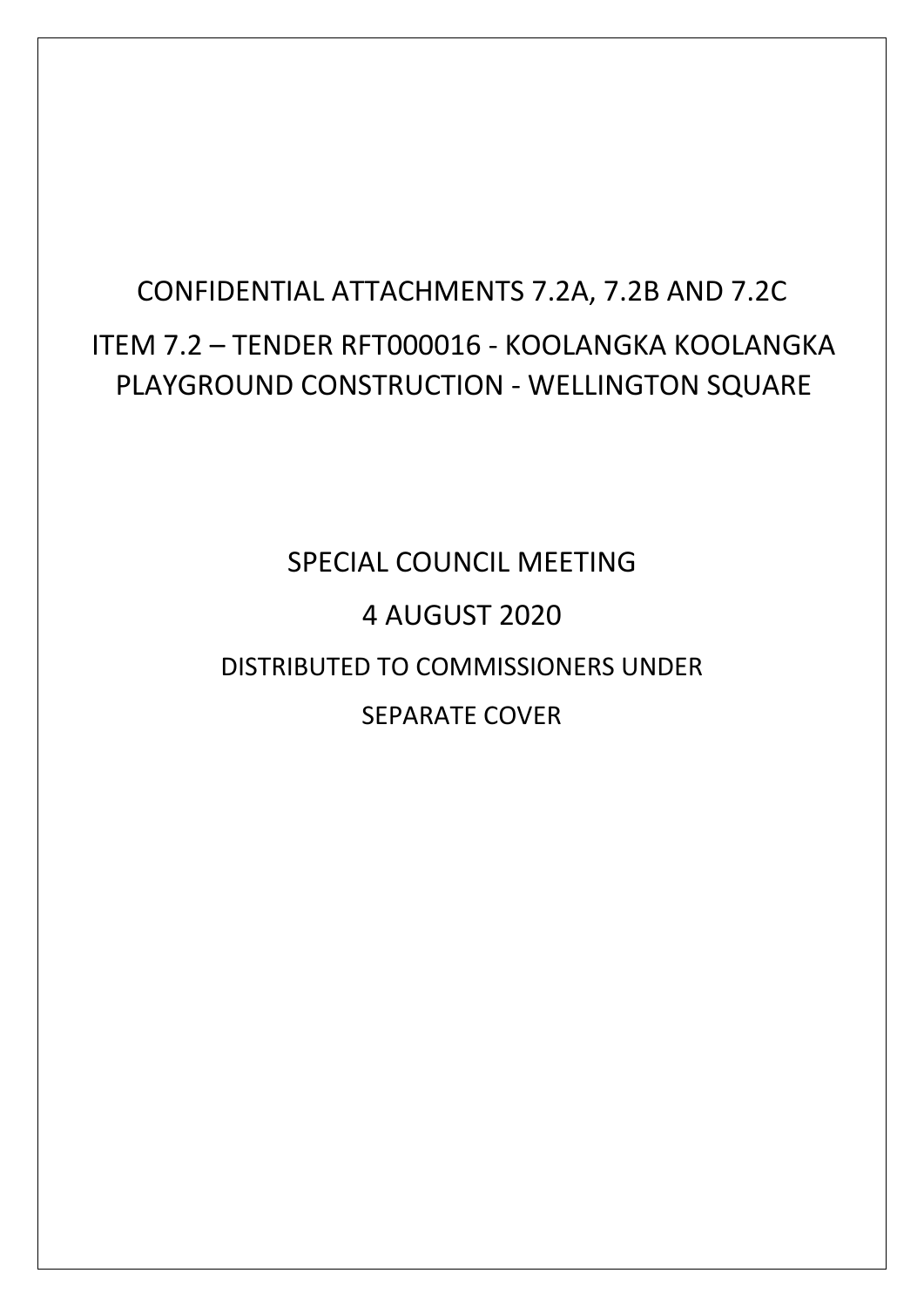# CONFIDENTIAL ATTACHMENTS 7.2A, 7.2B AND 7.2C

# ITEM 7.2 – TENDER RFT000016 - KOOLANGKA KOOLANGKA PLAYGROUND CONSTRUCTION - WELLINGTON SQUARE

SPECIAL COUNCIL MEETING

4 AUGUST 2020

DISTRIBUTED TO COMMISSIONERS UNDER

SEPARATE COVER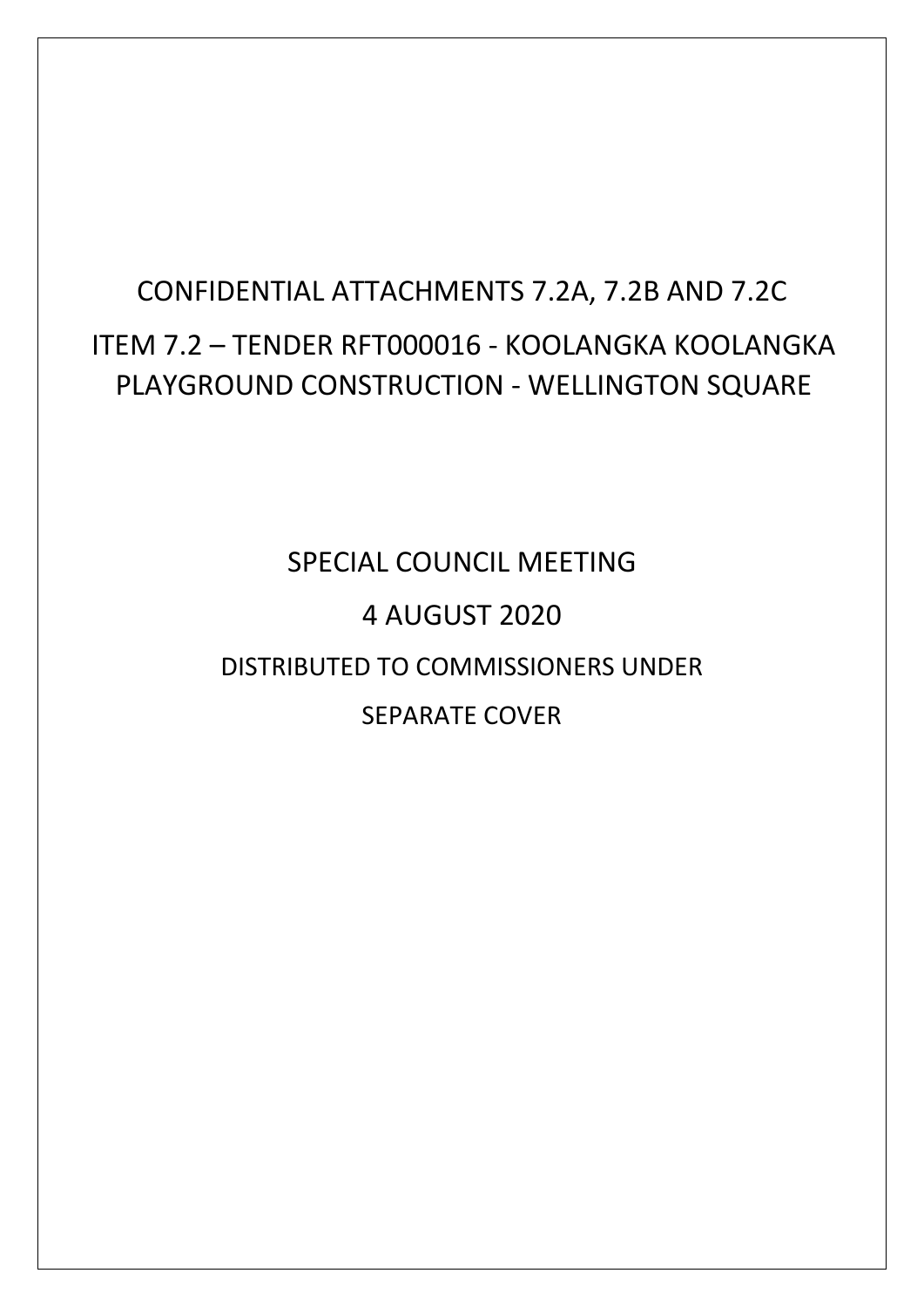# CONFIDENTIAL ATTACHMENTS 7.2A, 7.2B AND 7.2C

# ITEM 7.2 – TENDER RFT000016 - KOOLANGKA KOOLANGKA PLAYGROUND CONSTRUCTION - WELLINGTON SQUARE

SPECIAL COUNCIL MEETING

4 AUGUST 2020

DISTRIBUTED TO COMMISSIONERS UNDER

SEPARATE COVER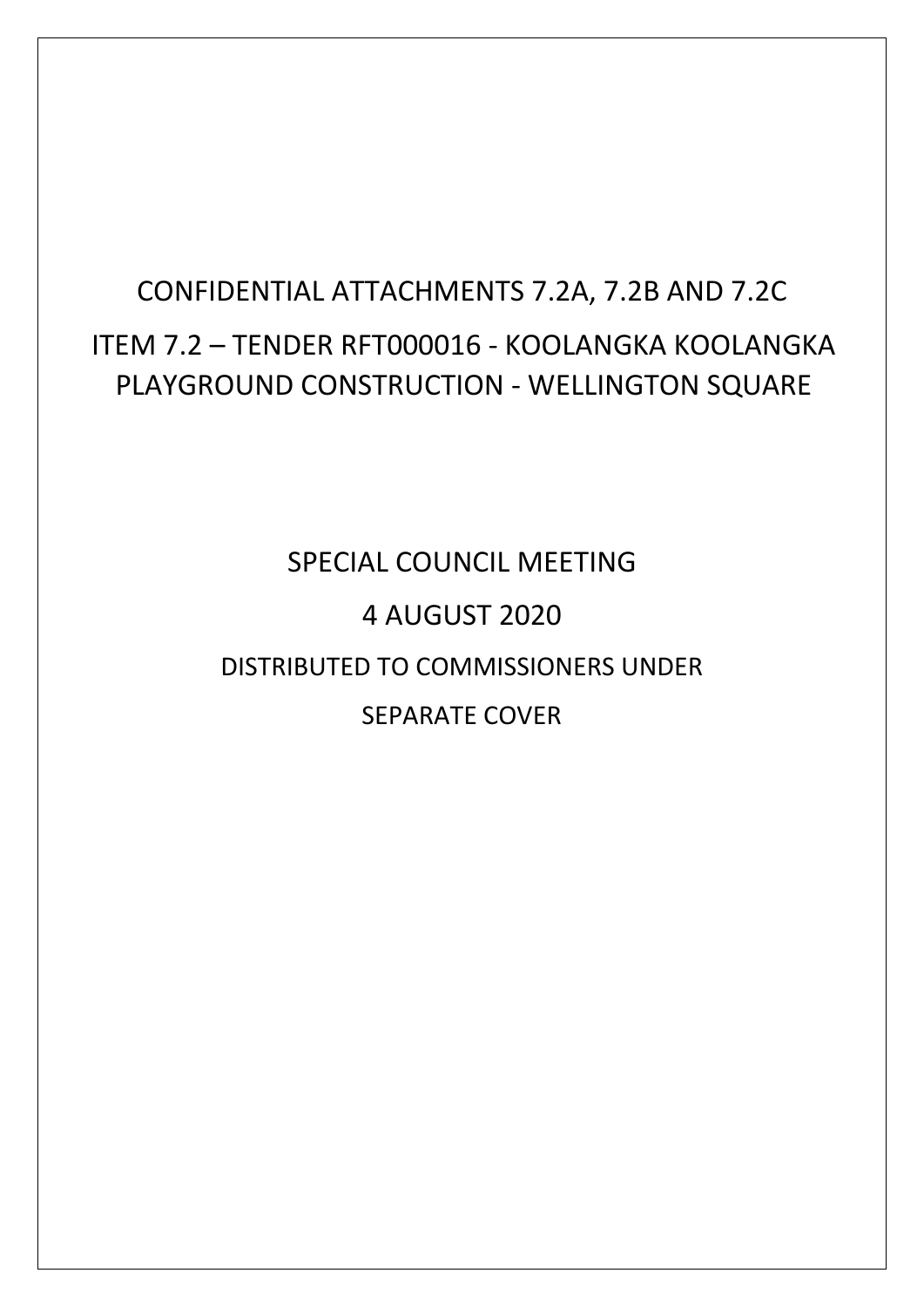CONFIDENTIAL ATTACHMENTS 7.2A, 7.2B AND 7.2C

ITEM 7.2 – TENDER RFT000016 - KOOLANGKA KOOLANGKA PLAYGROUND CONSTRUCTION - WELLINGTON SQUARE

SPECIAL COUNCIL MEETING

4 AUGUST 2020

DISTRIBUTED TO COMMISSIONERS UNDER

SEPARATE COVER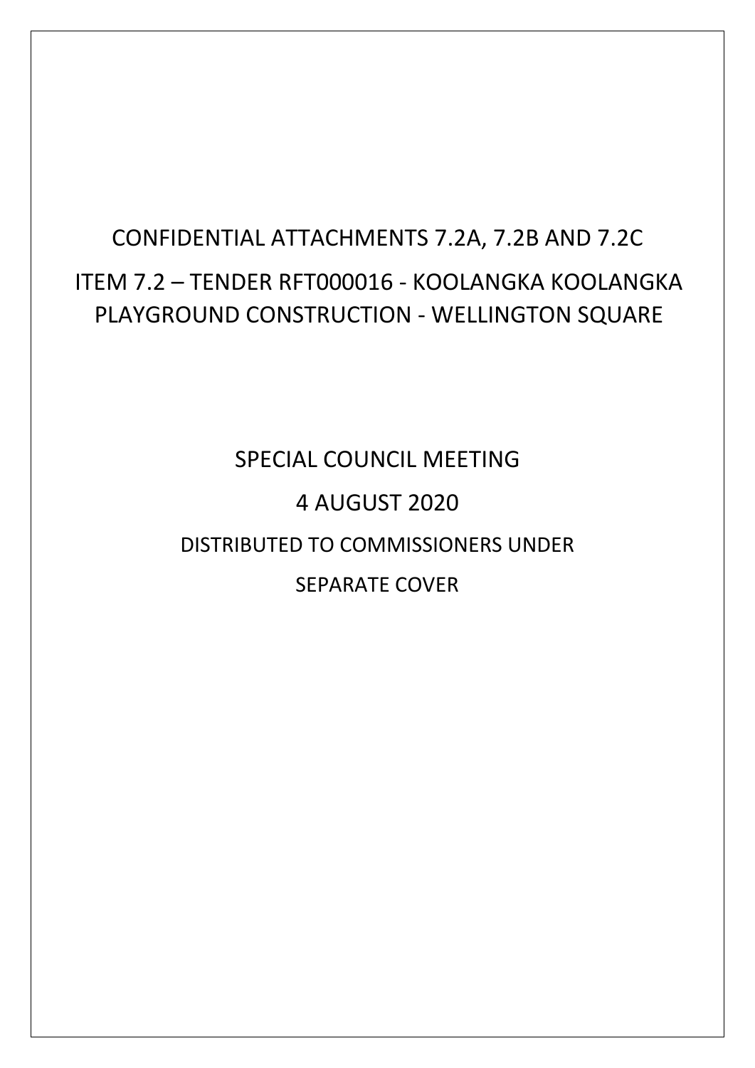CONFIDENTIAL ATTACHMENTS 7.2A, 7.2B AND 7.2C

ITEM 7.2 – TENDER RFT000016 - KOOLANGKA KOOLANGKA PLAYGROUND CONSTRUCTION - WELLINGTON SQUARE

SPECIAL COUNCIL MEETING

4 AUGUST 2020

DISTRIBUTED TO COMMISSIONERS UNDER

SEPARATE COVER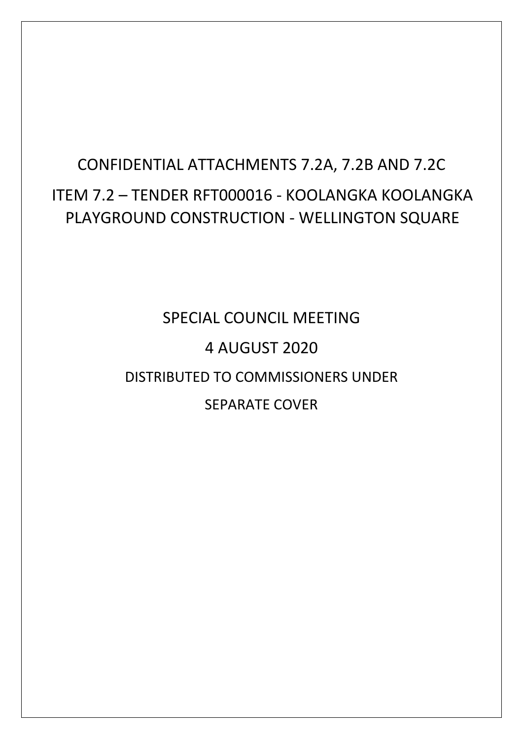CONFIDENTIAL ATTACHMENTS 7.2A, 7.2B AND 7.2C

ITEM 7.2 – TENDER RFT000016 - KOOLANGKA KOOLANGKA PLAYGROUND CONSTRUCTION - WELLINGTON SQUARE

SPECIAL COUNCIL MEETING

4 AUGUST 2020

DISTRIBUTED TO COMMISSIONERS UNDER

SEPARATE COVER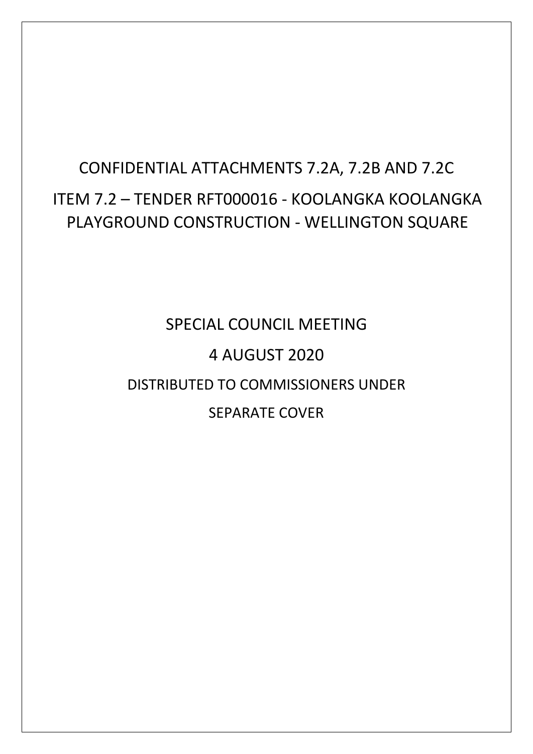CONFIDENTIAL ATTACHMENTS 7.2A, 7.2B AND 7.2C

ITEM 7.2 – TENDER RFT000016 - KOOLANGKA KOOLANGKA PLAYGROUND CONSTRUCTION - WELLINGTON SQUARE

SPECIAL COUNCIL MEETING

4 AUGUST 2020

DISTRIBUTED TO COMMISSIONERS UNDER

SEPARATE COVER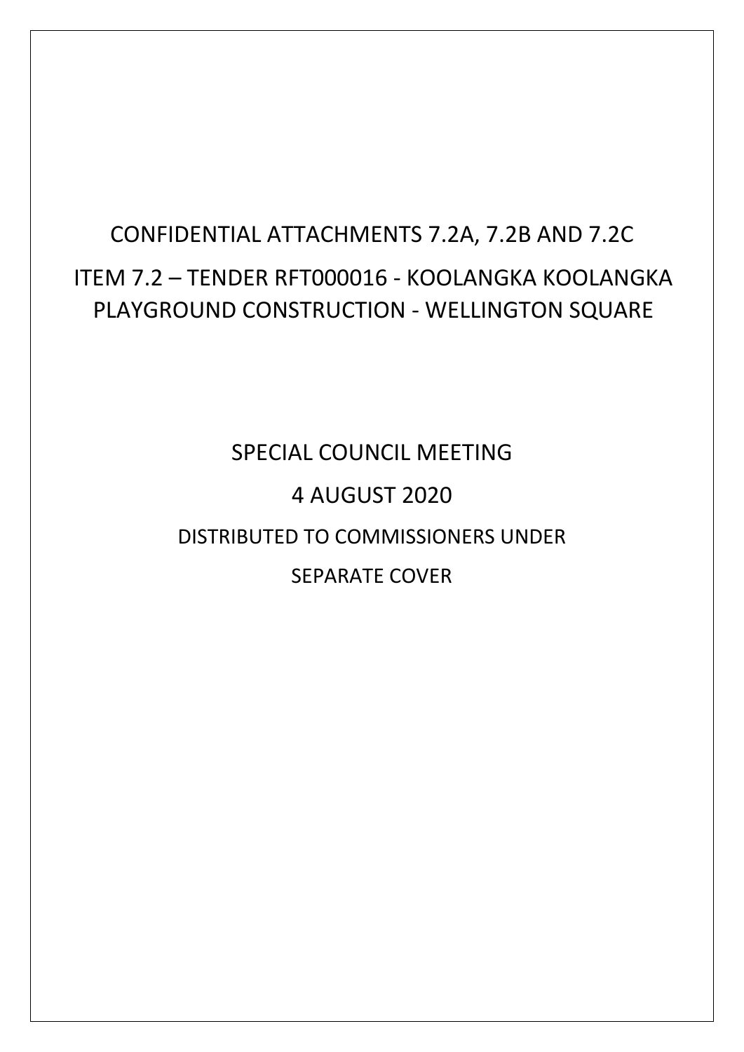CONFIDENTIAL ATTACHMENTS 7.2A, 7.2B AND 7.2C

ITEM 7.2 – TENDER RFT000016 - KOOLANGKA KOOLANGKA PLAYGROUND CONSTRUCTION - WELLINGTON SQUARE

SPECIAL COUNCIL MEETING

4 AUGUST 2020

DISTRIBUTED TO COMMISSIONERS UNDER

SEPARATE COVER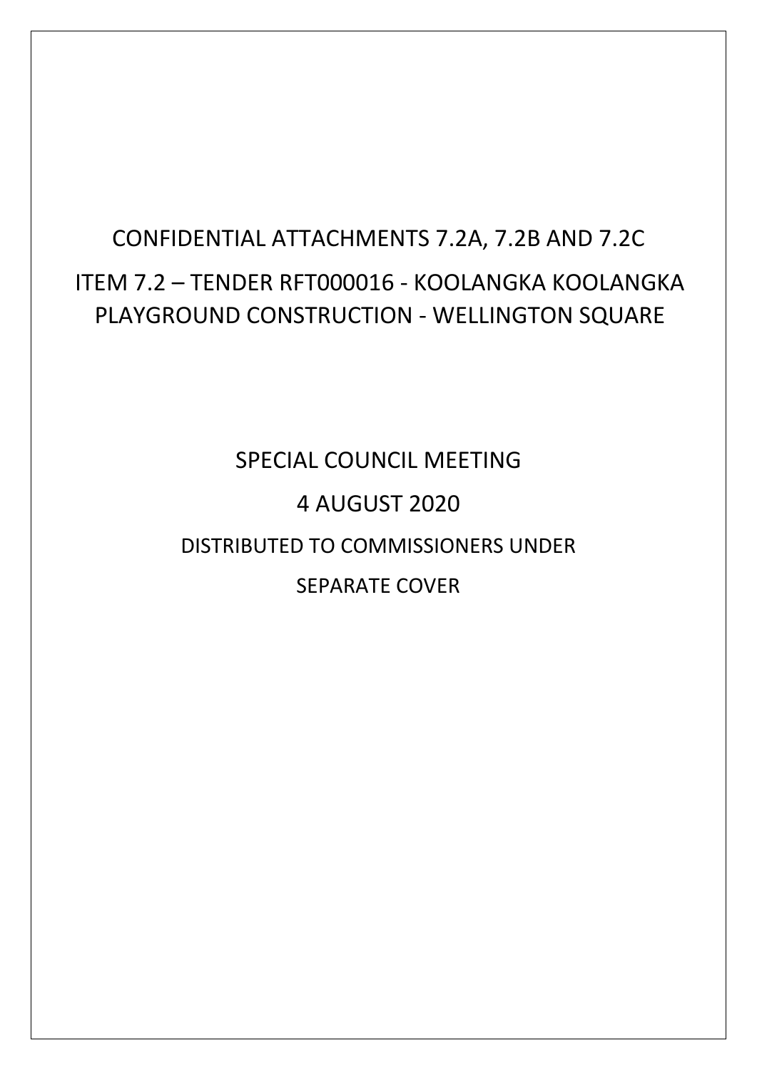CONFIDENTIAL ATTACHMENTS 7.2A, 7.2B AND 7.2C

ITEM 7.2 – TENDER RFT000016 - KOOLANGKA KOOLANGKA PLAYGROUND CONSTRUCTION - WELLINGTON SQUARE

SPECIAL COUNCIL MEETING

4 AUGUST 2020

DISTRIBUTED TO COMMISSIONERS UNDER

SEPARATE COVER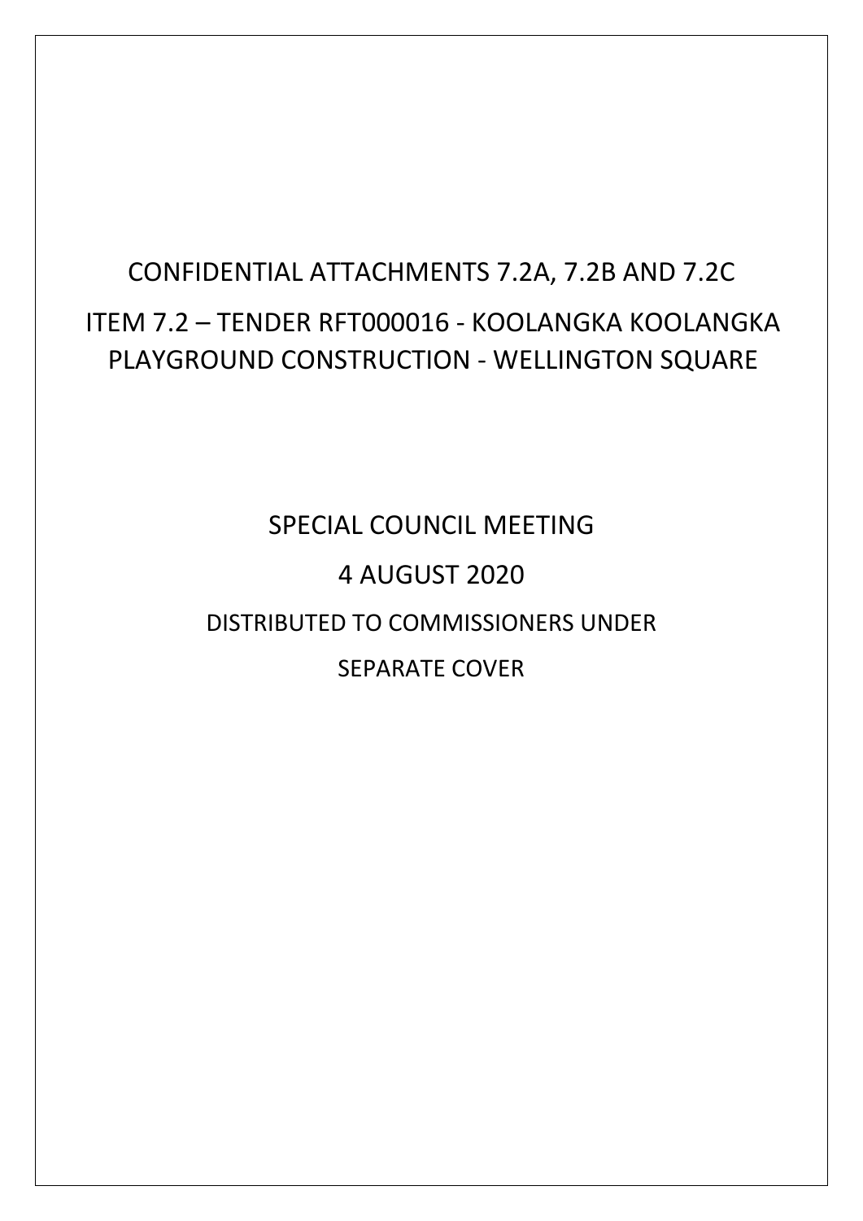CONFIDENTIAL ATTACHMENTS 7.2A, 7.2B AND 7.2C

ITEM 7.2 – TENDER RFT000016 - KOOLANGKA KOOLANGKA PLAYGROUND CONSTRUCTION - WELLINGTON SQUARE

SPECIAL COUNCIL MEETING

4 AUGUST 2020

DISTRIBUTED TO COMMISSIONERS UNDER

SEPARATE COVER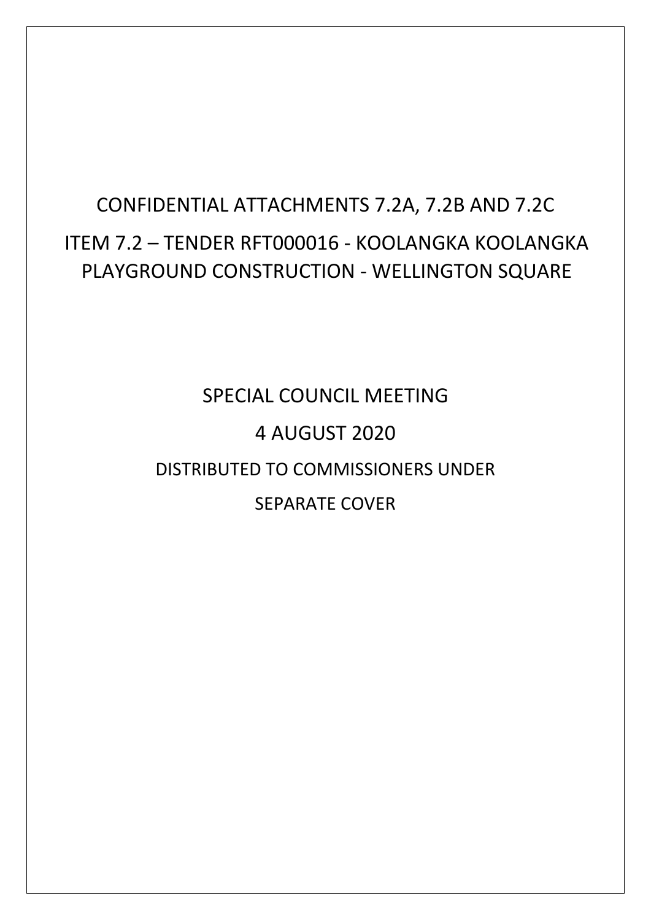CONFIDENTIAL ATTACHMENTS 7.2A, 7.2B AND 7.2C

ITEM 7.2 – TENDER RFT000016 - KOOLANGKA KOOLANGKA PLAYGROUND CONSTRUCTION - WELLINGTON SQUARE

SPECIAL COUNCIL MEETING

4 AUGUST 2020

DISTRIBUTED TO COMMISSIONERS UNDER

SEPARATE COVER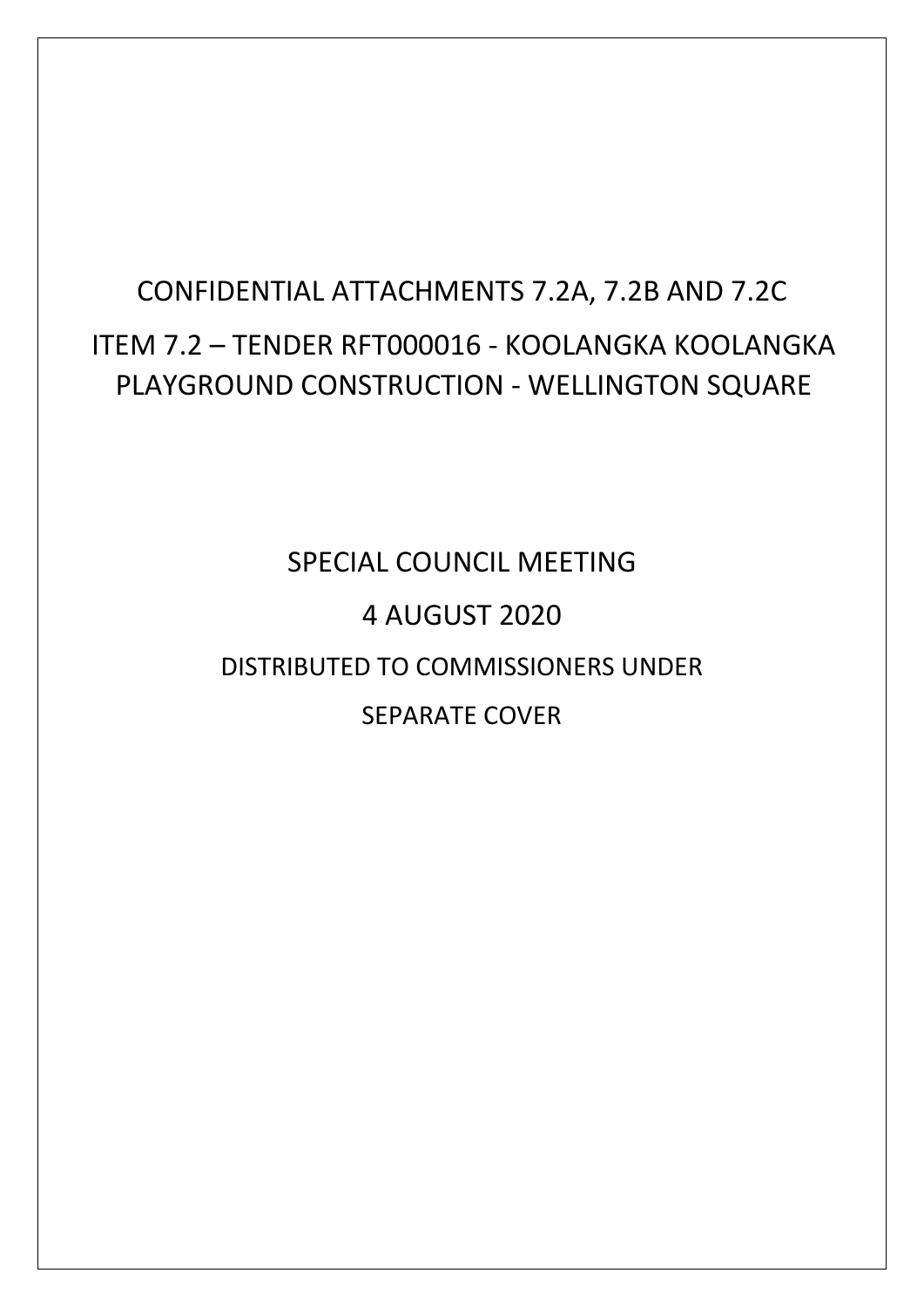CONFIDENTIAL ATTACHMENTS 7.2A, 7.2B AND 7.2C

ITEM 7.2 – TENDER RFT000016 - KOOLANGKA KOOLANGKA PLAYGROUND CONSTRUCTION - WELLINGTON SQUARE

SPECIAL COUNCIL MEETING

4 AUGUST 2020

DISTRIBUTED TO COMMISSIONERS UNDER

SEPARATE COVER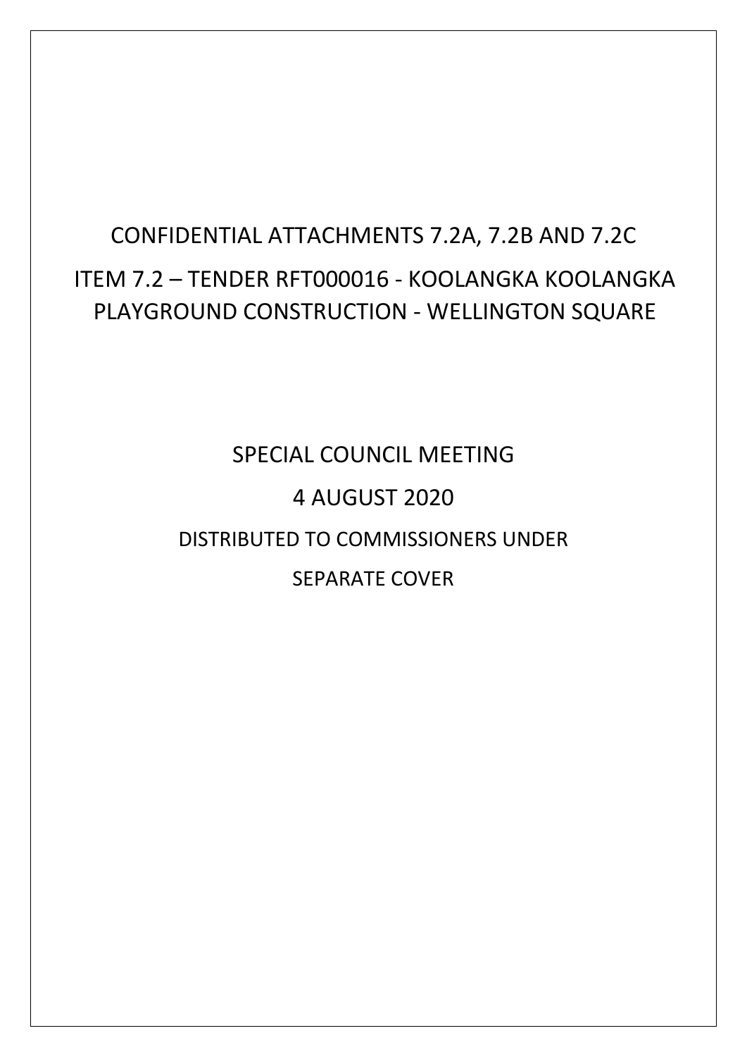# CONFIDENTIAL ATTACHMENTS 7.2A, 7.2B AND 7.2C

# ITEM 7.2 – TENDER RFT000016 - KOOLANGKA KOOLANGKA PLAYGROUND CONSTRUCTION - WELLINGTON SQUARE

SPECIAL COUNCIL MEETING

4 AUGUST 2020

DISTRIBUTED TO COMMISSIONERS UNDER

SEPARATE COVER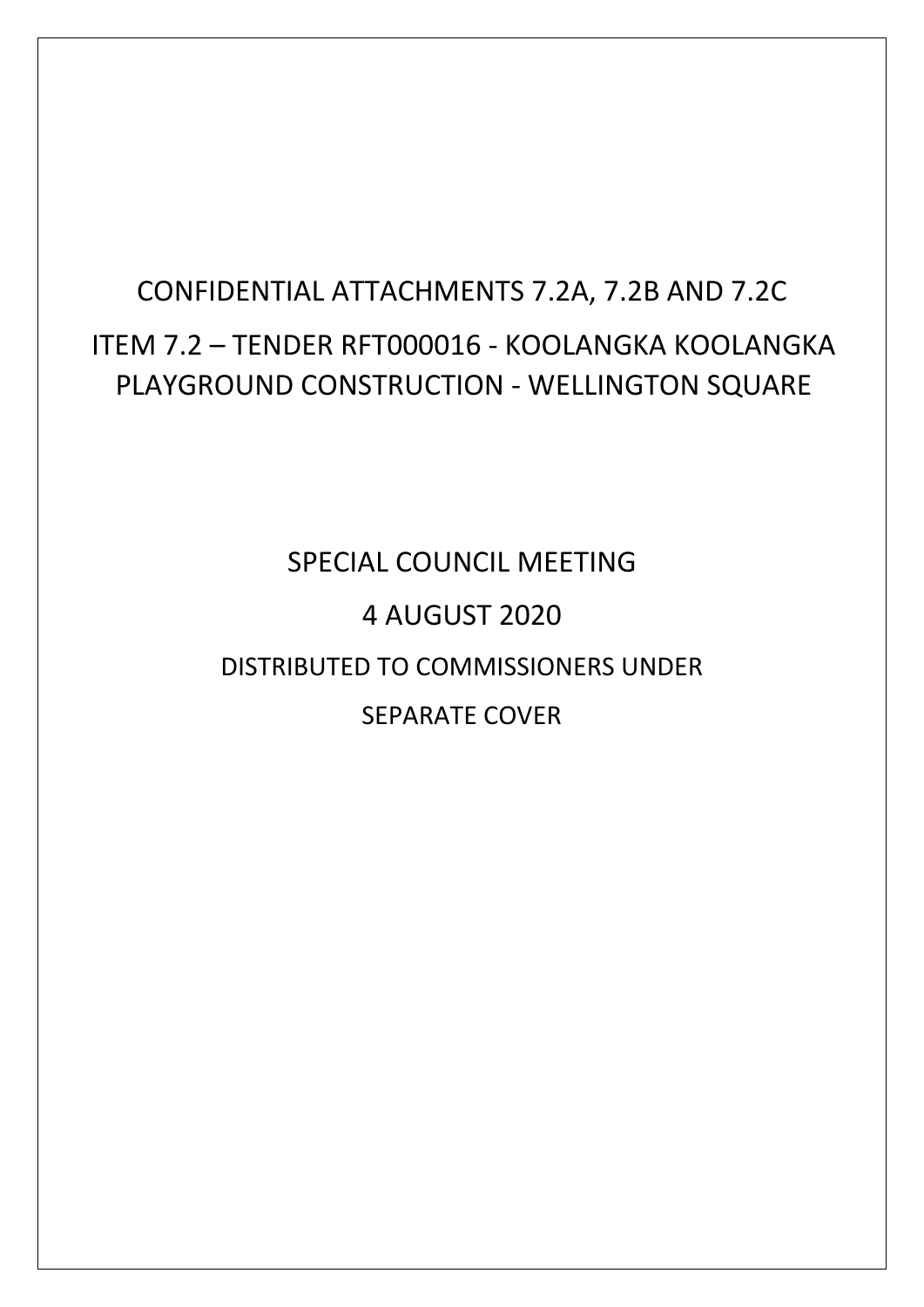CONFIDENTIAL ATTACHMENTS 7.2A, 7.2B AND 7.2C

ITEM 7.2 – TENDER RFT000016 - KOOLANGKA KOOLANGKA PLAYGROUND CONSTRUCTION - WELLINGTON SQUARE

SPECIAL COUNCIL MEETING

4 AUGUST 2020

DISTRIBUTED TO COMMISSIONERS UNDER

SEPARATE COVER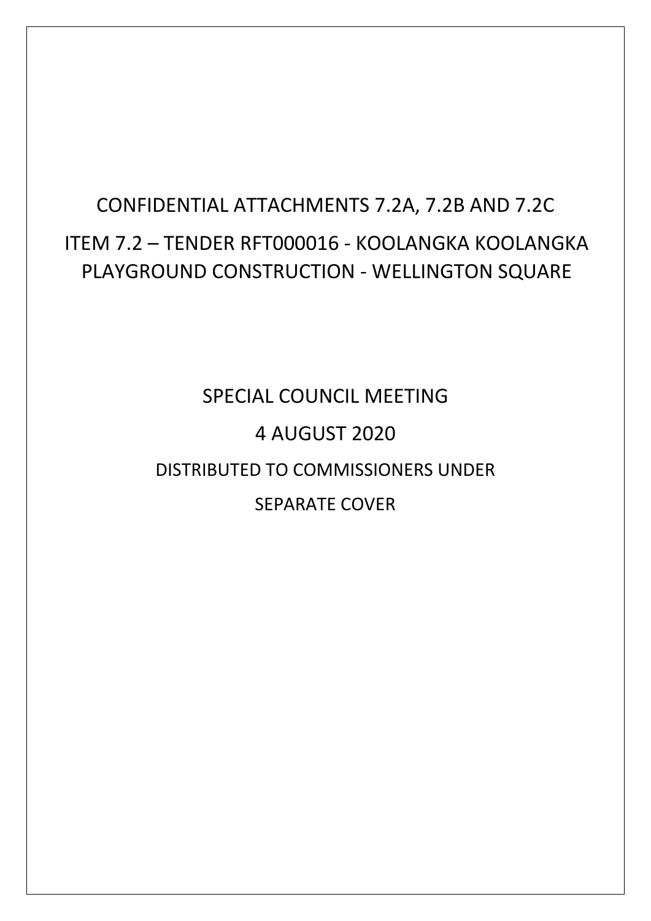CONFIDENTIAL ATTACHMENTS 7.2A, 7.2B AND 7.2C

ITEM 7.2 – TENDER RFT000016 - KOOLANGKA KOOLANGKA PLAYGROUND CONSTRUCTION - WELLINGTON SQUARE

SPECIAL COUNCIL MEETING

4 AUGUST 2020

DISTRIBUTED TO COMMISSIONERS UNDER

SEPARATE COVER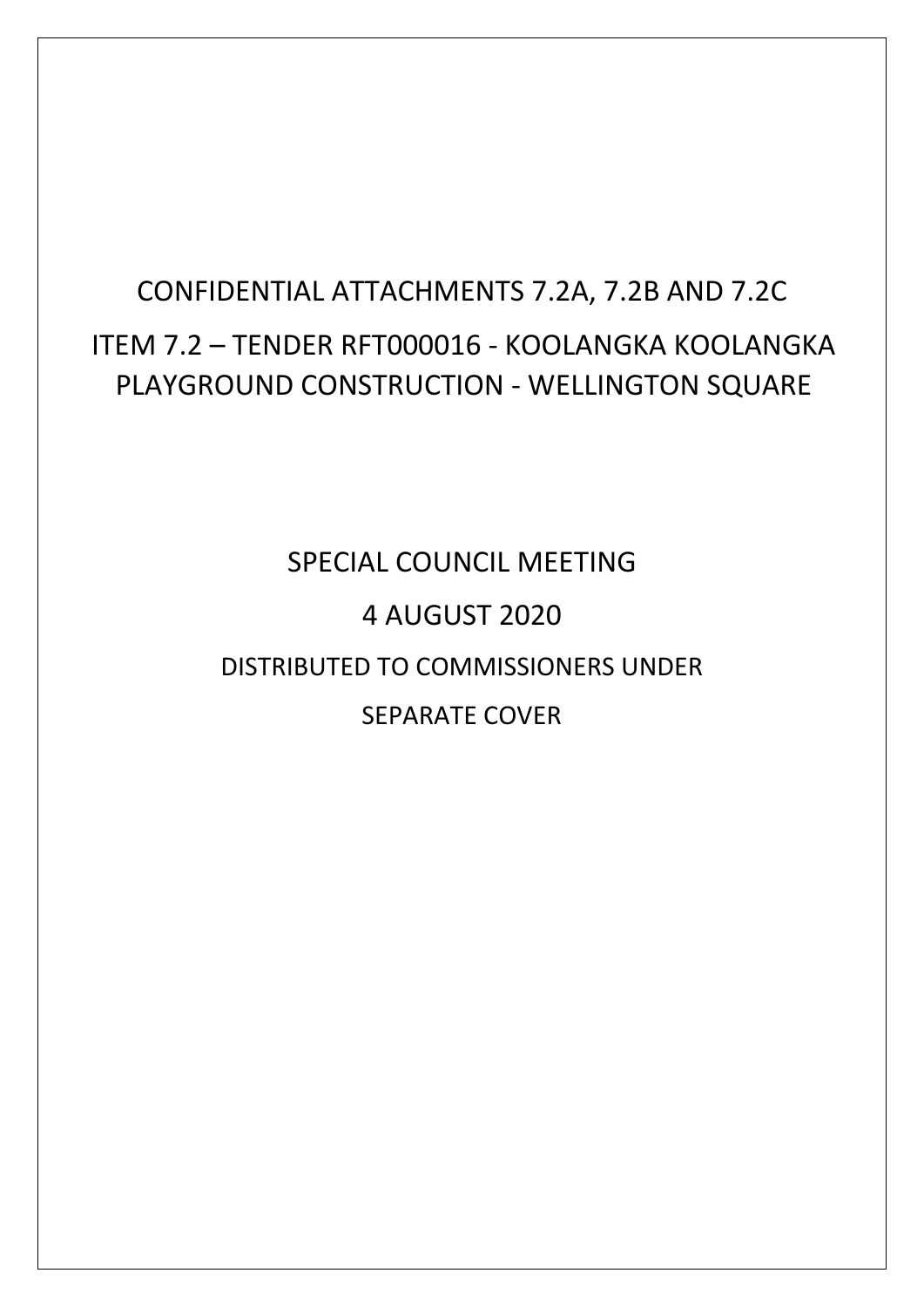CONFIDENTIAL ATTACHMENTS 7.2A, 7.2B AND 7.2C

ITEM 7.2 – TENDER RFT000016 - KOOLANGKA KOOLANGKA PLAYGROUND CONSTRUCTION - WELLINGTON SQUARE

SPECIAL COUNCIL MEETING

4 AUGUST 2020

DISTRIBUTED TO COMMISSIONERS UNDER

SEPARATE COVER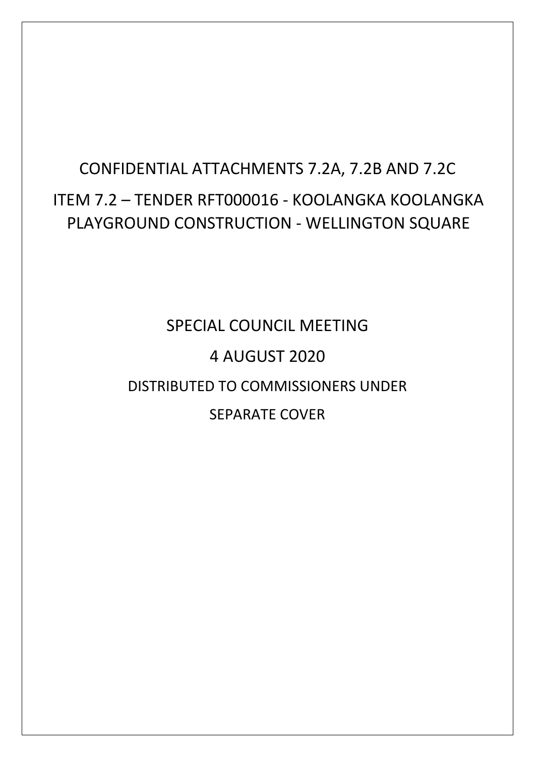CONFIDENTIAL ATTACHMENTS 7.2A, 7.2B AND 7.2C

ITEM 7.2 – TENDER RFT000016 - KOOLANGKA KOOLANGKA PLAYGROUND CONSTRUCTION - WELLINGTON SQUARE

SPECIAL COUNCIL MEETING

4 AUGUST 2020

DISTRIBUTED TO COMMISSIONERS UNDER

SEPARATE COVER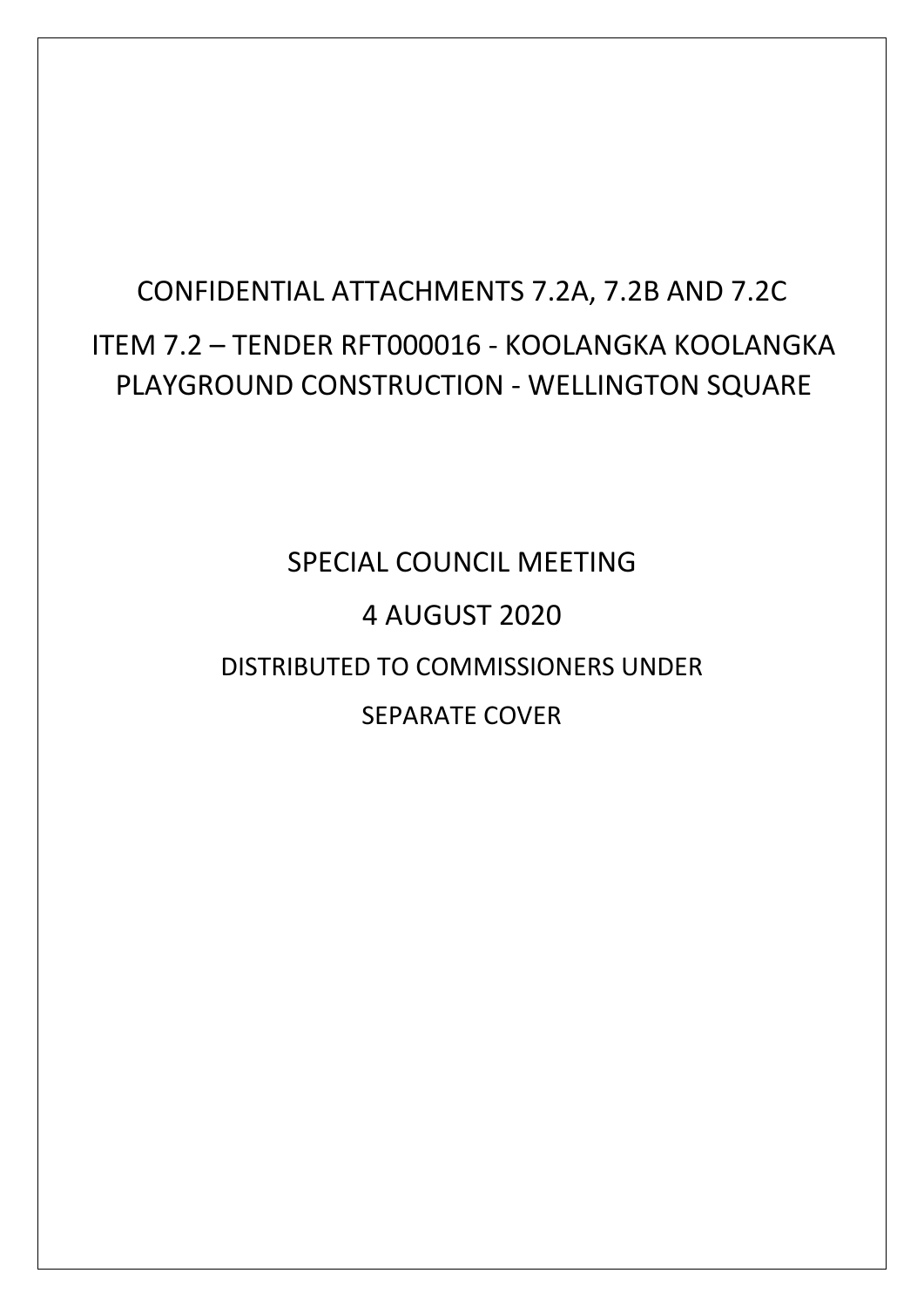# CONFIDENTIAL ATTACHMENTS 7.2A, 7.2B AND 7.2C

# ITEM 7.2 – TENDER RFT000016 - KOOLANGKA KOOLANGKA PLAYGROUND CONSTRUCTION - WELLINGTON SQUARE

SPECIAL COUNCIL MEETING

4 AUGUST 2020

DISTRIBUTED TO COMMISSIONERS UNDER

SEPARATE COVER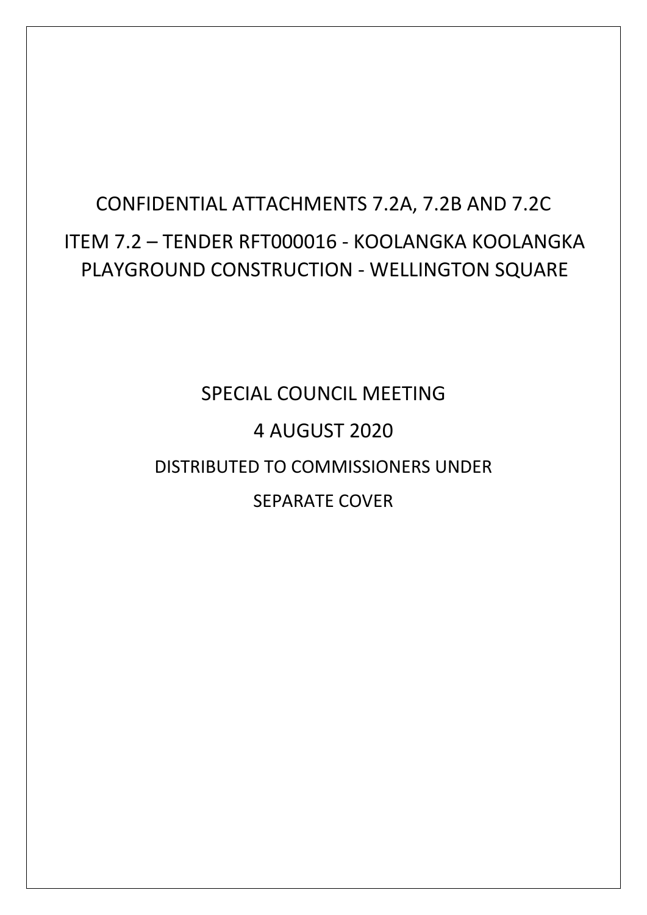CONFIDENTIAL ATTACHMENTS 7.2A, 7.2B AND 7.2C

ITEM 7.2 – TENDER RFT000016 - KOOLANGKA KOOLANGKA PLAYGROUND CONSTRUCTION - WELLINGTON SQUARE

SPECIAL COUNCIL MEETING

4 AUGUST 2020

DISTRIBUTED TO COMMISSIONERS UNDER

SEPARATE COVER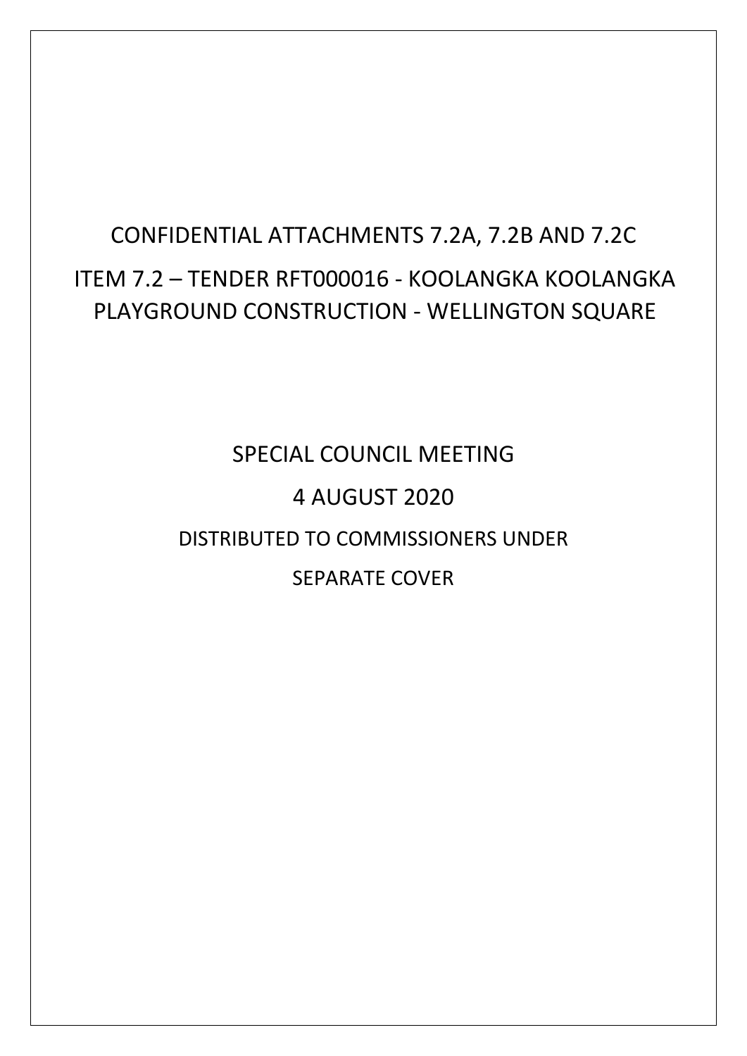# CONFIDENTIAL ATTACHMENTS 7.2A, 7.2B AND 7.2C

# ITEM 7.2 – TENDER RFT000016 - KOOLANGKA KOOLANGKA PLAYGROUND CONSTRUCTION - WELLINGTON SQUARE

SPECIAL COUNCIL MEETING

4 AUGUST 2020

DISTRIBUTED TO COMMISSIONERS UNDER

SEPARATE COVER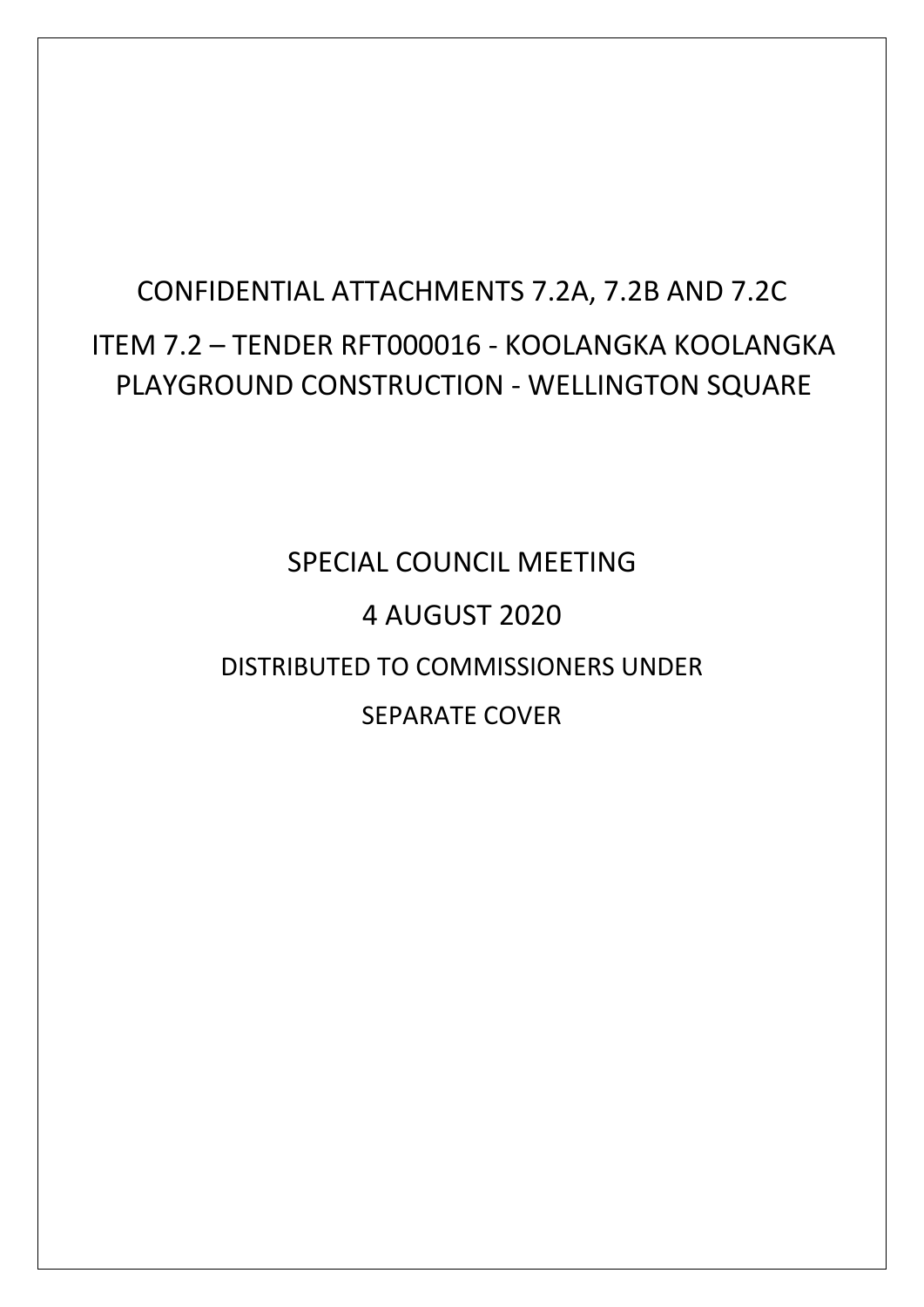# CONFIDENTIAL ATTACHMENTS 7.2A, 7.2B AND 7.2C

# ITEM 7.2 – TENDER RFT000016 - KOOLANGKA KOOLANGKA PLAYGROUND CONSTRUCTION - WELLINGTON SQUARE

## SPECIAL COUNCIL MEETING

## 4 AUGUST 2020

DISTRIBUTED TO COMMISSIONERS UNDER

SEPARATE COVER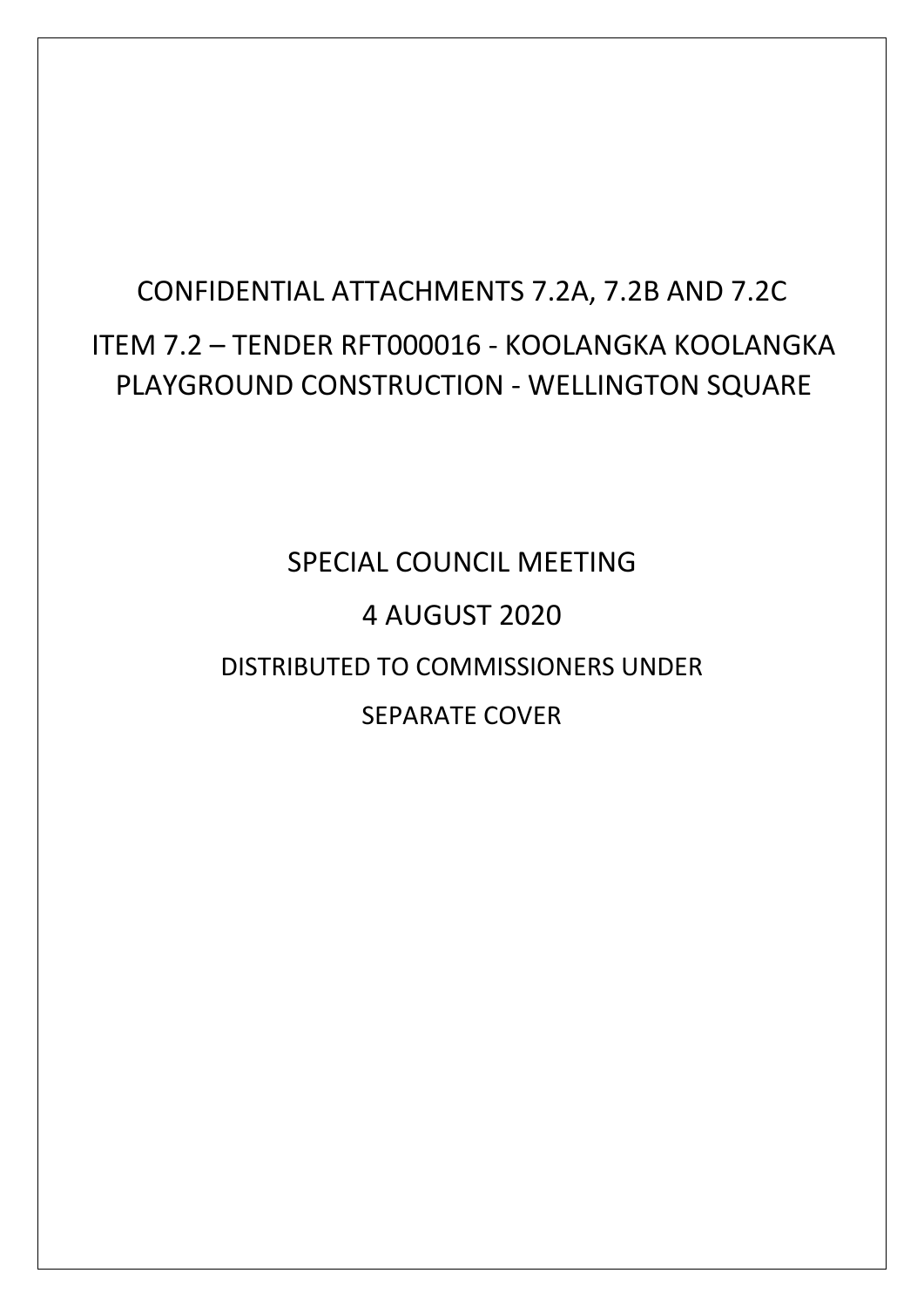# CONFIDENTIAL ATTACHMENTS 7.2A, 7.2B AND 7.2C

# ITEM 7.2 – TENDER RFT000016 - KOOLANGKA KOOLANGKA PLAYGROUND CONSTRUCTION - WELLINGTON SQUARE

SPECIAL COUNCIL MEETING

4 AUGUST 2020

DISTRIBUTED TO COMMISSIONERS UNDER

SEPARATE COVER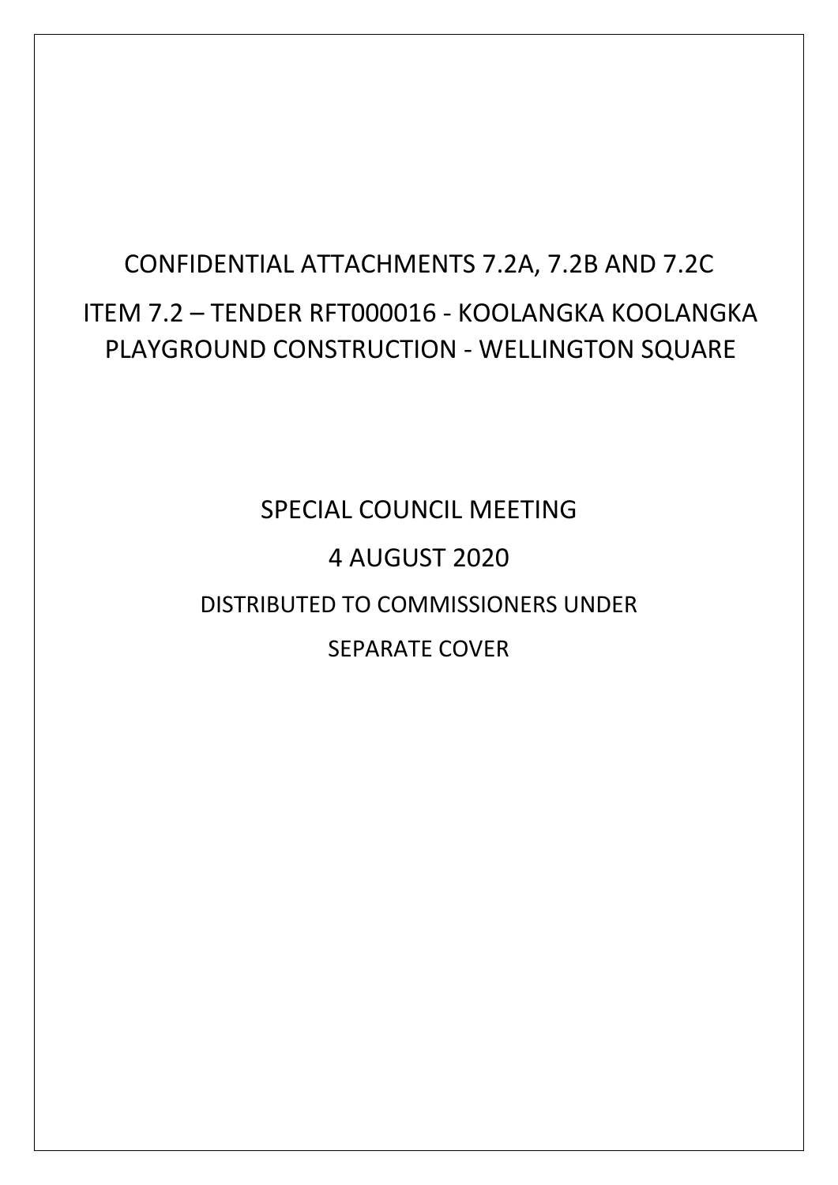CONFIDENTIAL ATTACHMENTS 7.2A, 7.2B AND 7.2C

ITEM 7.2 – TENDER RFT000016 - KOOLANGKA KOOLANGKA PLAYGROUND CONSTRUCTION - WELLINGTON SQUARE

SPECIAL COUNCIL MEETING

4 AUGUST 2020

DISTRIBUTED TO COMMISSIONERS UNDER

SEPARATE COVER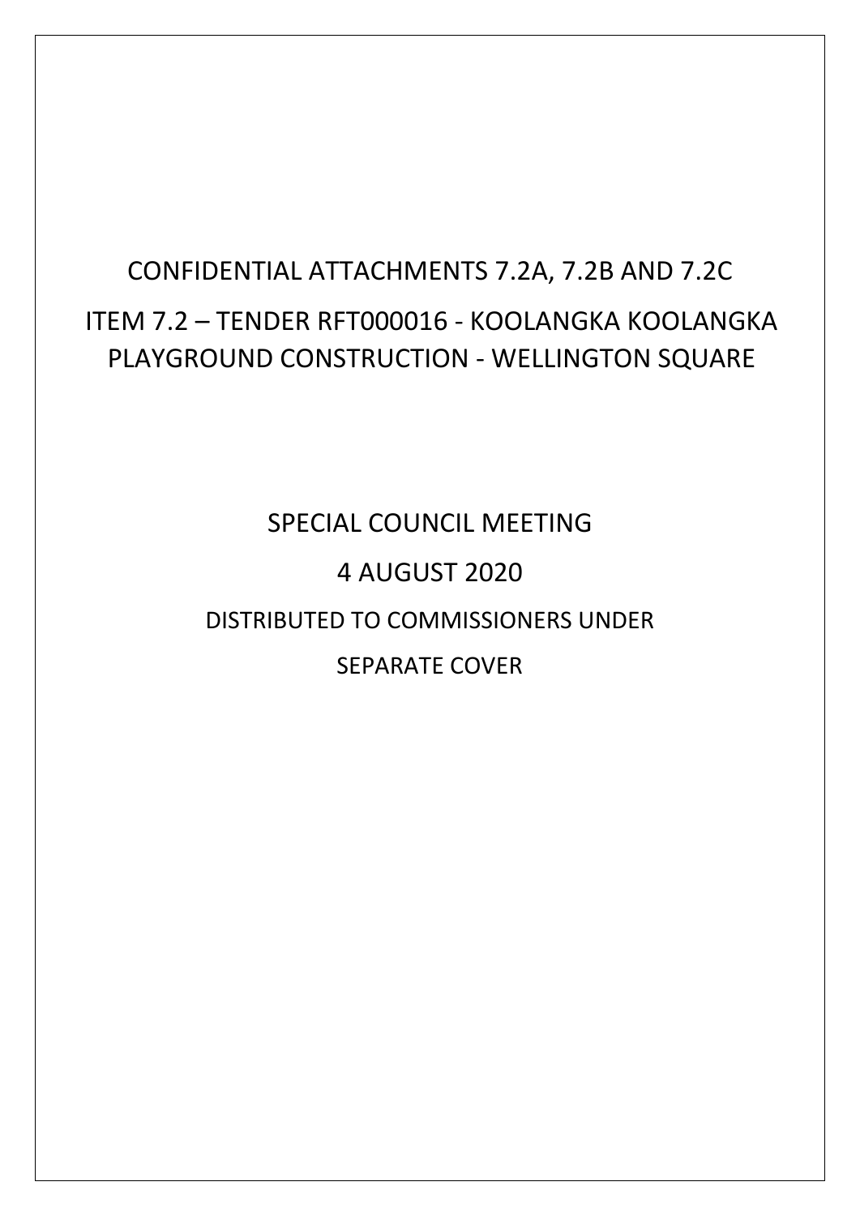CONFIDENTIAL ATTACHMENTS 7.2A, 7.2B AND 7.2C

ITEM 7.2 – TENDER RFT000016 - KOOLANGKA KOOLANGKA PLAYGROUND CONSTRUCTION - WELLINGTON SQUARE

SPECIAL COUNCIL MEETING

4 AUGUST 2020

DISTRIBUTED TO COMMISSIONERS UNDER

SEPARATE COVER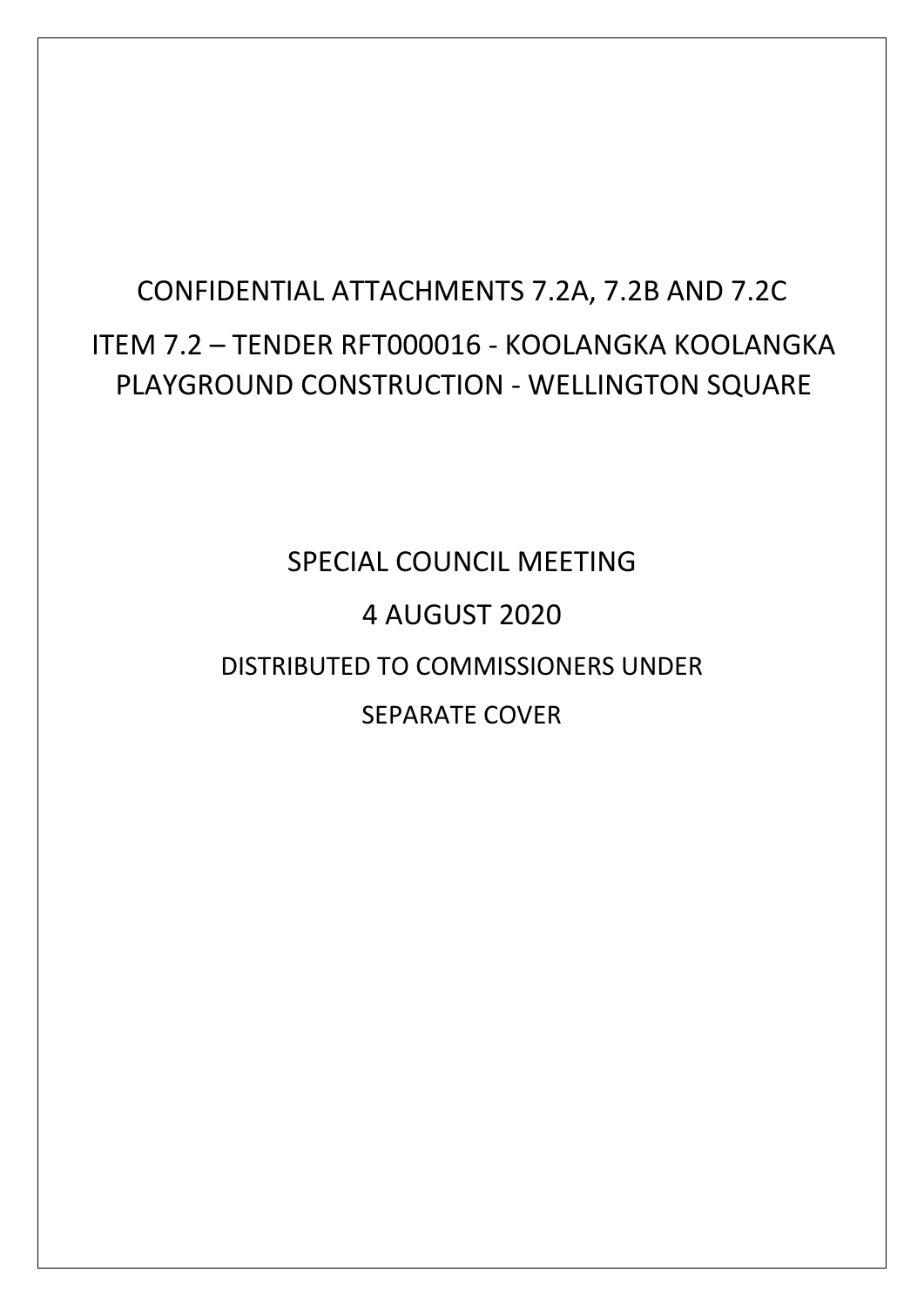CONFIDENTIAL ATTACHMENTS 7.2A, 7.2B AND 7.2C

ITEM 7.2 – TENDER RFT000016 - KOOLANGKA KOOLANGKA PLAYGROUND CONSTRUCTION - WELLINGTON SQUARE

SPECIAL COUNCIL MEETING

4 AUGUST 2020

DISTRIBUTED TO COMMISSIONERS UNDER

SEPARATE COVER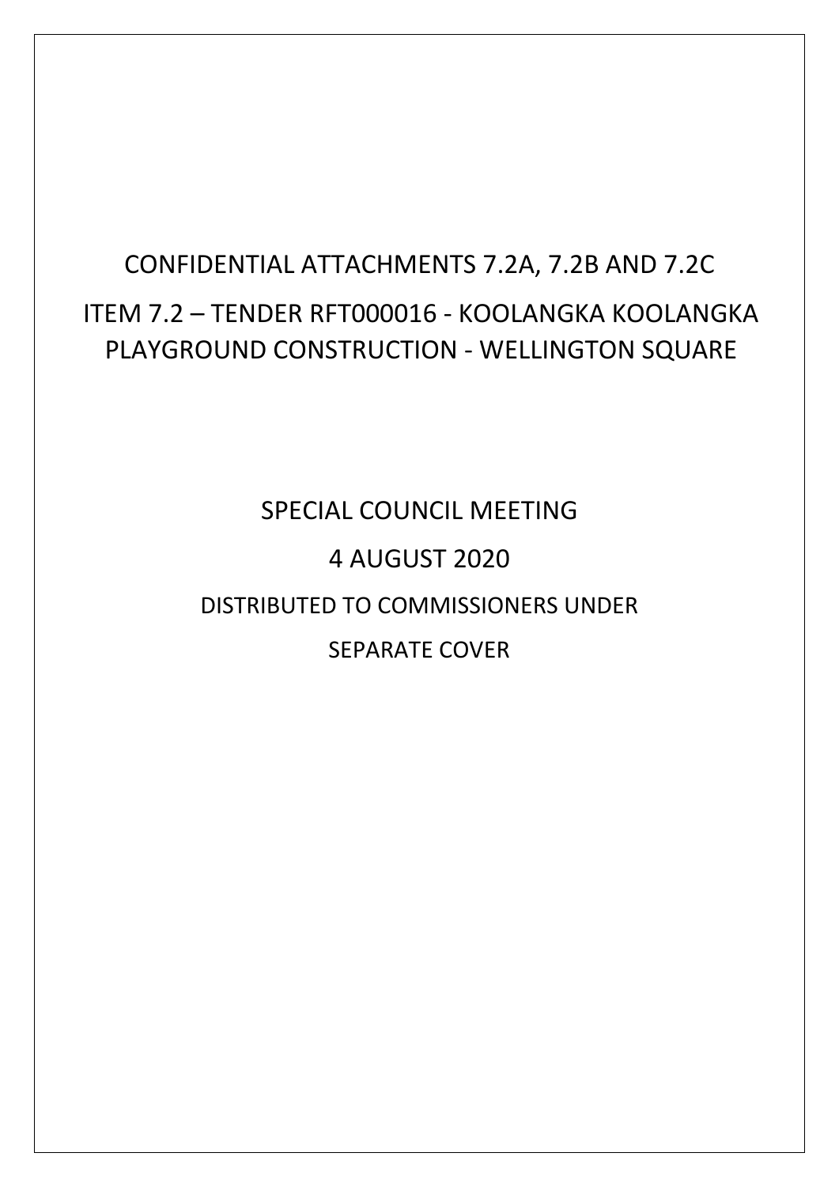CONFIDENTIAL ATTACHMENTS 7.2A, 7.2B AND 7.2C

ITEM 7.2 – TENDER RFT000016 - KOOLANGKA KOOLANGKA PLAYGROUND CONSTRUCTION - WELLINGTON SQUARE

SPECIAL COUNCIL MEETING

4 AUGUST 2020

DISTRIBUTED TO COMMISSIONERS UNDER

SEPARATE COVER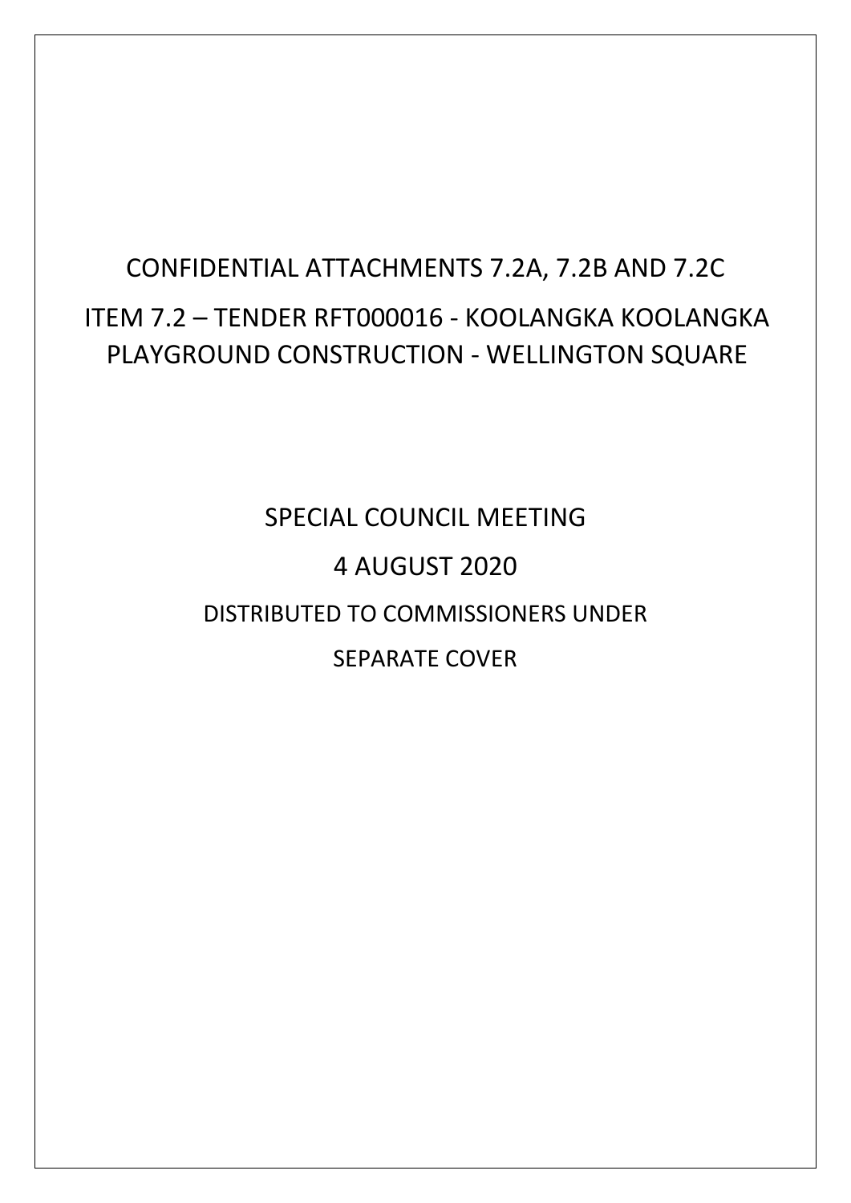CONFIDENTIAL ATTACHMENTS 7.2A, 7.2B AND 7.2C

ITEM 7.2 – TENDER RFT000016 - KOOLANGKA KOOLANGKA PLAYGROUND CONSTRUCTION - WELLINGTON SQUARE

SPECIAL COUNCIL MEETING

4 AUGUST 2020

DISTRIBUTED TO COMMISSIONERS UNDER

SEPARATE COVER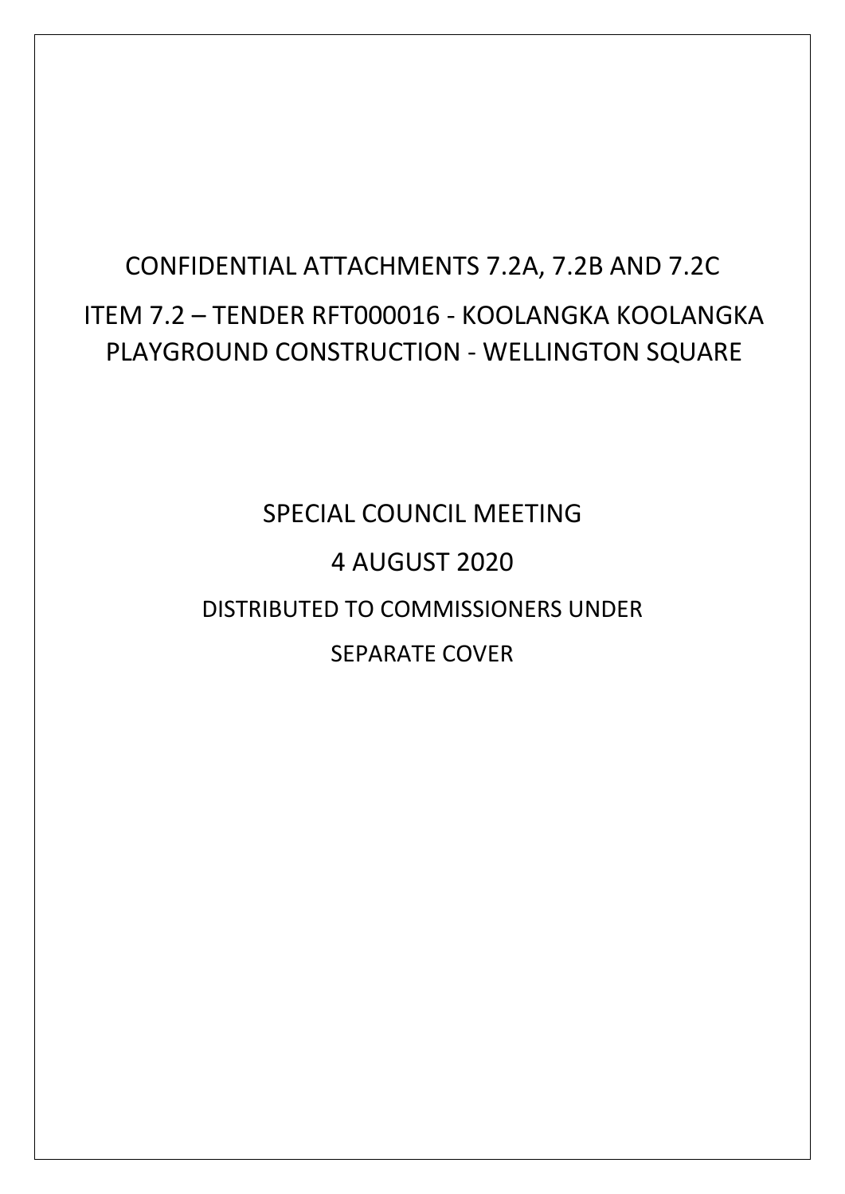CONFIDENTIAL ATTACHMENTS 7.2A, 7.2B AND 7.2C

ITEM 7.2 – TENDER RFT000016 - KOOLANGKA KOOLANGKA PLAYGROUND CONSTRUCTION - WELLINGTON SQUARE

SPECIAL COUNCIL MEETING

4 AUGUST 2020

DISTRIBUTED TO COMMISSIONERS UNDER

SEPARATE COVER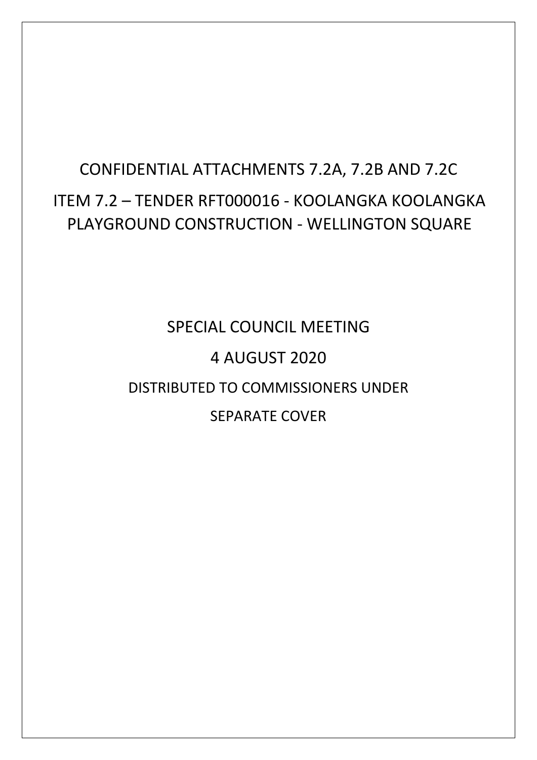CONFIDENTIAL ATTACHMENTS 7.2A, 7.2B AND 7.2C

ITEM 7.2 – TENDER RFT000016 - KOOLANGKA KOOLANGKA PLAYGROUND CONSTRUCTION - WELLINGTON SQUARE

SPECIAL COUNCIL MEETING

4 AUGUST 2020

DISTRIBUTED TO COMMISSIONERS UNDER

SEPARATE COVER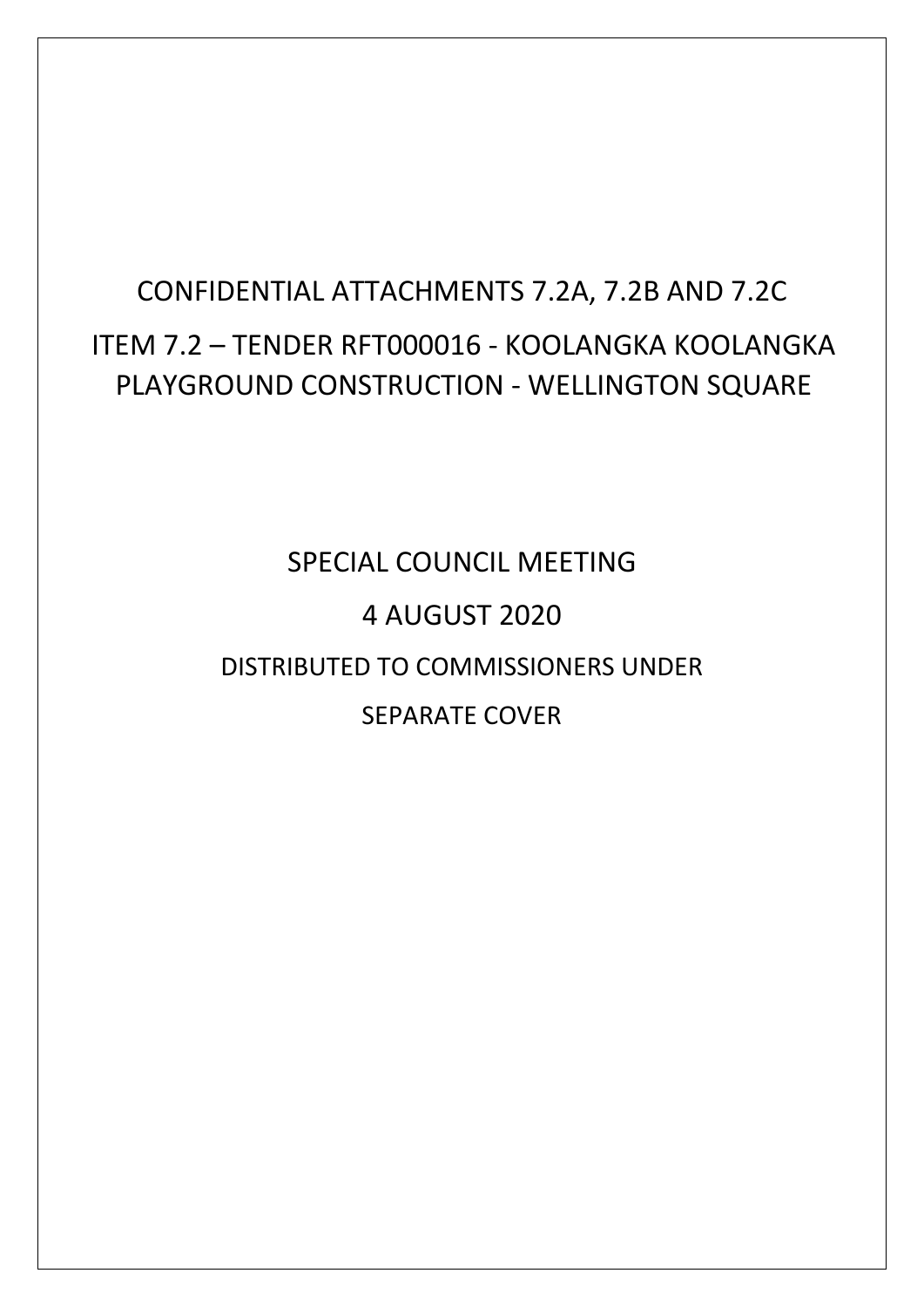CONFIDENTIAL ATTACHMENTS 7.2A, 7.2B AND 7.2C

ITEM 7.2 – TENDER RFT000016 - KOOLANGKA KOOLANGKA PLAYGROUND CONSTRUCTION - WELLINGTON SQUARE

SPECIAL COUNCIL MEETING

4 AUGUST 2020

DISTRIBUTED TO COMMISSIONERS UNDER

SEPARATE COVER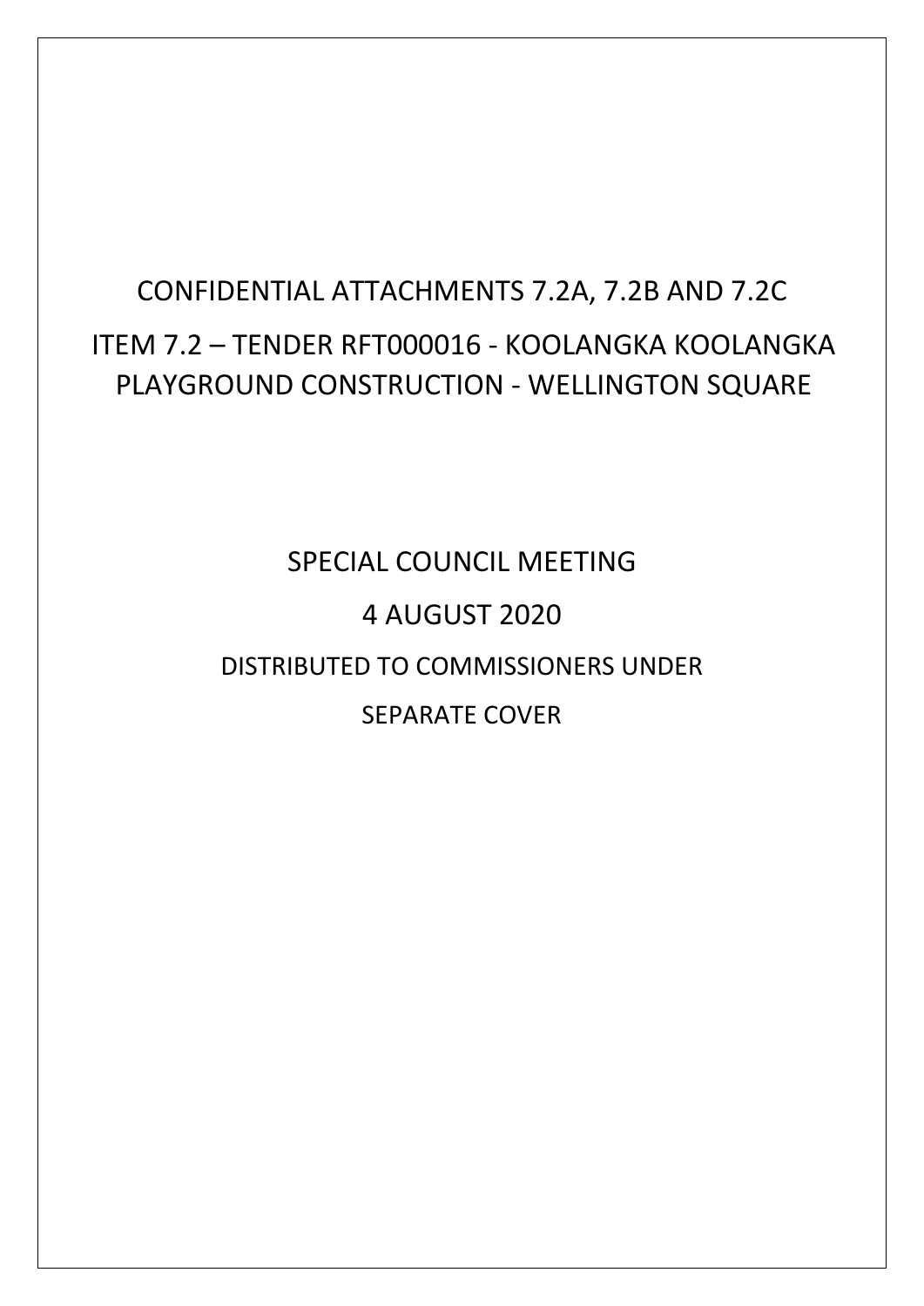CONFIDENTIAL ATTACHMENTS 7.2A, 7.2B AND 7.2C

ITEM 7.2 – TENDER RFT000016 - KOOLANGKA KOOLANGKA PLAYGROUND CONSTRUCTION - WELLINGTON SQUARE

SPECIAL COUNCIL MEETING

4 AUGUST 2020

DISTRIBUTED TO COMMISSIONERS UNDER

SEPARATE COVER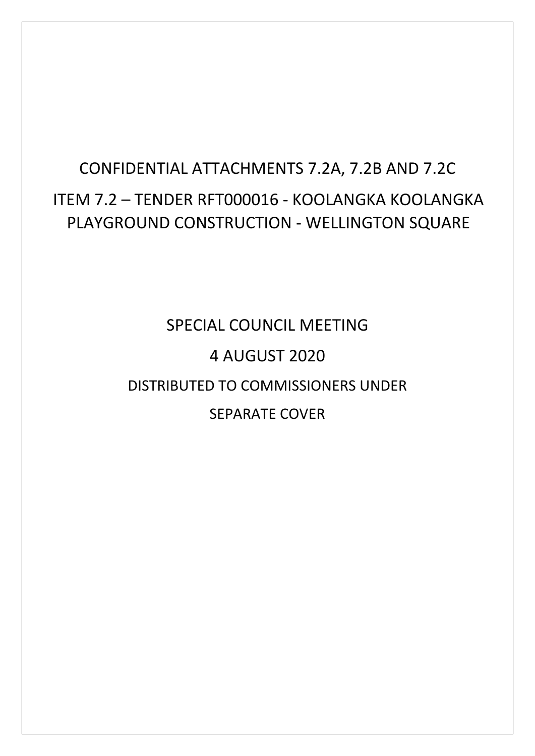CONFIDENTIAL ATTACHMENTS 7.2A, 7.2B AND 7.2C

ITEM 7.2 – TENDER RFT000016 - KOOLANGKA KOOLANGKA PLAYGROUND CONSTRUCTION - WELLINGTON SQUARE

SPECIAL COUNCIL MEETING

4 AUGUST 2020

DISTRIBUTED TO COMMISSIONERS UNDER

SEPARATE COVER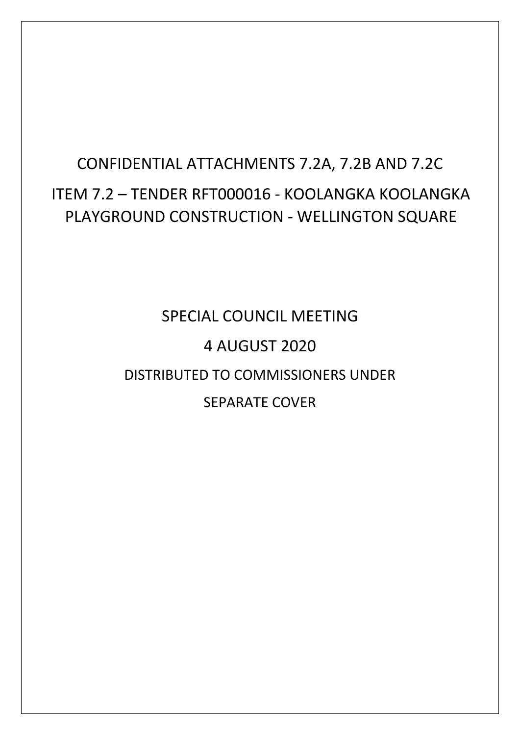CONFIDENTIAL ATTACHMENTS 7.2A, 7.2B AND 7.2C

ITEM 7.2 – TENDER RFT000016 - KOOLANGKA KOOLANGKA PLAYGROUND CONSTRUCTION - WELLINGTON SQUARE

SPECIAL COUNCIL MEETING

4 AUGUST 2020

DISTRIBUTED TO COMMISSIONERS UNDER

SEPARATE COVER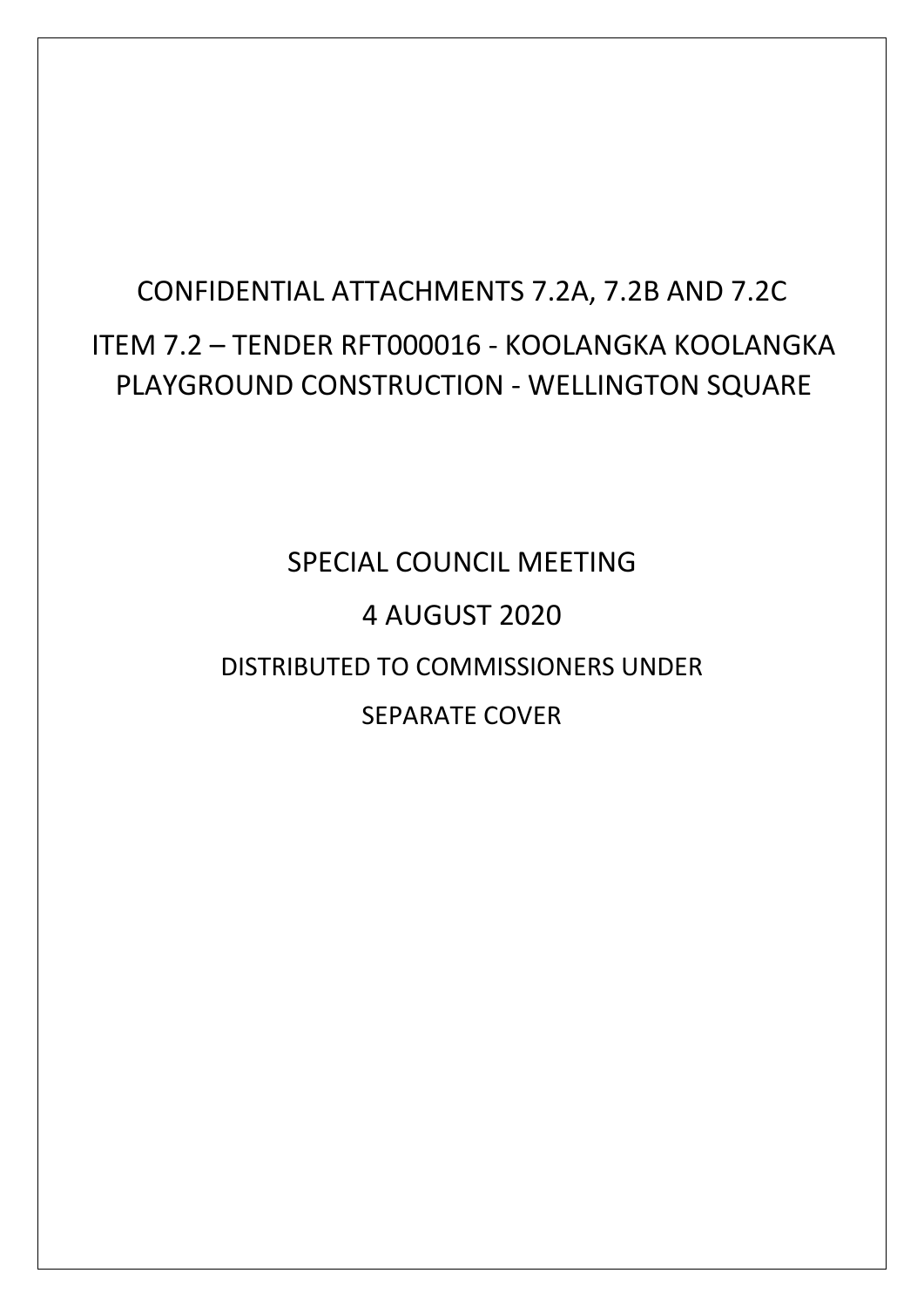CONFIDENTIAL ATTACHMENTS 7.2A, 7.2B AND 7.2C

ITEM 7.2 – TENDER RFT000016 - KOOLANGKA KOOLANGKA PLAYGROUND CONSTRUCTION - WELLINGTON SQUARE

SPECIAL COUNCIL MEETING

4 AUGUST 2020

DISTRIBUTED TO COMMISSIONERS UNDER

SEPARATE COVER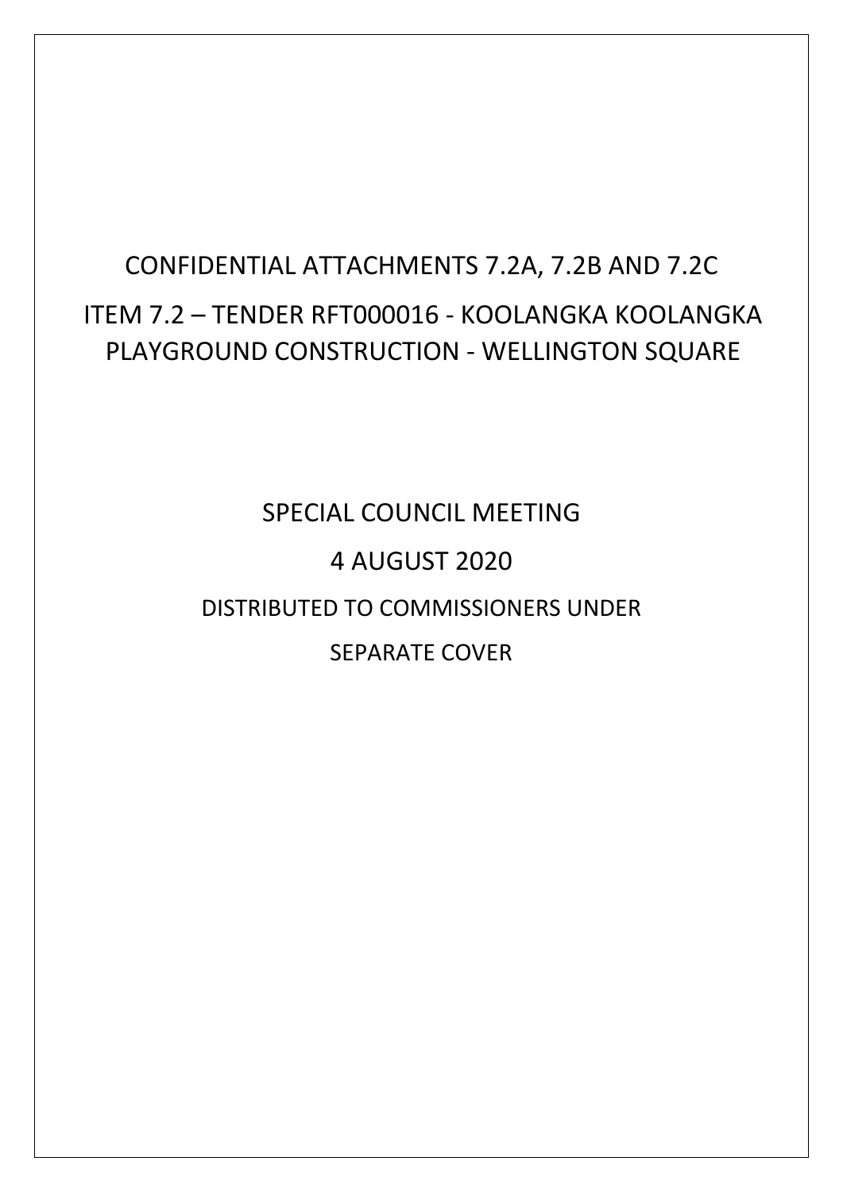CONFIDENTIAL ATTACHMENTS 7.2A, 7.2B AND 7.2C

ITEM 7.2 – TENDER RFT000016 - KOOLANGKA KOOLANGKA PLAYGROUND CONSTRUCTION - WELLINGTON SQUARE

SPECIAL COUNCIL MEETING

4 AUGUST 2020

DISTRIBUTED TO COMMISSIONERS UNDER

SEPARATE COVER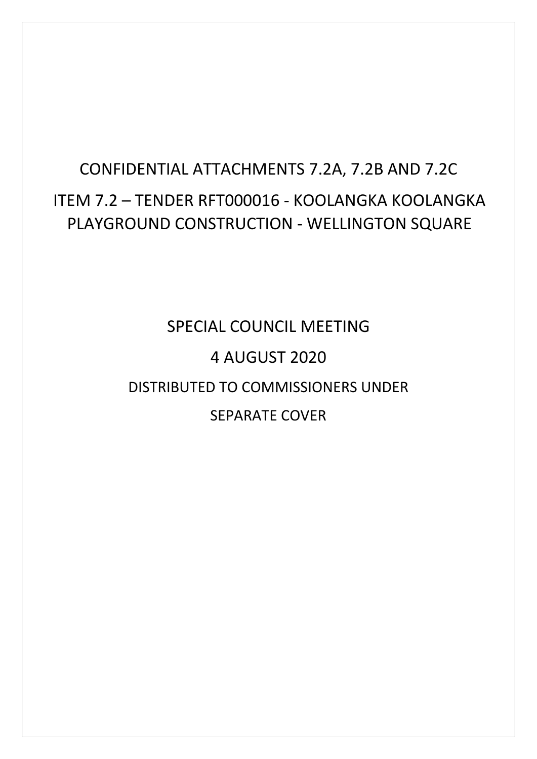CONFIDENTIAL ATTACHMENTS 7.2A, 7.2B AND 7.2C

ITEM 7.2 – TENDER RFT000016 - KOOLANGKA KOOLANGKA PLAYGROUND CONSTRUCTION - WELLINGTON SQUARE

SPECIAL COUNCIL MEETING

4 AUGUST 2020

DISTRIBUTED TO COMMISSIONERS UNDER

SEPARATE COVER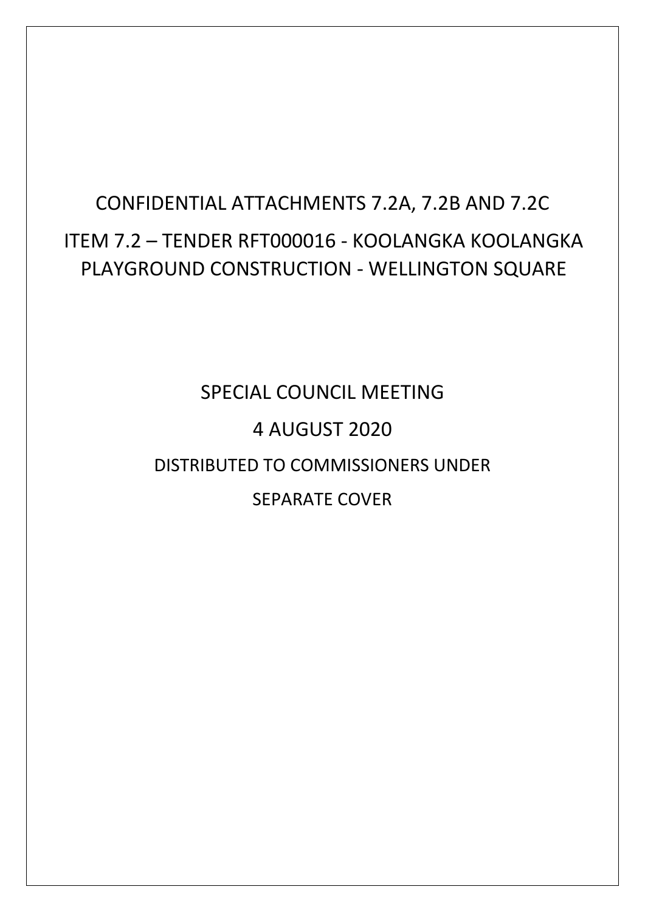CONFIDENTIAL ATTACHMENTS 7.2A, 7.2B AND 7.2C

ITEM 7.2 – TENDER RFT000016 - KOOLANGKA KOOLANGKA PLAYGROUND CONSTRUCTION - WELLINGTON SQUARE

SPECIAL COUNCIL MEETING

4 AUGUST 2020

DISTRIBUTED TO COMMISSIONERS UNDER

SEPARATE COVER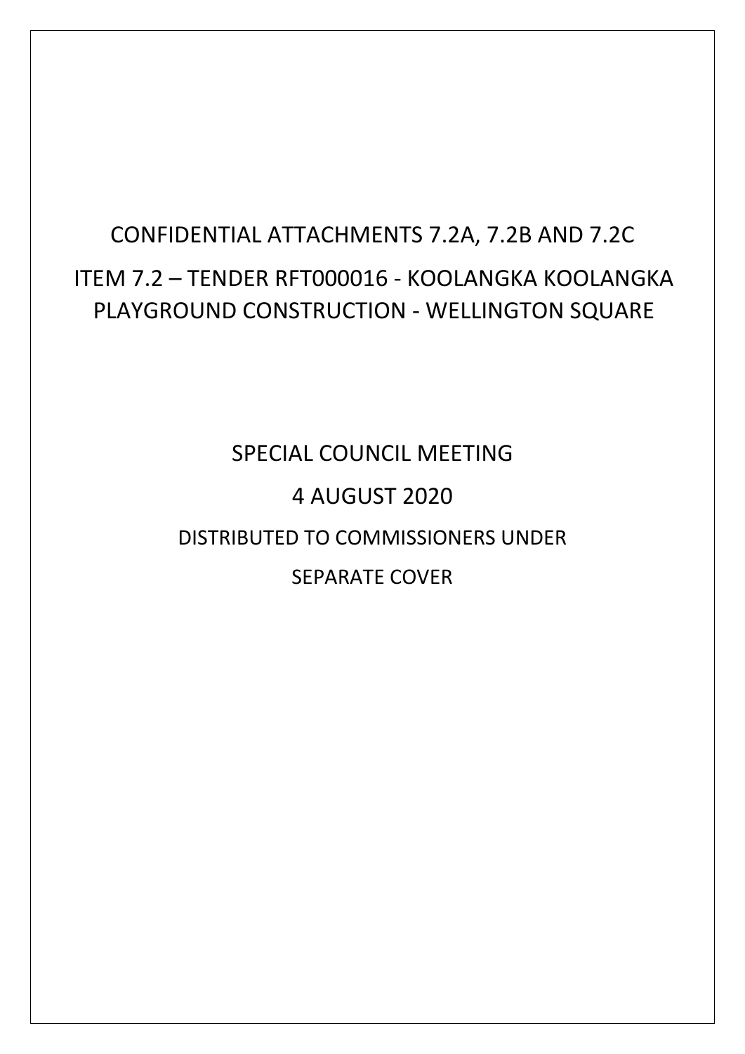CONFIDENTIAL ATTACHMENTS 7.2A, 7.2B AND 7.2C

ITEM 7.2 – TENDER RFT000016 - KOOLANGKA KOOLANGKA PLAYGROUND CONSTRUCTION - WELLINGTON SQUARE

SPECIAL COUNCIL MEETING

4 AUGUST 2020

DISTRIBUTED TO COMMISSIONERS UNDER

SEPARATE COVER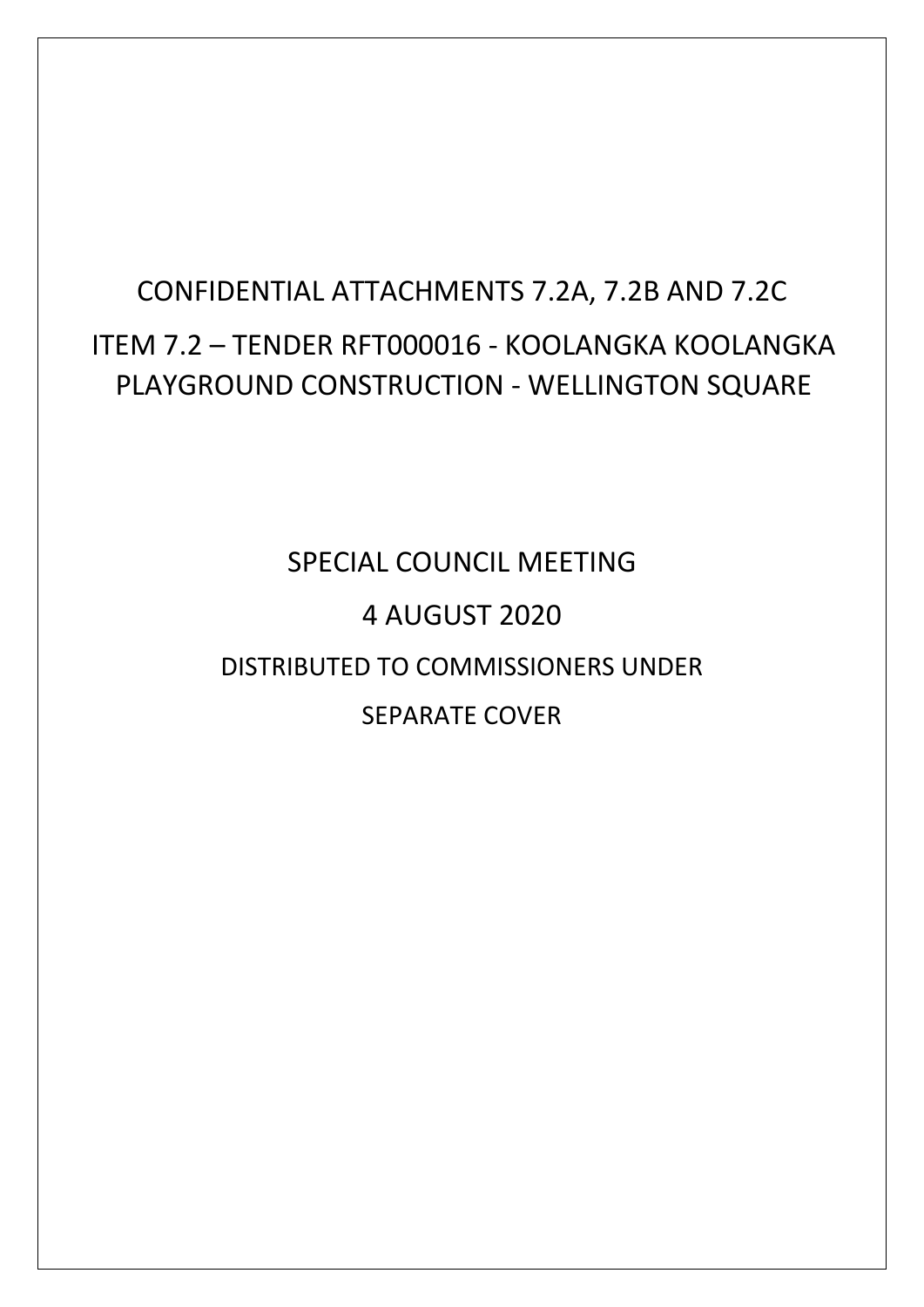CONFIDENTIAL ATTACHMENTS 7.2A, 7.2B AND 7.2C

ITEM 7.2 – TENDER RFT000016 - KOOLANGKA KOOLANGKA PLAYGROUND CONSTRUCTION - WELLINGTON SQUARE

SPECIAL COUNCIL MEETING

4 AUGUST 2020

DISTRIBUTED TO COMMISSIONERS UNDER

SEPARATE COVER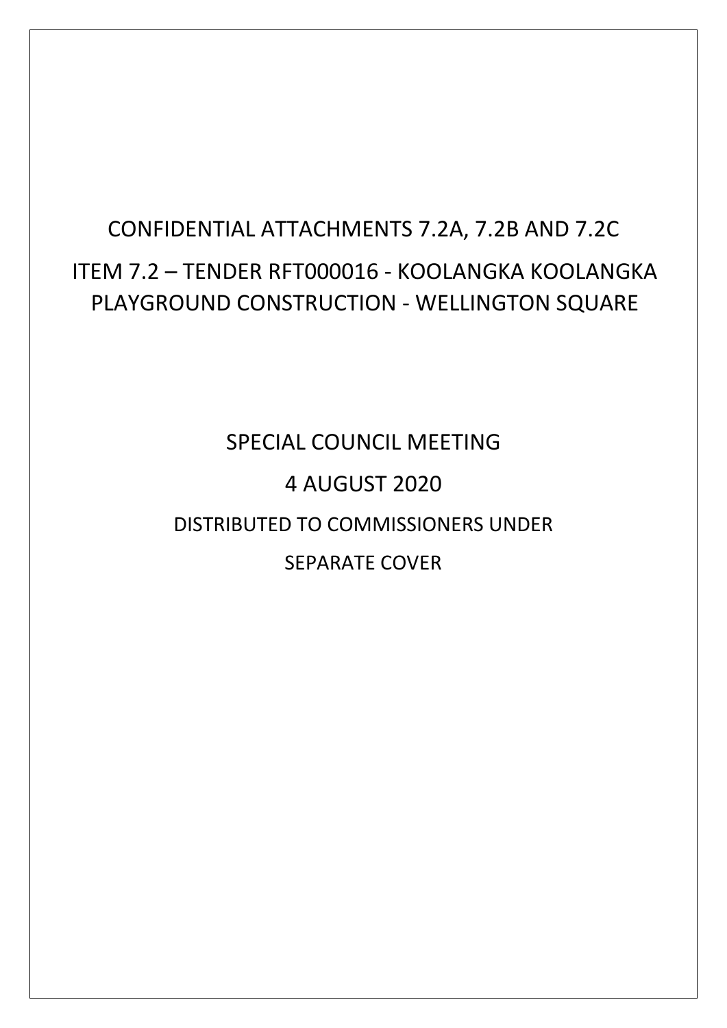CONFIDENTIAL ATTACHMENTS 7.2A, 7.2B AND 7.2C

ITEM 7.2 – TENDER RFT000016 - KOOLANGKA KOOLANGKA PLAYGROUND CONSTRUCTION - WELLINGTON SQUARE

SPECIAL COUNCIL MEETING

4 AUGUST 2020

DISTRIBUTED TO COMMISSIONERS UNDER

SEPARATE COVER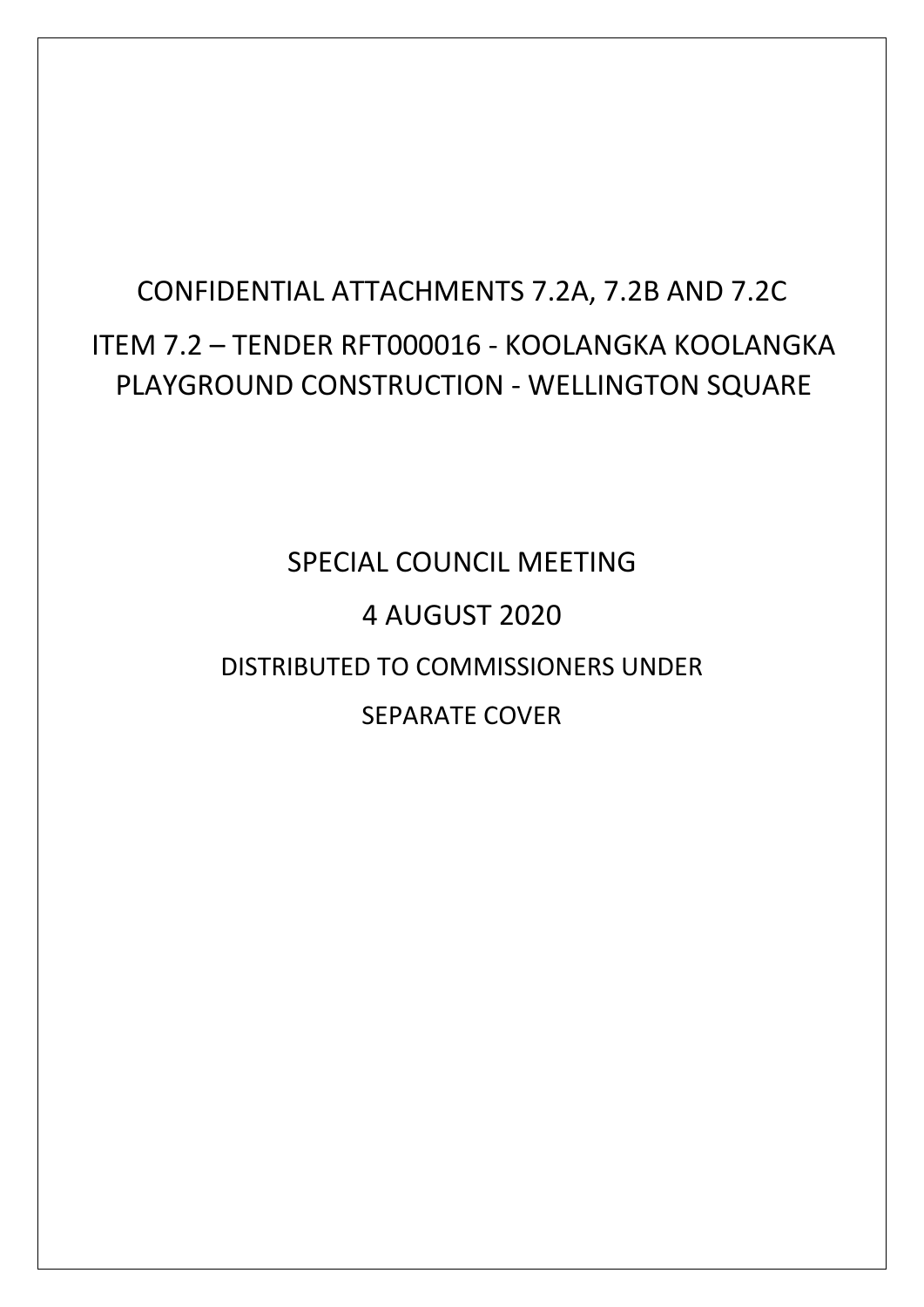CONFIDENTIAL ATTACHMENTS 7.2A, 7.2B AND 7.2C

ITEM 7.2 – TENDER RFT000016 - KOOLANGKA KOOLANGKA PLAYGROUND CONSTRUCTION - WELLINGTON SQUARE

SPECIAL COUNCIL MEETING

4 AUGUST 2020

DISTRIBUTED TO COMMISSIONERS UNDER

SEPARATE COVER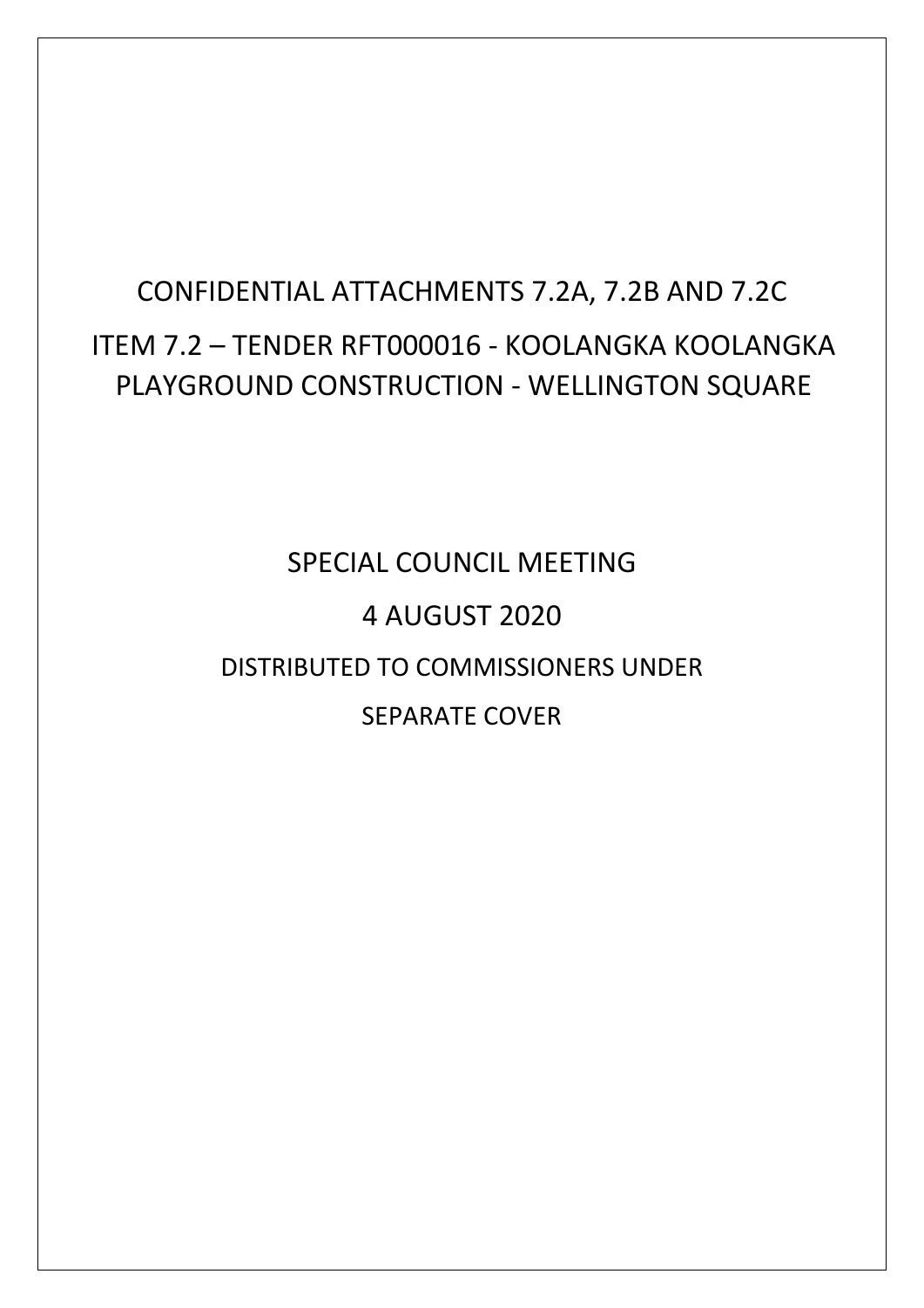CONFIDENTIAL ATTACHMENTS 7.2A, 7.2B AND 7.2C

ITEM 7.2 – TENDER RFT000016 - KOOLANGKA KOOLANGKA PLAYGROUND CONSTRUCTION - WELLINGTON SQUARE

SPECIAL COUNCIL MEETING

4 AUGUST 2020

DISTRIBUTED TO COMMISSIONERS UNDER

SEPARATE COVER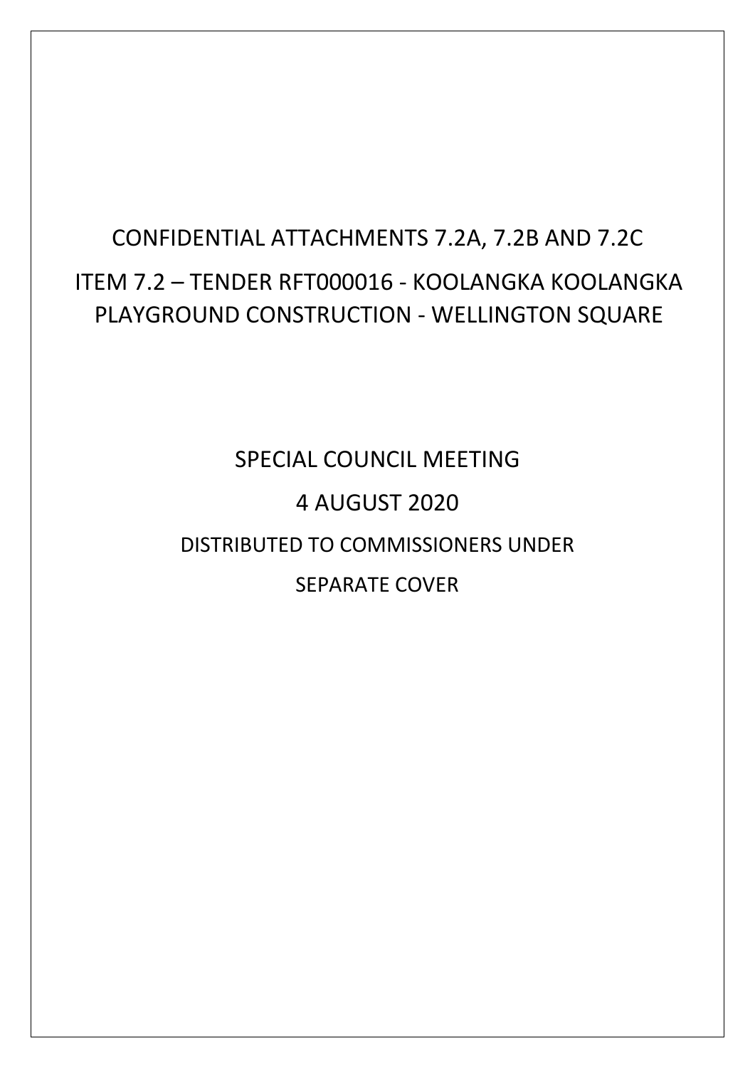CONFIDENTIAL ATTACHMENTS 7.2A, 7.2B AND 7.2C

ITEM 7.2 – TENDER RFT000016 - KOOLANGKA KOOLANGKA PLAYGROUND CONSTRUCTION - WELLINGTON SQUARE

SPECIAL COUNCIL MEETING

4 AUGUST 2020

DISTRIBUTED TO COMMISSIONERS UNDER

SEPARATE COVER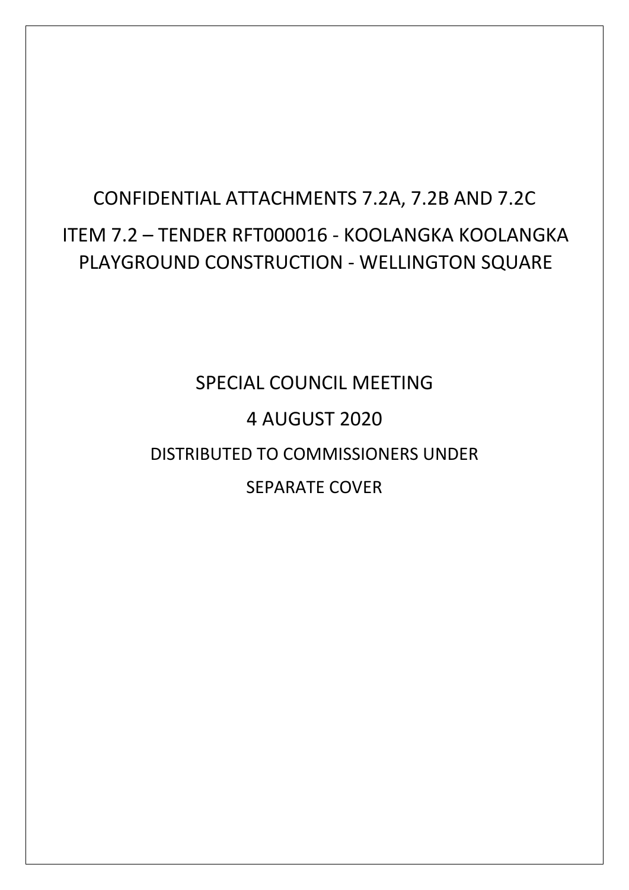CONFIDENTIAL ATTACHMENTS 7.2A, 7.2B AND 7.2C

ITEM 7.2 – TENDER RFT000016 - KOOLANGKA KOOLANGKA PLAYGROUND CONSTRUCTION - WELLINGTON SQUARE

SPECIAL COUNCIL MEETING

4 AUGUST 2020

DISTRIBUTED TO COMMISSIONERS UNDER

SEPARATE COVER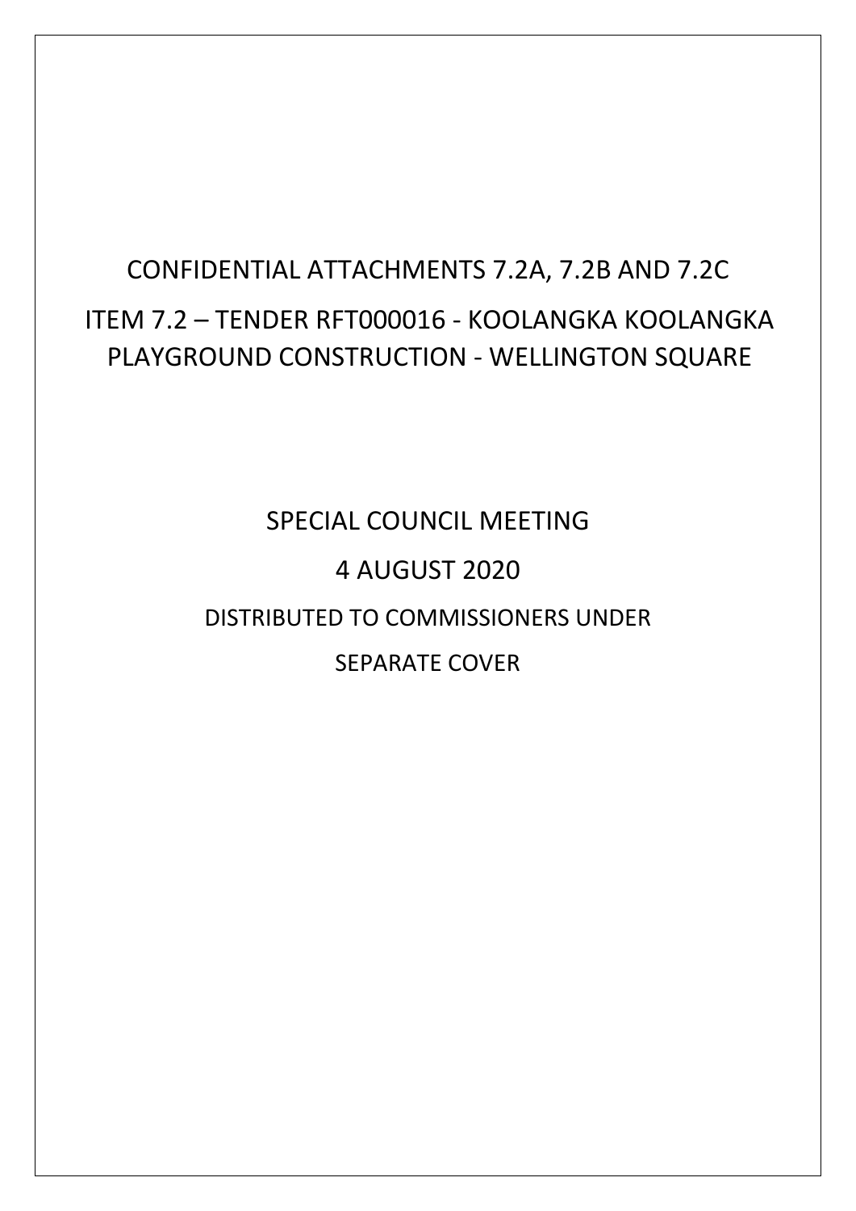CONFIDENTIAL ATTACHMENTS 7.2A, 7.2B AND 7.2C

ITEM 7.2 – TENDER RFT000016 - KOOLANGKA KOOLANGKA PLAYGROUND CONSTRUCTION - WELLINGTON SQUARE

SPECIAL COUNCIL MEETING

4 AUGUST 2020

DISTRIBUTED TO COMMISSIONERS UNDER

SEPARATE COVER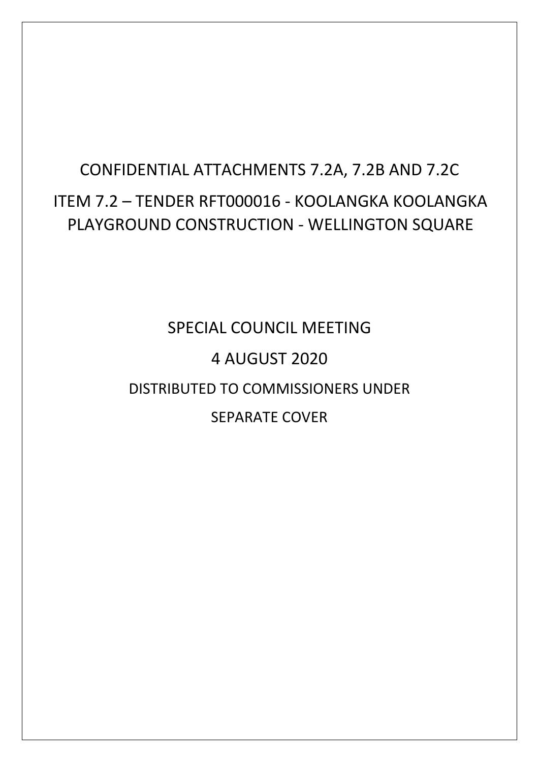CONFIDENTIAL ATTACHMENTS 7.2A, 7.2B AND 7.2C

ITEM 7.2 – TENDER RFT000016 - KOOLANGKA KOOLANGKA PLAYGROUND CONSTRUCTION - WELLINGTON SQUARE

SPECIAL COUNCIL MEETING

4 AUGUST 2020

DISTRIBUTED TO COMMISSIONERS UNDER

SEPARATE COVER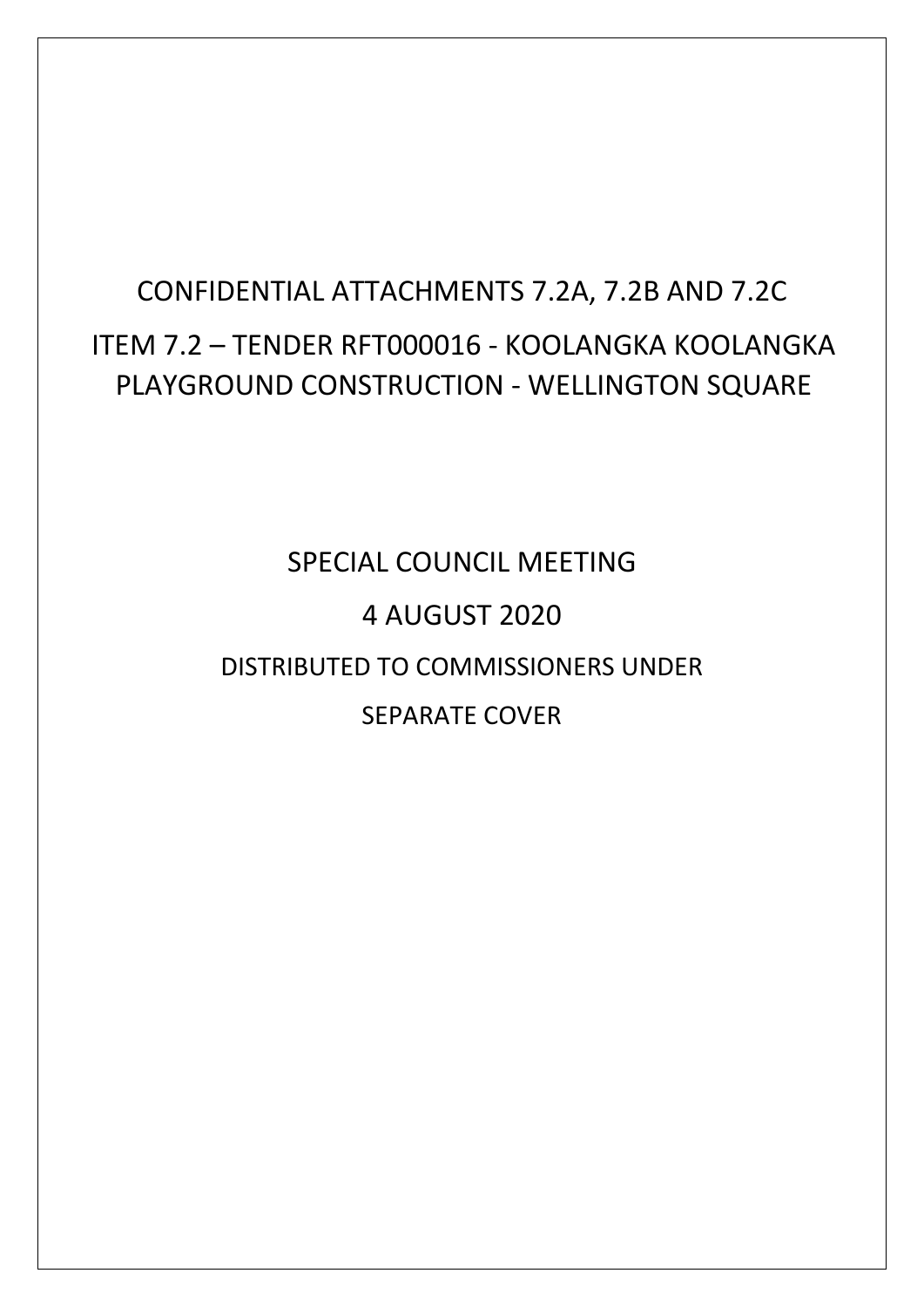# CONFIDENTIAL ATTACHMENTS 7.2A, 7.2B AND 7.2C

# ITEM 7.2 – TENDER RFT000016 - KOOLANGKA KOOLANGKA PLAYGROUND CONSTRUCTION - WELLINGTON SQUARE

SPECIAL COUNCIL MEETING

4 AUGUST 2020

DISTRIBUTED TO COMMISSIONERS UNDER

SEPARATE COVER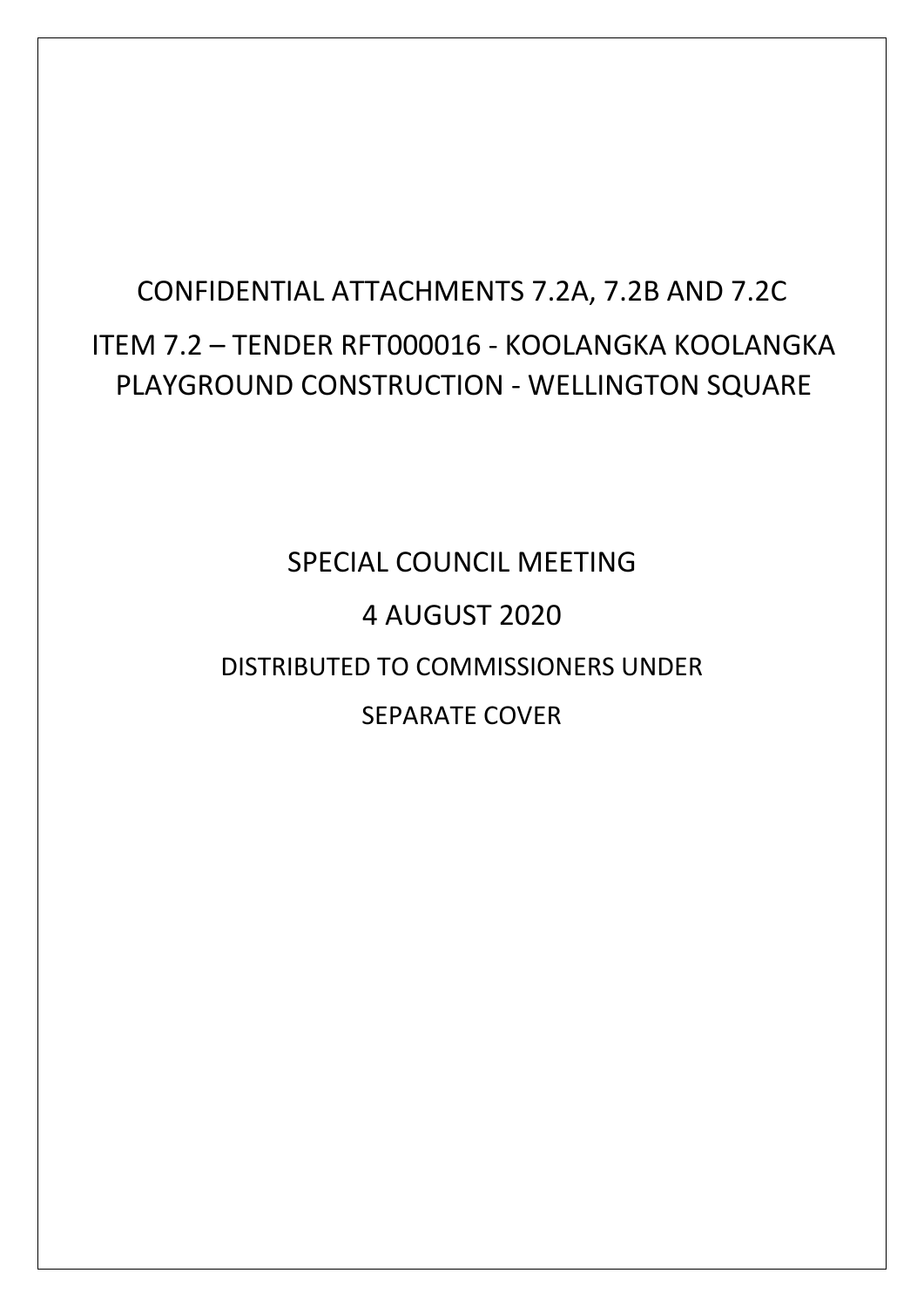# CONFIDENTIAL ATTACHMENTS 7.2A, 7.2B AND 7.2C

# ITEM 7.2 – TENDER RFT000016 - KOOLANGKA KOOLANGKA PLAYGROUND CONSTRUCTION - WELLINGTON SQUARE

SPECIAL COUNCIL MEETING

4 AUGUST 2020

DISTRIBUTED TO COMMISSIONERS UNDER

SEPARATE COVER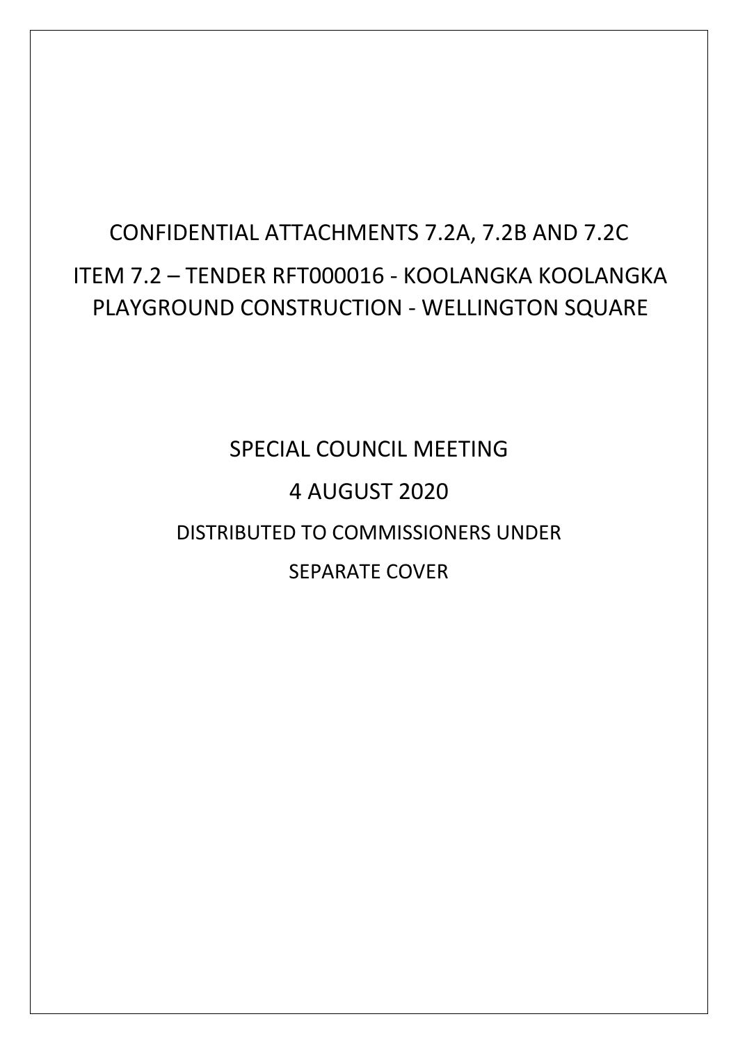CONFIDENTIAL ATTACHMENTS 7.2A, 7.2B AND 7.2C

ITEM 7.2 – TENDER RFT000016 - KOOLANGKA KOOLANGKA PLAYGROUND CONSTRUCTION - WELLINGTON SQUARE

SPECIAL COUNCIL MEETING

4 AUGUST 2020

DISTRIBUTED TO COMMISSIONERS UNDER

SEPARATE COVER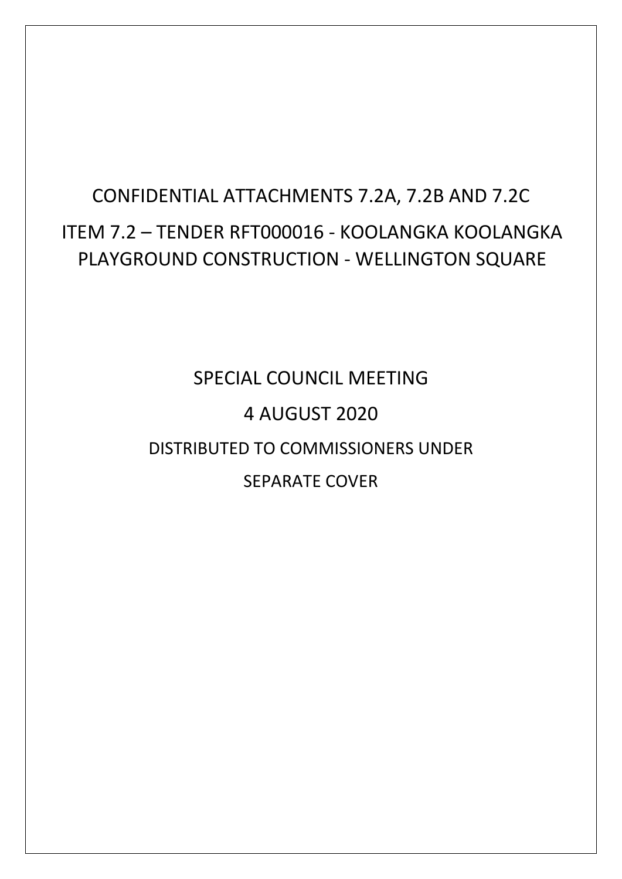# CONFIDENTIAL ATTACHMENTS 7.2A, 7.2B AND 7.2C

# ITEM 7.2 – TENDER RFT000016 - KOOLANGKA KOOLANGKA PLAYGROUND CONSTRUCTION - WELLINGTON SQUARE

SPECIAL COUNCIL MEETING

4 AUGUST 2020

DISTRIBUTED TO COMMISSIONERS UNDER

SEPARATE COVER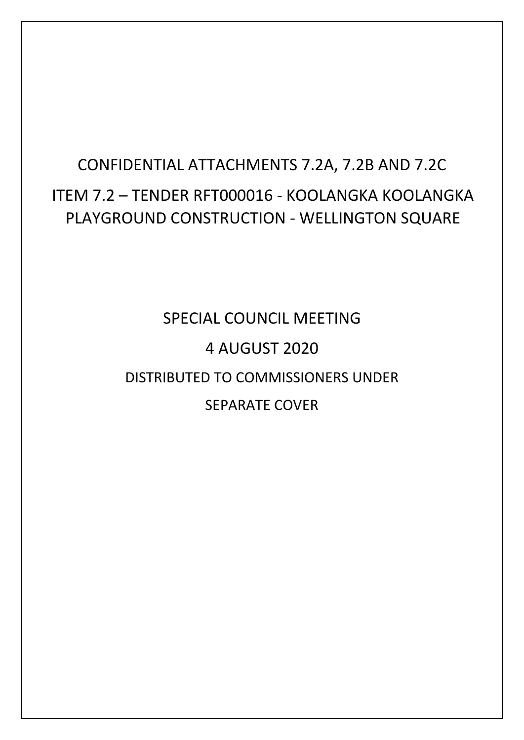# CONFIDENTIAL ATTACHMENTS 7.2A, 7.2B AND 7.2C

# ITEM 7.2 – TENDER RFT000016 - KOOLANGKA KOOLANGKA PLAYGROUND CONSTRUCTION - WELLINGTON SQUARE

SPECIAL COUNCIL MEETING

4 AUGUST 2020

DISTRIBUTED TO COMMISSIONERS UNDER

SEPARATE COVER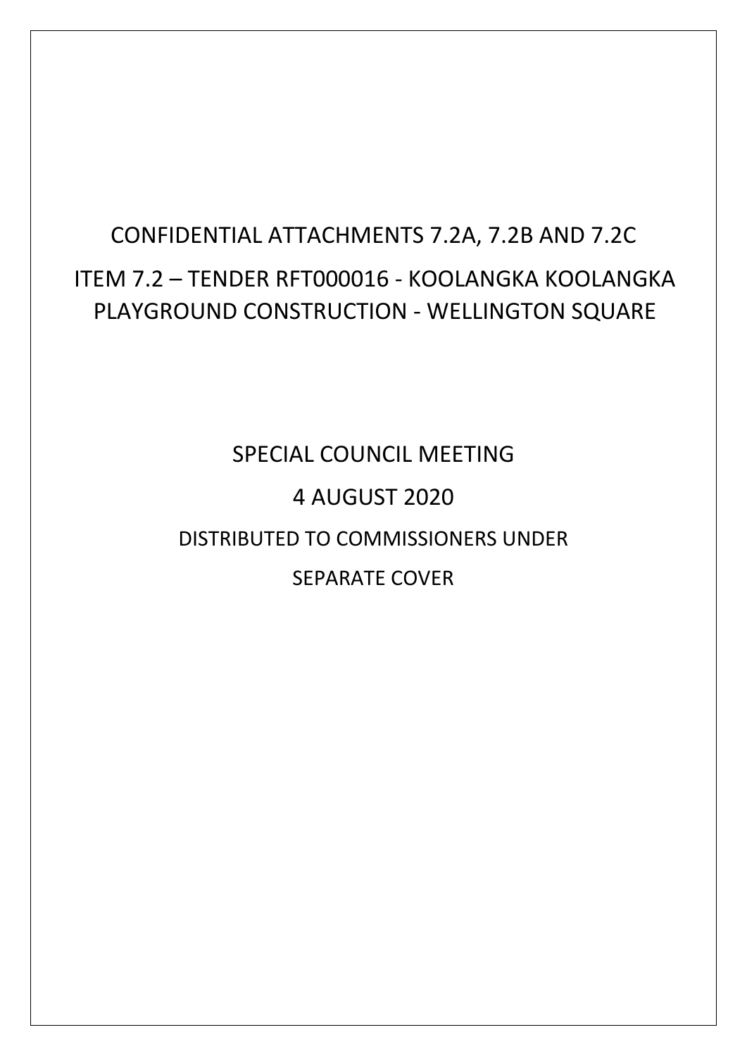CONFIDENTIAL ATTACHMENTS 7.2A, 7.2B AND 7.2C

ITEM 7.2 – TENDER RFT000016 - KOOLANGKA KOOLANGKA PLAYGROUND CONSTRUCTION - WELLINGTON SQUARE

SPECIAL COUNCIL MEETING

4 AUGUST 2020

DISTRIBUTED TO COMMISSIONERS UNDER

SEPARATE COVER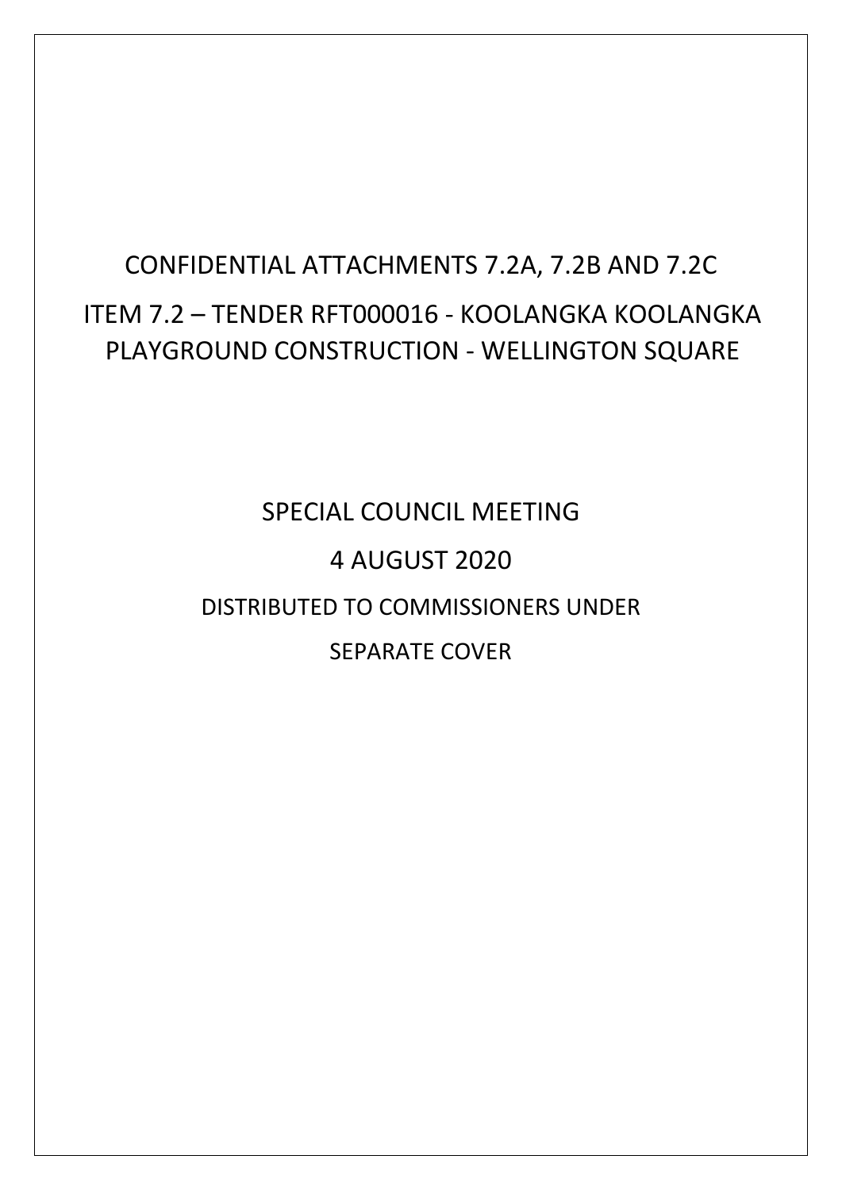# CONFIDENTIAL ATTACHMENTS 7.2A, 7.2B AND 7.2C

# ITEM 7.2 – TENDER RFT000016 - KOOLANGKA KOOLANGKA PLAYGROUND CONSTRUCTION - WELLINGTON SQUARE

SPECIAL COUNCIL MEETING

4 AUGUST 2020

DISTRIBUTED TO COMMISSIONERS UNDER

SEPARATE COVER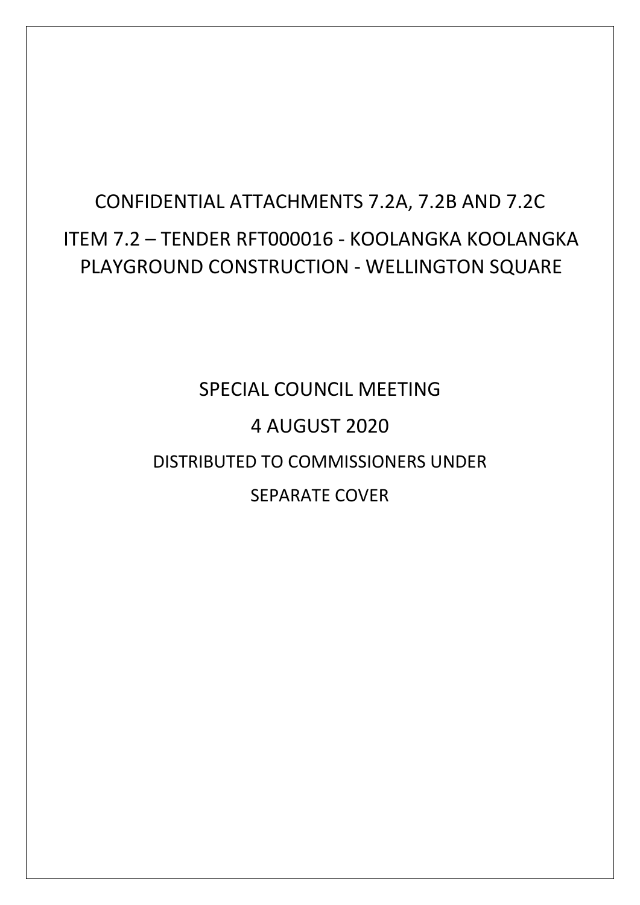# CONFIDENTIAL ATTACHMENTS 7.2A, 7.2B AND 7.2C

# ITEM 7.2 – TENDER RFT000016 - KOOLANGKA KOOLANGKA PLAYGROUND CONSTRUCTION - WELLINGTON SQUARE

SPECIAL COUNCIL MEETING

4 AUGUST 2020

DISTRIBUTED TO COMMISSIONERS UNDER

SEPARATE COVER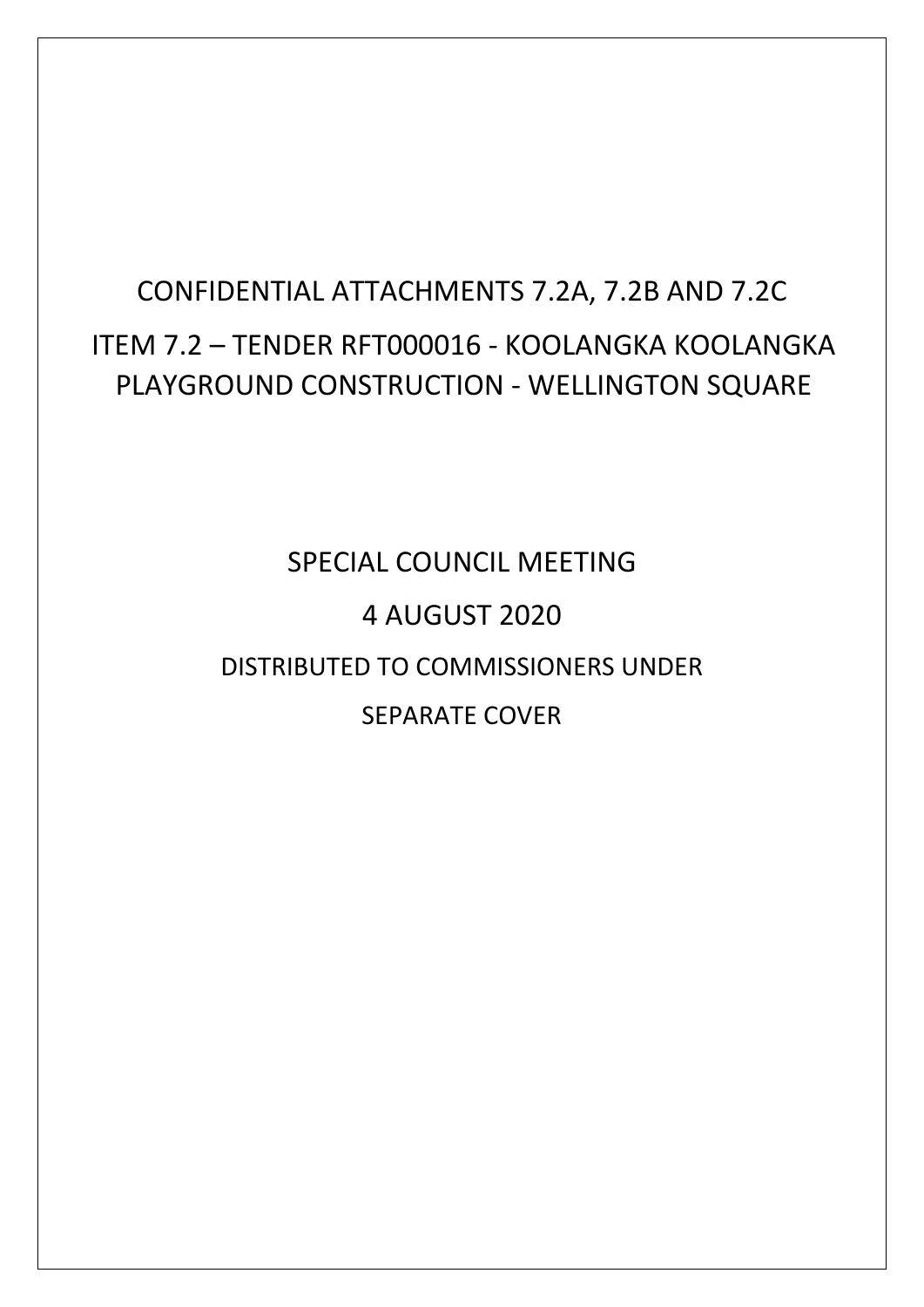CONFIDENTIAL ATTACHMENTS 7.2A, 7.2B AND 7.2C

ITEM 7.2 – TENDER RFT000016 - KOOLANGKA KOOLANGKA PLAYGROUND CONSTRUCTION - WELLINGTON SQUARE

SPECIAL COUNCIL MEETING

4 AUGUST 2020

DISTRIBUTED TO COMMISSIONERS UNDER

SEPARATE COVER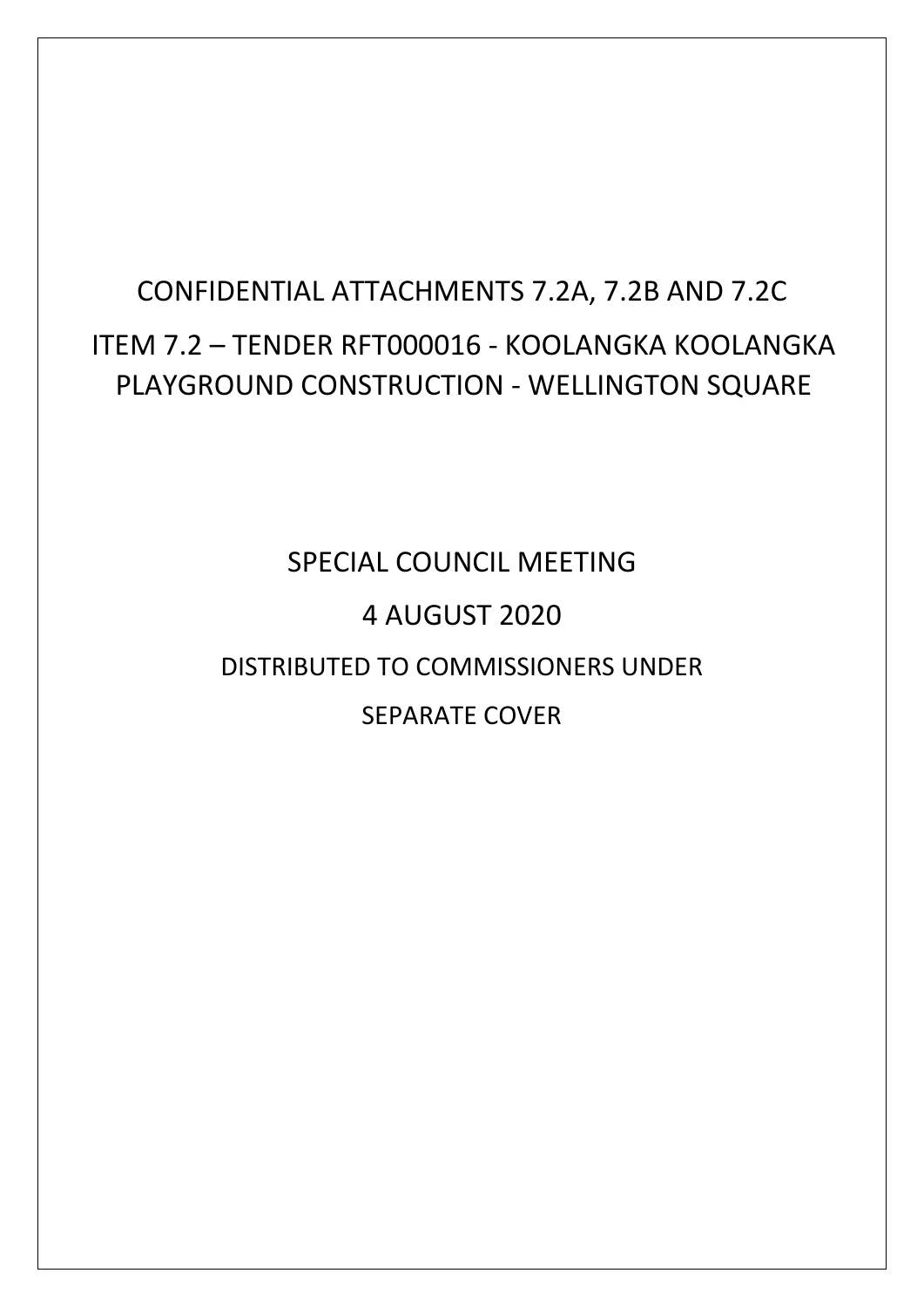CONFIDENTIAL ATTACHMENTS 7.2A, 7.2B AND 7.2C

ITEM 7.2 – TENDER RFT000016 - KOOLANGKA KOOLANGKA PLAYGROUND CONSTRUCTION - WELLINGTON SQUARE

SPECIAL COUNCIL MEETING

4 AUGUST 2020

DISTRIBUTED TO COMMISSIONERS UNDER

SEPARATE COVER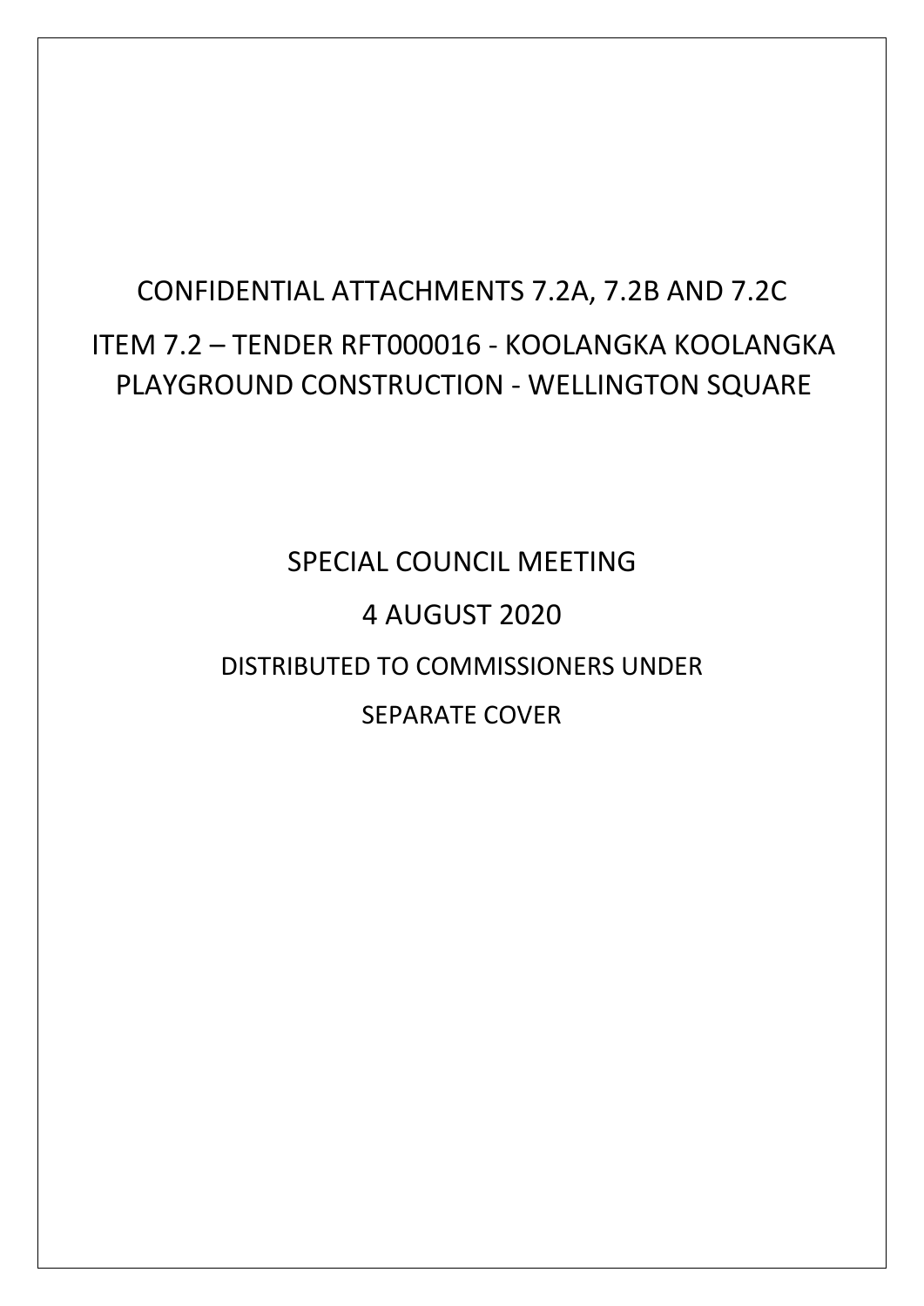CONFIDENTIAL ATTACHMENTS 7.2A, 7.2B AND 7.2C

ITEM 7.2 – TENDER RFT000016 - KOOLANGKA KOOLANGKA PLAYGROUND CONSTRUCTION - WELLINGTON SQUARE

SPECIAL COUNCIL MEETING

4 AUGUST 2020

DISTRIBUTED TO COMMISSIONERS UNDER

SEPARATE COVER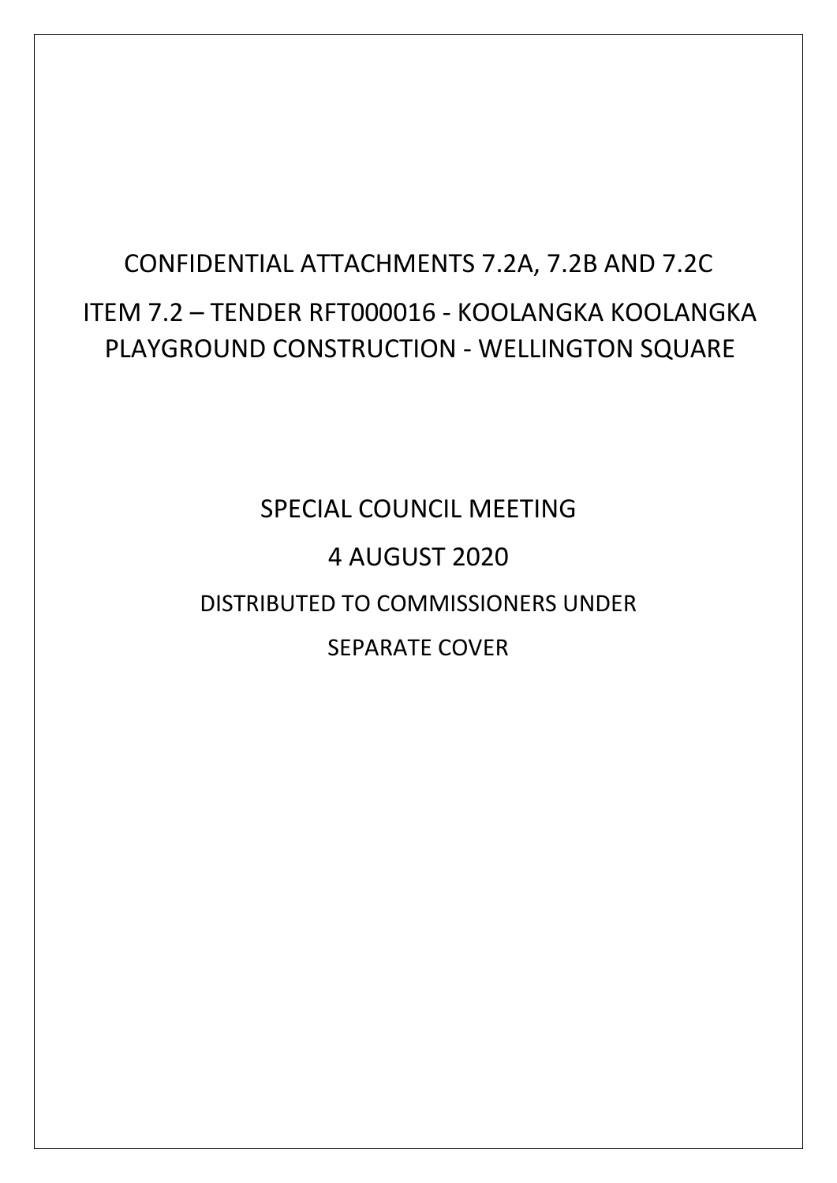# CONFIDENTIAL ATTACHMENTS 7.2A, 7.2B AND 7.2C

# ITEM 7.2 – TENDER RFT000016 - KOOLANGKA KOOLANGKA PLAYGROUND CONSTRUCTION - WELLINGTON SQUARE

SPECIAL COUNCIL MEETING

4 AUGUST 2020

DISTRIBUTED TO COMMISSIONERS UNDER

SEPARATE COVER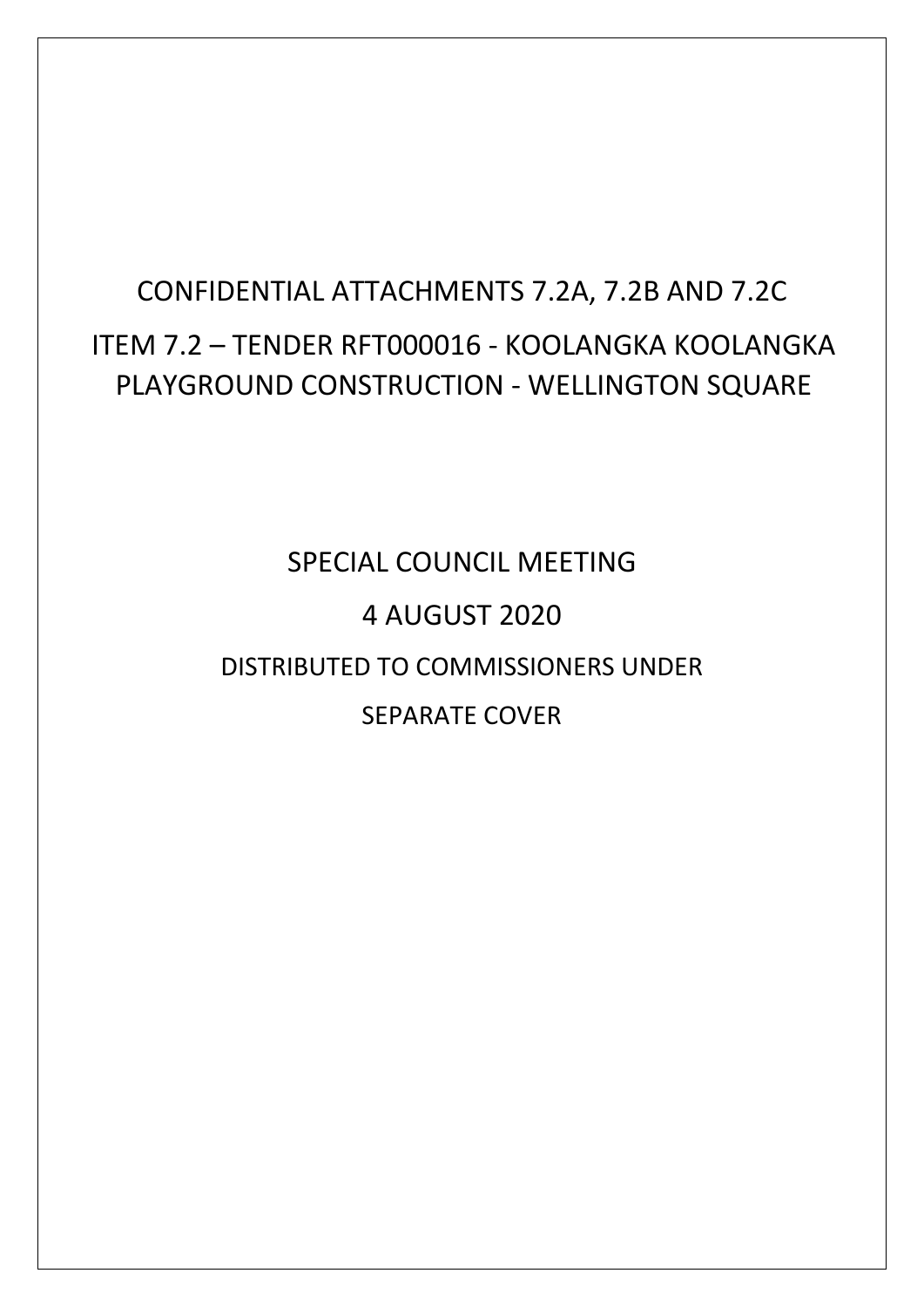CONFIDENTIAL ATTACHMENTS 7.2A, 7.2B AND 7.2C

ITEM 7.2 – TENDER RFT000016 - KOOLANGKA KOOLANGKA PLAYGROUND CONSTRUCTION - WELLINGTON SQUARE

SPECIAL COUNCIL MEETING

4 AUGUST 2020

DISTRIBUTED TO COMMISSIONERS UNDER

SEPARATE COVER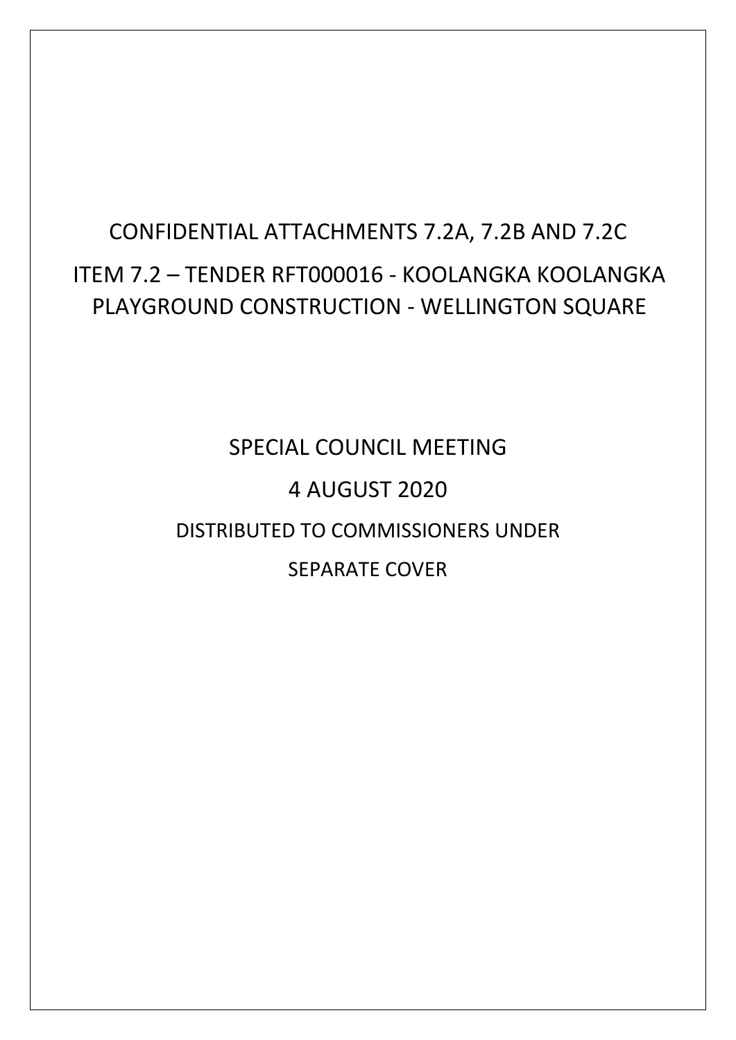# CONFIDENTIAL ATTACHMENTS 7.2A, 7.2B AND 7.2C

# ITEM 7.2 – TENDER RFT000016 - KOOLANGKA KOOLANGKA PLAYGROUND CONSTRUCTION - WELLINGTON SQUARE

SPECIAL COUNCIL MEETING

4 AUGUST 2020

DISTRIBUTED TO COMMISSIONERS UNDER

SEPARATE COVER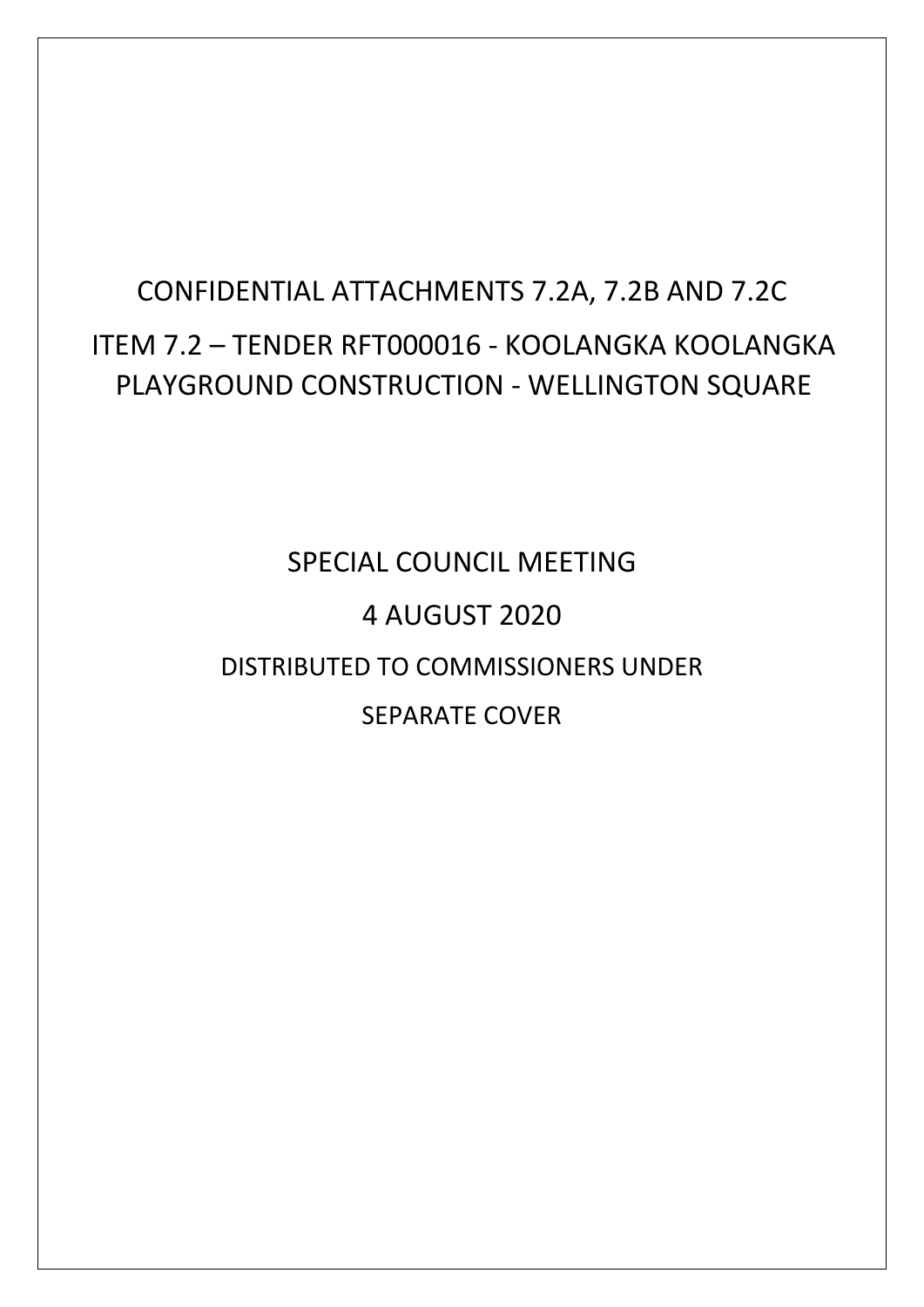# CONFIDENTIAL ATTACHMENTS 7.2A, 7.2B AND 7.2C

# ITEM 7.2 – TENDER RFT000016 - KOOLANGKA KOOLANGKA PLAYGROUND CONSTRUCTION - WELLINGTON SQUARE

SPECIAL COUNCIL MEETING

4 AUGUST 2020

DISTRIBUTED TO COMMISSIONERS UNDER

SEPARATE COVER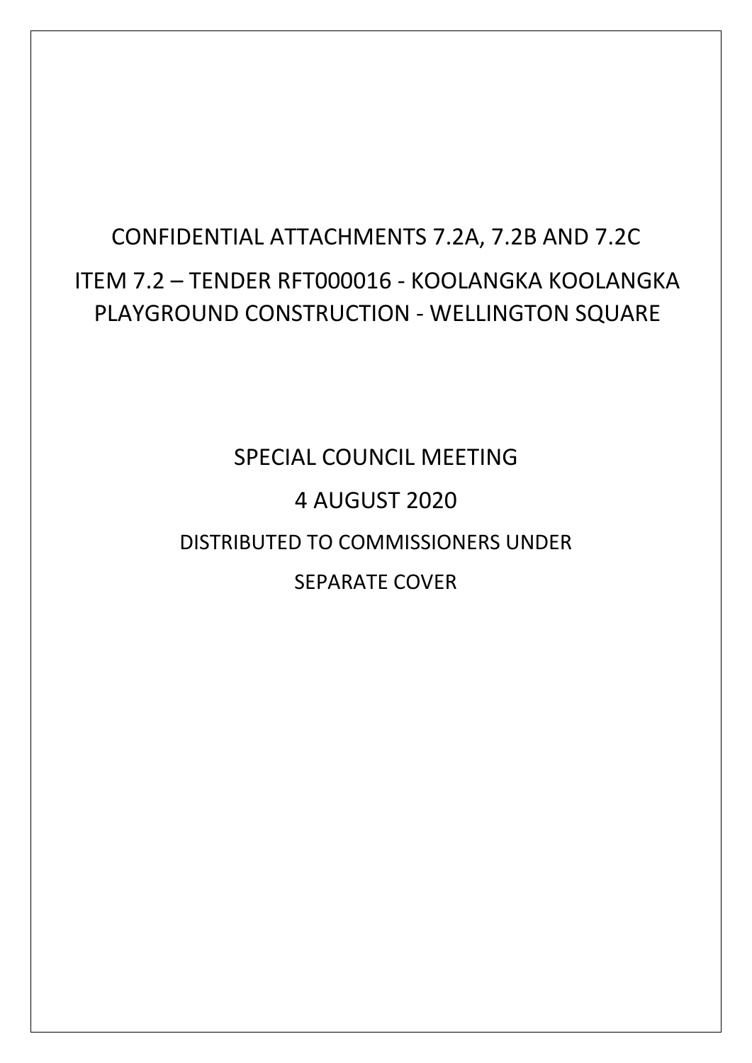# CONFIDENTIAL ATTACHMENTS 7.2A, 7.2B AND 7.2C

# ITEM 7.2 – TENDER RFT000016 - KOOLANGKA KOOLANGKA PLAYGROUND CONSTRUCTION - WELLINGTON SQUARE

SPECIAL COUNCIL MEETING

4 AUGUST 2020

DISTRIBUTED TO COMMISSIONERS UNDER

SEPARATE COVER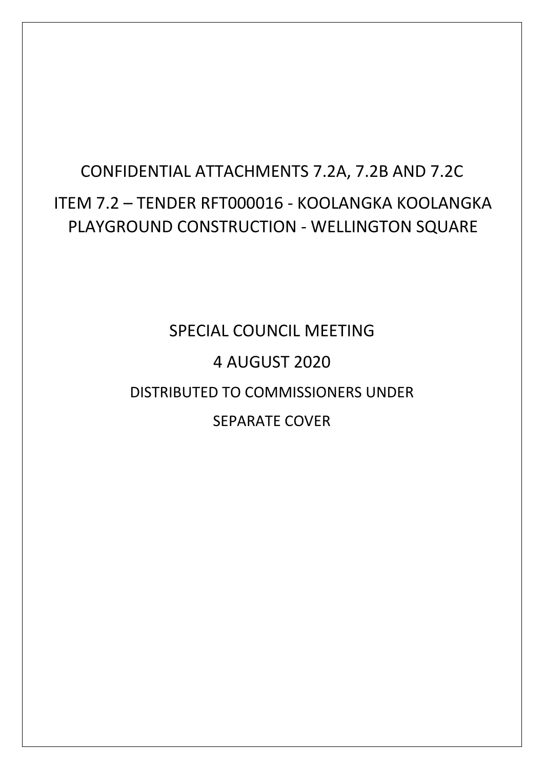CONFIDENTIAL ATTACHMENTS 7.2A, 7.2B AND 7.2C

ITEM 7.2 – TENDER RFT000016 - KOOLANGKA KOOLANGKA PLAYGROUND CONSTRUCTION - WELLINGTON SQUARE

SPECIAL COUNCIL MEETING

4 AUGUST 2020

DISTRIBUTED TO COMMISSIONERS UNDER

SEPARATE COVER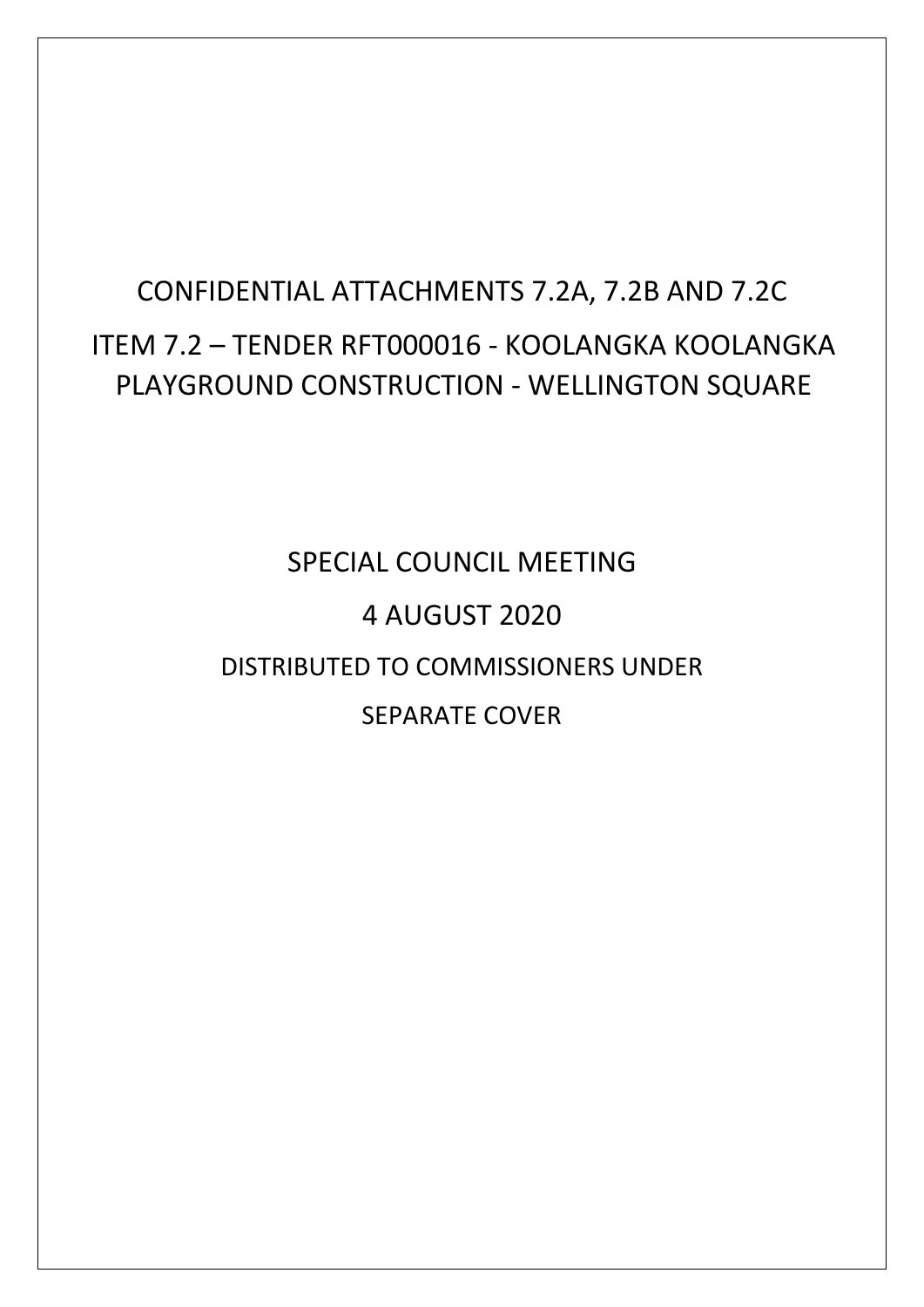CONFIDENTIAL ATTACHMENTS 7.2A, 7.2B AND 7.2C

ITEM 7.2 – TENDER RFT000016 - KOOLANGKA KOOLANGKA PLAYGROUND CONSTRUCTION - WELLINGTON SQUARE

SPECIAL COUNCIL MEETING

4 AUGUST 2020

DISTRIBUTED TO COMMISSIONERS UNDER

SEPARATE COVER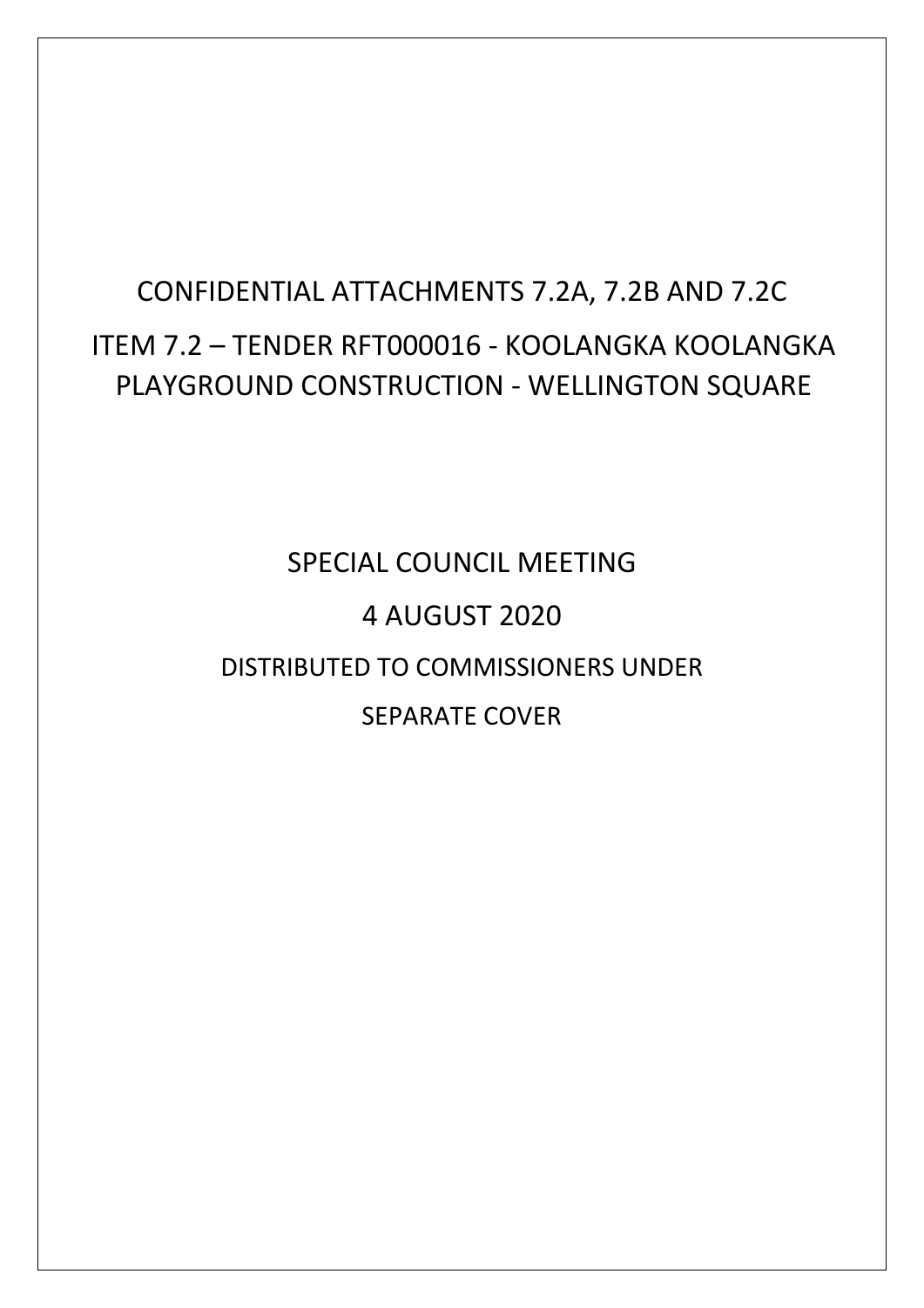CONFIDENTIAL ATTACHMENTS 7.2A, 7.2B AND 7.2C

ITEM 7.2 – TENDER RFT000016 - KOOLANGKA KOOLANGKA PLAYGROUND CONSTRUCTION - WELLINGTON SQUARE

SPECIAL COUNCIL MEETING

4 AUGUST 2020

DISTRIBUTED TO COMMISSIONERS UNDER

SEPARATE COVER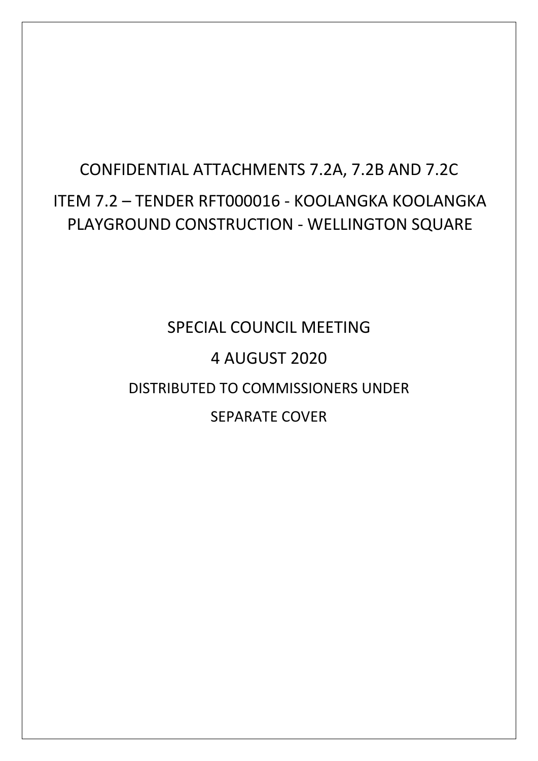CONFIDENTIAL ATTACHMENTS 7.2A, 7.2B AND 7.2C

ITEM 7.2 – TENDER RFT000016 - KOOLANGKA KOOLANGKA PLAYGROUND CONSTRUCTION - WELLINGTON SQUARE

SPECIAL COUNCIL MEETING

4 AUGUST 2020

DISTRIBUTED TO COMMISSIONERS UNDER

SEPARATE COVER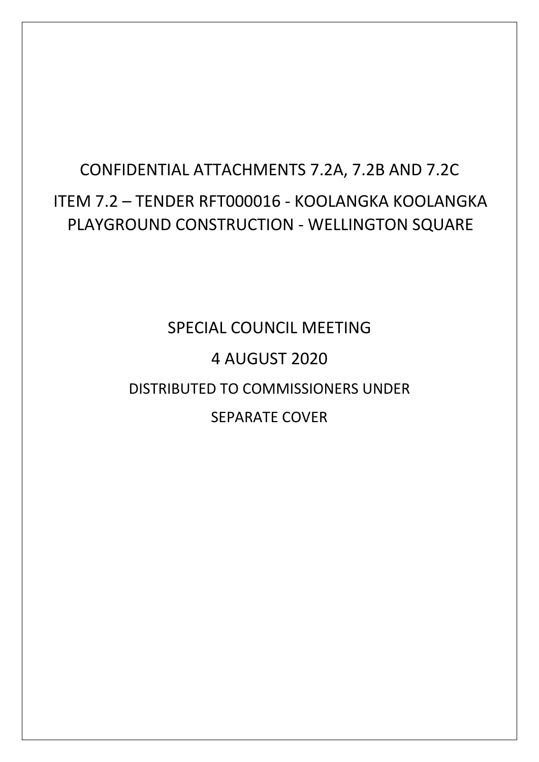# CONFIDENTIAL ATTACHMENTS 7.2A, 7.2B AND 7.2C

# ITEM 7.2 – TENDER RFT000016 - KOOLANGKA KOOLANGKA PLAYGROUND CONSTRUCTION - WELLINGTON SQUARE

SPECIAL COUNCIL MEETING

4 AUGUST 2020

DISTRIBUTED TO COMMISSIONERS UNDER

SEPARATE COVER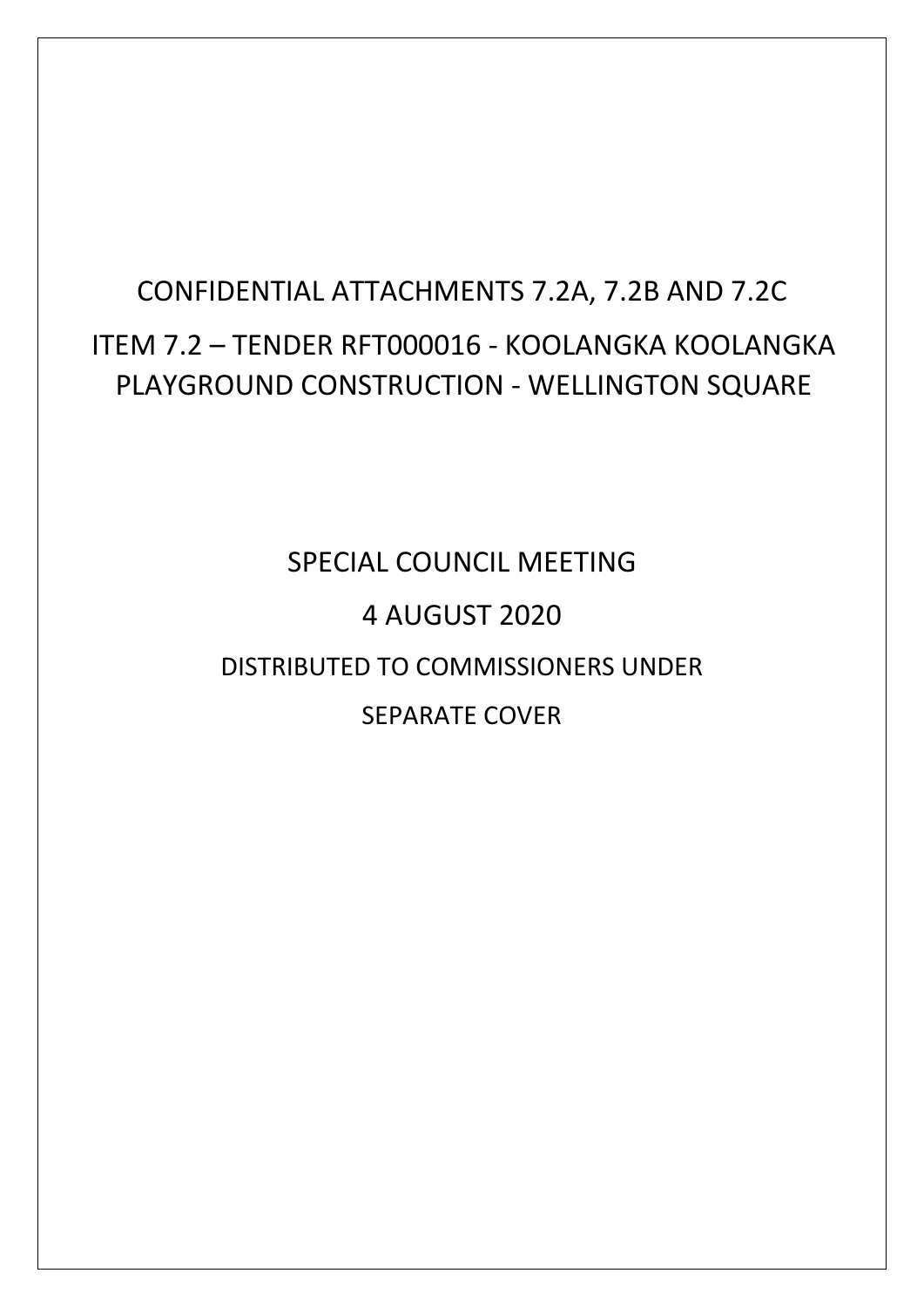# CONFIDENTIAL ATTACHMENTS 7.2A, 7.2B AND 7.2C

# ITEM 7.2 – TENDER RFT000016 - KOOLANGKA KOOLANGKA PLAYGROUND CONSTRUCTION - WELLINGTON SQUARE

SPECIAL COUNCIL MEETING

4 AUGUST 2020

DISTRIBUTED TO COMMISSIONERS UNDER

SEPARATE COVER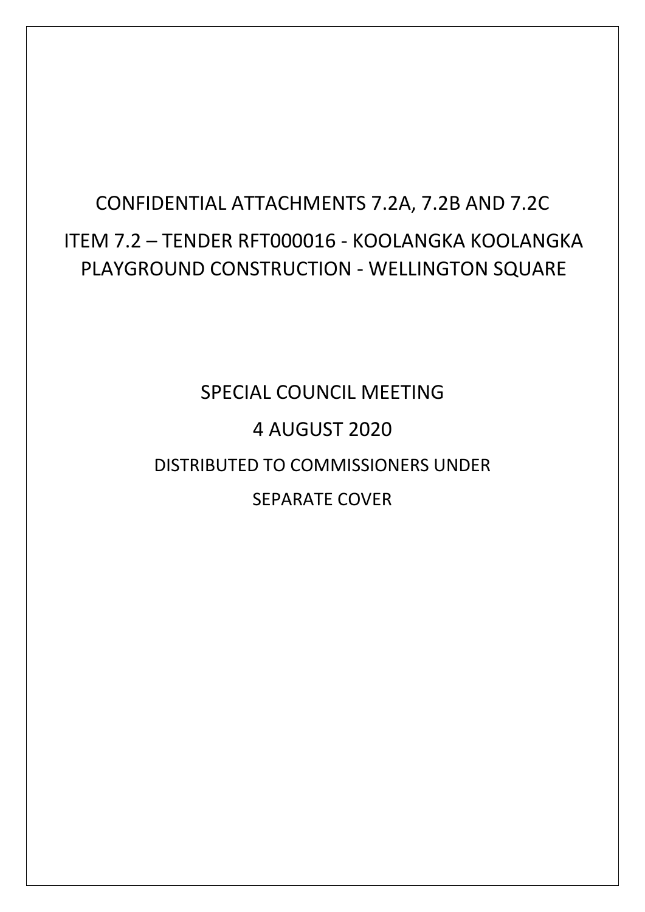CONFIDENTIAL ATTACHMENTS 7.2A, 7.2B AND 7.2C

ITEM 7.2 – TENDER RFT000016 - KOOLANGKA KOOLANGKA PLAYGROUND CONSTRUCTION - WELLINGTON SQUARE

SPECIAL COUNCIL MEETING

4 AUGUST 2020

DISTRIBUTED TO COMMISSIONERS UNDER

SEPARATE COVER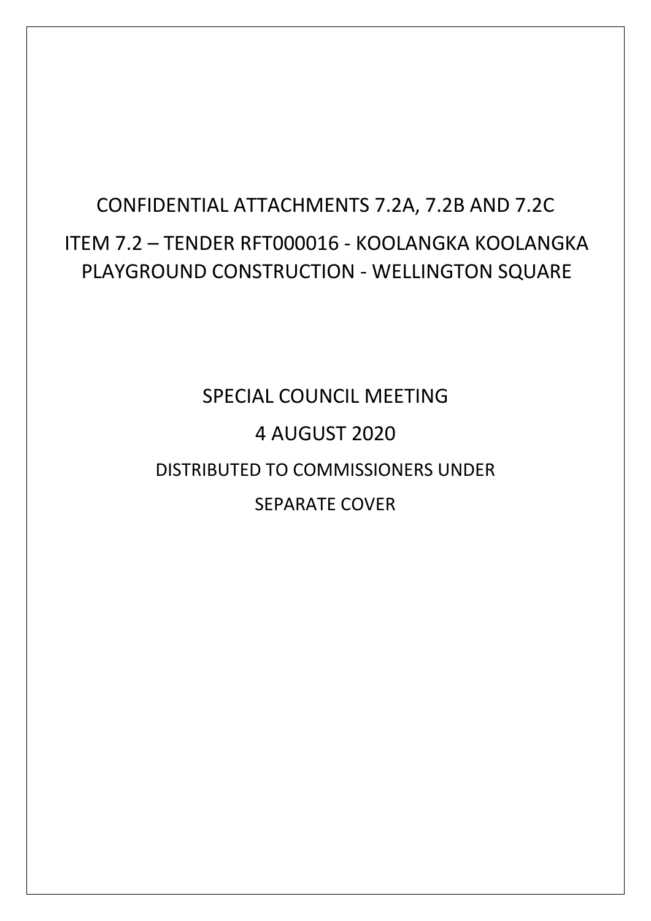CONFIDENTIAL ATTACHMENTS 7.2A, 7.2B AND 7.2C

ITEM 7.2 – TENDER RFT000016 - KOOLANGKA KOOLANGKA PLAYGROUND CONSTRUCTION - WELLINGTON SQUARE

SPECIAL COUNCIL MEETING

4 AUGUST 2020

DISTRIBUTED TO COMMISSIONERS UNDER

SEPARATE COVER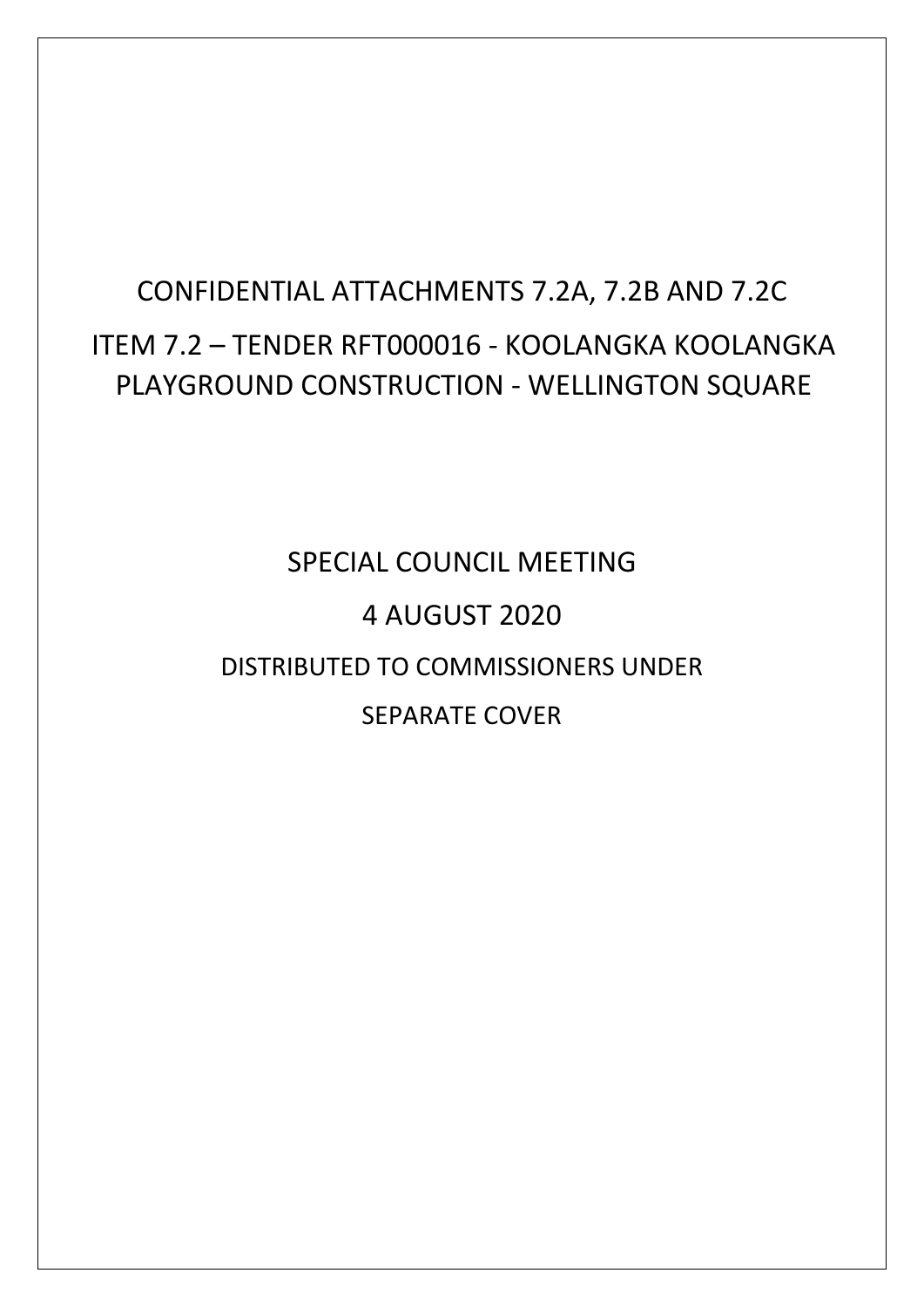CONFIDENTIAL ATTACHMENTS 7.2A, 7.2B AND 7.2C

ITEM 7.2 – TENDER RFT000016 - KOOLANGKA KOOLANGKA PLAYGROUND CONSTRUCTION - WELLINGTON SQUARE

SPECIAL COUNCIL MEETING

4 AUGUST 2020

DISTRIBUTED TO COMMISSIONERS UNDER

SEPARATE COVER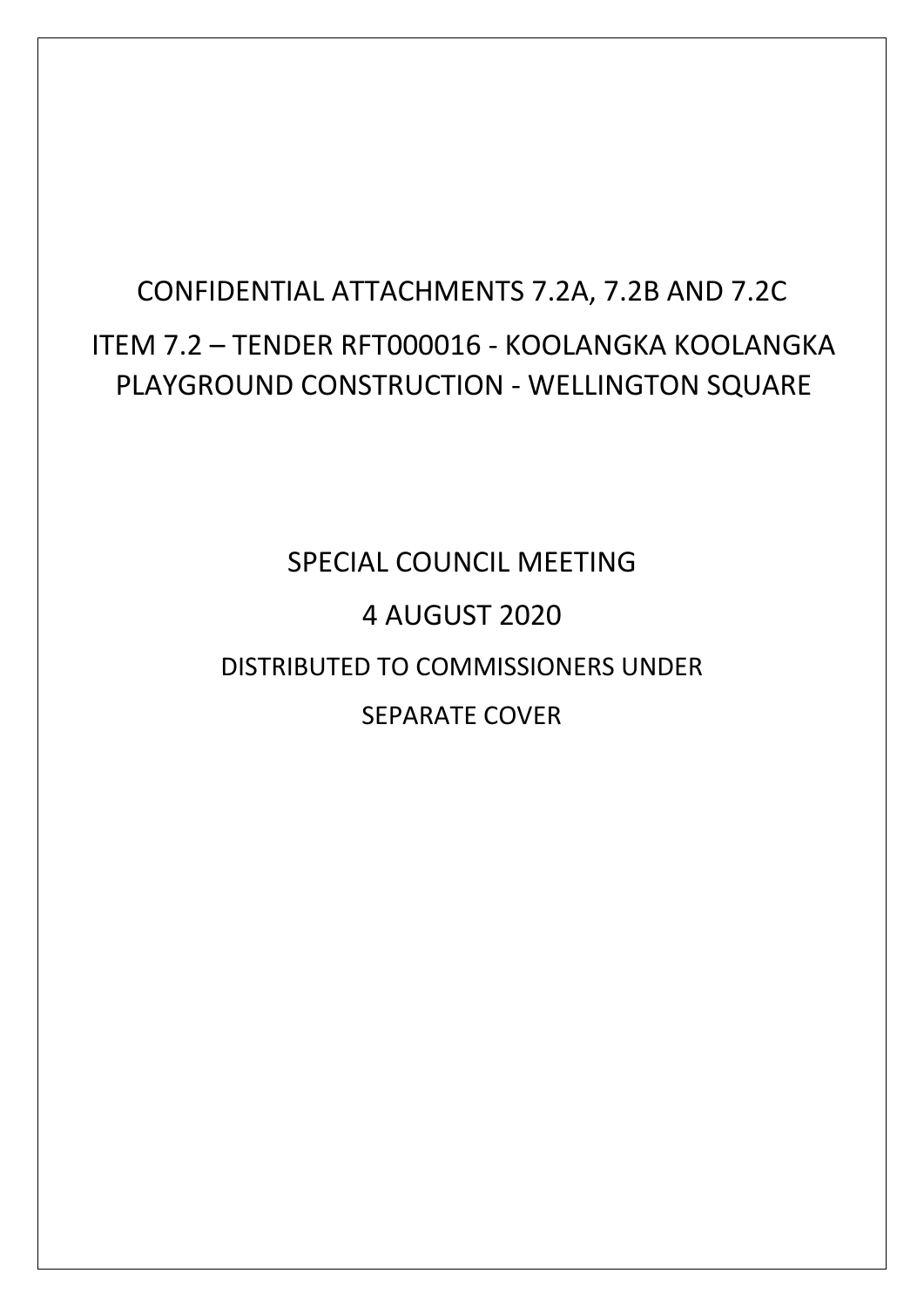# CONFIDENTIAL ATTACHMENTS 7.2A, 7.2B AND 7.2C

# ITEM 7.2 – TENDER RFT000016 - KOOLANGKA KOOLANGKA PLAYGROUND CONSTRUCTION - WELLINGTON SQUARE

SPECIAL COUNCIL MEETING

4 AUGUST 2020

DISTRIBUTED TO COMMISSIONERS UNDER

SEPARATE COVER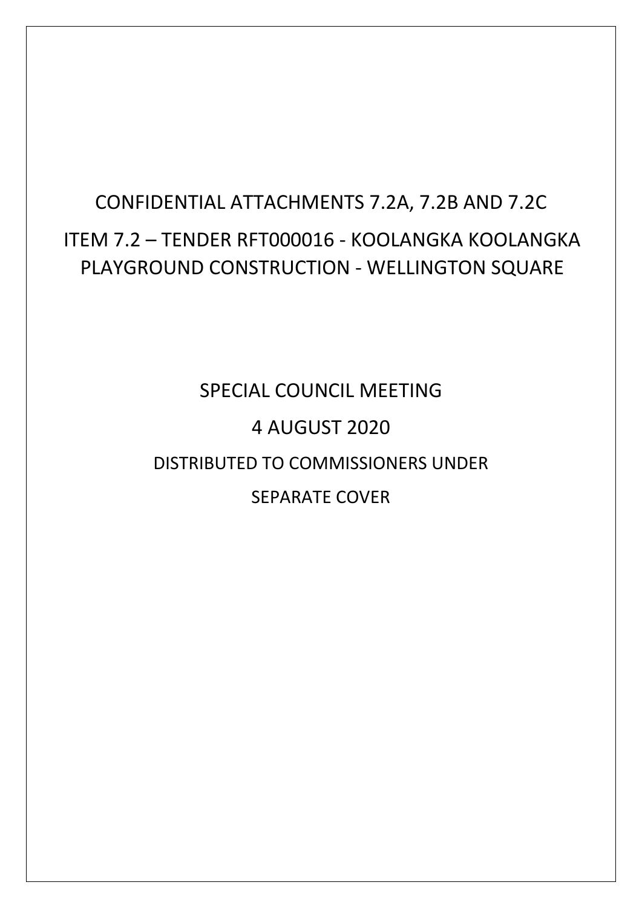CONFIDENTIAL ATTACHMENTS 7.2A, 7.2B AND 7.2C

ITEM 7.2 – TENDER RFT000016 - KOOLANGKA KOOLANGKA PLAYGROUND CONSTRUCTION - WELLINGTON SQUARE

SPECIAL COUNCIL MEETING

4 AUGUST 2020

DISTRIBUTED TO COMMISSIONERS UNDER

SEPARATE COVER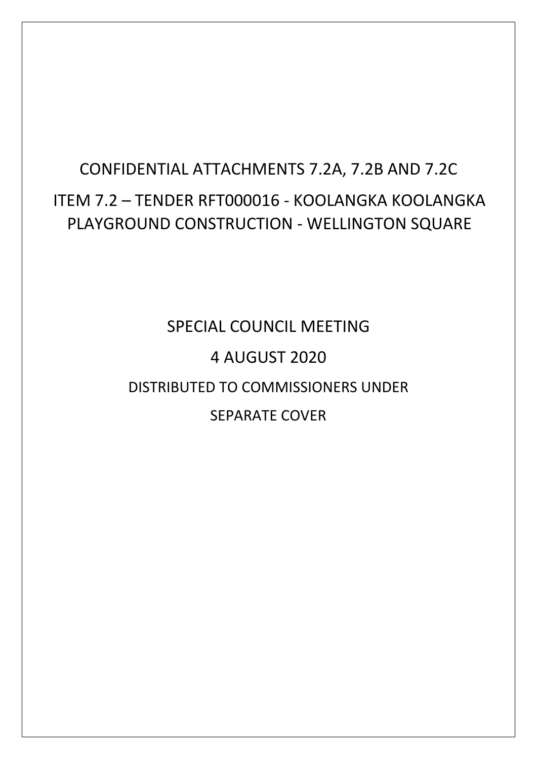CONFIDENTIAL ATTACHMENTS 7.2A, 7.2B AND 7.2C

ITEM 7.2 – TENDER RFT000016 - KOOLANGKA KOOLANGKA PLAYGROUND CONSTRUCTION - WELLINGTON SQUARE

SPECIAL COUNCIL MEETING

4 AUGUST 2020

DISTRIBUTED TO COMMISSIONERS UNDER

SEPARATE COVER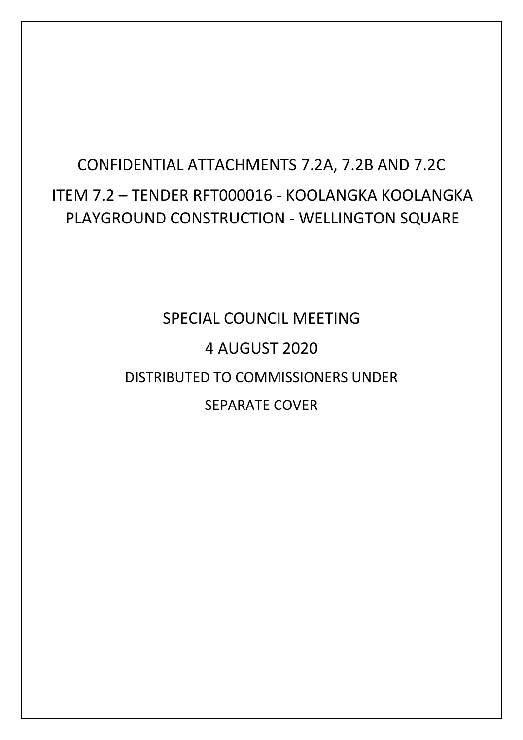CONFIDENTIAL ATTACHMENTS 7.2A, 7.2B AND 7.2C

ITEM 7.2 – TENDER RFT000016 - KOOLANGKA KOOLANGKA PLAYGROUND CONSTRUCTION - WELLINGTON SQUARE

SPECIAL COUNCIL MEETING

4 AUGUST 2020

DISTRIBUTED TO COMMISSIONERS UNDER

SEPARATE COVER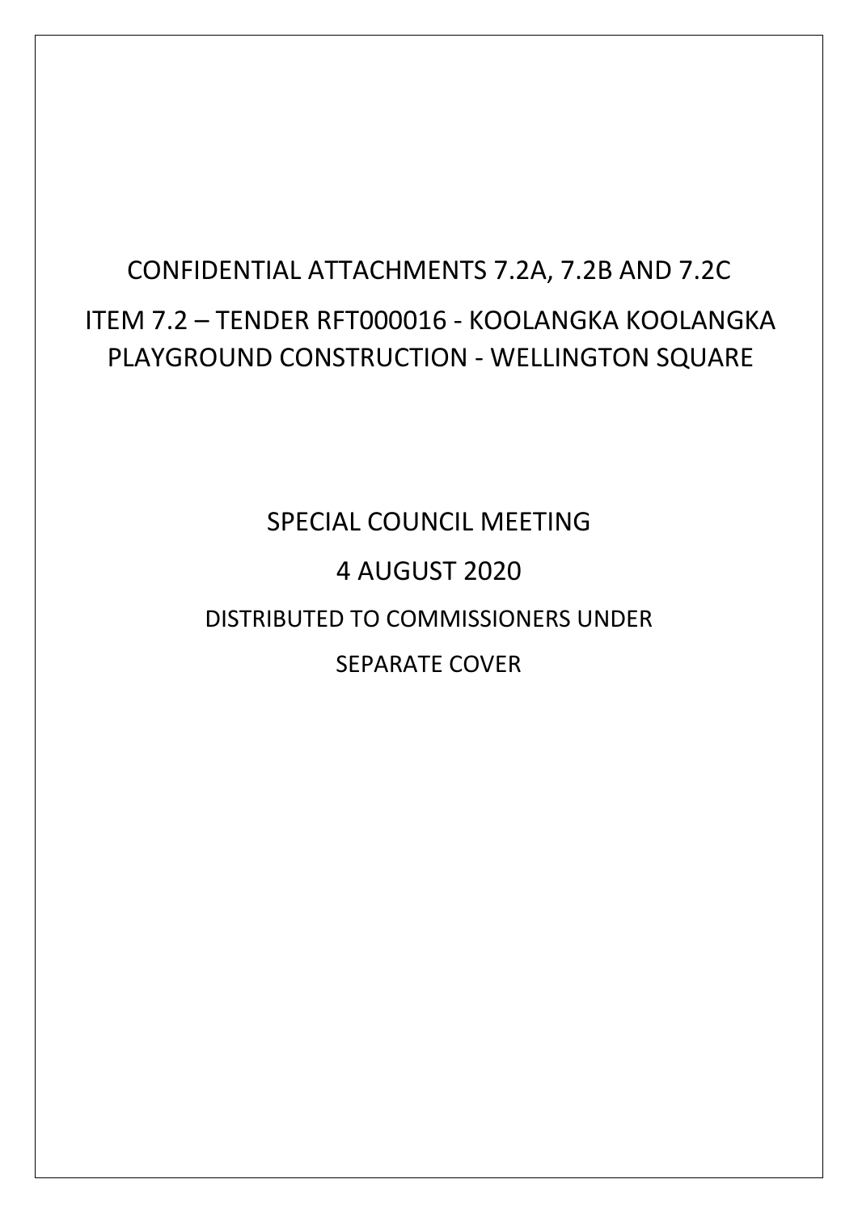CONFIDENTIAL ATTACHMENTS 7.2A, 7.2B AND 7.2C

ITEM 7.2 – TENDER RFT000016 - KOOLANGKA KOOLANGKA PLAYGROUND CONSTRUCTION - WELLINGTON SQUARE

SPECIAL COUNCIL MEETING

4 AUGUST 2020

DISTRIBUTED TO COMMISSIONERS UNDER

SEPARATE COVER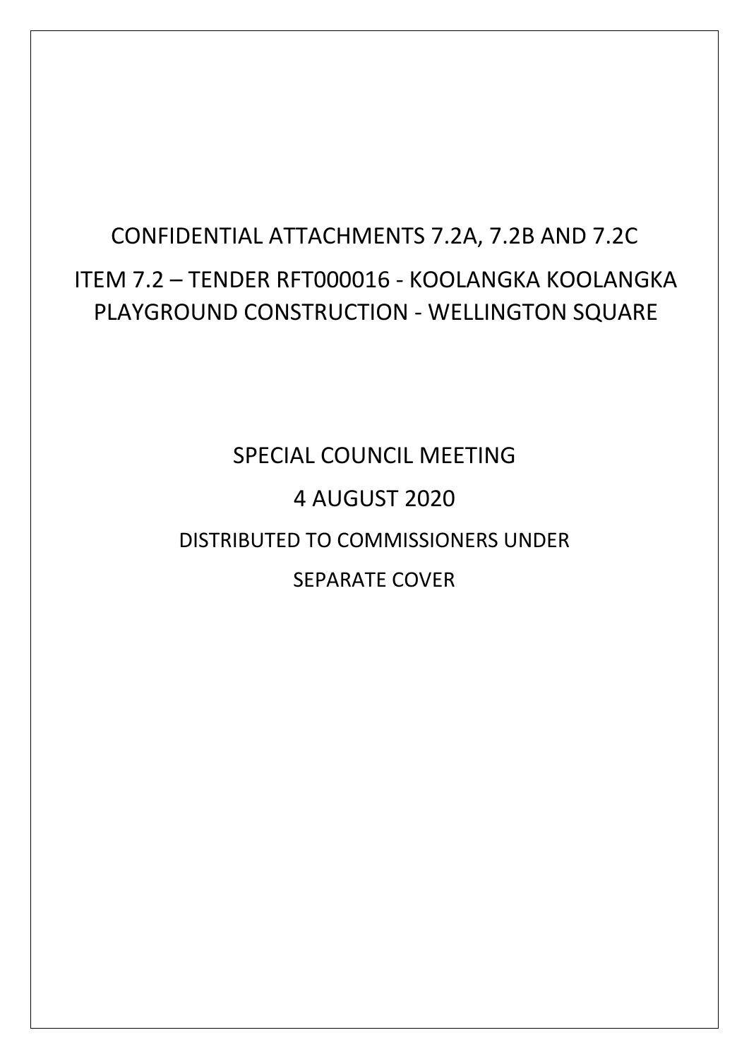CONFIDENTIAL ATTACHMENTS 7.2A, 7.2B AND 7.2C

ITEM 7.2 – TENDER RFT000016 - KOOLANGKA KOOLANGKA PLAYGROUND CONSTRUCTION - WELLINGTON SQUARE

SPECIAL COUNCIL MEETING

4 AUGUST 2020

DISTRIBUTED TO COMMISSIONERS UNDER

SEPARATE COVER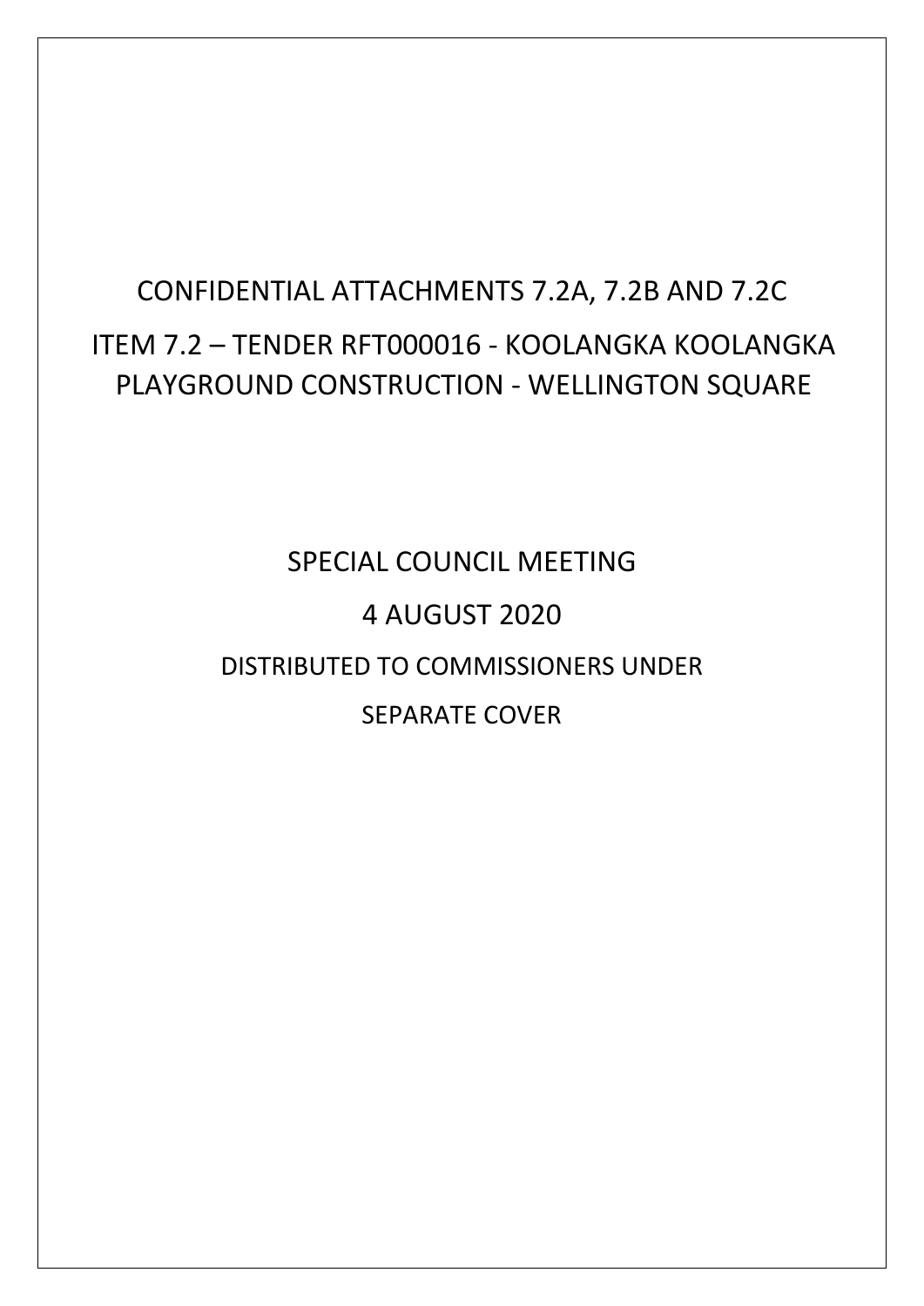# CONFIDENTIAL ATTACHMENTS 7.2A, 7.2B AND 7.2C

# ITEM 7.2 – TENDER RFT000016 - KOOLANGKA KOOLANGKA PLAYGROUND CONSTRUCTION - WELLINGTON SQUARE

SPECIAL COUNCIL MEETING

4 AUGUST 2020

DISTRIBUTED TO COMMISSIONERS UNDER

SEPARATE COVER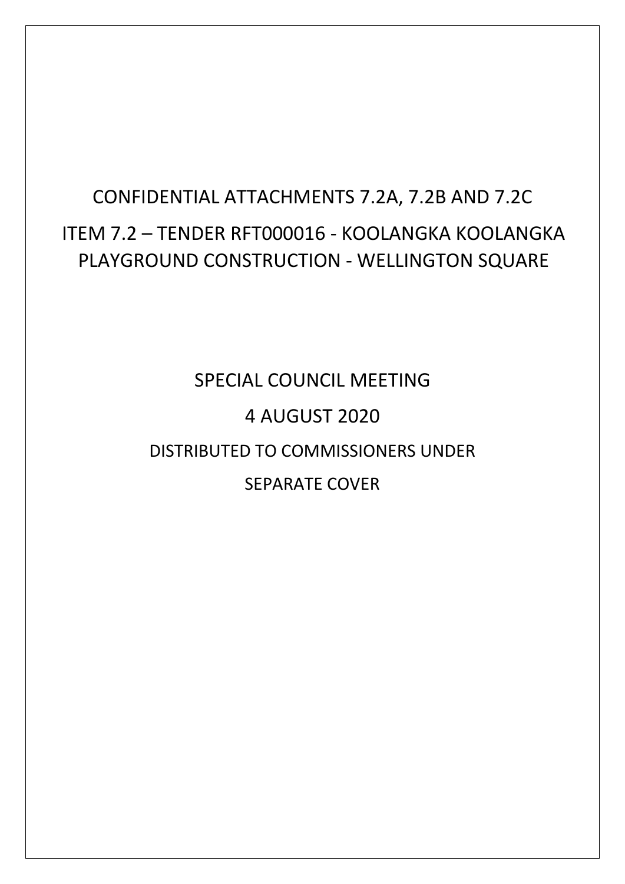CONFIDENTIAL ATTACHMENTS 7.2A, 7.2B AND 7.2C

ITEM 7.2 – TENDER RFT000016 - KOOLANGKA KOOLANGKA PLAYGROUND CONSTRUCTION - WELLINGTON SQUARE

SPECIAL COUNCIL MEETING

4 AUGUST 2020

DISTRIBUTED TO COMMISSIONERS UNDER

SEPARATE COVER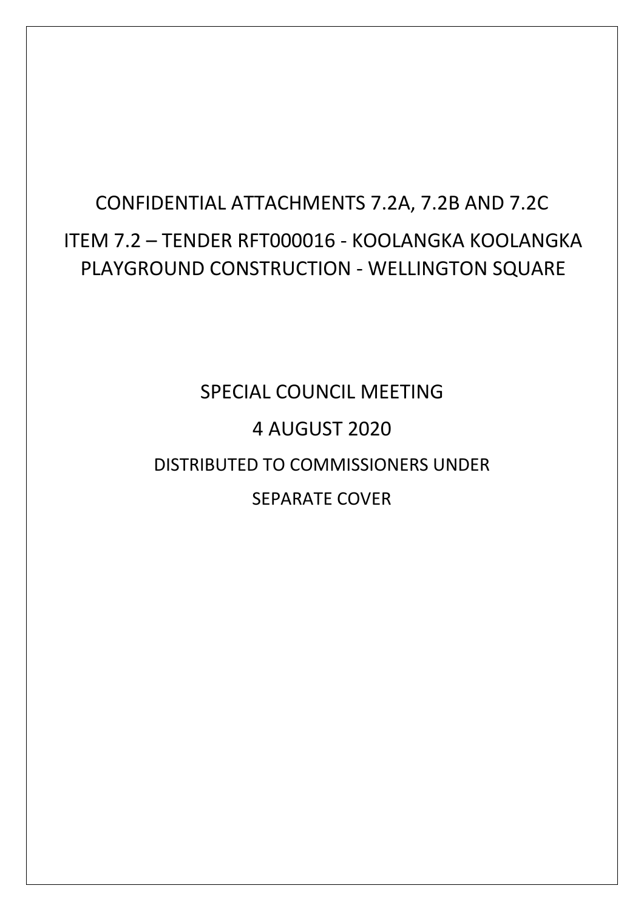CONFIDENTIAL ATTACHMENTS 7.2A, 7.2B AND 7.2C

ITEM 7.2 – TENDER RFT000016 - KOOLANGKA KOOLANGKA PLAYGROUND CONSTRUCTION - WELLINGTON SQUARE

SPECIAL COUNCIL MEETING

4 AUGUST 2020

DISTRIBUTED TO COMMISSIONERS UNDER

SEPARATE COVER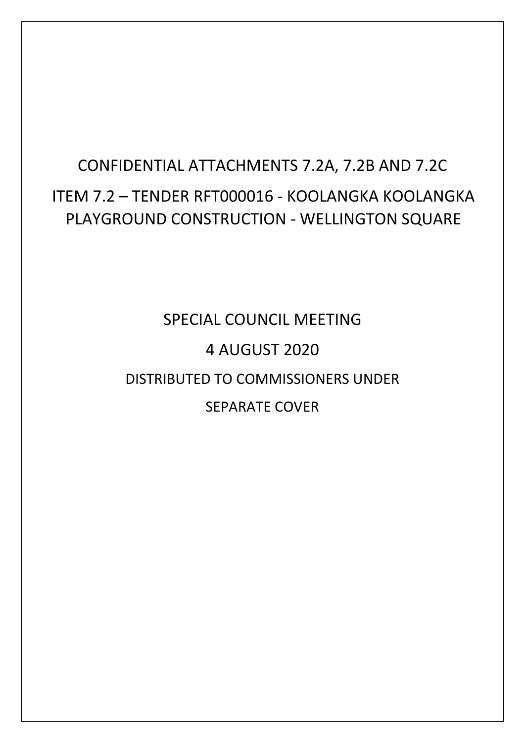CONFIDENTIAL ATTACHMENTS 7.2A, 7.2B AND 7.2C

ITEM 7.2 – TENDER RFT000016 - KOOLANGKA KOOLANGKA PLAYGROUND CONSTRUCTION - WELLINGTON SQUARE

SPECIAL COUNCIL MEETING

4 AUGUST 2020

DISTRIBUTED TO COMMISSIONERS UNDER

SEPARATE COVER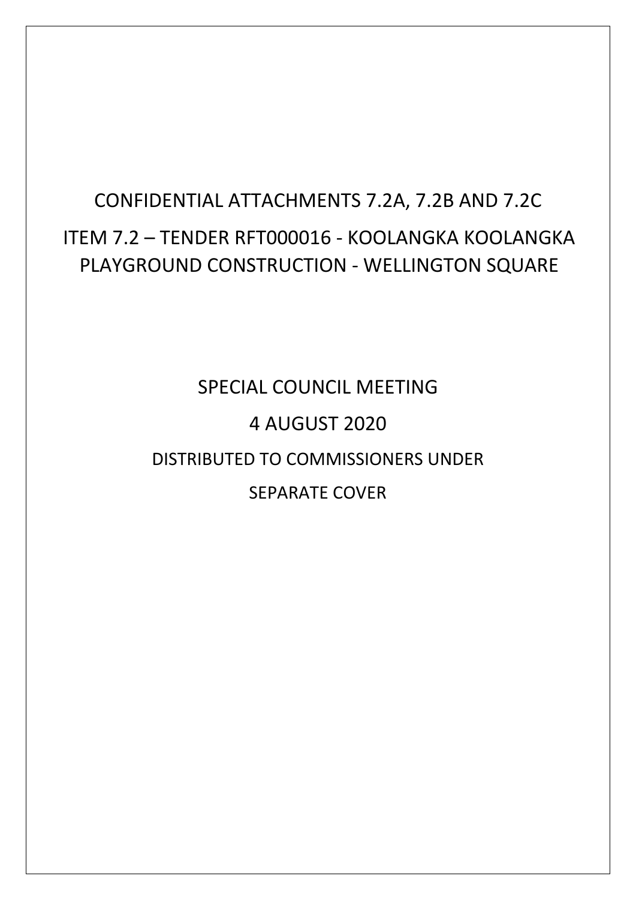CONFIDENTIAL ATTACHMENTS 7.2A, 7.2B AND 7.2C

ITEM 7.2 – TENDER RFT000016 - KOOLANGKA KOOLANGKA PLAYGROUND CONSTRUCTION - WELLINGTON SQUARE

SPECIAL COUNCIL MEETING

4 AUGUST 2020

DISTRIBUTED TO COMMISSIONERS UNDER

SEPARATE COVER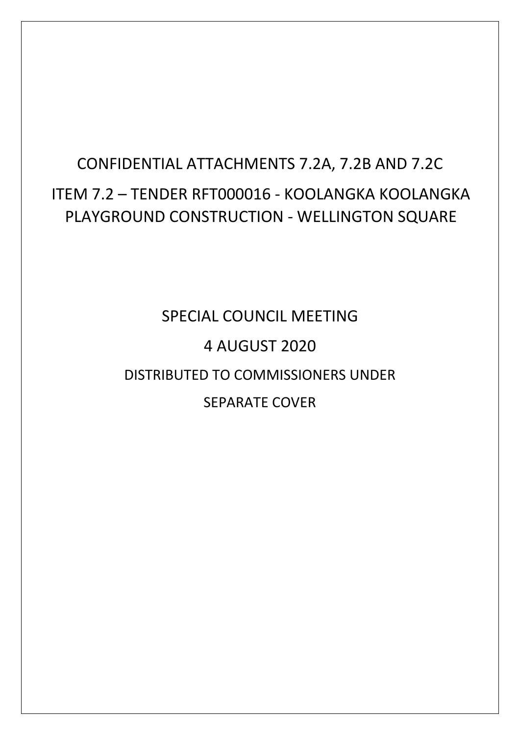# CONFIDENTIAL ATTACHMENTS 7.2A, 7.2B AND 7.2C

# ITEM 7.2 – TENDER RFT000016 - KOOLANGKA KOOLANGKA PLAYGROUND CONSTRUCTION - WELLINGTON SQUARE

SPECIAL COUNCIL MEETING

4 AUGUST 2020

DISTRIBUTED TO COMMISSIONERS UNDER

SEPARATE COVER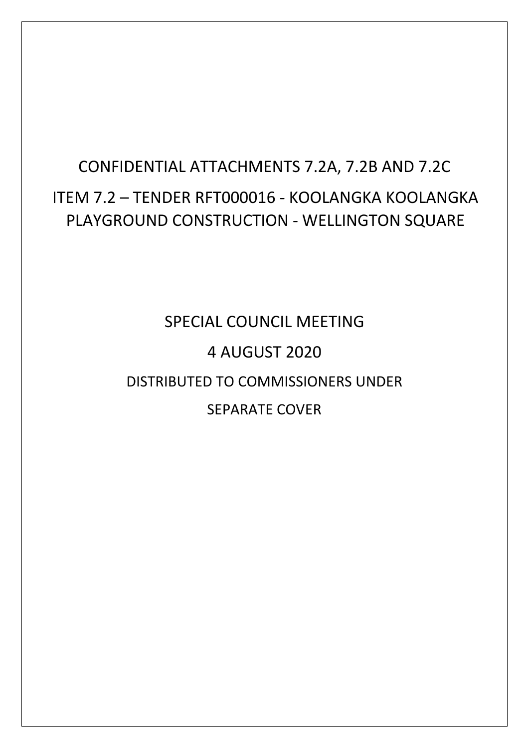CONFIDENTIAL ATTACHMENTS 7.2A, 7.2B AND 7.2C

ITEM 7.2 – TENDER RFT000016 - KOOLANGKA KOOLANGKA PLAYGROUND CONSTRUCTION - WELLINGTON SQUARE

SPECIAL COUNCIL MEETING

4 AUGUST 2020

DISTRIBUTED TO COMMISSIONERS UNDER

SEPARATE COVER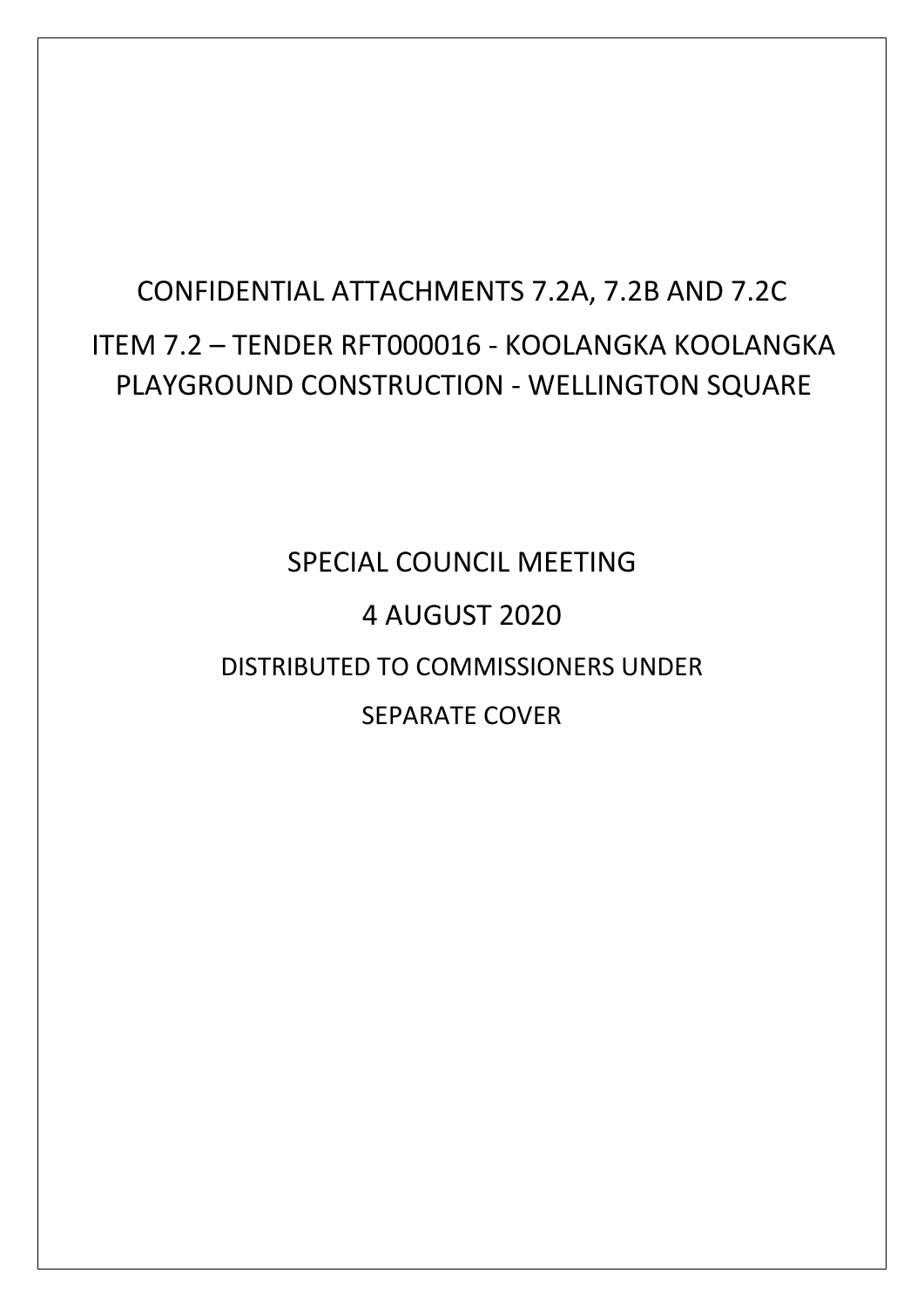CONFIDENTIAL ATTACHMENTS 7.2A, 7.2B AND 7.2C

ITEM 7.2 – TENDER RFT000016 - KOOLANGKA KOOLANGKA PLAYGROUND CONSTRUCTION - WELLINGTON SQUARE

SPECIAL COUNCIL MEETING

4 AUGUST 2020

DISTRIBUTED TO COMMISSIONERS UNDER

SEPARATE COVER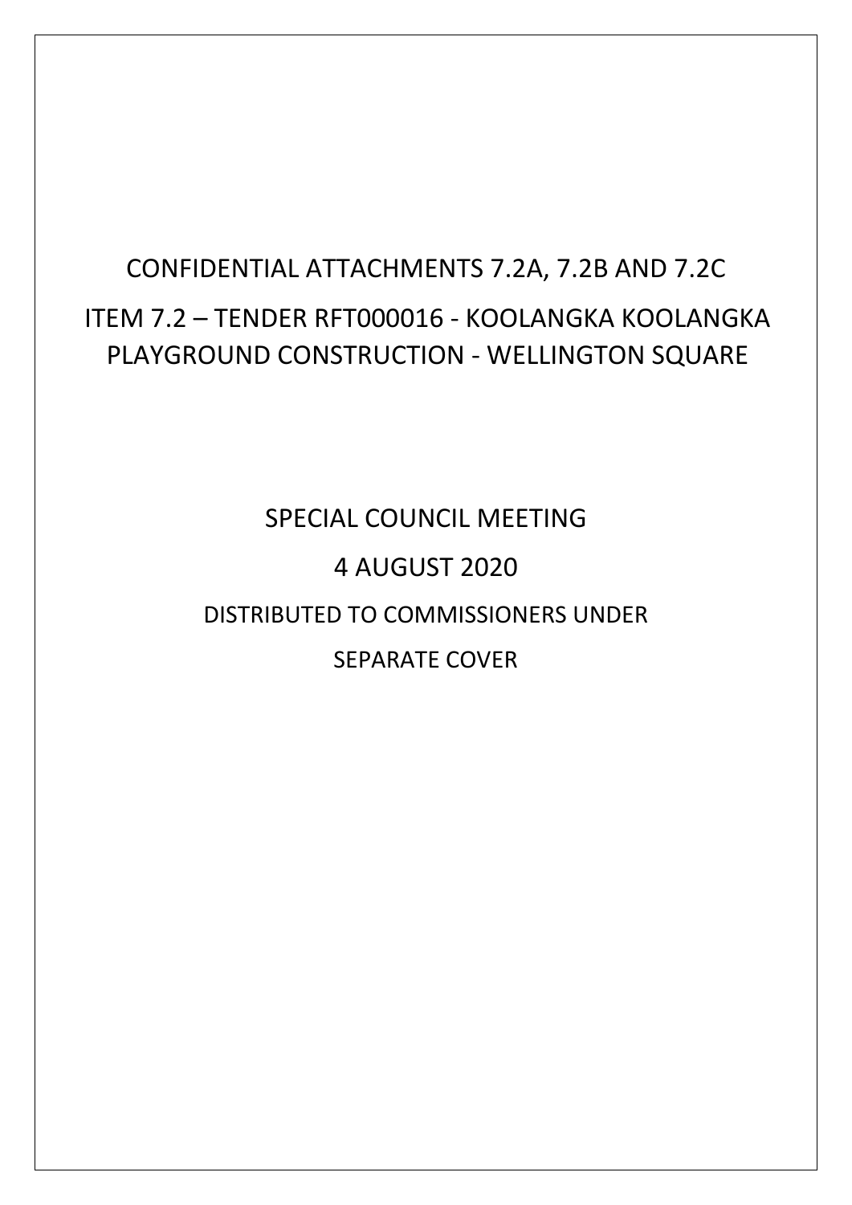CONFIDENTIAL ATTACHMENTS 7.2A, 7.2B AND 7.2C

ITEM 7.2 – TENDER RFT000016 - KOOLANGKA KOOLANGKA PLAYGROUND CONSTRUCTION - WELLINGTON SQUARE

SPECIAL COUNCIL MEETING

4 AUGUST 2020

DISTRIBUTED TO COMMISSIONERS UNDER

SEPARATE COVER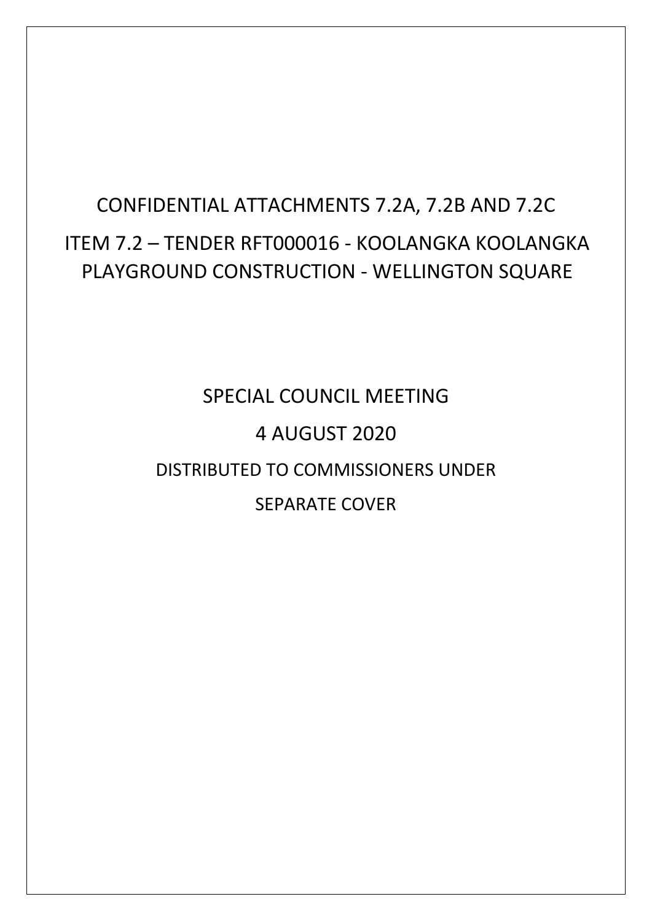CONFIDENTIAL ATTACHMENTS 7.2A, 7.2B AND 7.2C

ITEM 7.2 – TENDER RFT000016 - KOOLANGKA KOOLANGKA PLAYGROUND CONSTRUCTION - WELLINGTON SQUARE

SPECIAL COUNCIL MEETING

4 AUGUST 2020

DISTRIBUTED TO COMMISSIONERS UNDER

SEPARATE COVER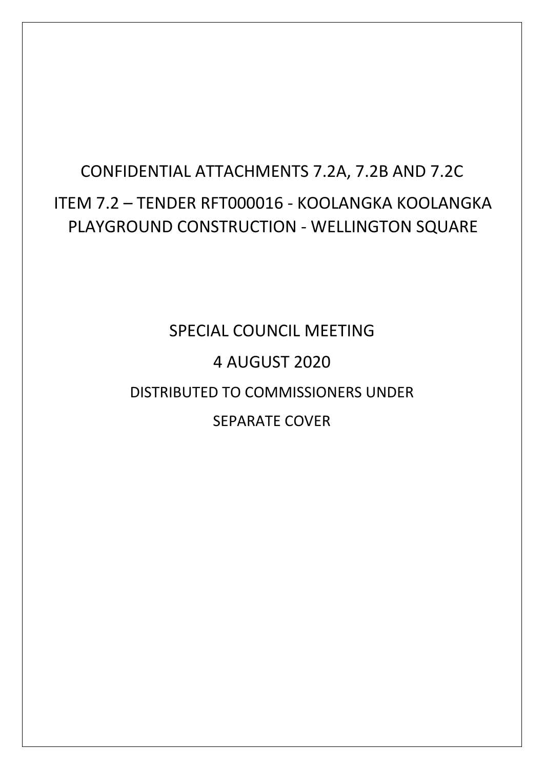CONFIDENTIAL ATTACHMENTS 7.2A, 7.2B AND 7.2C

ITEM 7.2 – TENDER RFT000016 - KOOLANGKA KOOLANGKA PLAYGROUND CONSTRUCTION - WELLINGTON SQUARE

SPECIAL COUNCIL MEETING

4 AUGUST 2020

DISTRIBUTED TO COMMISSIONERS UNDER

SEPARATE COVER